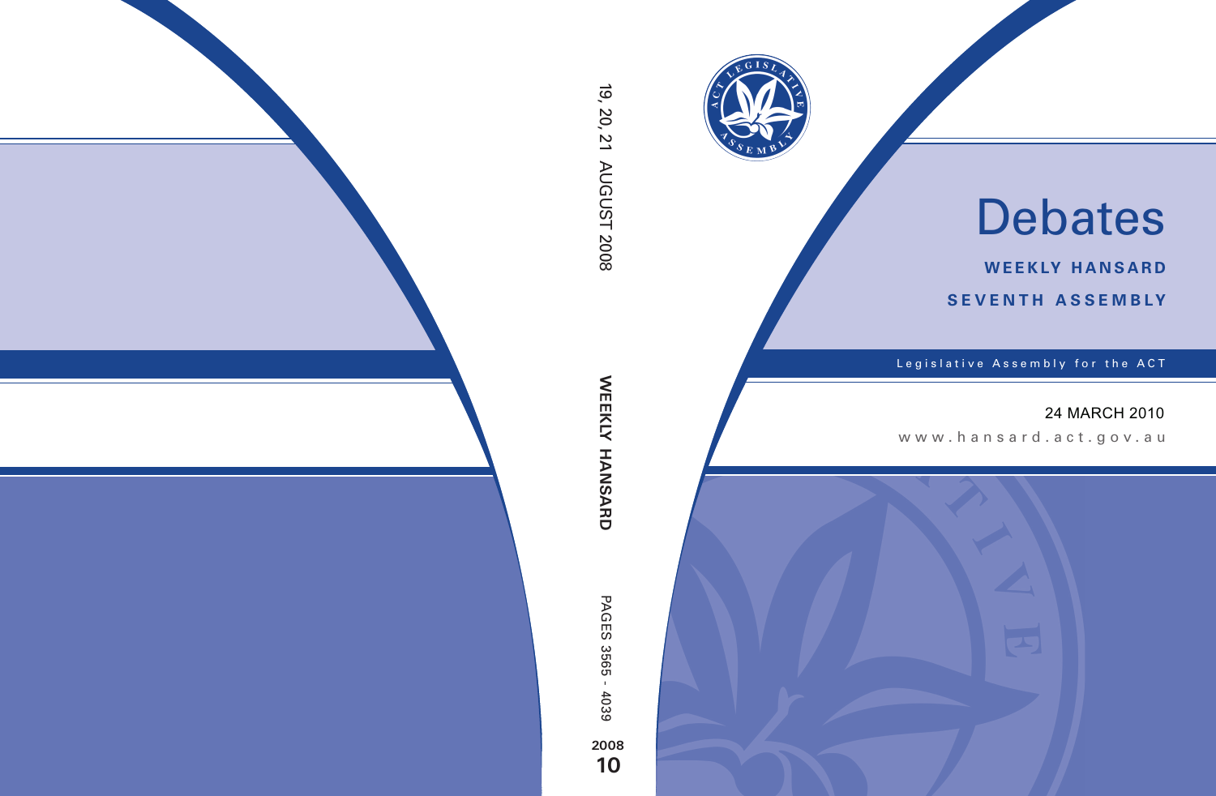# Debates

**WEEKLY HANSARD**

**SEVENTH ASSEMBLY**

Legislative Assembly for the ACT

24 MARCH 2010

www.hansard.act.gov.au

19, 20, 21 AUGUST 2008

**WEEKLY HANSARD**

PAGES 3565 - 4039

**2008**
**10**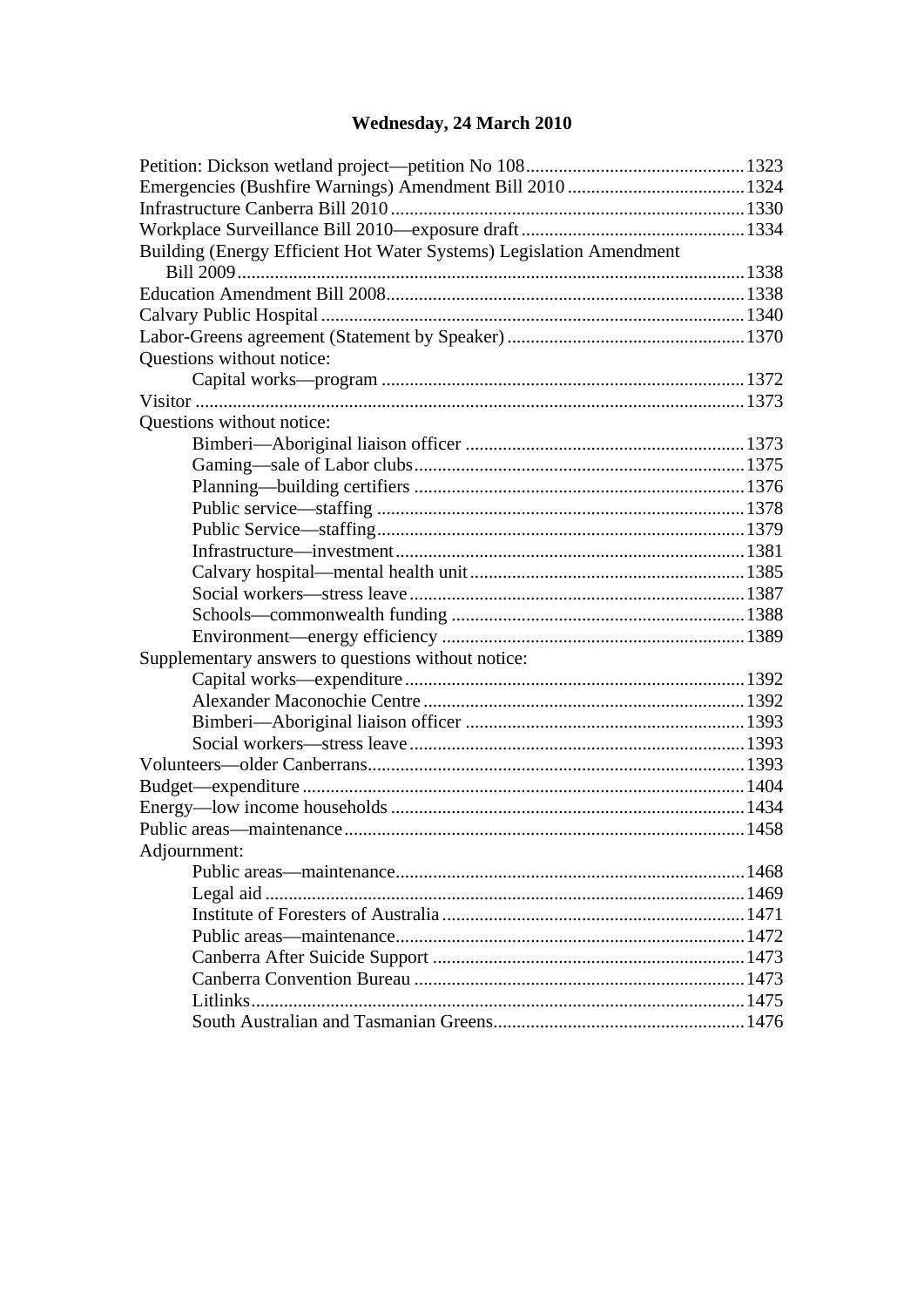## Wednesday, 24 March 2010

Petition: Dickson wetland project—petition No 108 .... 1323
Emergencies (Bushfire Warnings) Amendment Bill 2010 .... 1324
Infrastructure Canberra Bill 2010 .... 1330
Workplace Surveillance Bill 2010—exposure draft .... 1334
Building (Energy Efficient Hot Water Systems) Legislation Amendment Bill 2009 .... 1338
Education Amendment Bill 2008 .... 1338
Calvary Public Hospital .... 1340
Labor-Greens agreement (Statement by Speaker) .... 1370
Questions without notice:
- Capital works—program .... 1372

Visitor .... 1373
Questions without notice:
- Bimberi—Aboriginal liaison officer .... 1373
- Gaming—sale of Labor clubs .... 1375
- Planning—building certifiers .... 1376
- Public service—staffing .... 1378
- Public Service—staffing .... 1379
- Infrastructure—investment .... 1381
- Calvary hospital—mental health unit .... 1385
- Social workers—stress leave .... 1387
- Schools—commonwealth funding .... 1388
- Environment—energy efficiency .... 1389

Supplementary answers to questions without notice:
- Capital works—expenditure .... 1392
- Alexander Maconochie Centre .... 1392
- Bimberi—Aboriginal liaison officer .... 1393
- Social workers—stress leave .... 1393

Volunteers—older Canberrans .... 1393
Budget—expenditure .... 1404
Energy—low income households .... 1434
Public areas—maintenance .... 1458
Adjournment:
- Public areas—maintenance .... 1468
- Legal aid .... 1469
- Institute of Foresters of Australia .... 1471
- Public areas—maintenance .... 1472
- Canberra After Suicide Support .... 1473
- Canberra Convention Bureau .... 1473
- Litlinks .... 1475
- South Australian and Tasmanian Greens .... 1476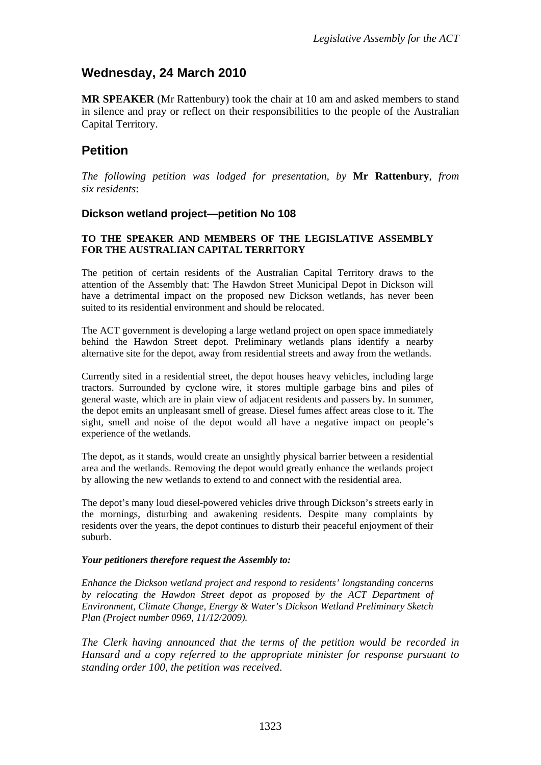## Wednesday, 24 March 2010

**MR SPEAKER** (Mr Rattenbury) took the chair at 10 am and asked members to stand in silence and pray or reflect on their responsibilities to the people of the Australian Capital Territory.

## Petition

*The following petition was lodged for presentation, by* **Mr Rattenbury**, *from six residents*:

### Dickson wetland project—petition No 108

**TO THE SPEAKER AND MEMBERS OF THE LEGISLATIVE ASSEMBLY FOR THE AUSTRALIAN CAPITAL TERRITORY**

The petition of certain residents of the Australian Capital Territory draws to the attention of the Assembly that: The Hawdon Street Municipal Depot in Dickson will have a detrimental impact on the proposed new Dickson wetlands, has never been suited to its residential environment and should be relocated.

The ACT government is developing a large wetland project on open space immediately behind the Hawdon Street depot. Preliminary wetlands plans identify a nearby alternative site for the depot, away from residential streets and away from the wetlands.

Currently sited in a residential street, the depot houses heavy vehicles, including large tractors. Surrounded by cyclone wire, it stores multiple garbage bins and piles of general waste, which are in plain view of adjacent residents and passers by. In summer, the depot emits an unpleasant smell of grease. Diesel fumes affect areas close to it. The sight, smell and noise of the depot would all have a negative impact on people's experience of the wetlands.

The depot, as it stands, would create an unsightly physical barrier between a residential area and the wetlands. Removing the depot would greatly enhance the wetlands project by allowing the new wetlands to extend to and connect with the residential area.

The depot's many loud diesel-powered vehicles drive through Dickson's streets early in the mornings, disturbing and awakening residents. Despite many complaints by residents over the years, the depot continues to disturb their peaceful enjoyment of their suburb.

***Your petitioners therefore request the Assembly to:***

*Enhance the Dickson wetland project and respond to residents' longstanding concerns by relocating the Hawdon Street depot as proposed by the ACT Department of Environment, Climate Change, Energy & Water's Dickson Wetland Preliminary Sketch Plan (Project number 0969, 11/12/2009).*

*The Clerk having announced that the terms of the petition would be recorded in Hansard and a copy referred to the appropriate minister for response pursuant to standing order 100, the petition was received.*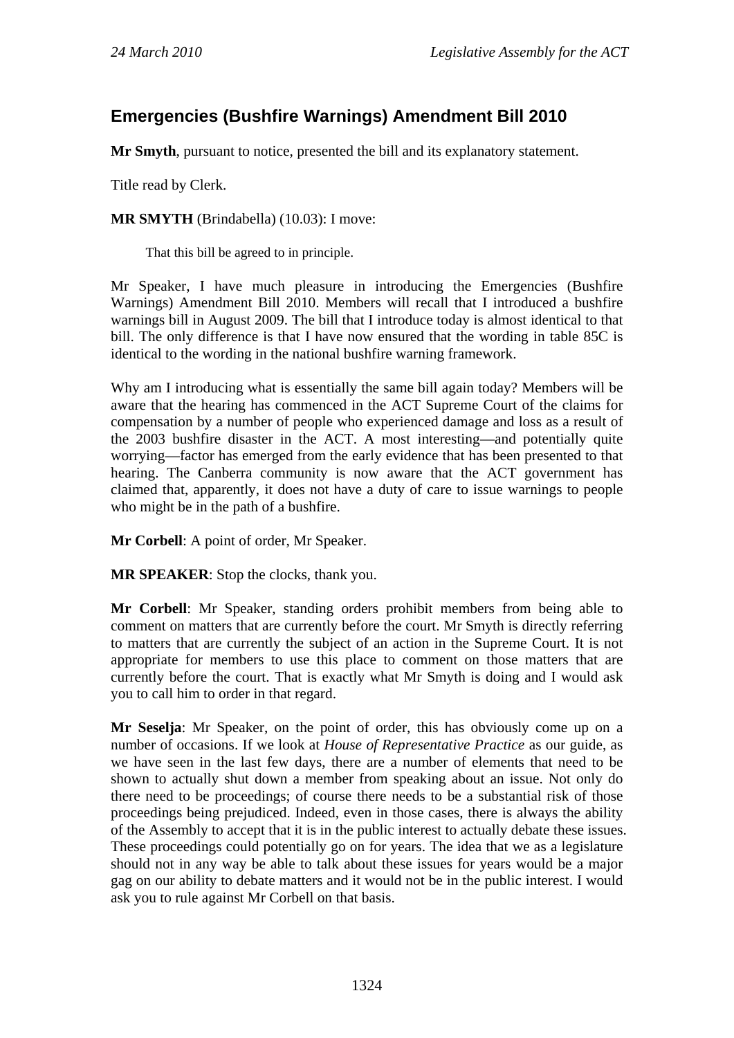## Emergencies (Bushfire Warnings) Amendment Bill 2010

**Mr Smyth**, pursuant to notice, presented the bill and its explanatory statement.

Title read by Clerk.

**MR SMYTH** (Brindabella) (10.03): I move:

> That this bill be agreed to in principle.

Mr Speaker, I have much pleasure in introducing the Emergencies (Bushfire Warnings) Amendment Bill 2010. Members will recall that I introduced a bushfire warnings bill in August 2009. The bill that I introduce today is almost identical to that bill. The only difference is that I have now ensured that the wording in table 85C is identical to the wording in the national bushfire warning framework.

Why am I introducing what is essentially the same bill again today? Members will be aware that the hearing has commenced in the ACT Supreme Court of the claims for compensation by a number of people who experienced damage and loss as a result of the 2003 bushfire disaster in the ACT. A most interesting—and potentially quite worrying—factor has emerged from the early evidence that has been presented to that hearing. The Canberra community is now aware that the ACT government has claimed that, apparently, it does not have a duty of care to issue warnings to people who might be in the path of a bushfire.

**Mr Corbell**: A point of order, Mr Speaker.

**MR SPEAKER**: Stop the clocks, thank you.

**Mr Corbell**: Mr Speaker, standing orders prohibit members from being able to comment on matters that are currently before the court. Mr Smyth is directly referring to matters that are currently the subject of an action in the Supreme Court. It is not appropriate for members to use this place to comment on those matters that are currently before the court. That is exactly what Mr Smyth is doing and I would ask you to call him to order in that regard.

**Mr Seselja**: Mr Speaker, on the point of order, this has obviously come up on a number of occasions. If we look at *House of Representative Practice* as our guide, as we have seen in the last few days, there are a number of elements that need to be shown to actually shut down a member from speaking about an issue. Not only do there need to be proceedings; of course there needs to be a substantial risk of those proceedings being prejudiced. Indeed, even in those cases, there is always the ability of the Assembly to accept that it is in the public interest to actually debate these issues. These proceedings could potentially go on for years. The idea that we as a legislature should not in any way be able to talk about these issues for years would be a major gag on our ability to debate matters and it would not be in the public interest. I would ask you to rule against Mr Corbell on that basis.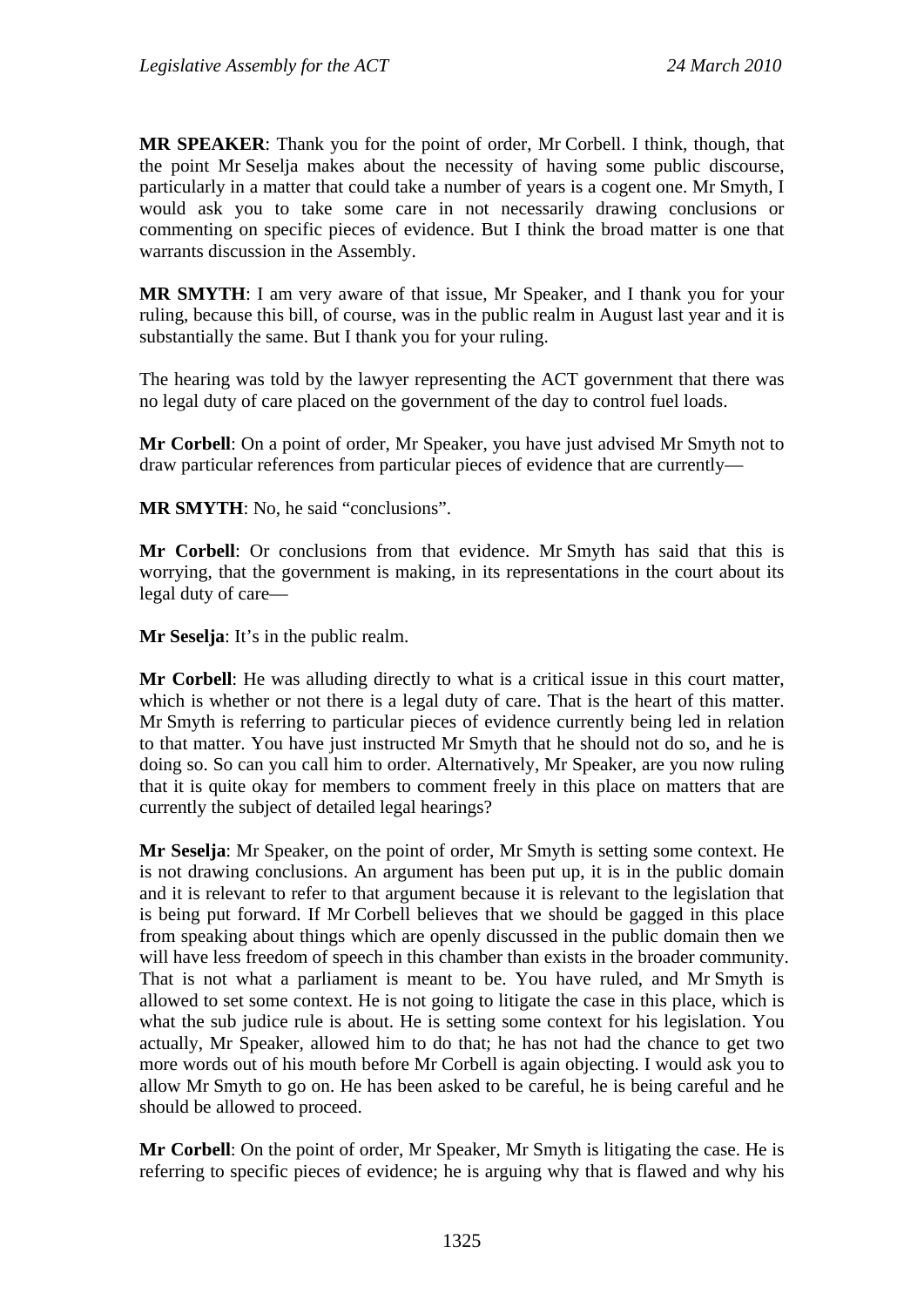**MR SPEAKER**: Thank you for the point of order, Mr Corbell. I think, though, that the point Mr Seselja makes about the necessity of having some public discourse, particularly in a matter that could take a number of years is a cogent one. Mr Smyth, I would ask you to take some care in not necessarily drawing conclusions or commenting on specific pieces of evidence. But I think the broad matter is one that warrants discussion in the Assembly.

**MR SMYTH**: I am very aware of that issue, Mr Speaker, and I thank you for your ruling, because this bill, of course, was in the public realm in August last year and it is substantially the same. But I thank you for your ruling.

The hearing was told by the lawyer representing the ACT government that there was no legal duty of care placed on the government of the day to control fuel loads.

**Mr Corbell**: On a point of order, Mr Speaker, you have just advised Mr Smyth not to draw particular references from particular pieces of evidence that are currently—

**MR SMYTH**: No, he said "conclusions".

**Mr Corbell**: Or conclusions from that evidence. Mr Smyth has said that this is worrying, that the government is making, in its representations in the court about its legal duty of care—

**Mr Seselja**: It's in the public realm.

**Mr Corbell**: He was alluding directly to what is a critical issue in this court matter, which is whether or not there is a legal duty of care. That is the heart of this matter. Mr Smyth is referring to particular pieces of evidence currently being led in relation to that matter. You have just instructed Mr Smyth that he should not do so, and he is doing so. So can you call him to order. Alternatively, Mr Speaker, are you now ruling that it is quite okay for members to comment freely in this place on matters that are currently the subject of detailed legal hearings?

**Mr Seselja**: Mr Speaker, on the point of order, Mr Smyth is setting some context. He is not drawing conclusions. An argument has been put up, it is in the public domain and it is relevant to refer to that argument because it is relevant to the legislation that is being put forward. If Mr Corbell believes that we should be gagged in this place from speaking about things which are openly discussed in the public domain then we will have less freedom of speech in this chamber than exists in the broader community. That is not what a parliament is meant to be. You have ruled, and Mr Smyth is allowed to set some context. He is not going to litigate the case in this place, which is what the sub judice rule is about. He is setting some context for his legislation. You actually, Mr Speaker, allowed him to do that; he has not had the chance to get two more words out of his mouth before Mr Corbell is again objecting. I would ask you to allow Mr Smyth to go on. He has been asked to be careful, he is being careful and he should be allowed to proceed.

**Mr Corbell**: On the point of order, Mr Speaker, Mr Smyth is litigating the case. He is referring to specific pieces of evidence; he is arguing why that is flawed and why his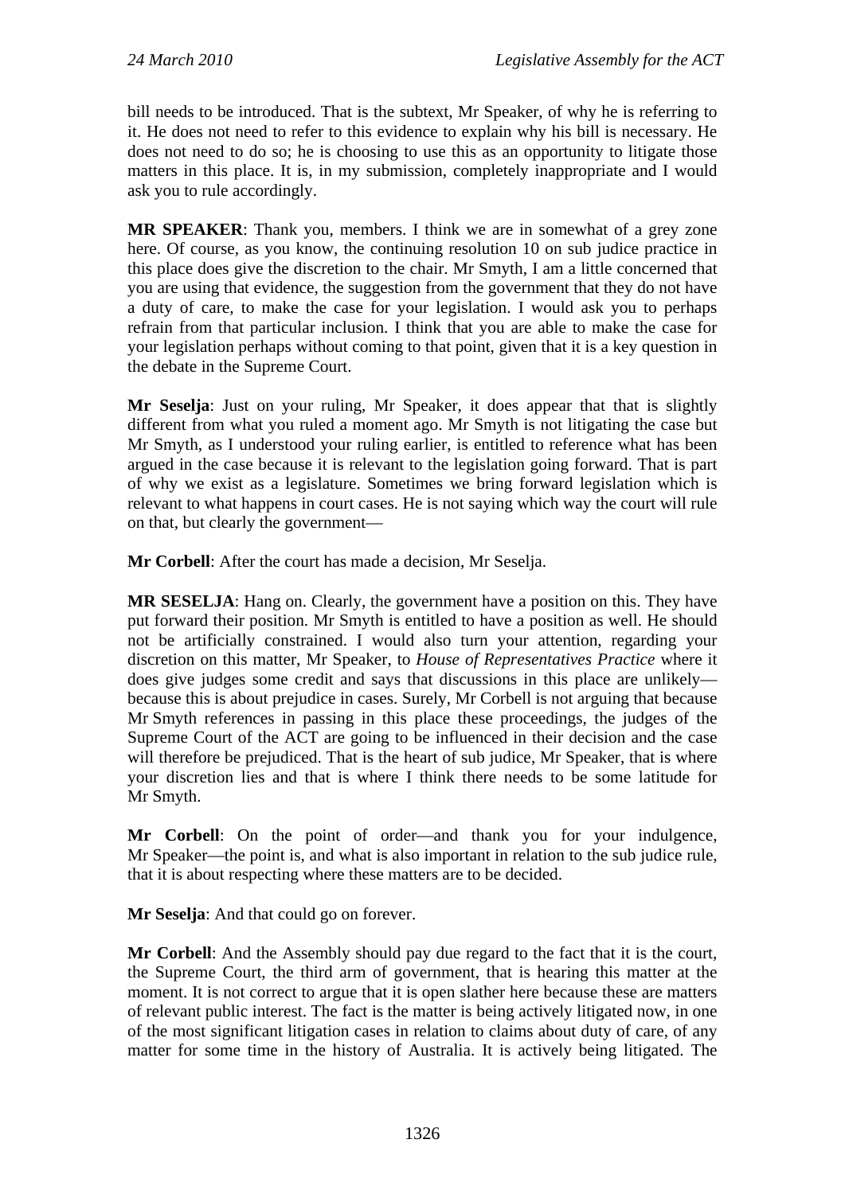bill needs to be introduced. That is the subtext, Mr Speaker, of why he is referring to it. He does not need to refer to this evidence to explain why his bill is necessary. He does not need to do so; he is choosing to use this as an opportunity to litigate those matters in this place. It is, in my submission, completely inappropriate and I would ask you to rule accordingly.

**MR SPEAKER**: Thank you, members. I think we are in somewhat of a grey zone here. Of course, as you know, the continuing resolution 10 on sub judice practice in this place does give the discretion to the chair. Mr Smyth, I am a little concerned that you are using that evidence, the suggestion from the government that they do not have a duty of care, to make the case for your legislation. I would ask you to perhaps refrain from that particular inclusion. I think that you are able to make the case for your legislation perhaps without coming to that point, given that it is a key question in the debate in the Supreme Court.

**Mr Seselja**: Just on your ruling, Mr Speaker, it does appear that that is slightly different from what you ruled a moment ago. Mr Smyth is not litigating the case but Mr Smyth, as I understood your ruling earlier, is entitled to reference what has been argued in the case because it is relevant to the legislation going forward. That is part of why we exist as a legislature. Sometimes we bring forward legislation which is relevant to what happens in court cases. He is not saying which way the court will rule on that, but clearly the government—

**Mr Corbell**: After the court has made a decision, Mr Seselja.

**MR SESELJA**: Hang on. Clearly, the government have a position on this. They have put forward their position. Mr Smyth is entitled to have a position as well. He should not be artificially constrained. I would also turn your attention, regarding your discretion on this matter, Mr Speaker, to *House of Representatives Practice* where it does give judges some credit and says that discussions in this place are unlikely—because this is about prejudice in cases. Surely, Mr Corbell is not arguing that because Mr Smyth references in passing in this place these proceedings, the judges of the Supreme Court of the ACT are going to be influenced in their decision and the case will therefore be prejudiced. That is the heart of sub judice, Mr Speaker, that is where your discretion lies and that is where I think there needs to be some latitude for Mr Smyth.

**Mr Corbell**: On the point of order—and thank you for your indulgence, Mr Speaker—the point is, and what is also important in relation to the sub judice rule, that it is about respecting where these matters are to be decided.

**Mr Seselja**: And that could go on forever.

**Mr Corbell**: And the Assembly should pay due regard to the fact that it is the court, the Supreme Court, the third arm of government, that is hearing this matter at the moment. It is not correct to argue that it is open slather here because these are matters of relevant public interest. The fact is the matter is being actively litigated now, in one of the most significant litigation cases in relation to claims about duty of care, of any matter for some time in the history of Australia. It is actively being litigated. The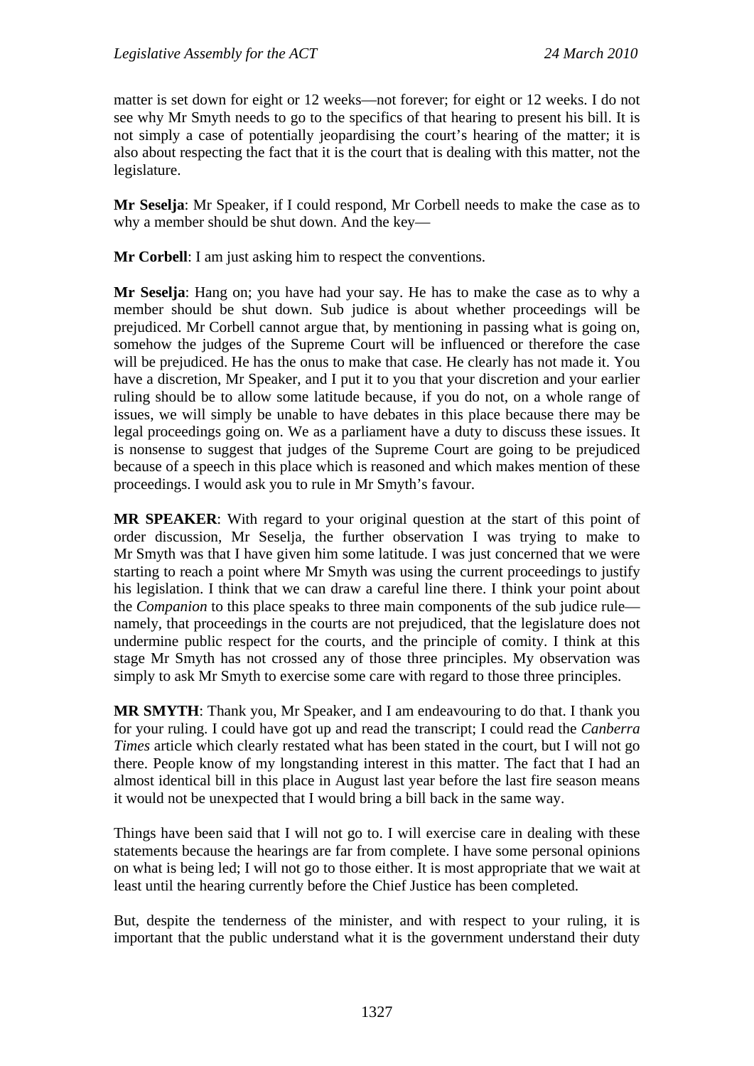matter is set down for eight or 12 weeks—not forever; for eight or 12 weeks. I do not see why Mr Smyth needs to go to the specifics of that hearing to present his bill. It is not simply a case of potentially jeopardising the court's hearing of the matter; it is also about respecting the fact that it is the court that is dealing with this matter, not the legislature.

**Mr Seselja**: Mr Speaker, if I could respond, Mr Corbell needs to make the case as to why a member should be shut down. And the key—

**Mr Corbell**: I am just asking him to respect the conventions.

**Mr Seselja**: Hang on; you have had your say. He has to make the case as to why a member should be shut down. Sub judice is about whether proceedings will be prejudiced. Mr Corbell cannot argue that, by mentioning in passing what is going on, somehow the judges of the Supreme Court will be influenced or therefore the case will be prejudiced. He has the onus to make that case. He clearly has not made it. You have a discretion, Mr Speaker, and I put it to you that your discretion and your earlier ruling should be to allow some latitude because, if you do not, on a whole range of issues, we will simply be unable to have debates in this place because there may be legal proceedings going on. We as a parliament have a duty to discuss these issues. It is nonsense to suggest that judges of the Supreme Court are going to be prejudiced because of a speech in this place which is reasoned and which makes mention of these proceedings. I would ask you to rule in Mr Smyth's favour.

**MR SPEAKER**: With regard to your original question at the start of this point of order discussion, Mr Seselja, the further observation I was trying to make to Mr Smyth was that I have given him some latitude. I was just concerned that we were starting to reach a point where Mr Smyth was using the current proceedings to justify his legislation. I think that we can draw a careful line there. I think your point about the *Companion* to this place speaks to three main components of the sub judice rule—namely, that proceedings in the courts are not prejudiced, that the legislature does not undermine public respect for the courts, and the principle of comity. I think at this stage Mr Smyth has not crossed any of those three principles. My observation was simply to ask Mr Smyth to exercise some care with regard to those three principles.

**MR SMYTH**: Thank you, Mr Speaker, and I am endeavouring to do that. I thank you for your ruling. I could have got up and read the transcript; I could read the *Canberra Times* article which clearly restated what has been stated in the court, but I will not go there. People know of my longstanding interest in this matter. The fact that I had an almost identical bill in this place in August last year before the last fire season means it would not be unexpected that I would bring a bill back in the same way.

Things have been said that I will not go to. I will exercise care in dealing with these statements because the hearings are far from complete. I have some personal opinions on what is being led; I will not go to those either. It is most appropriate that we wait at least until the hearing currently before the Chief Justice has been completed.

But, despite the tenderness of the minister, and with respect to your ruling, it is important that the public understand what it is the government understand their duty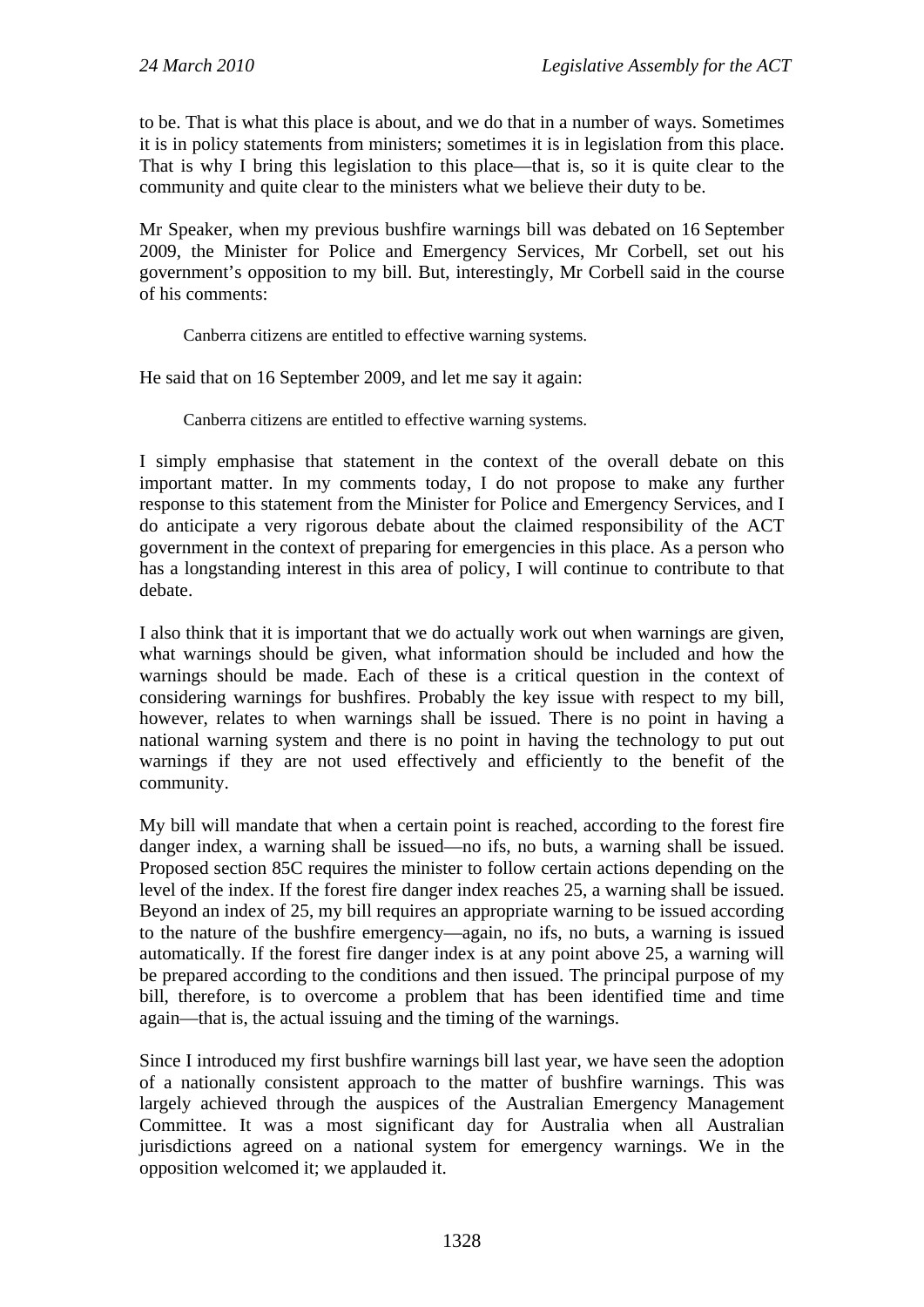to be. That is what this place is about, and we do that in a number of ways. Sometimes it is in policy statements from ministers; sometimes it is in legislation from this place. That is why I bring this legislation to this place—that is, so it is quite clear to the community and quite clear to the ministers what we believe their duty to be.

Mr Speaker, when my previous bushfire warnings bill was debated on 16 September 2009, the Minister for Police and Emergency Services, Mr Corbell, set out his government's opposition to my bill. But, interestingly, Mr Corbell said in the course of his comments:

> Canberra citizens are entitled to effective warning systems.

He said that on 16 September 2009, and let me say it again:

> Canberra citizens are entitled to effective warning systems.

I simply emphasise that statement in the context of the overall debate on this important matter. In my comments today, I do not propose to make any further response to this statement from the Minister for Police and Emergency Services, and I do anticipate a very rigorous debate about the claimed responsibility of the ACT government in the context of preparing for emergencies in this place. As a person who has a longstanding interest in this area of policy, I will continue to contribute to that debate.

I also think that it is important that we do actually work out when warnings are given, what warnings should be given, what information should be included and how the warnings should be made. Each of these is a critical question in the context of considering warnings for bushfires. Probably the key issue with respect to my bill, however, relates to when warnings shall be issued. There is no point in having a national warning system and there is no point in having the technology to put out warnings if they are not used effectively and efficiently to the benefit of the community.

My bill will mandate that when a certain point is reached, according to the forest fire danger index, a warning shall be issued—no ifs, no buts, a warning shall be issued. Proposed section 85C requires the minister to follow certain actions depending on the level of the index. If the forest fire danger index reaches 25, a warning shall be issued. Beyond an index of 25, my bill requires an appropriate warning to be issued according to the nature of the bushfire emergency—again, no ifs, no buts, a warning is issued automatically. If the forest fire danger index is at any point above 25, a warning will be prepared according to the conditions and then issued. The principal purpose of my bill, therefore, is to overcome a problem that has been identified time and time again—that is, the actual issuing and the timing of the warnings.

Since I introduced my first bushfire warnings bill last year, we have seen the adoption of a nationally consistent approach to the matter of bushfire warnings. This was largely achieved through the auspices of the Australian Emergency Management Committee. It was a most significant day for Australia when all Australian jurisdictions agreed on a national system for emergency warnings. We in the opposition welcomed it; we applauded it.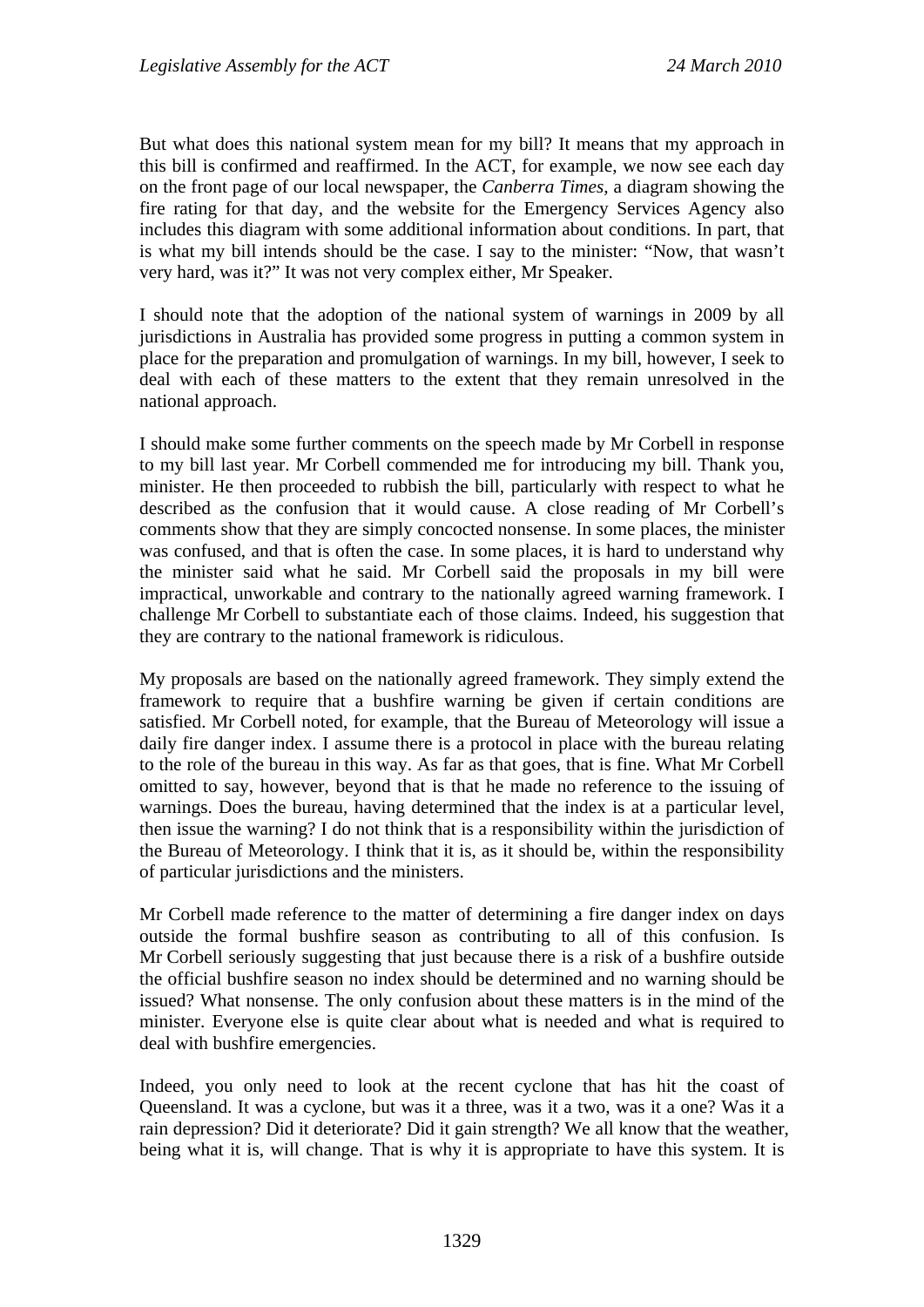But what does this national system mean for my bill? It means that my approach in this bill is confirmed and reaffirmed. In the ACT, for example, we now see each day on the front page of our local newspaper, the *Canberra Times*, a diagram showing the fire rating for that day, and the website for the Emergency Services Agency also includes this diagram with some additional information about conditions. In part, that is what my bill intends should be the case. I say to the minister: "Now, that wasn't very hard, was it?" It was not very complex either, Mr Speaker.

I should note that the adoption of the national system of warnings in 2009 by all jurisdictions in Australia has provided some progress in putting a common system in place for the preparation and promulgation of warnings. In my bill, however, I seek to deal with each of these matters to the extent that they remain unresolved in the national approach.

I should make some further comments on the speech made by Mr Corbell in response to my bill last year. Mr Corbell commended me for introducing my bill. Thank you, minister. He then proceeded to rubbish the bill, particularly with respect to what he described as the confusion that it would cause. A close reading of Mr Corbell's comments show that they are simply concocted nonsense. In some places, the minister was confused, and that is often the case. In some places, it is hard to understand why the minister said what he said. Mr Corbell said the proposals in my bill were impractical, unworkable and contrary to the nationally agreed warning framework. I challenge Mr Corbell to substantiate each of those claims. Indeed, his suggestion that they are contrary to the national framework is ridiculous.

My proposals are based on the nationally agreed framework. They simply extend the framework to require that a bushfire warning be given if certain conditions are satisfied. Mr Corbell noted, for example, that the Bureau of Meteorology will issue a daily fire danger index. I assume there is a protocol in place with the bureau relating to the role of the bureau in this way. As far as that goes, that is fine. What Mr Corbell omitted to say, however, beyond that is that he made no reference to the issuing of warnings. Does the bureau, having determined that the index is at a particular level, then issue the warning? I do not think that is a responsibility within the jurisdiction of the Bureau of Meteorology. I think that it is, as it should be, within the responsibility of particular jurisdictions and the ministers.

Mr Corbell made reference to the matter of determining a fire danger index on days outside the formal bushfire season as contributing to all of this confusion. Is Mr Corbell seriously suggesting that just because there is a risk of a bushfire outside the official bushfire season no index should be determined and no warning should be issued? What nonsense. The only confusion about these matters is in the mind of the minister. Everyone else is quite clear about what is needed and what is required to deal with bushfire emergencies.

Indeed, you only need to look at the recent cyclone that has hit the coast of Queensland. It was a cyclone, but was it a three, was it a two, was it a one? Was it a rain depression? Did it deteriorate? Did it gain strength? We all know that the weather, being what it is, will change. That is why it is appropriate to have this system. It is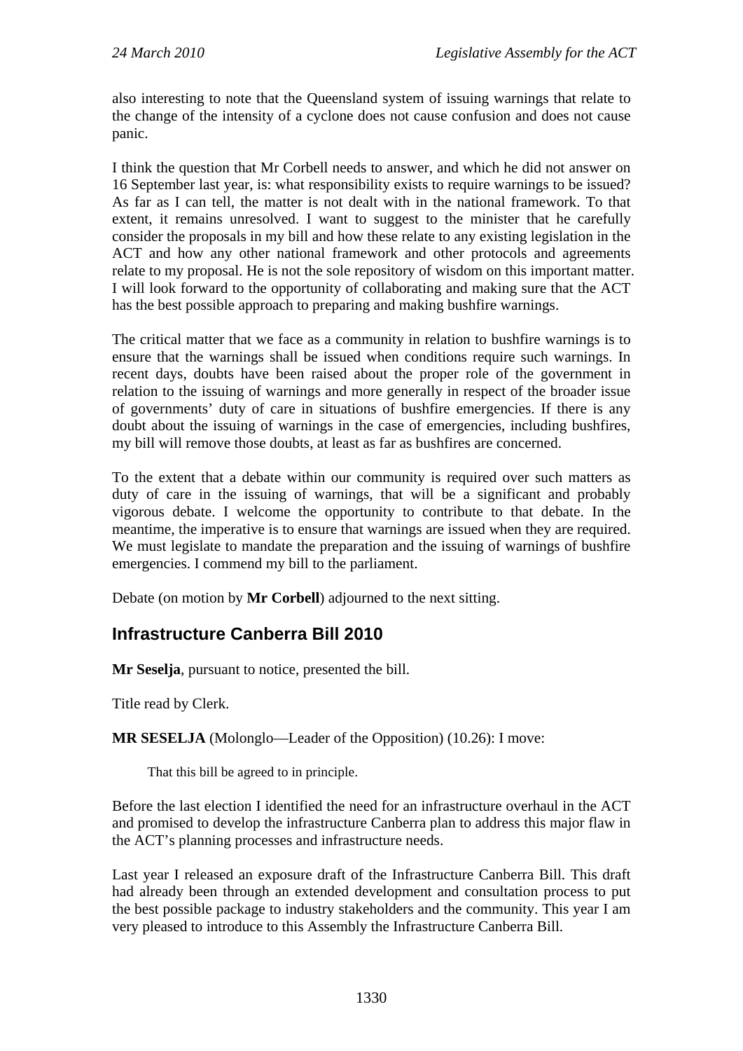also interesting to note that the Queensland system of issuing warnings that relate to the change of the intensity of a cyclone does not cause confusion and does not cause panic.

I think the question that Mr Corbell needs to answer, and which he did not answer on 16 September last year, is: what responsibility exists to require warnings to be issued? As far as I can tell, the matter is not dealt with in the national framework. To that extent, it remains unresolved. I want to suggest to the minister that he carefully consider the proposals in my bill and how these relate to any existing legislation in the ACT and how any other national framework and other protocols and agreements relate to my proposal. He is not the sole repository of wisdom on this important matter. I will look forward to the opportunity of collaborating and making sure that the ACT has the best possible approach to preparing and making bushfire warnings.

The critical matter that we face as a community in relation to bushfire warnings is to ensure that the warnings shall be issued when conditions require such warnings. In recent days, doubts have been raised about the proper role of the government in relation to the issuing of warnings and more generally in respect of the broader issue of governments' duty of care in situations of bushfire emergencies. If there is any doubt about the issuing of warnings in the case of emergencies, including bushfires, my bill will remove those doubts, at least as far as bushfires are concerned.

To the extent that a debate within our community is required over such matters as duty of care in the issuing of warnings, that will be a significant and probably vigorous debate. I welcome the opportunity to contribute to that debate. In the meantime, the imperative is to ensure that warnings are issued when they are required. We must legislate to mandate the preparation and the issuing of warnings of bushfire emergencies. I commend my bill to the parliament.

Debate (on motion by **Mr Corbell**) adjourned to the next sitting.

## Infrastructure Canberra Bill 2010

**Mr Seselja**, pursuant to notice, presented the bill.

Title read by Clerk.

**MR SESELJA** (Molonglo—Leader of the Opposition) (10.26): I move:

> That this bill be agreed to in principle.

Before the last election I identified the need for an infrastructure overhaul in the ACT and promised to develop the infrastructure Canberra plan to address this major flaw in the ACT's planning processes and infrastructure needs.

Last year I released an exposure draft of the Infrastructure Canberra Bill. This draft had already been through an extended development and consultation process to put the best possible package to industry stakeholders and the community. This year I am very pleased to introduce to this Assembly the Infrastructure Canberra Bill.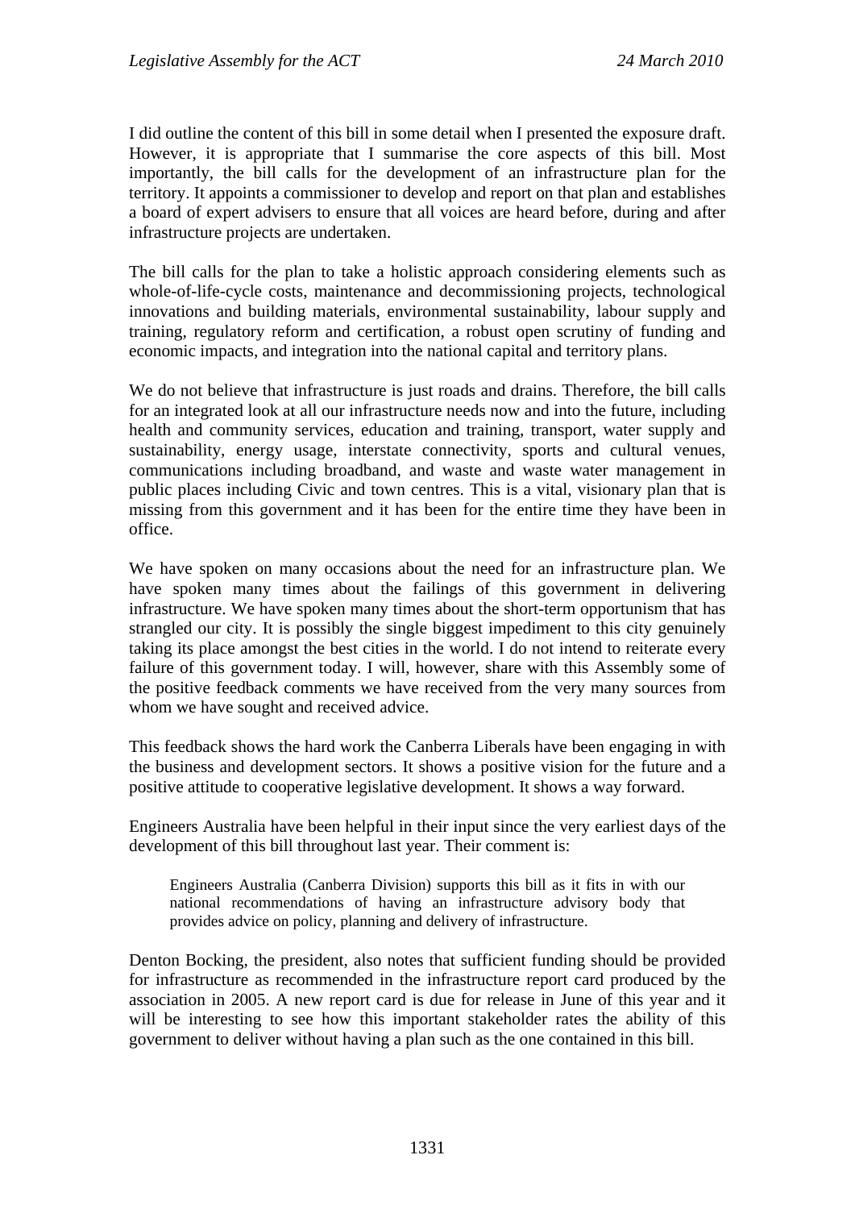I did outline the content of this bill in some detail when I presented the exposure draft. However, it is appropriate that I summarise the core aspects of this bill. Most importantly, the bill calls for the development of an infrastructure plan for the territory. It appoints a commissioner to develop and report on that plan and establishes a board of expert advisers to ensure that all voices are heard before, during and after infrastructure projects are undertaken.

The bill calls for the plan to take a holistic approach considering elements such as whole-of-life-cycle costs, maintenance and decommissioning projects, technological innovations and building materials, environmental sustainability, labour supply and training, regulatory reform and certification, a robust open scrutiny of funding and economic impacts, and integration into the national capital and territory plans.

We do not believe that infrastructure is just roads and drains. Therefore, the bill calls for an integrated look at all our infrastructure needs now and into the future, including health and community services, education and training, transport, water supply and sustainability, energy usage, interstate connectivity, sports and cultural venues, communications including broadband, and waste and waste water management in public places including Civic and town centres. This is a vital, visionary plan that is missing from this government and it has been for the entire time they have been in office.

We have spoken on many occasions about the need for an infrastructure plan. We have spoken many times about the failings of this government in delivering infrastructure. We have spoken many times about the short-term opportunism that has strangled our city. It is possibly the single biggest impediment to this city genuinely taking its place amongst the best cities in the world. I do not intend to reiterate every failure of this government today. I will, however, share with this Assembly some of the positive feedback comments we have received from the very many sources from whom we have sought and received advice.

This feedback shows the hard work the Canberra Liberals have been engaging in with the business and development sectors. It shows a positive vision for the future and a positive attitude to cooperative legislative development. It shows a way forward.

Engineers Australia have been helpful in their input since the very earliest days of the development of this bill throughout last year. Their comment is:

> Engineers Australia (Canberra Division) supports this bill as it fits in with our national recommendations of having an infrastructure advisory body that provides advice on policy, planning and delivery of infrastructure.

Denton Bocking, the president, also notes that sufficient funding should be provided for infrastructure as recommended in the infrastructure report card produced by the association in 2005. A new report card is due for release in June of this year and it will be interesting to see how this important stakeholder rates the ability of this government to deliver without having a plan such as the one contained in this bill.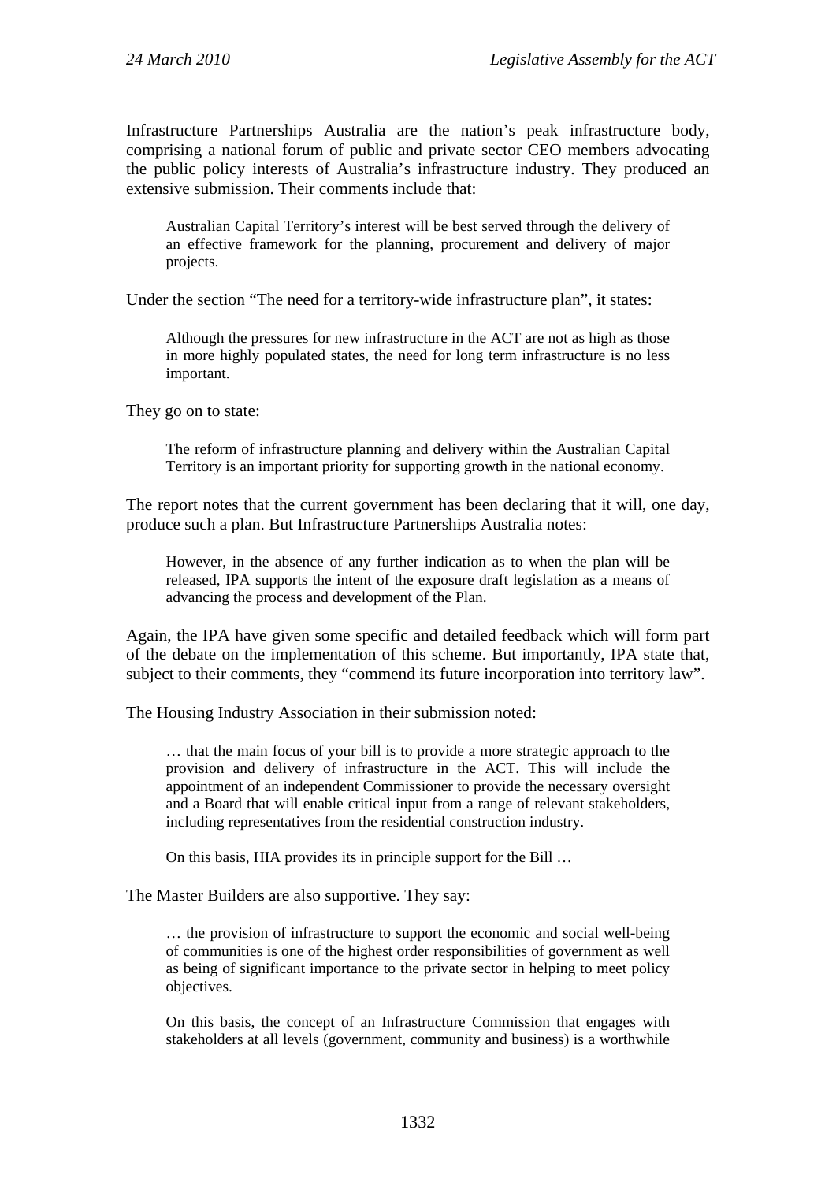Infrastructure Partnerships Australia are the nation's peak infrastructure body, comprising a national forum of public and private sector CEO members advocating the public policy interests of Australia's infrastructure industry. They produced an extensive submission. Their comments include that:

> Australian Capital Territory's interest will be best served through the delivery of an effective framework for the planning, procurement and delivery of major projects.

Under the section "The need for a territory-wide infrastructure plan", it states:

> Although the pressures for new infrastructure in the ACT are not as high as those in more highly populated states, the need for long term infrastructure is no less important.

They go on to state:

> The reform of infrastructure planning and delivery within the Australian Capital Territory is an important priority for supporting growth in the national economy.

The report notes that the current government has been declaring that it will, one day, produce such a plan. But Infrastructure Partnerships Australia notes:

> However, in the absence of any further indication as to when the plan will be released, IPA supports the intent of the exposure draft legislation as a means of advancing the process and development of the Plan.

Again, the IPA have given some specific and detailed feedback which will form part of the debate on the implementation of this scheme. But importantly, IPA state that, subject to their comments, they "commend its future incorporation into territory law".

The Housing Industry Association in their submission noted:

> … that the main focus of your bill is to provide a more strategic approach to the provision and delivery of infrastructure in the ACT. This will include the appointment of an independent Commissioner to provide the necessary oversight and a Board that will enable critical input from a range of relevant stakeholders, including representatives from the residential construction industry.
>
> On this basis, HIA provides its in principle support for the Bill …

The Master Builders are also supportive. They say:

> … the provision of infrastructure to support the economic and social well-being of communities is one of the highest order responsibilities of government as well as being of significant importance to the private sector in helping to meet policy objectives.
>
> On this basis, the concept of an Infrastructure Commission that engages with stakeholders at all levels (government, community and business) is a worthwhile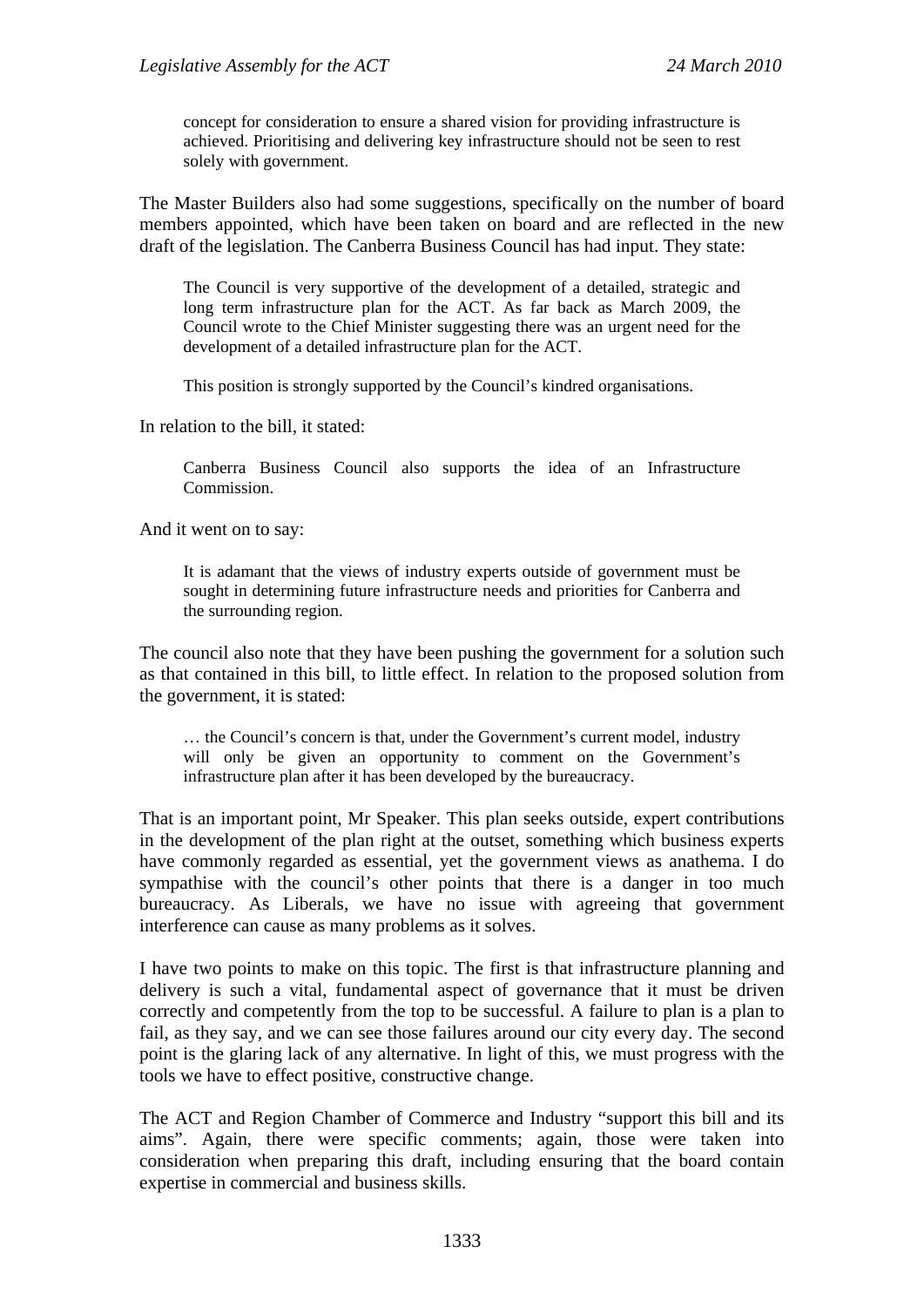> concept for consideration to ensure a shared vision for providing infrastructure is achieved. Prioritising and delivering key infrastructure should not be seen to rest solely with government.

The Master Builders also had some suggestions, specifically on the number of board members appointed, which have been taken on board and are reflected in the new draft of the legislation. The Canberra Business Council has had input. They state:

> The Council is very supportive of the development of a detailed, strategic and long term infrastructure plan for the ACT. As far back as March 2009, the Council wrote to the Chief Minister suggesting there was an urgent need for the development of a detailed infrastructure plan for the ACT.
>
> This position is strongly supported by the Council's kindred organisations.

In relation to the bill, it stated:

> Canberra Business Council also supports the idea of an Infrastructure Commission.

And it went on to say:

> It is adamant that the views of industry experts outside of government must be sought in determining future infrastructure needs and priorities for Canberra and the surrounding region.

The council also note that they have been pushing the government for a solution such as that contained in this bill, to little effect. In relation to the proposed solution from the government, it is stated:

> … the Council's concern is that, under the Government's current model, industry will only be given an opportunity to comment on the Government's infrastructure plan after it has been developed by the bureaucracy.

That is an important point, Mr Speaker. This plan seeks outside, expert contributions in the development of the plan right at the outset, something which business experts have commonly regarded as essential, yet the government views as anathema. I do sympathise with the council's other points that there is a danger in too much bureaucracy. As Liberals, we have no issue with agreeing that government interference can cause as many problems as it solves.

I have two points to make on this topic. The first is that infrastructure planning and delivery is such a vital, fundamental aspect of governance that it must be driven correctly and competently from the top to be successful. A failure to plan is a plan to fail, as they say, and we can see those failures around our city every day. The second point is the glaring lack of any alternative. In light of this, we must progress with the tools we have to effect positive, constructive change.

The ACT and Region Chamber of Commerce and Industry "support this bill and its aims". Again, there were specific comments; again, those were taken into consideration when preparing this draft, including ensuring that the board contain expertise in commercial and business skills.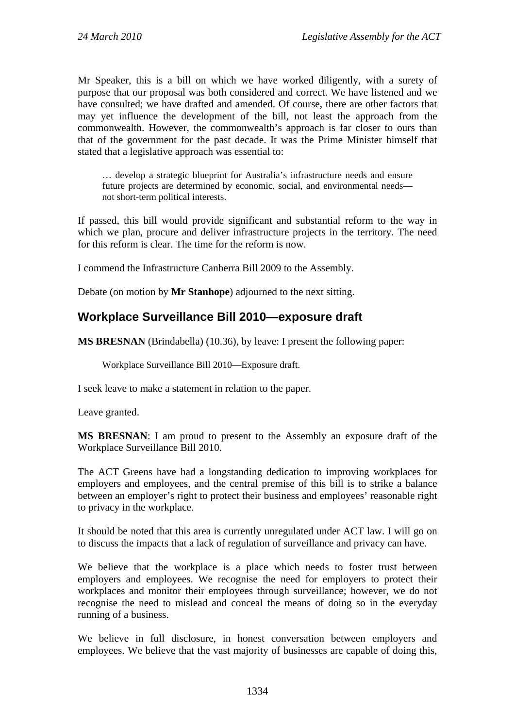Mr Speaker, this is a bill on which we have worked diligently, with a surety of purpose that our proposal was both considered and correct. We have listened and we have consulted; we have drafted and amended. Of course, there are other factors that may yet influence the development of the bill, not least the approach from the commonwealth. However, the commonwealth's approach is far closer to ours than that of the government for the past decade. It was the Prime Minister himself that stated that a legislative approach was essential to:

> … develop a strategic blueprint for Australia's infrastructure needs and ensure future projects are determined by economic, social, and environmental needs—not short-term political interests.

If passed, this bill would provide significant and substantial reform to the way in which we plan, procure and deliver infrastructure projects in the territory. The need for this reform is clear. The time for the reform is now.

I commend the Infrastructure Canberra Bill 2009 to the Assembly.

Debate (on motion by **Mr Stanhope**) adjourned to the next sitting.

## Workplace Surveillance Bill 2010—exposure draft

**MS BRESNAN** (Brindabella) (10.36), by leave: I present the following paper:

> Workplace Surveillance Bill 2010—Exposure draft.

I seek leave to make a statement in relation to the paper.

Leave granted.

**MS BRESNAN**: I am proud to present to the Assembly an exposure draft of the Workplace Surveillance Bill 2010.

The ACT Greens have had a longstanding dedication to improving workplaces for employers and employees, and the central premise of this bill is to strike a balance between an employer's right to protect their business and employees' reasonable right to privacy in the workplace.

It should be noted that this area is currently unregulated under ACT law. I will go on to discuss the impacts that a lack of regulation of surveillance and privacy can have.

We believe that the workplace is a place which needs to foster trust between employers and employees. We recognise the need for employers to protect their workplaces and monitor their employees through surveillance; however, we do not recognise the need to mislead and conceal the means of doing so in the everyday running of a business.

We believe in full disclosure, in honest conversation between employers and employees. We believe that the vast majority of businesses are capable of doing this,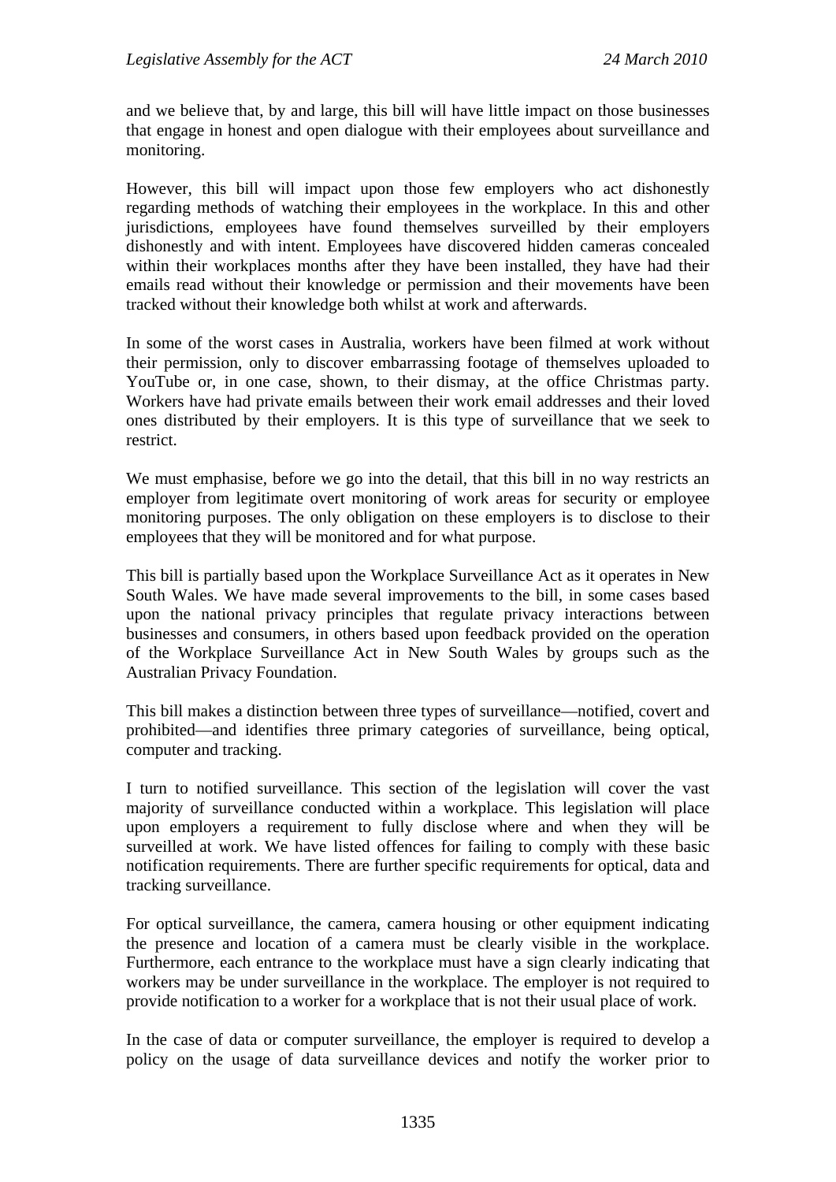and we believe that, by and large, this bill will have little impact on those businesses that engage in honest and open dialogue with their employees about surveillance and monitoring.

However, this bill will impact upon those few employers who act dishonestly regarding methods of watching their employees in the workplace. In this and other jurisdictions, employees have found themselves surveilled by their employers dishonestly and with intent. Employees have discovered hidden cameras concealed within their workplaces months after they have been installed, they have had their emails read without their knowledge or permission and their movements have been tracked without their knowledge both whilst at work and afterwards.

In some of the worst cases in Australia, workers have been filmed at work without their permission, only to discover embarrassing footage of themselves uploaded to YouTube or, in one case, shown, to their dismay, at the office Christmas party. Workers have had private emails between their work email addresses and their loved ones distributed by their employers. It is this type of surveillance that we seek to restrict.

We must emphasise, before we go into the detail, that this bill in no way restricts an employer from legitimate overt monitoring of work areas for security or employee monitoring purposes. The only obligation on these employers is to disclose to their employees that they will be monitored and for what purpose.

This bill is partially based upon the Workplace Surveillance Act as it operates in New South Wales. We have made several improvements to the bill, in some cases based upon the national privacy principles that regulate privacy interactions between businesses and consumers, in others based upon feedback provided on the operation of the Workplace Surveillance Act in New South Wales by groups such as the Australian Privacy Foundation.

This bill makes a distinction between three types of surveillance—notified, covert and prohibited—and identifies three primary categories of surveillance, being optical, computer and tracking.

I turn to notified surveillance. This section of the legislation will cover the vast majority of surveillance conducted within a workplace. This legislation will place upon employers a requirement to fully disclose where and when they will be surveilled at work. We have listed offences for failing to comply with these basic notification requirements. There are further specific requirements for optical, data and tracking surveillance.

For optical surveillance, the camera, camera housing or other equipment indicating the presence and location of a camera must be clearly visible in the workplace. Furthermore, each entrance to the workplace must have a sign clearly indicating that workers may be under surveillance in the workplace. The employer is not required to provide notification to a worker for a workplace that is not their usual place of work.

In the case of data or computer surveillance, the employer is required to develop a policy on the usage of data surveillance devices and notify the worker prior to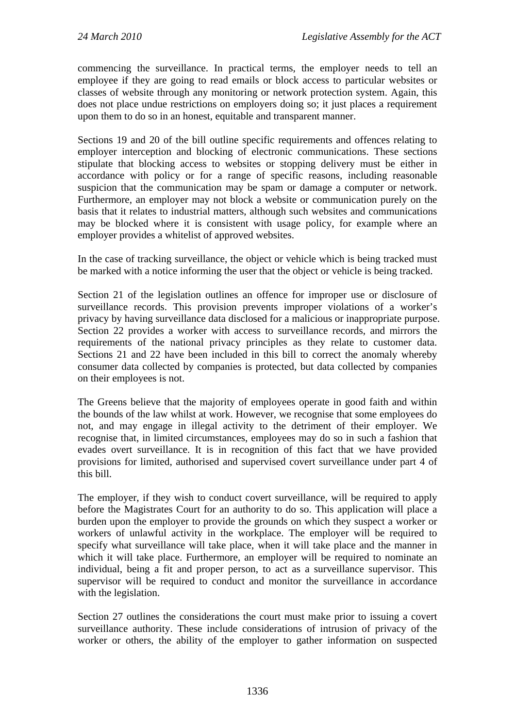commencing the surveillance. In practical terms, the employer needs to tell an employee if they are going to read emails or block access to particular websites or classes of website through any monitoring or network protection system. Again, this does not place undue restrictions on employers doing so; it just places a requirement upon them to do so in an honest, equitable and transparent manner.

Sections 19 and 20 of the bill outline specific requirements and offences relating to employer interception and blocking of electronic communications. These sections stipulate that blocking access to websites or stopping delivery must be either in accordance with policy or for a range of specific reasons, including reasonable suspicion that the communication may be spam or damage a computer or network. Furthermore, an employer may not block a website or communication purely on the basis that it relates to industrial matters, although such websites and communications may be blocked where it is consistent with usage policy, for example where an employer provides a whitelist of approved websites.

In the case of tracking surveillance, the object or vehicle which is being tracked must be marked with a notice informing the user that the object or vehicle is being tracked.

Section 21 of the legislation outlines an offence for improper use or disclosure of surveillance records. This provision prevents improper violations of a worker's privacy by having surveillance data disclosed for a malicious or inappropriate purpose. Section 22 provides a worker with access to surveillance records, and mirrors the requirements of the national privacy principles as they relate to customer data. Sections 21 and 22 have been included in this bill to correct the anomaly whereby consumer data collected by companies is protected, but data collected by companies on their employees is not.

The Greens believe that the majority of employees operate in good faith and within the bounds of the law whilst at work. However, we recognise that some employees do not, and may engage in illegal activity to the detriment of their employer. We recognise that, in limited circumstances, employees may do so in such a fashion that evades overt surveillance. It is in recognition of this fact that we have provided provisions for limited, authorised and supervised covert surveillance under part 4 of this bill.

The employer, if they wish to conduct covert surveillance, will be required to apply before the Magistrates Court for an authority to do so. This application will place a burden upon the employer to provide the grounds on which they suspect a worker or workers of unlawful activity in the workplace. The employer will be required to specify what surveillance will take place, when it will take place and the manner in which it will take place. Furthermore, an employer will be required to nominate an individual, being a fit and proper person, to act as a surveillance supervisor. This supervisor will be required to conduct and monitor the surveillance in accordance with the legislation.

Section 27 outlines the considerations the court must make prior to issuing a covert surveillance authority. These include considerations of intrusion of privacy of the worker or others, the ability of the employer to gather information on suspected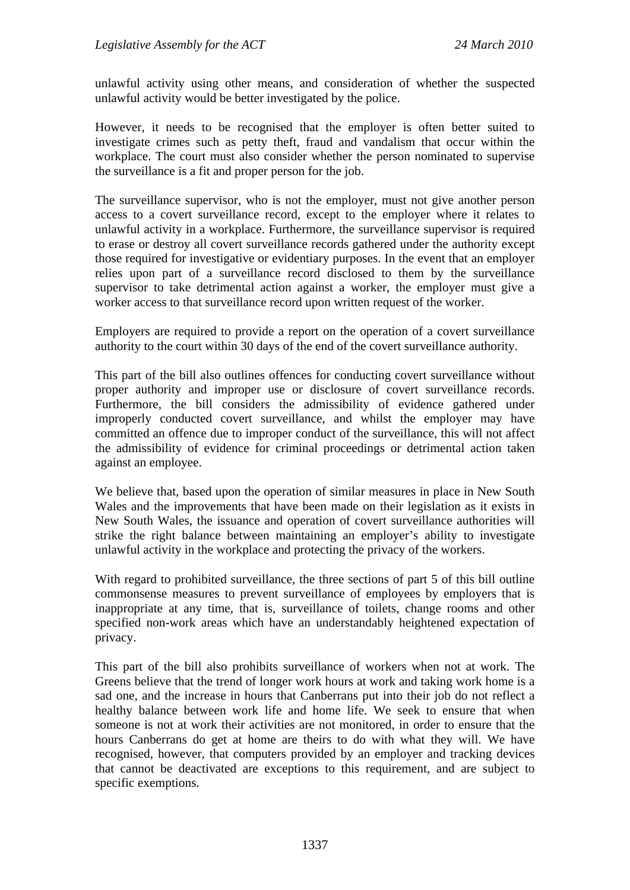unlawful activity using other means, and consideration of whether the suspected unlawful activity would be better investigated by the police.

However, it needs to be recognised that the employer is often better suited to investigate crimes such as petty theft, fraud and vandalism that occur within the workplace. The court must also consider whether the person nominated to supervise the surveillance is a fit and proper person for the job.

The surveillance supervisor, who is not the employer, must not give another person access to a covert surveillance record, except to the employer where it relates to unlawful activity in a workplace. Furthermore, the surveillance supervisor is required to erase or destroy all covert surveillance records gathered under the authority except those required for investigative or evidentiary purposes. In the event that an employer relies upon part of a surveillance record disclosed to them by the surveillance supervisor to take detrimental action against a worker, the employer must give a worker access to that surveillance record upon written request of the worker.

Employers are required to provide a report on the operation of a covert surveillance authority to the court within 30 days of the end of the covert surveillance authority.

This part of the bill also outlines offences for conducting covert surveillance without proper authority and improper use or disclosure of covert surveillance records. Furthermore, the bill considers the admissibility of evidence gathered under improperly conducted covert surveillance, and whilst the employer may have committed an offence due to improper conduct of the surveillance, this will not affect the admissibility of evidence for criminal proceedings or detrimental action taken against an employee.

We believe that, based upon the operation of similar measures in place in New South Wales and the improvements that have been made on their legislation as it exists in New South Wales, the issuance and operation of covert surveillance authorities will strike the right balance between maintaining an employer's ability to investigate unlawful activity in the workplace and protecting the privacy of the workers.

With regard to prohibited surveillance, the three sections of part 5 of this bill outline commonsense measures to prevent surveillance of employees by employers that is inappropriate at any time, that is, surveillance of toilets, change rooms and other specified non-work areas which have an understandably heightened expectation of privacy.

This part of the bill also prohibits surveillance of workers when not at work. The Greens believe that the trend of longer work hours at work and taking work home is a sad one, and the increase in hours that Canberrans put into their job do not reflect a healthy balance between work life and home life. We seek to ensure that when someone is not at work their activities are not monitored, in order to ensure that the hours Canberrans do get at home are theirs to do with what they will. We have recognised, however, that computers provided by an employer and tracking devices that cannot be deactivated are exceptions to this requirement, and are subject to specific exemptions.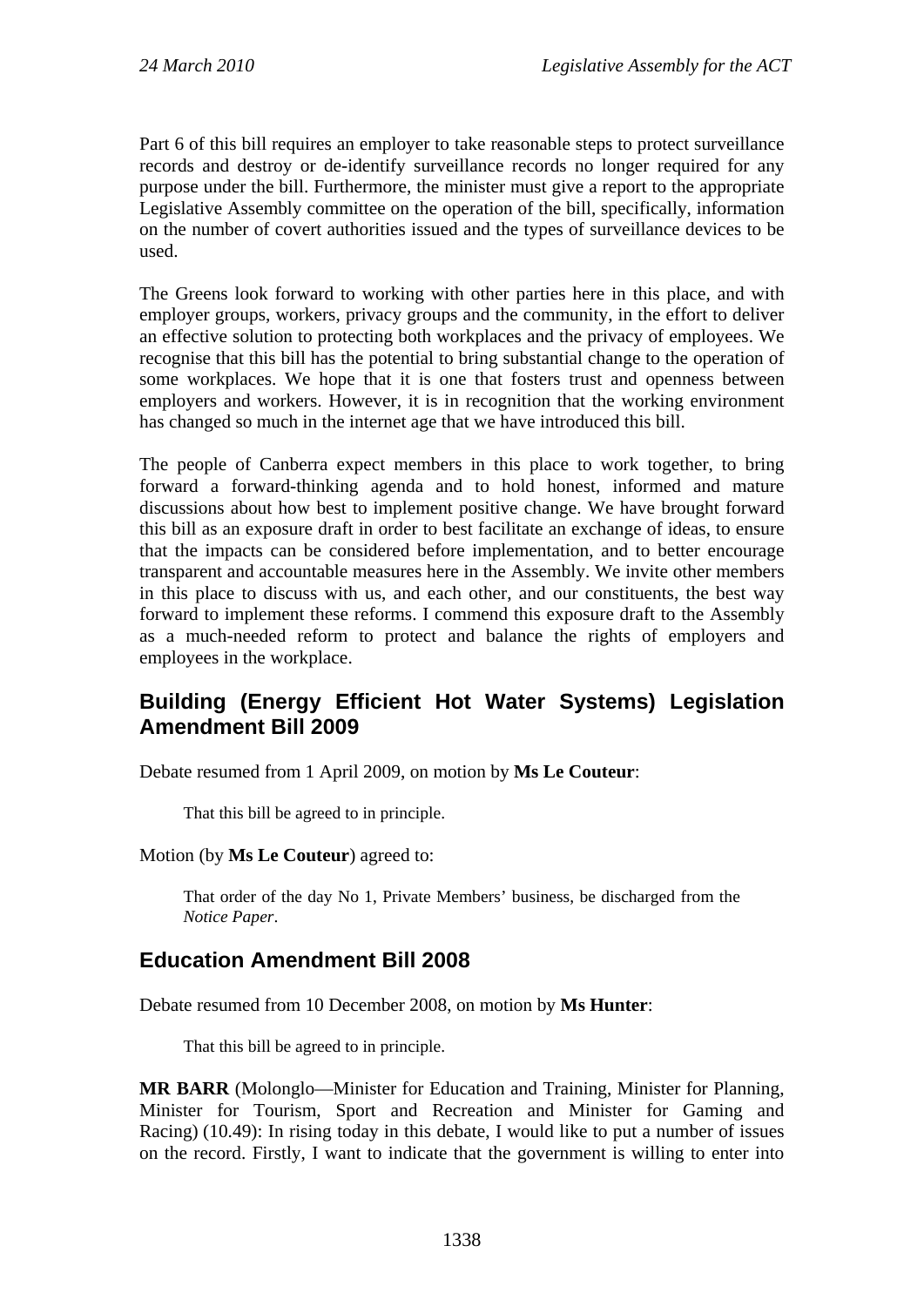Part 6 of this bill requires an employer to take reasonable steps to protect surveillance records and destroy or de-identify surveillance records no longer required for any purpose under the bill. Furthermore, the minister must give a report to the appropriate Legislative Assembly committee on the operation of the bill, specifically, information on the number of covert authorities issued and the types of surveillance devices to be used.

The Greens look forward to working with other parties here in this place, and with employer groups, workers, privacy groups and the community, in the effort to deliver an effective solution to protecting both workplaces and the privacy of employees. We recognise that this bill has the potential to bring substantial change to the operation of some workplaces. We hope that it is one that fosters trust and openness between employers and workers. However, it is in recognition that the working environment has changed so much in the internet age that we have introduced this bill.

The people of Canberra expect members in this place to work together, to bring forward a forward-thinking agenda and to hold honest, informed and mature discussions about how best to implement positive change. We have brought forward this bill as an exposure draft in order to best facilitate an exchange of ideas, to ensure that the impacts can be considered before implementation, and to better encourage transparent and accountable measures here in the Assembly. We invite other members in this place to discuss with us, and each other, and our constituents, the best way forward to implement these reforms. I commend this exposure draft to the Assembly as a much-needed reform to protect and balance the rights of employers and employees in the workplace.

## Building (Energy Efficient Hot Water Systems) Legislation Amendment Bill 2009

Debate resumed from 1 April 2009, on motion by **Ms Le Couteur**:

> That this bill be agreed to in principle.

Motion (by **Ms Le Couteur**) agreed to:

> That order of the day No 1, Private Members' business, be discharged from the *Notice Paper*.

## Education Amendment Bill 2008

Debate resumed from 10 December 2008, on motion by **Ms Hunter**:

> That this bill be agreed to in principle.

**MR BARR** (Molonglo—Minister for Education and Training, Minister for Planning, Minister for Tourism, Sport and Recreation and Minister for Gaming and Racing) (10.49): In rising today in this debate, I would like to put a number of issues on the record. Firstly, I want to indicate that the government is willing to enter into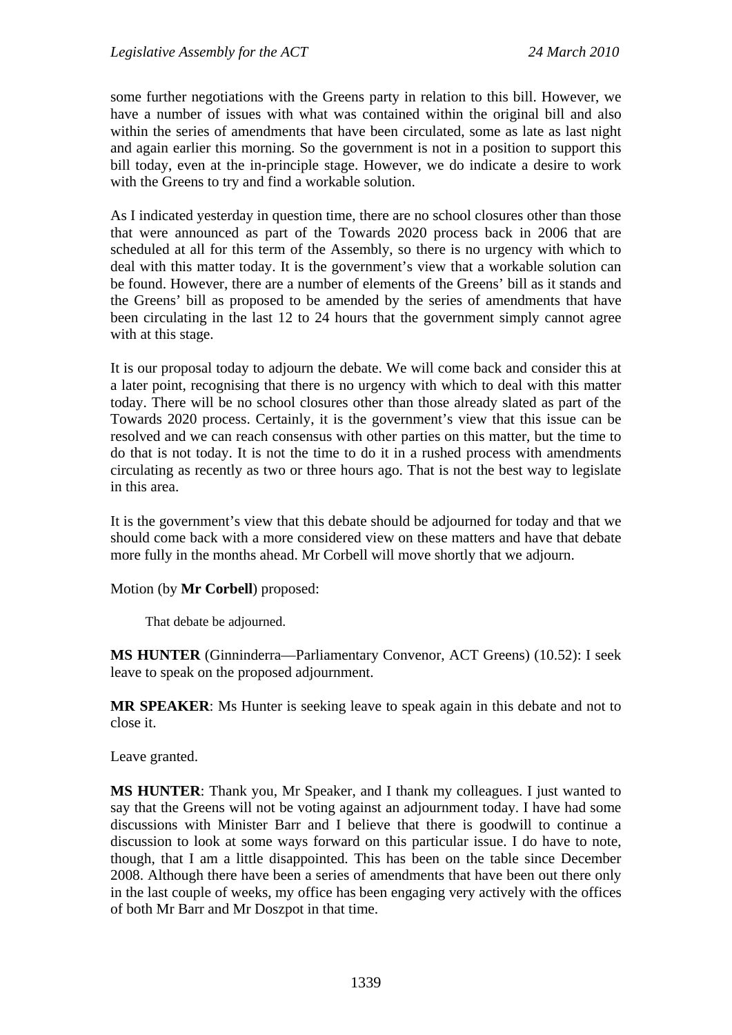some further negotiations with the Greens party in relation to this bill. However, we have a number of issues with what was contained within the original bill and also within the series of amendments that have been circulated, some as late as last night and again earlier this morning. So the government is not in a position to support this bill today, even at the in-principle stage. However, we do indicate a desire to work with the Greens to try and find a workable solution.

As I indicated yesterday in question time, there are no school closures other than those that were announced as part of the Towards 2020 process back in 2006 that are scheduled at all for this term of the Assembly, so there is no urgency with which to deal with this matter today. It is the government's view that a workable solution can be found. However, there are a number of elements of the Greens' bill as it stands and the Greens' bill as proposed to be amended by the series of amendments that have been circulating in the last 12 to 24 hours that the government simply cannot agree with at this stage.

It is our proposal today to adjourn the debate. We will come back and consider this at a later point, recognising that there is no urgency with which to deal with this matter today. There will be no school closures other than those already slated as part of the Towards 2020 process. Certainly, it is the government's view that this issue can be resolved and we can reach consensus with other parties on this matter, but the time to do that is not today. It is not the time to do it in a rushed process with amendments circulating as recently as two or three hours ago. That is not the best way to legislate in this area.

It is the government's view that this debate should be adjourned for today and that we should come back with a more considered view on these matters and have that debate more fully in the months ahead. Mr Corbell will move shortly that we adjourn.

Motion (by **Mr Corbell**) proposed:

> That debate be adjourned.

**MS HUNTER** (Ginninderra—Parliamentary Convenor, ACT Greens) (10.52): I seek leave to speak on the proposed adjournment.

**MR SPEAKER**: Ms Hunter is seeking leave to speak again in this debate and not to close it.

Leave granted.

**MS HUNTER**: Thank you, Mr Speaker, and I thank my colleagues. I just wanted to say that the Greens will not be voting against an adjournment today. I have had some discussions with Minister Barr and I believe that there is goodwill to continue a discussion to look at some ways forward on this particular issue. I do have to note, though, that I am a little disappointed. This has been on the table since December 2008. Although there have been a series of amendments that have been out there only in the last couple of weeks, my office has been engaging very actively with the offices of both Mr Barr and Mr Doszpot in that time.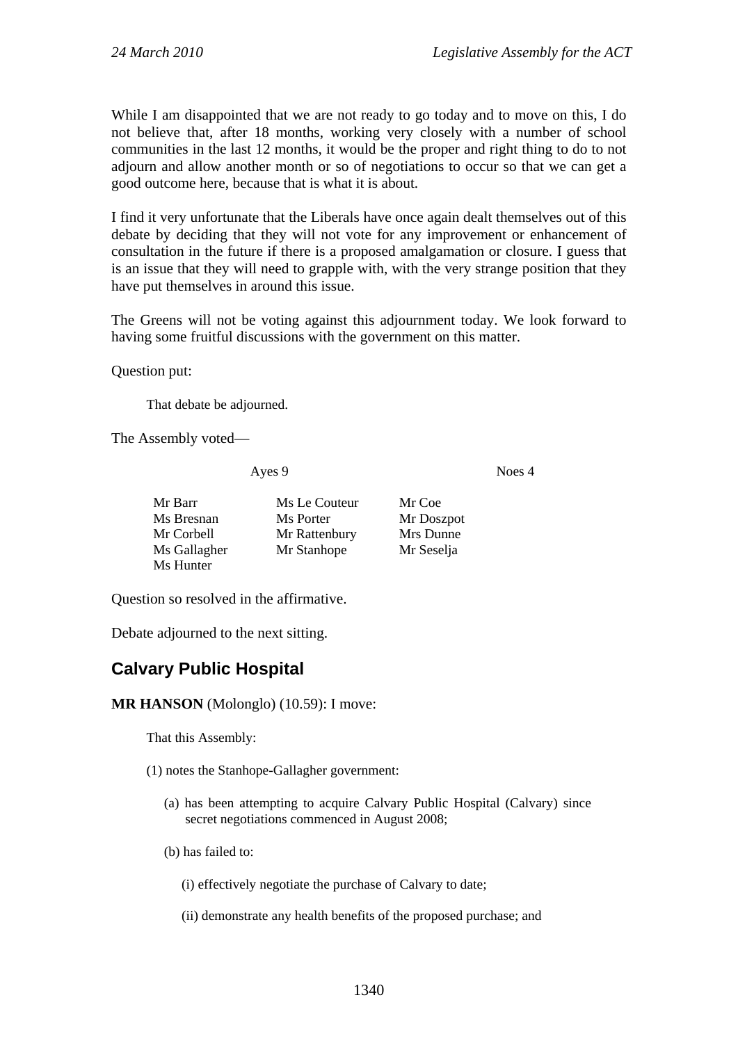While I am disappointed that we are not ready to go today and to move on this, I do not believe that, after 18 months, working very closely with a number of school communities in the last 12 months, it would be the proper and right thing to do to not adjourn and allow another month or so of negotiations to occur so that we can get a good outcome here, because that is what it is about.

I find it very unfortunate that the Liberals have once again dealt themselves out of this debate by deciding that they will not vote for any improvement or enhancement of consultation in the future if there is a proposed amalgamation or closure. I guess that is an issue that they will need to grapple with, with the very strange position that they have put themselves in around this issue.

The Greens will not be voting against this adjournment today. We look forward to having some fruitful discussions with the government on this matter.

Question put:

> That debate be adjourned.

The Assembly voted—

| Ayes 9 | | Noes 4 |
|---|---|---|
| Mr Barr | Ms Le Couteur | Mr Coe |
| Ms Bresnan | Ms Porter | Mr Doszpot |
| Mr Corbell | Mr Rattenbury | Mrs Dunne |
| Ms Gallagher | Mr Stanhope | Mr Seselja |
| Ms Hunter | | |

Question so resolved in the affirmative.

Debate adjourned to the next sitting.

## Calvary Public Hospital

**MR HANSON** (Molonglo) (10.59): I move:

> That this Assembly:
>
> (1) notes the Stanhope-Gallagher government:
>
> (a) has been attempting to acquire Calvary Public Hospital (Calvary) since secret negotiations commenced in August 2008;
>
> (b) has failed to:
>
> (i) effectively negotiate the purchase of Calvary to date;
>
> (ii) demonstrate any health benefits of the proposed purchase; and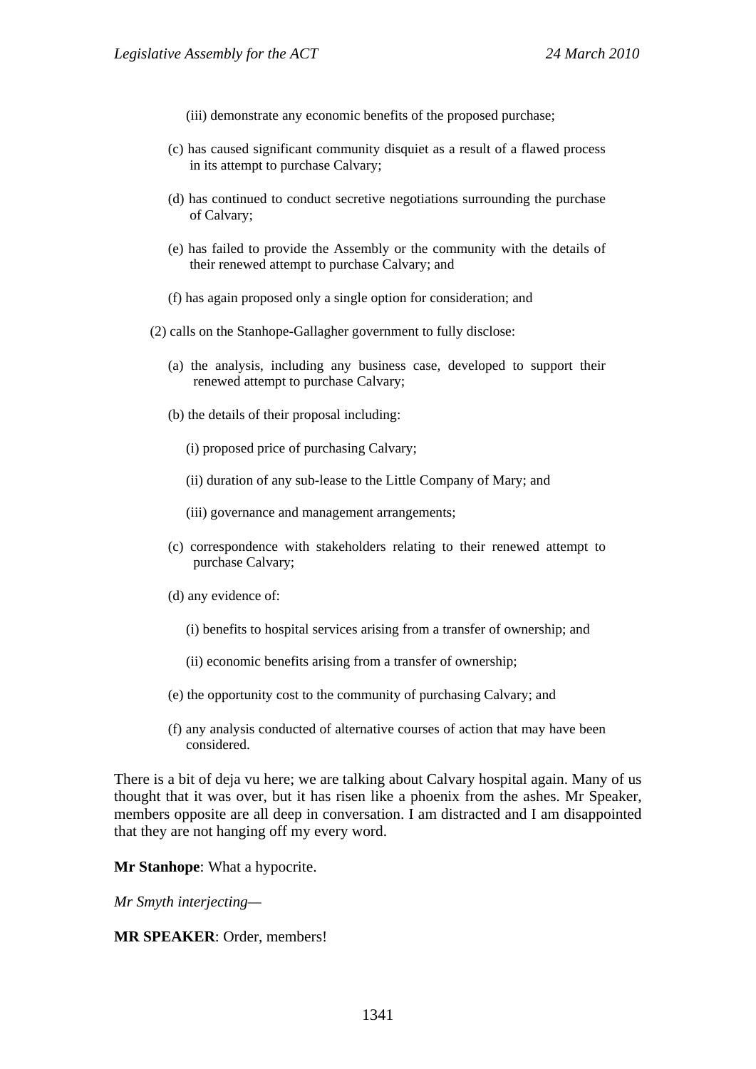(iii) demonstrate any economic benefits of the proposed purchase;

(c) has caused significant community disquiet as a result of a flawed process in its attempt to purchase Calvary;

(d) has continued to conduct secretive negotiations surrounding the purchase of Calvary;

(e) has failed to provide the Assembly or the community with the details of their renewed attempt to purchase Calvary; and

(f) has again proposed only a single option for consideration; and

(2) calls on the Stanhope-Gallagher government to fully disclose:

(a) the analysis, including any business case, developed to support their renewed attempt to purchase Calvary;

(b) the details of their proposal including:

(i) proposed price of purchasing Calvary;

(ii) duration of any sub-lease to the Little Company of Mary; and

(iii) governance and management arrangements;

(c) correspondence with stakeholders relating to their renewed attempt to purchase Calvary;

(d) any evidence of:

(i) benefits to hospital services arising from a transfer of ownership; and

(ii) economic benefits arising from a transfer of ownership;

(e) the opportunity cost to the community of purchasing Calvary; and

(f) any analysis conducted of alternative courses of action that may have been considered.

There is a bit of deja vu here; we are talking about Calvary hospital again. Many of us thought that it was over, but it has risen like a phoenix from the ashes. Mr Speaker, members opposite are all deep in conversation. I am distracted and I am disappointed that they are not hanging off my every word.

**Mr Stanhope**: What a hypocrite.

*Mr Smyth interjecting—*

**MR SPEAKER**: Order, members!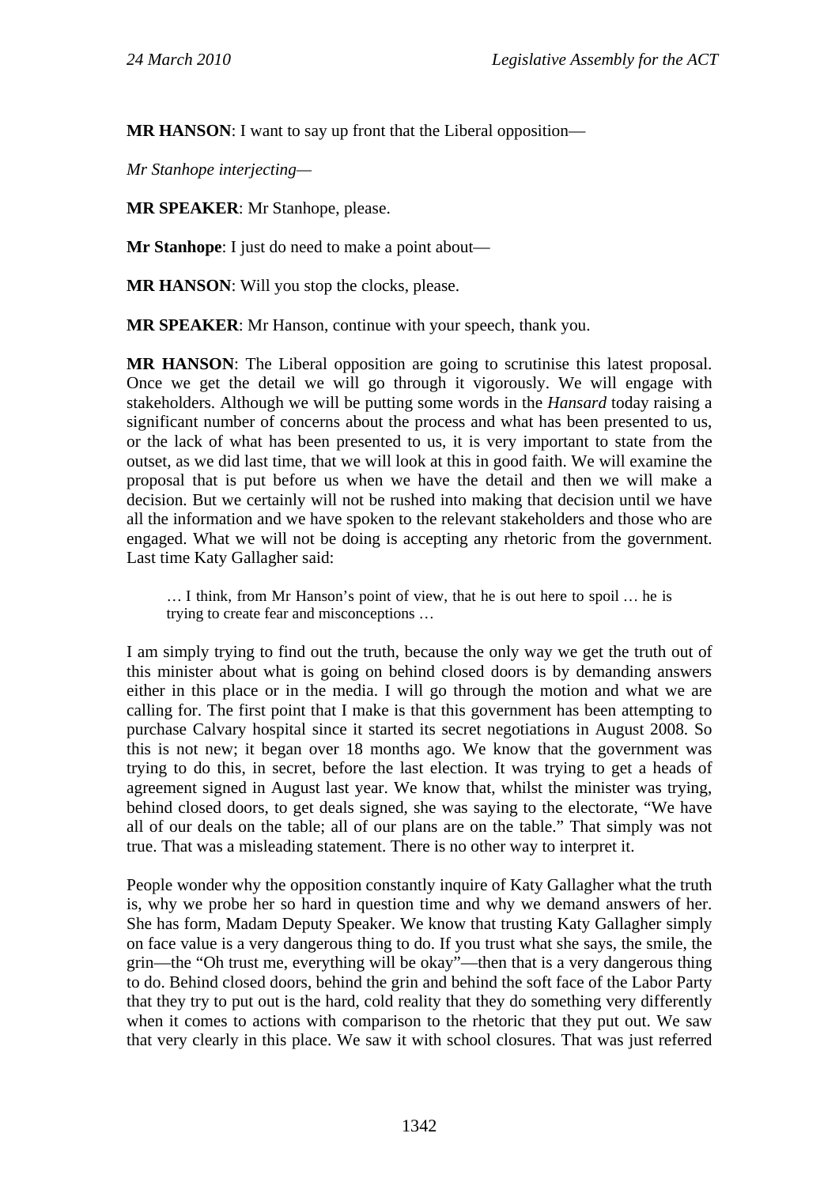**MR HANSON**: I want to say up front that the Liberal opposition—

*Mr Stanhope interjecting*—

**MR SPEAKER**: Mr Stanhope, please.

**Mr Stanhope**: I just do need to make a point about—

**MR HANSON**: Will you stop the clocks, please.

**MR SPEAKER**: Mr Hanson, continue with your speech, thank you.

**MR HANSON**: The Liberal opposition are going to scrutinise this latest proposal. Once we get the detail we will go through it vigorously. We will engage with stakeholders. Although we will be putting some words in the *Hansard* today raising a significant number of concerns about the process and what has been presented to us, or the lack of what has been presented to us, it is very important to state from the outset, as we did last time, that we will look at this in good faith. We will examine the proposal that is put before us when we have the detail and then we will make a decision. But we certainly will not be rushed into making that decision until we have all the information and we have spoken to the relevant stakeholders and those who are engaged. What we will not be doing is accepting any rhetoric from the government. Last time Katy Gallagher said:

> … I think, from Mr Hanson's point of view, that he is out here to spoil … he is trying to create fear and misconceptions …

I am simply trying to find out the truth, because the only way we get the truth out of this minister about what is going on behind closed doors is by demanding answers either in this place or in the media. I will go through the motion and what we are calling for. The first point that I make is that this government has been attempting to purchase Calvary hospital since it started its secret negotiations in August 2008. So this is not new; it began over 18 months ago. We know that the government was trying to do this, in secret, before the last election. It was trying to get a heads of agreement signed in August last year. We know that, whilst the minister was trying, behind closed doors, to get deals signed, she was saying to the electorate, "We have all of our deals on the table; all of our plans are on the table." That simply was not true. That was a misleading statement. There is no other way to interpret it.

People wonder why the opposition constantly inquire of Katy Gallagher what the truth is, why we probe her so hard in question time and why we demand answers of her. She has form, Madam Deputy Speaker. We know that trusting Katy Gallagher simply on face value is a very dangerous thing to do. If you trust what she says, the smile, the grin—the "Oh trust me, everything will be okay"—then that is a very dangerous thing to do. Behind closed doors, behind the grin and behind the soft face of the Labor Party that they try to put out is the hard, cold reality that they do something very differently when it comes to actions with comparison to the rhetoric that they put out. We saw that very clearly in this place. We saw it with school closures. That was just referred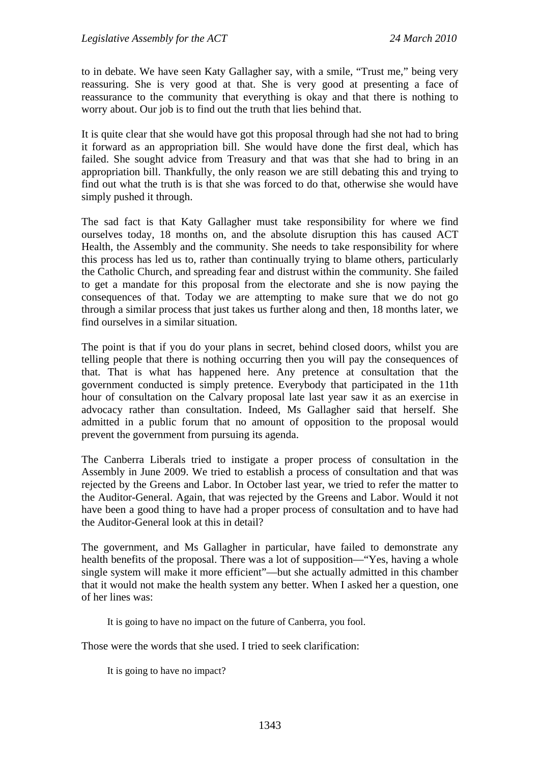to in debate. We have seen Katy Gallagher say, with a smile, "Trust me," being very reassuring. She is very good at that. She is very good at presenting a face of reassurance to the community that everything is okay and that there is nothing to worry about. Our job is to find out the truth that lies behind that.

It is quite clear that she would have got this proposal through had she not had to bring it forward as an appropriation bill. She would have done the first deal, which has failed. She sought advice from Treasury and that was that she had to bring in an appropriation bill. Thankfully, the only reason we are still debating this and trying to find out what the truth is is that she was forced to do that, otherwise she would have simply pushed it through.

The sad fact is that Katy Gallagher must take responsibility for where we find ourselves today, 18 months on, and the absolute disruption this has caused ACT Health, the Assembly and the community. She needs to take responsibility for where this process has led us to, rather than continually trying to blame others, particularly the Catholic Church, and spreading fear and distrust within the community. She failed to get a mandate for this proposal from the electorate and she is now paying the consequences of that. Today we are attempting to make sure that we do not go through a similar process that just takes us further along and then, 18 months later, we find ourselves in a similar situation.

The point is that if you do your plans in secret, behind closed doors, whilst you are telling people that there is nothing occurring then you will pay the consequences of that. That is what has happened here. Any pretence at consultation that the government conducted is simply pretence. Everybody that participated in the 11th hour of consultation on the Calvary proposal late last year saw it as an exercise in advocacy rather than consultation. Indeed, Ms Gallagher said that herself. She admitted in a public forum that no amount of opposition to the proposal would prevent the government from pursuing its agenda.

The Canberra Liberals tried to instigate a proper process of consultation in the Assembly in June 2009. We tried to establish a process of consultation and that was rejected by the Greens and Labor. In October last year, we tried to refer the matter to the Auditor-General. Again, that was rejected by the Greens and Labor. Would it not have been a good thing to have had a proper process of consultation and to have had the Auditor-General look at this in detail?

The government, and Ms Gallagher in particular, have failed to demonstrate any health benefits of the proposal. There was a lot of supposition—"Yes, having a whole single system will make it more efficient"—but she actually admitted in this chamber that it would not make the health system any better. When I asked her a question, one of her lines was:

> It is going to have no impact on the future of Canberra, you fool.

Those were the words that she used. I tried to seek clarification:

> It is going to have no impact?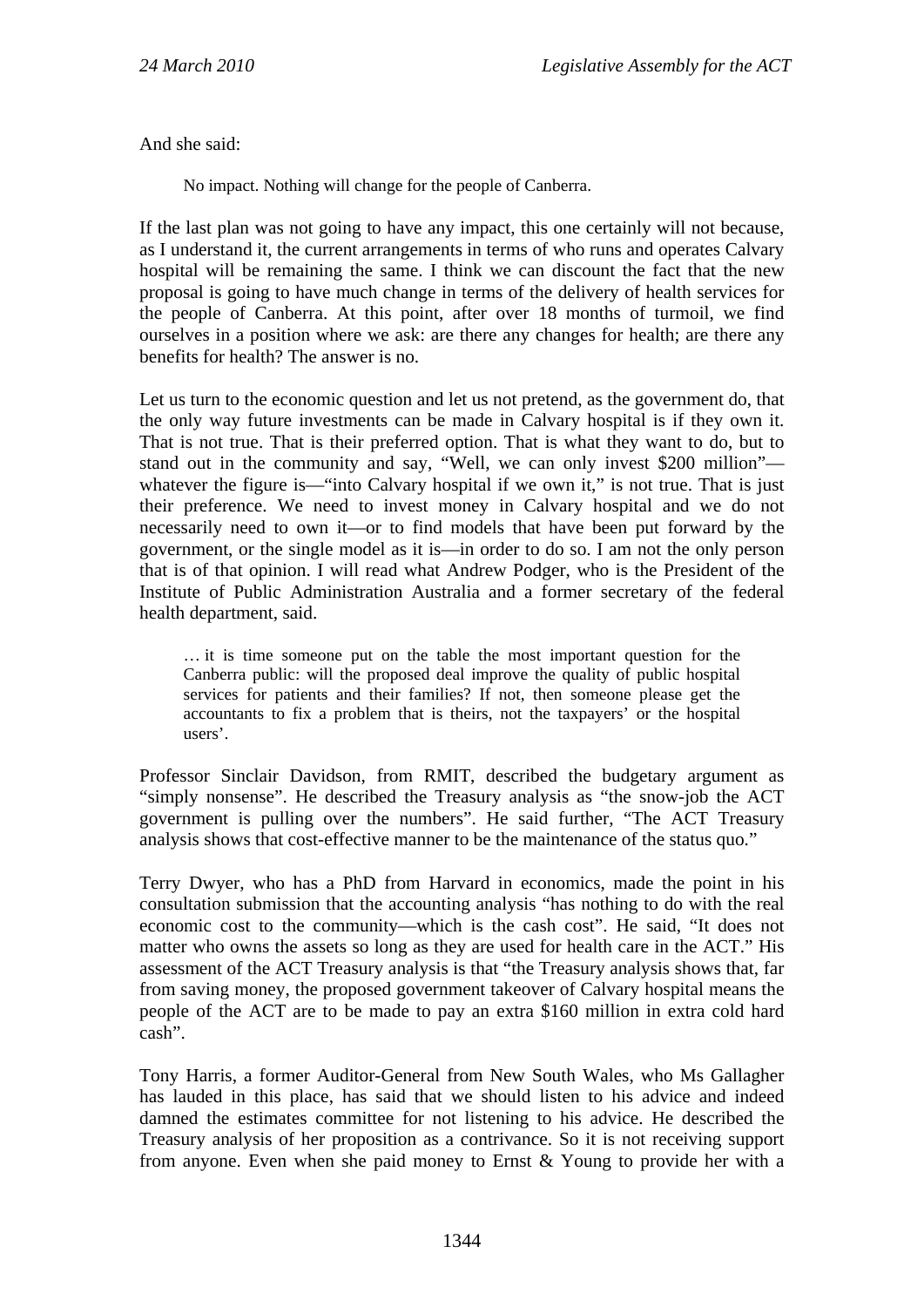And she said:

> No impact. Nothing will change for the people of Canberra.

If the last plan was not going to have any impact, this one certainly will not because, as I understand it, the current arrangements in terms of who runs and operates Calvary hospital will be remaining the same. I think we can discount the fact that the new proposal is going to have much change in terms of the delivery of health services for the people of Canberra. At this point, after over 18 months of turmoil, we find ourselves in a position where we ask: are there any changes for health; are there any benefits for health? The answer is no.

Let us turn to the economic question and let us not pretend, as the government do, that the only way future investments can be made in Calvary hospital is if they own it. That is not true. That is their preferred option. That is what they want to do, but to stand out in the community and say, "Well, we can only invest $200 million"—whatever the figure is—"into Calvary hospital if we own it," is not true. That is just their preference. We need to invest money in Calvary hospital and we do not necessarily need to own it—or to find models that have been put forward by the government, or the single model as it is—in order to do so. I am not the only person that is of that opinion. I will read what Andrew Podger, who is the President of the Institute of Public Administration Australia and a former secretary of the federal health department, said.

> … it is time someone put on the table the most important question for the Canberra public: will the proposed deal improve the quality of public hospital services for patients and their families? If not, then someone please get the accountants to fix a problem that is theirs, not the taxpayers' or the hospital users'.

Professor Sinclair Davidson, from RMIT, described the budgetary argument as "simply nonsense". He described the Treasury analysis as "the snow-job the ACT government is pulling over the numbers". He said further, "The ACT Treasury analysis shows that cost-effective manner to be the maintenance of the status quo."

Terry Dwyer, who has a PhD from Harvard in economics, made the point in his consultation submission that the accounting analysis "has nothing to do with the real economic cost to the community—which is the cash cost". He said, "It does not matter who owns the assets so long as they are used for health care in the ACT." His assessment of the ACT Treasury analysis is that "the Treasury analysis shows that, far from saving money, the proposed government takeover of Calvary hospital means the people of the ACT are to be made to pay an extra $160 million in extra cold hard cash".

Tony Harris, a former Auditor-General from New South Wales, who Ms Gallagher has lauded in this place, has said that we should listen to his advice and indeed damned the estimates committee for not listening to his advice. He described the Treasury analysis of her proposition as a contrivance. So it is not receiving support from anyone. Even when she paid money to Ernst & Young to provide her with a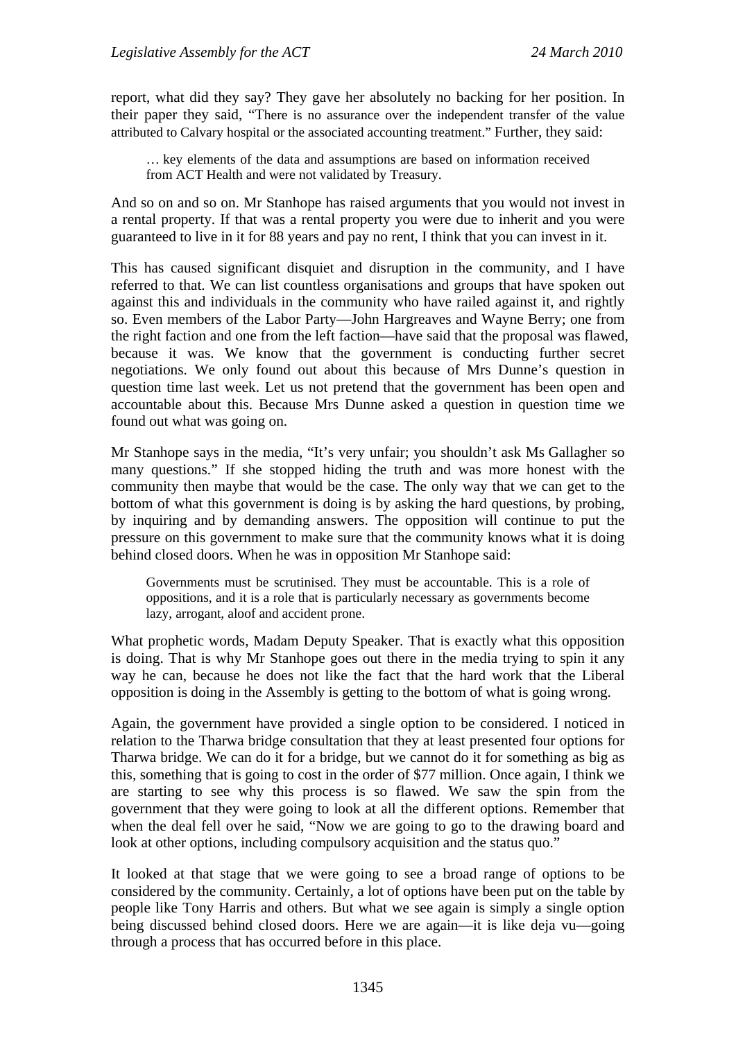report, what did they say? They gave her absolutely no backing for her position. In their paper they said, "There is no assurance over the independent transfer of the value attributed to Calvary hospital or the associated accounting treatment." Further, they said:

> … key elements of the data and assumptions are based on information received from ACT Health and were not validated by Treasury.

And so on and so on. Mr Stanhope has raised arguments that you would not invest in a rental property. If that was a rental property you were due to inherit and you were guaranteed to live in it for 88 years and pay no rent, I think that you can invest in it.

This has caused significant disquiet and disruption in the community, and I have referred to that. We can list countless organisations and groups that have spoken out against this and individuals in the community who have railed against it, and rightly so. Even members of the Labor Party—John Hargreaves and Wayne Berry; one from the right faction and one from the left faction—have said that the proposal was flawed, because it was. We know that the government is conducting further secret negotiations. We only found out about this because of Mrs Dunne's question in question time last week. Let us not pretend that the government has been open and accountable about this. Because Mrs Dunne asked a question in question time we found out what was going on.

Mr Stanhope says in the media, "It's very unfair; you shouldn't ask Ms Gallagher so many questions." If she stopped hiding the truth and was more honest with the community then maybe that would be the case. The only way that we can get to the bottom of what this government is doing is by asking the hard questions, by probing, by inquiring and by demanding answers. The opposition will continue to put the pressure on this government to make sure that the community knows what it is doing behind closed doors. When he was in opposition Mr Stanhope said:

> Governments must be scrutinised. They must be accountable. This is a role of oppositions, and it is a role that is particularly necessary as governments become lazy, arrogant, aloof and accident prone.

What prophetic words, Madam Deputy Speaker. That is exactly what this opposition is doing. That is why Mr Stanhope goes out there in the media trying to spin it any way he can, because he does not like the fact that the hard work that the Liberal opposition is doing in the Assembly is getting to the bottom of what is going wrong.

Again, the government have provided a single option to be considered. I noticed in relation to the Tharwa bridge consultation that they at least presented four options for Tharwa bridge. We can do it for a bridge, but we cannot do it for something as big as this, something that is going to cost in the order of $77 million. Once again, I think we are starting to see why this process is so flawed. We saw the spin from the government that they were going to look at all the different options. Remember that when the deal fell over he said, "Now we are going to go to the drawing board and look at other options, including compulsory acquisition and the status quo."

It looked at that stage that we were going to see a broad range of options to be considered by the community. Certainly, a lot of options have been put on the table by people like Tony Harris and others. But what we see again is simply a single option being discussed behind closed doors. Here we are again—it is like deja vu—going through a process that has occurred before in this place.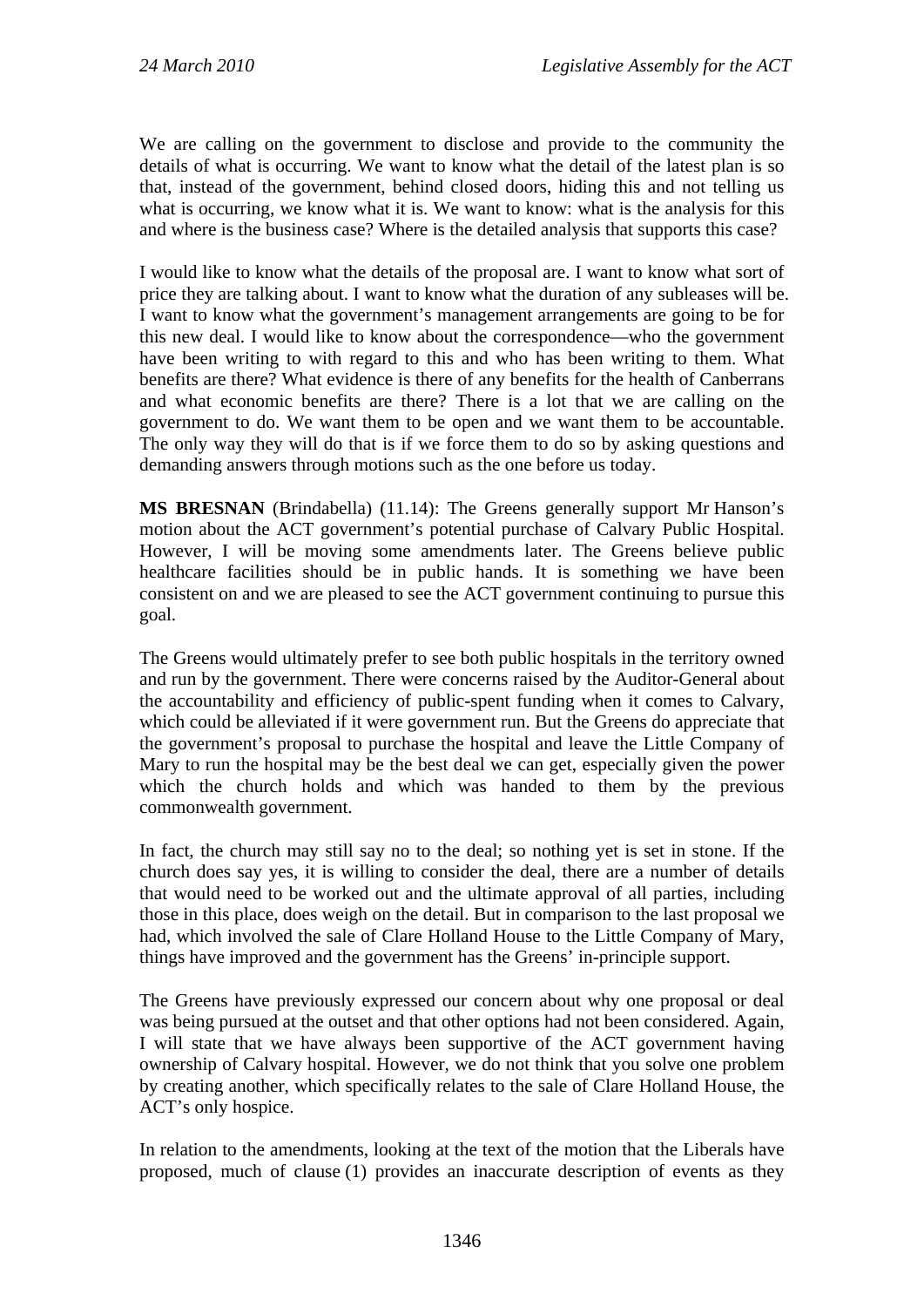We are calling on the government to disclose and provide to the community the details of what is occurring. We want to know what the detail of the latest plan is so that, instead of the government, behind closed doors, hiding this and not telling us what is occurring, we know what it is. We want to know: what is the analysis for this and where is the business case? Where is the detailed analysis that supports this case?

I would like to know what the details of the proposal are. I want to know what sort of price they are talking about. I want to know what the duration of any subleases will be. I want to know what the government's management arrangements are going to be for this new deal. I would like to know about the correspondence—who the government have been writing to with regard to this and who has been writing to them. What benefits are there? What evidence is there of any benefits for the health of Canberrans and what economic benefits are there? There is a lot that we are calling on the government to do. We want them to be open and we want them to be accountable. The only way they will do that is if we force them to do so by asking questions and demanding answers through motions such as the one before us today.

**MS BRESNAN** (Brindabella) (11.14): The Greens generally support Mr Hanson's motion about the ACT government's potential purchase of Calvary Public Hospital. However, I will be moving some amendments later. The Greens believe public healthcare facilities should be in public hands. It is something we have been consistent on and we are pleased to see the ACT government continuing to pursue this goal.

The Greens would ultimately prefer to see both public hospitals in the territory owned and run by the government. There were concerns raised by the Auditor-General about the accountability and efficiency of public-spent funding when it comes to Calvary, which could be alleviated if it were government run. But the Greens do appreciate that the government's proposal to purchase the hospital and leave the Little Company of Mary to run the hospital may be the best deal we can get, especially given the power which the church holds and which was handed to them by the previous commonwealth government.

In fact, the church may still say no to the deal; so nothing yet is set in stone. If the church does say yes, it is willing to consider the deal, there are a number of details that would need to be worked out and the ultimate approval of all parties, including those in this place, does weigh on the detail. But in comparison to the last proposal we had, which involved the sale of Clare Holland House to the Little Company of Mary, things have improved and the government has the Greens' in-principle support.

The Greens have previously expressed our concern about why one proposal or deal was being pursued at the outset and that other options had not been considered. Again, I will state that we have always been supportive of the ACT government having ownership of Calvary hospital. However, we do not think that you solve one problem by creating another, which specifically relates to the sale of Clare Holland House, the ACT's only hospice.

In relation to the amendments, looking at the text of the motion that the Liberals have proposed, much of clause (1) provides an inaccurate description of events as they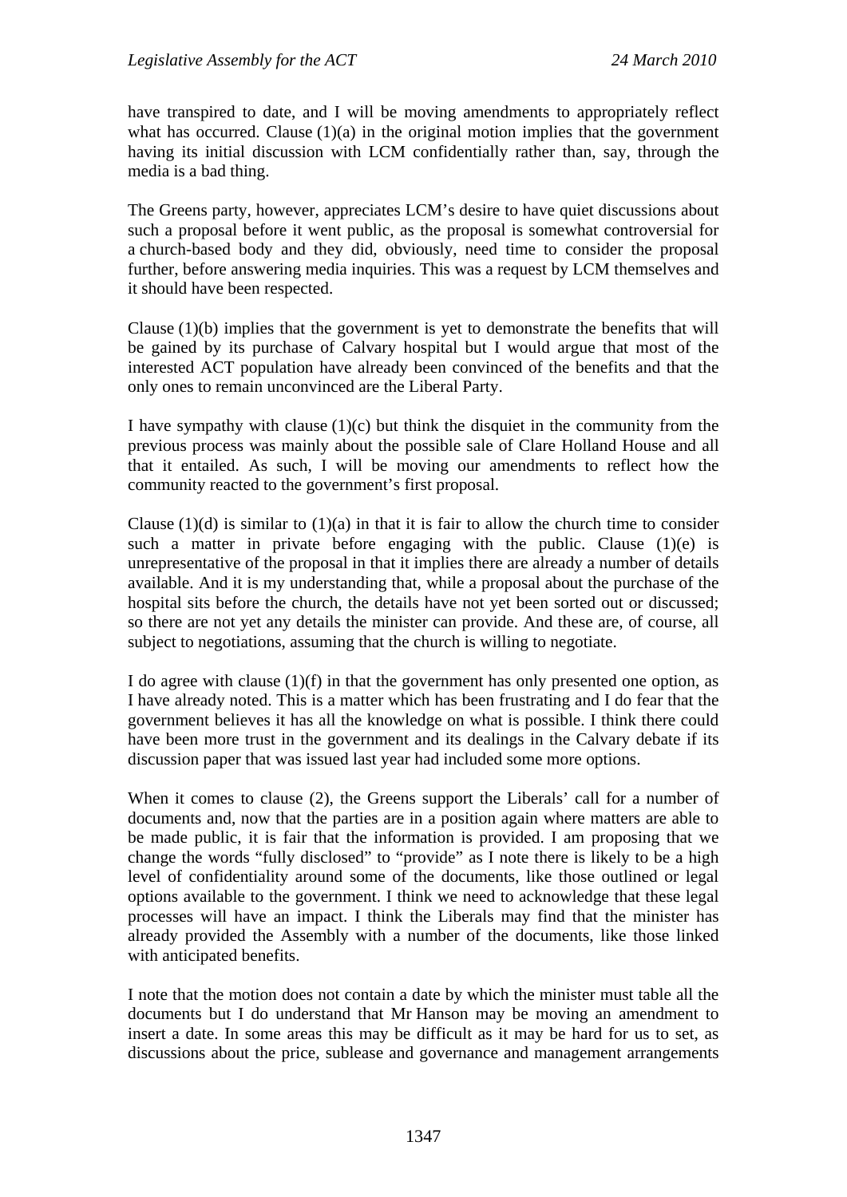have transpired to date, and I will be moving amendments to appropriately reflect what has occurred. Clause (1)(a) in the original motion implies that the government having its initial discussion with LCM confidentially rather than, say, through the media is a bad thing.

The Greens party, however, appreciates LCM's desire to have quiet discussions about such a proposal before it went public, as the proposal is somewhat controversial for a church-based body and they did, obviously, need time to consider the proposal further, before answering media inquiries. This was a request by LCM themselves and it should have been respected.

Clause (1)(b) implies that the government is yet to demonstrate the benefits that will be gained by its purchase of Calvary hospital but I would argue that most of the interested ACT population have already been convinced of the benefits and that the only ones to remain unconvinced are the Liberal Party.

I have sympathy with clause (1)(c) but think the disquiet in the community from the previous process was mainly about the possible sale of Clare Holland House and all that it entailed. As such, I will be moving our amendments to reflect how the community reacted to the government's first proposal.

Clause (1)(d) is similar to (1)(a) in that it is fair to allow the church time to consider such a matter in private before engaging with the public. Clause (1)(e) is unrepresentative of the proposal in that it implies there are already a number of details available. And it is my understanding that, while a proposal about the purchase of the hospital sits before the church, the details have not yet been sorted out or discussed; so there are not yet any details the minister can provide. And these are, of course, all subject to negotiations, assuming that the church is willing to negotiate.

I do agree with clause (1)(f) in that the government has only presented one option, as I have already noted. This is a matter which has been frustrating and I do fear that the government believes it has all the knowledge on what is possible. I think there could have been more trust in the government and its dealings in the Calvary debate if its discussion paper that was issued last year had included some more options.

When it comes to clause (2), the Greens support the Liberals' call for a number of documents and, now that the parties are in a position again where matters are able to be made public, it is fair that the information is provided. I am proposing that we change the words "fully disclosed" to "provide" as I note there is likely to be a high level of confidentiality around some of the documents, like those outlined or legal options available to the government. I think we need to acknowledge that these legal processes will have an impact. I think the Liberals may find that the minister has already provided the Assembly with a number of the documents, like those linked with anticipated benefits.

I note that the motion does not contain a date by which the minister must table all the documents but I do understand that Mr Hanson may be moving an amendment to insert a date. In some areas this may be difficult as it may be hard for us to set, as discussions about the price, sublease and governance and management arrangements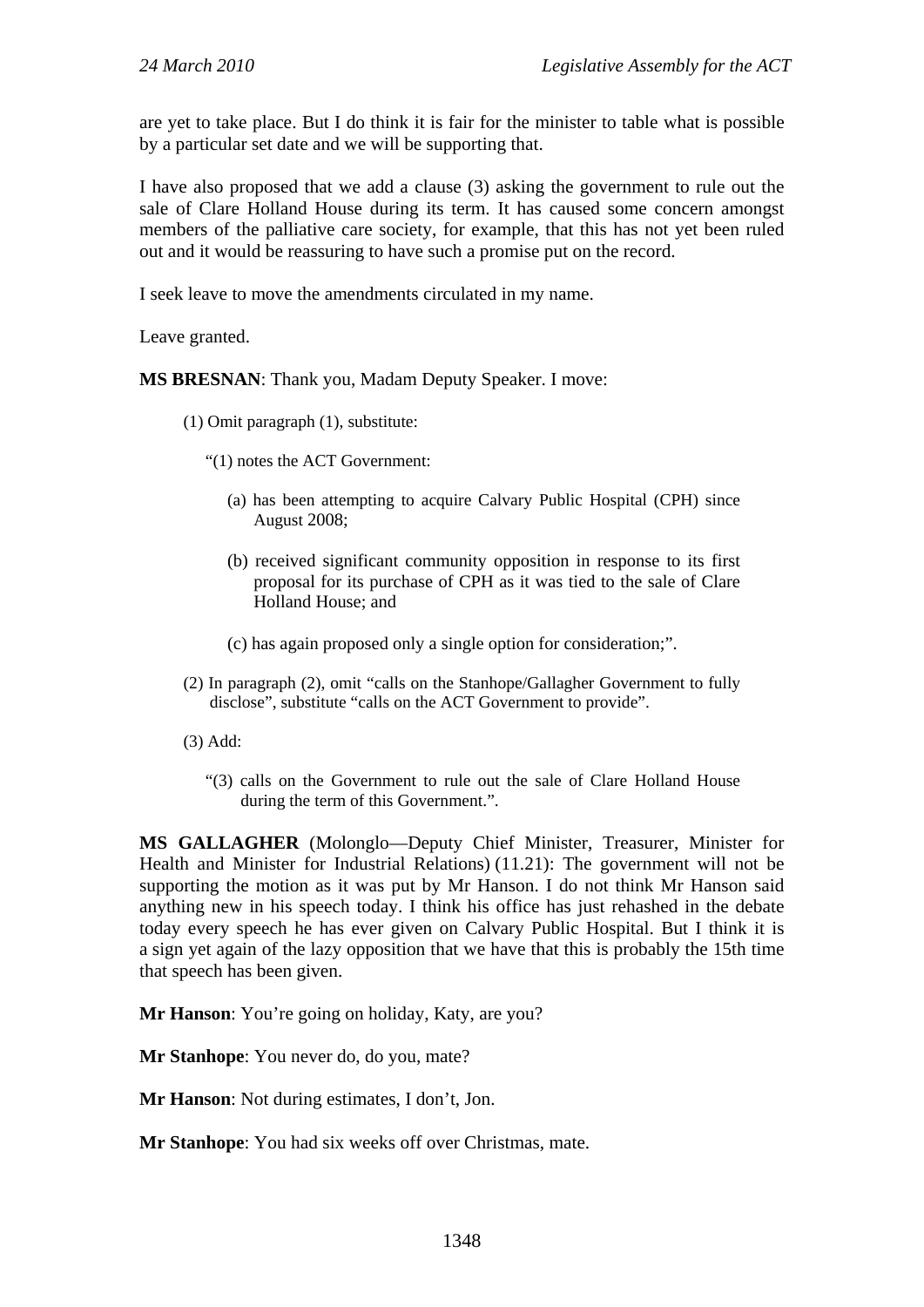are yet to take place. But I do think it is fair for the minister to table what is possible by a particular set date and we will be supporting that.

I have also proposed that we add a clause (3) asking the government to rule out the sale of Clare Holland House during its term. It has caused some concern amongst members of the palliative care society, for example, that this has not yet been ruled out and it would be reassuring to have such a promise put on the record.

I seek leave to move the amendments circulated in my name.

Leave granted.

**MS BRESNAN**: Thank you, Madam Deputy Speaker. I move:

> (1) Omit paragraph (1), substitute:
>
> "(1) notes the ACT Government:
>
> (a) has been attempting to acquire Calvary Public Hospital (CPH) since August 2008;
>
> (b) received significant community opposition in response to its first proposal for its purchase of CPH as it was tied to the sale of Clare Holland House; and
>
> (c) has again proposed only a single option for consideration;".
>
> (2) In paragraph (2), omit "calls on the Stanhope/Gallagher Government to fully disclose", substitute "calls on the ACT Government to provide".
>
> (3) Add:
>
> "(3) calls on the Government to rule out the sale of Clare Holland House during the term of this Government.".

**MS GALLAGHER** (Molonglo—Deputy Chief Minister, Treasurer, Minister for Health and Minister for Industrial Relations) (11.21): The government will not be supporting the motion as it was put by Mr Hanson. I do not think Mr Hanson said anything new in his speech today. I think his office has just rehashed in the debate today every speech he has ever given on Calvary Public Hospital. But I think it is a sign yet again of the lazy opposition that we have that this is probably the 15th time that speech has been given.

**Mr Hanson**: You're going on holiday, Katy, are you?

**Mr Stanhope**: You never do, do you, mate?

**Mr Hanson**: Not during estimates, I don't, Jon.

**Mr Stanhope**: You had six weeks off over Christmas, mate.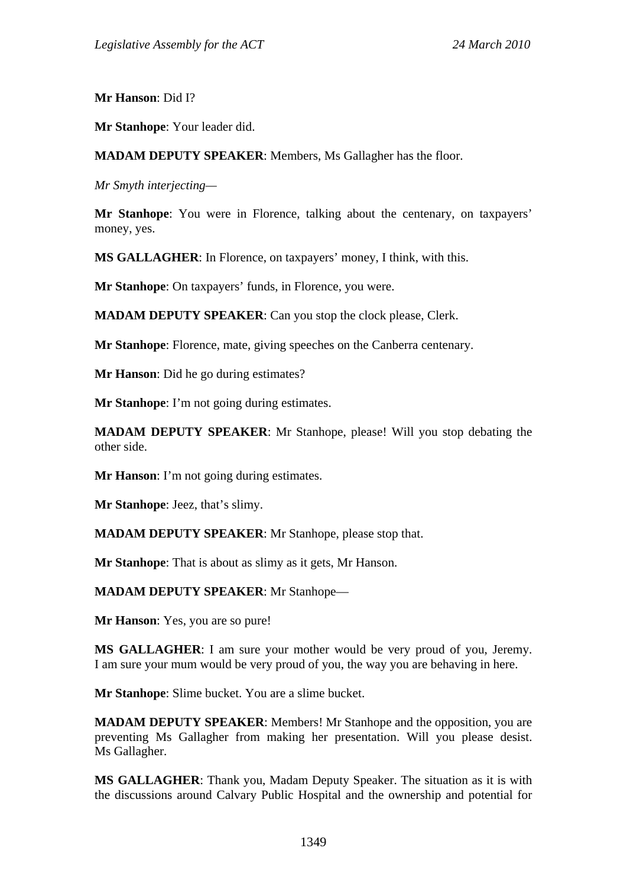**Mr Hanson**: Did I?

**Mr Stanhope**: Your leader did.

**MADAM DEPUTY SPEAKER**: Members, Ms Gallagher has the floor.

*Mr Smyth interjecting—*

**Mr Stanhope**: You were in Florence, talking about the centenary, on taxpayers' money, yes.

**MS GALLAGHER**: In Florence, on taxpayers' money, I think, with this.

**Mr Stanhope**: On taxpayers' funds, in Florence, you were.

**MADAM DEPUTY SPEAKER**: Can you stop the clock please, Clerk.

**Mr Stanhope**: Florence, mate, giving speeches on the Canberra centenary.

**Mr Hanson**: Did he go during estimates?

**Mr Stanhope**: I'm not going during estimates.

**MADAM DEPUTY SPEAKER**: Mr Stanhope, please! Will you stop debating the other side.

**Mr Hanson**: I'm not going during estimates.

**Mr Stanhope**: Jeez, that's slimy.

**MADAM DEPUTY SPEAKER**: Mr Stanhope, please stop that.

**Mr Stanhope**: That is about as slimy as it gets, Mr Hanson.

**MADAM DEPUTY SPEAKER**: Mr Stanhope—

**Mr Hanson**: Yes, you are so pure!

**MS GALLAGHER**: I am sure your mother would be very proud of you, Jeremy. I am sure your mum would be very proud of you, the way you are behaving in here.

**Mr Stanhope**: Slime bucket. You are a slime bucket.

**MADAM DEPUTY SPEAKER**: Members! Mr Stanhope and the opposition, you are preventing Ms Gallagher from making her presentation. Will you please desist. Ms Gallagher.

**MS GALLAGHER**: Thank you, Madam Deputy Speaker. The situation as it is with the discussions around Calvary Public Hospital and the ownership and potential for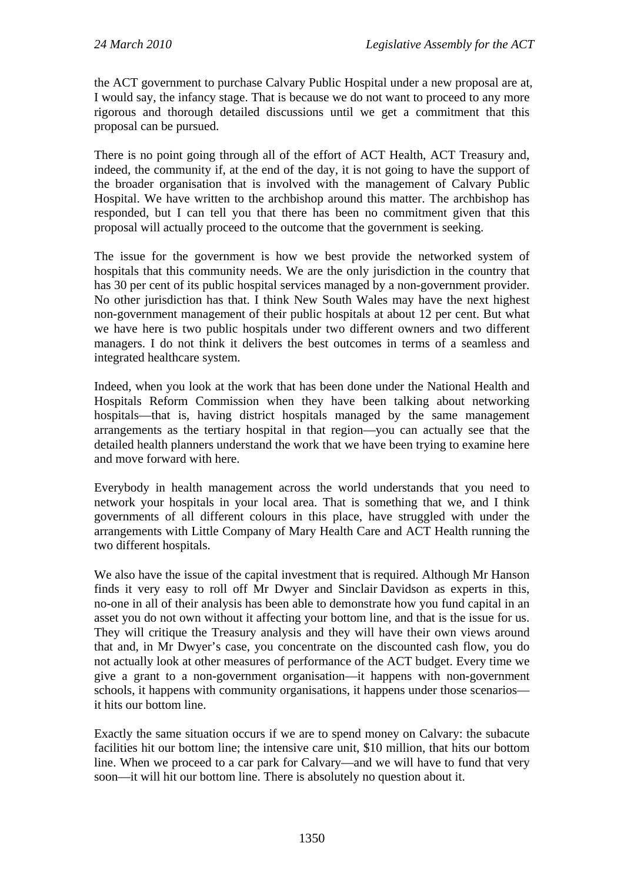the ACT government to purchase Calvary Public Hospital under a new proposal are at, I would say, the infancy stage. That is because we do not want to proceed to any more rigorous and thorough detailed discussions until we get a commitment that this proposal can be pursued.

There is no point going through all of the effort of ACT Health, ACT Treasury and, indeed, the community if, at the end of the day, it is not going to have the support of the broader organisation that is involved with the management of Calvary Public Hospital. We have written to the archbishop around this matter. The archbishop has responded, but I can tell you that there has been no commitment given that this proposal will actually proceed to the outcome that the government is seeking.

The issue for the government is how we best provide the networked system of hospitals that this community needs. We are the only jurisdiction in the country that has 30 per cent of its public hospital services managed by a non-government provider. No other jurisdiction has that. I think New South Wales may have the next highest non-government management of their public hospitals at about 12 per cent. But what we have here is two public hospitals under two different owners and two different managers. I do not think it delivers the best outcomes in terms of a seamless and integrated healthcare system.

Indeed, when you look at the work that has been done under the National Health and Hospitals Reform Commission when they have been talking about networking hospitals—that is, having district hospitals managed by the same management arrangements as the tertiary hospital in that region—you can actually see that the detailed health planners understand the work that we have been trying to examine here and move forward with here.

Everybody in health management across the world understands that you need to network your hospitals in your local area. That is something that we, and I think governments of all different colours in this place, have struggled with under the arrangements with Little Company of Mary Health Care and ACT Health running the two different hospitals.

We also have the issue of the capital investment that is required. Although Mr Hanson finds it very easy to roll off Mr Dwyer and Sinclair Davidson as experts in this, no-one in all of their analysis has been able to demonstrate how you fund capital in an asset you do not own without it affecting your bottom line, and that is the issue for us. They will critique the Treasury analysis and they will have their own views around that and, in Mr Dwyer's case, you concentrate on the discounted cash flow, you do not actually look at other measures of performance of the ACT budget. Every time we give a grant to a non-government organisation—it happens with non-government schools, it happens with community organisations, it happens under those scenarios—it hits our bottom line.

Exactly the same situation occurs if we are to spend money on Calvary: the subacute facilities hit our bottom line; the intensive care unit, $10 million, that hits our bottom line. When we proceed to a car park for Calvary—and we will have to fund that very soon—it will hit our bottom line. There is absolutely no question about it.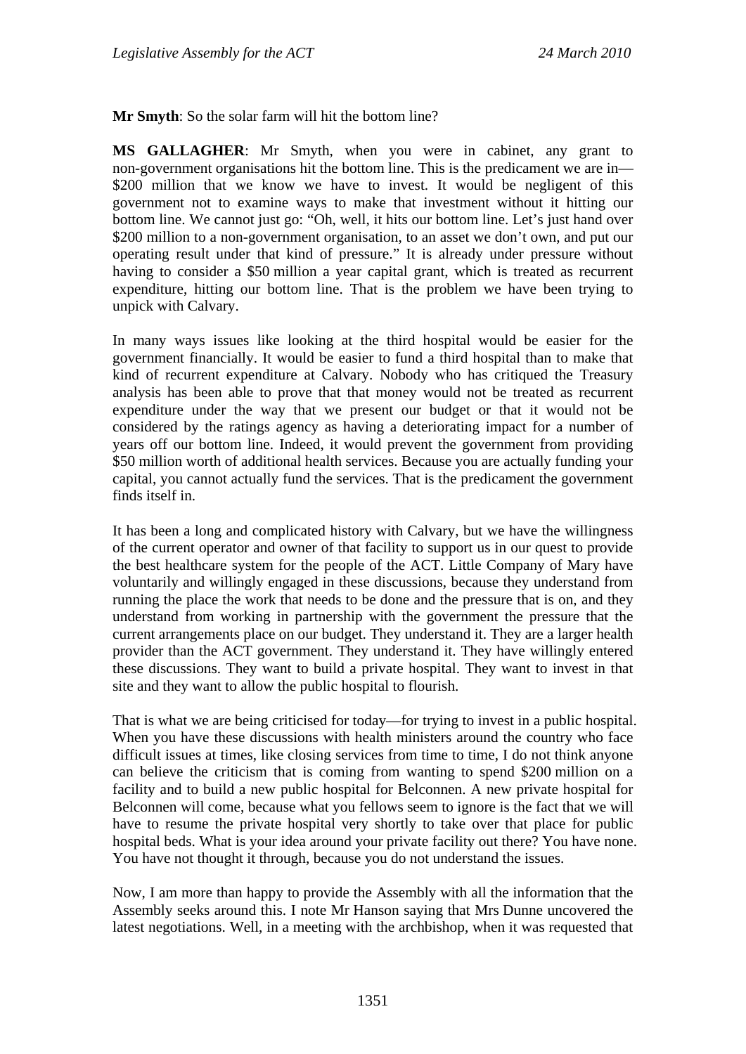**Mr Smyth**: So the solar farm will hit the bottom line?

**MS GALLAGHER**: Mr Smyth, when you were in cabinet, any grant to non-government organisations hit the bottom line. This is the predicament we are in—$200 million that we know we have to invest. It would be negligent of this government not to examine ways to make that investment without it hitting our bottom line. We cannot just go: "Oh, well, it hits our bottom line. Let's just hand over $200 million to a non-government organisation, to an asset we don't own, and put our operating result under that kind of pressure." It is already under pressure without having to consider a $50 million a year capital grant, which is treated as recurrent expenditure, hitting our bottom line. That is the problem we have been trying to unpick with Calvary.

In many ways issues like looking at the third hospital would be easier for the government financially. It would be easier to fund a third hospital than to make that kind of recurrent expenditure at Calvary. Nobody who has critiqued the Treasury analysis has been able to prove that that money would not be treated as recurrent expenditure under the way that we present our budget or that it would not be considered by the ratings agency as having a deteriorating impact for a number of years off our bottom line. Indeed, it would prevent the government from providing $50 million worth of additional health services. Because you are actually funding your capital, you cannot actually fund the services. That is the predicament the government finds itself in.

It has been a long and complicated history with Calvary, but we have the willingness of the current operator and owner of that facility to support us in our quest to provide the best healthcare system for the people of the ACT. Little Company of Mary have voluntarily and willingly engaged in these discussions, because they understand from running the place the work that needs to be done and the pressure that is on, and they understand from working in partnership with the government the pressure that the current arrangements place on our budget. They understand it. They are a larger health provider than the ACT government. They understand it. They have willingly entered these discussions. They want to build a private hospital. They want to invest in that site and they want to allow the public hospital to flourish.

That is what we are being criticised for today—for trying to invest in a public hospital. When you have these discussions with health ministers around the country who face difficult issues at times, like closing services from time to time, I do not think anyone can believe the criticism that is coming from wanting to spend $200 million on a facility and to build a new public hospital for Belconnen. A new private hospital for Belconnen will come, because what you fellows seem to ignore is the fact that we will have to resume the private hospital very shortly to take over that place for public hospital beds. What is your idea around your private facility out there? You have none. You have not thought it through, because you do not understand the issues.

Now, I am more than happy to provide the Assembly with all the information that the Assembly seeks around this. I note Mr Hanson saying that Mrs Dunne uncovered the latest negotiations. Well, in a meeting with the archbishop, when it was requested that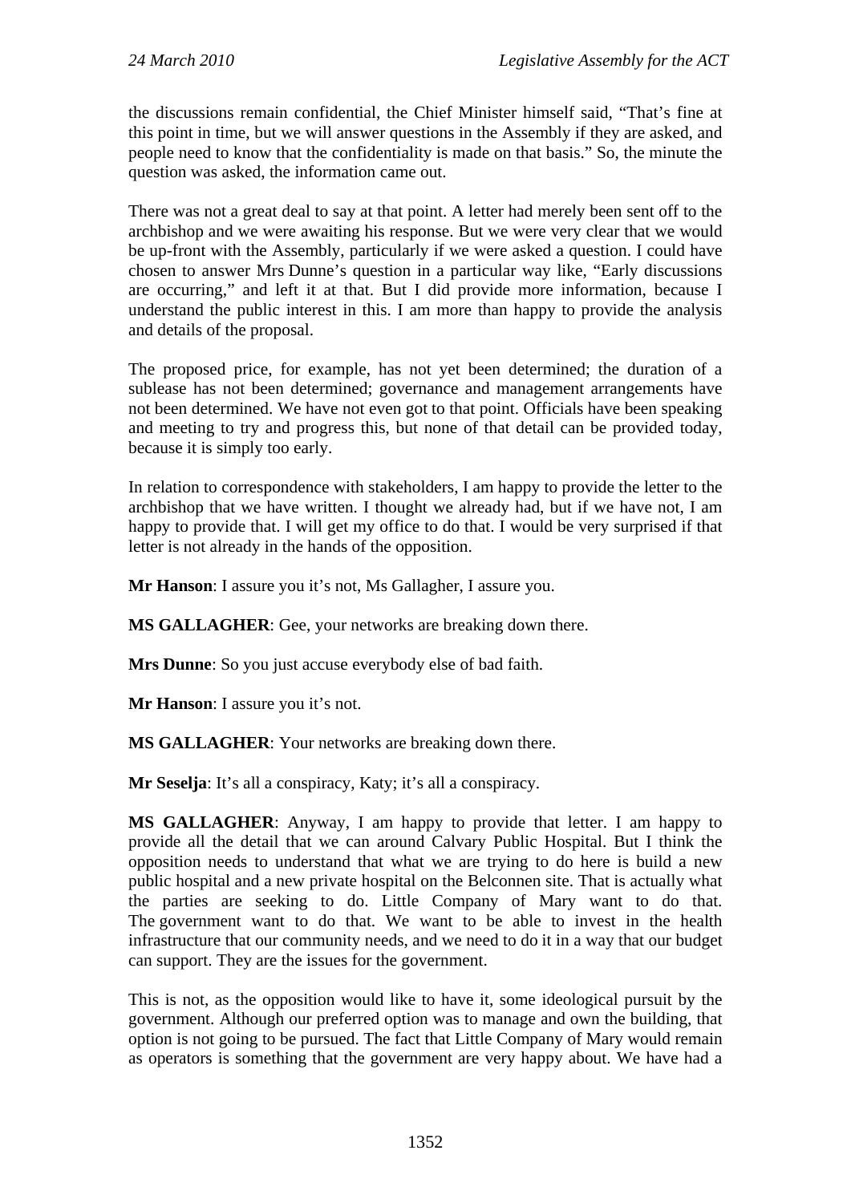the discussions remain confidential, the Chief Minister himself said, "That's fine at this point in time, but we will answer questions in the Assembly if they are asked, and people need to know that the confidentiality is made on that basis." So, the minute the question was asked, the information came out.

There was not a great deal to say at that point. A letter had merely been sent off to the archbishop and we were awaiting his response. But we were very clear that we would be up-front with the Assembly, particularly if we were asked a question. I could have chosen to answer Mrs Dunne's question in a particular way like, "Early discussions are occurring," and left it at that. But I did provide more information, because I understand the public interest in this. I am more than happy to provide the analysis and details of the proposal.

The proposed price, for example, has not yet been determined; the duration of a sublease has not been determined; governance and management arrangements have not been determined. We have not even got to that point. Officials have been speaking and meeting to try and progress this, but none of that detail can be provided today, because it is simply too early.

In relation to correspondence with stakeholders, I am happy to provide the letter to the archbishop that we have written. I thought we already had, but if we have not, I am happy to provide that. I will get my office to do that. I would be very surprised if that letter is not already in the hands of the opposition.

**Mr Hanson**: I assure you it's not, Ms Gallagher, I assure you.

**MS GALLAGHER**: Gee, your networks are breaking down there.

**Mrs Dunne**: So you just accuse everybody else of bad faith.

**Mr Hanson**: I assure you it's not.

**MS GALLAGHER**: Your networks are breaking down there.

**Mr Seselja**: It's all a conspiracy, Katy; it's all a conspiracy.

**MS GALLAGHER**: Anyway, I am happy to provide that letter. I am happy to provide all the detail that we can around Calvary Public Hospital. But I think the opposition needs to understand that what we are trying to do here is build a new public hospital and a new private hospital on the Belconnen site. That is actually what the parties are seeking to do. Little Company of Mary want to do that. The government want to do that. We want to be able to invest in the health infrastructure that our community needs, and we need to do it in a way that our budget can support. They are the issues for the government.

This is not, as the opposition would like to have it, some ideological pursuit by the government. Although our preferred option was to manage and own the building, that option is not going to be pursued. The fact that Little Company of Mary would remain as operators is something that the government are very happy about. We have had a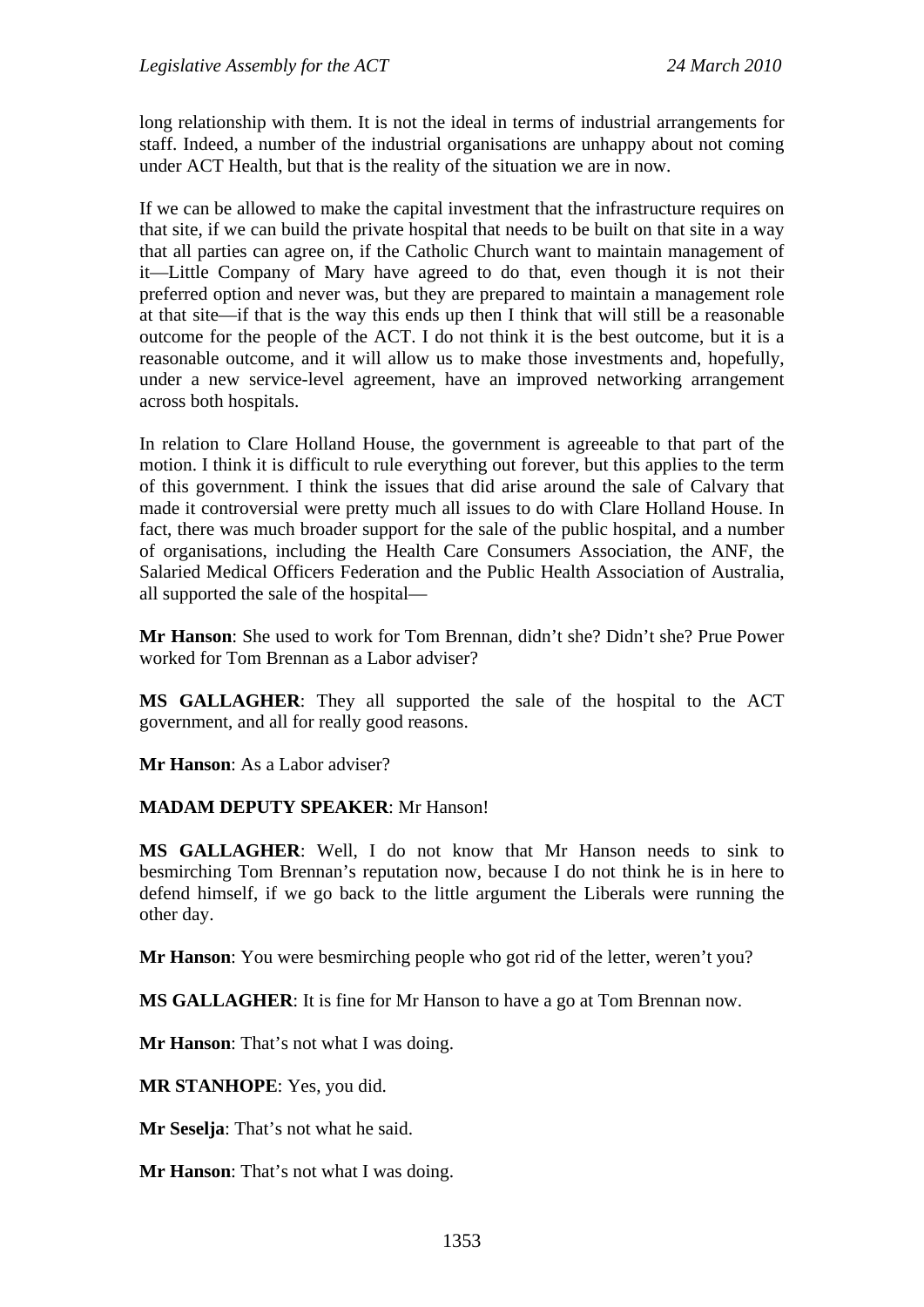long relationship with them. It is not the ideal in terms of industrial arrangements for staff. Indeed, a number of the industrial organisations are unhappy about not coming under ACT Health, but that is the reality of the situation we are in now.

If we can be allowed to make the capital investment that the infrastructure requires on that site, if we can build the private hospital that needs to be built on that site in a way that all parties can agree on, if the Catholic Church want to maintain management of it—Little Company of Mary have agreed to do that, even though it is not their preferred option and never was, but they are prepared to maintain a management role at that site—if that is the way this ends up then I think that will still be a reasonable outcome for the people of the ACT. I do not think it is the best outcome, but it is a reasonable outcome, and it will allow us to make those investments and, hopefully, under a new service-level agreement, have an improved networking arrangement across both hospitals.

In relation to Clare Holland House, the government is agreeable to that part of the motion. I think it is difficult to rule everything out forever, but this applies to the term of this government. I think the issues that did arise around the sale of Calvary that made it controversial were pretty much all issues to do with Clare Holland House. In fact, there was much broader support for the sale of the public hospital, and a number of organisations, including the Health Care Consumers Association, the ANF, the Salaried Medical Officers Federation and the Public Health Association of Australia, all supported the sale of the hospital—

**Mr Hanson**: She used to work for Tom Brennan, didn't she? Didn't she? Prue Power worked for Tom Brennan as a Labor adviser?

**MS GALLAGHER**: They all supported the sale of the hospital to the ACT government, and all for really good reasons.

**Mr Hanson**: As a Labor adviser?

**MADAM DEPUTY SPEAKER**: Mr Hanson!

**MS GALLAGHER**: Well, I do not know that Mr Hanson needs to sink to besmirching Tom Brennan's reputation now, because I do not think he is in here to defend himself, if we go back to the little argument the Liberals were running the other day.

**Mr Hanson**: You were besmirching people who got rid of the letter, weren't you?

**MS GALLAGHER**: It is fine for Mr Hanson to have a go at Tom Brennan now.

**Mr Hanson**: That's not what I was doing.

**MR STANHOPE**: Yes, you did.

**Mr Seselja**: That's not what he said.

**Mr Hanson**: That's not what I was doing.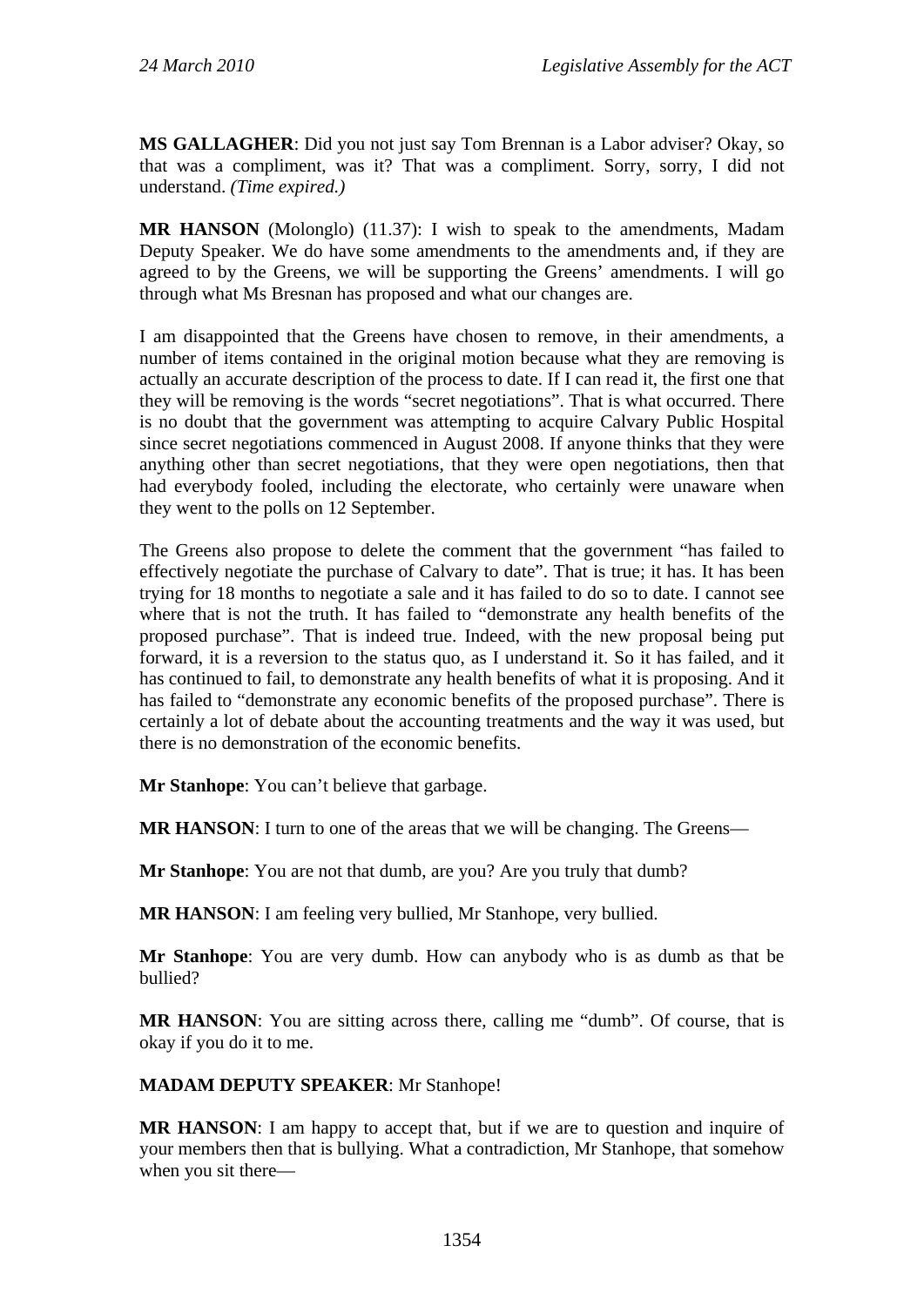**MS GALLAGHER**: Did you not just say Tom Brennan is a Labor adviser? Okay, so that was a compliment, was it? That was a compliment. Sorry, sorry, I did not understand. *(Time expired.)*

**MR HANSON** (Molonglo) (11.37): I wish to speak to the amendments, Madam Deputy Speaker. We do have some amendments to the amendments and, if they are agreed to by the Greens, we will be supporting the Greens' amendments. I will go through what Ms Bresnan has proposed and what our changes are.

I am disappointed that the Greens have chosen to remove, in their amendments, a number of items contained in the original motion because what they are removing is actually an accurate description of the process to date. If I can read it, the first one that they will be removing is the words "secret negotiations". That is what occurred. There is no doubt that the government was attempting to acquire Calvary Public Hospital since secret negotiations commenced in August 2008. If anyone thinks that they were anything other than secret negotiations, that they were open negotiations, then that had everybody fooled, including the electorate, who certainly were unaware when they went to the polls on 12 September.

The Greens also propose to delete the comment that the government "has failed to effectively negotiate the purchase of Calvary to date". That is true; it has. It has been trying for 18 months to negotiate a sale and it has failed to do so to date. I cannot see where that is not the truth. It has failed to "demonstrate any health benefits of the proposed purchase". That is indeed true. Indeed, with the new proposal being put forward, it is a reversion to the status quo, as I understand it. So it has failed, and it has continued to fail, to demonstrate any health benefits of what it is proposing. And it has failed to "demonstrate any economic benefits of the proposed purchase". There is certainly a lot of debate about the accounting treatments and the way it was used, but there is no demonstration of the economic benefits.

**Mr Stanhope**: You can't believe that garbage.

**MR HANSON**: I turn to one of the areas that we will be changing. The Greens—

**Mr Stanhope**: You are not that dumb, are you? Are you truly that dumb?

**MR HANSON**: I am feeling very bullied, Mr Stanhope, very bullied.

**Mr Stanhope**: You are very dumb. How can anybody who is as dumb as that be bullied?

**MR HANSON**: You are sitting across there, calling me "dumb". Of course, that is okay if you do it to me.

**MADAM DEPUTY SPEAKER**: Mr Stanhope!

**MR HANSON**: I am happy to accept that, but if we are to question and inquire of your members then that is bullying. What a contradiction, Mr Stanhope, that somehow when you sit there—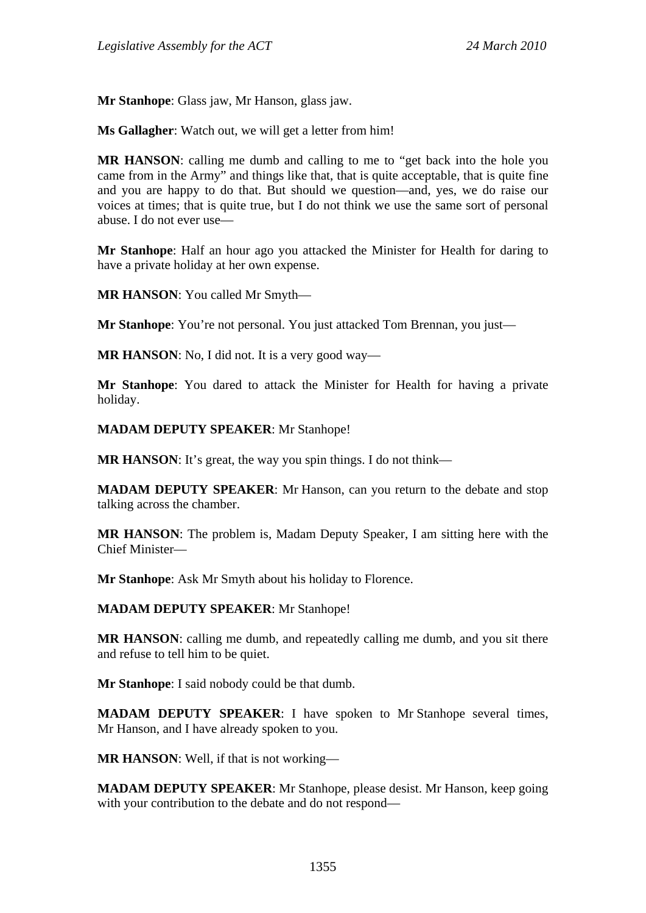**Mr Stanhope**: Glass jaw, Mr Hanson, glass jaw.

**Ms Gallagher**: Watch out, we will get a letter from him!

**MR HANSON**: calling me dumb and calling to me to "get back into the hole you came from in the Army" and things like that, that is quite acceptable, that is quite fine and you are happy to do that. But should we question—and, yes, we do raise our voices at times; that is quite true, but I do not think we use the same sort of personal abuse. I do not ever use—

**Mr Stanhope**: Half an hour ago you attacked the Minister for Health for daring to have a private holiday at her own expense.

**MR HANSON**: You called Mr Smyth—

**Mr Stanhope**: You're not personal. You just attacked Tom Brennan, you just—

**MR HANSON**: No, I did not. It is a very good way—

**Mr Stanhope**: You dared to attack the Minister for Health for having a private holiday.

**MADAM DEPUTY SPEAKER**: Mr Stanhope!

**MR HANSON**: It's great, the way you spin things. I do not think—

**MADAM DEPUTY SPEAKER**: Mr Hanson, can you return to the debate and stop talking across the chamber.

**MR HANSON**: The problem is, Madam Deputy Speaker, I am sitting here with the Chief Minister—

**Mr Stanhope**: Ask Mr Smyth about his holiday to Florence.

**MADAM DEPUTY SPEAKER**: Mr Stanhope!

**MR HANSON**: calling me dumb, and repeatedly calling me dumb, and you sit there and refuse to tell him to be quiet.

**Mr Stanhope**: I said nobody could be that dumb.

**MADAM DEPUTY SPEAKER**: I have spoken to Mr Stanhope several times, Mr Hanson, and I have already spoken to you.

**MR HANSON**: Well, if that is not working—

**MADAM DEPUTY SPEAKER**: Mr Stanhope, please desist. Mr Hanson, keep going with your contribution to the debate and do not respond—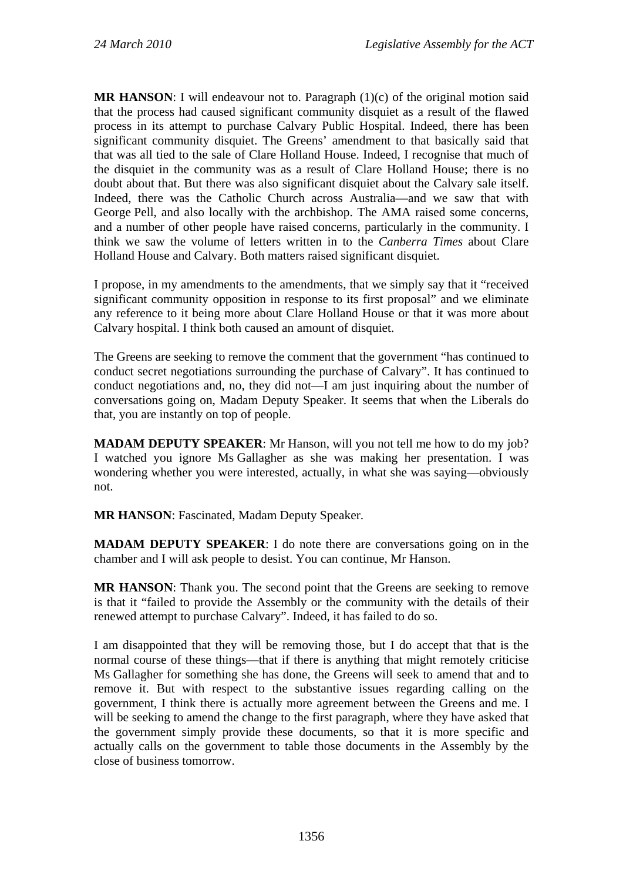**MR HANSON**: I will endeavour not to. Paragraph (1)(c) of the original motion said that the process had caused significant community disquiet as a result of the flawed process in its attempt to purchase Calvary Public Hospital. Indeed, there has been significant community disquiet. The Greens' amendment to that basically said that that was all tied to the sale of Clare Holland House. Indeed, I recognise that much of the disquiet in the community was as a result of Clare Holland House; there is no doubt about that. But there was also significant disquiet about the Calvary sale itself. Indeed, there was the Catholic Church across Australia—and we saw that with George Pell, and also locally with the archbishop. The AMA raised some concerns, and a number of other people have raised concerns, particularly in the community. I think we saw the volume of letters written in to the *Canberra Times* about Clare Holland House and Calvary. Both matters raised significant disquiet.

I propose, in my amendments to the amendments, that we simply say that it "received significant community opposition in response to its first proposal" and we eliminate any reference to it being more about Clare Holland House or that it was more about Calvary hospital. I think both caused an amount of disquiet.

The Greens are seeking to remove the comment that the government "has continued to conduct secret negotiations surrounding the purchase of Calvary". It has continued to conduct negotiations and, no, they did not—I am just inquiring about the number of conversations going on, Madam Deputy Speaker. It seems that when the Liberals do that, you are instantly on top of people.

**MADAM DEPUTY SPEAKER**: Mr Hanson, will you not tell me how to do my job? I watched you ignore Ms Gallagher as she was making her presentation. I was wondering whether you were interested, actually, in what she was saying—obviously not.

**MR HANSON**: Fascinated, Madam Deputy Speaker.

**MADAM DEPUTY SPEAKER**: I do note there are conversations going on in the chamber and I will ask people to desist. You can continue, Mr Hanson.

**MR HANSON**: Thank you. The second point that the Greens are seeking to remove is that it "failed to provide the Assembly or the community with the details of their renewed attempt to purchase Calvary". Indeed, it has failed to do so.

I am disappointed that they will be removing those, but I do accept that that is the normal course of these things—that if there is anything that might remotely criticise Ms Gallagher for something she has done, the Greens will seek to amend that and to remove it. But with respect to the substantive issues regarding calling on the government, I think there is actually more agreement between the Greens and me. I will be seeking to amend the change to the first paragraph, where they have asked that the government simply provide these documents, so that it is more specific and actually calls on the government to table those documents in the Assembly by the close of business tomorrow.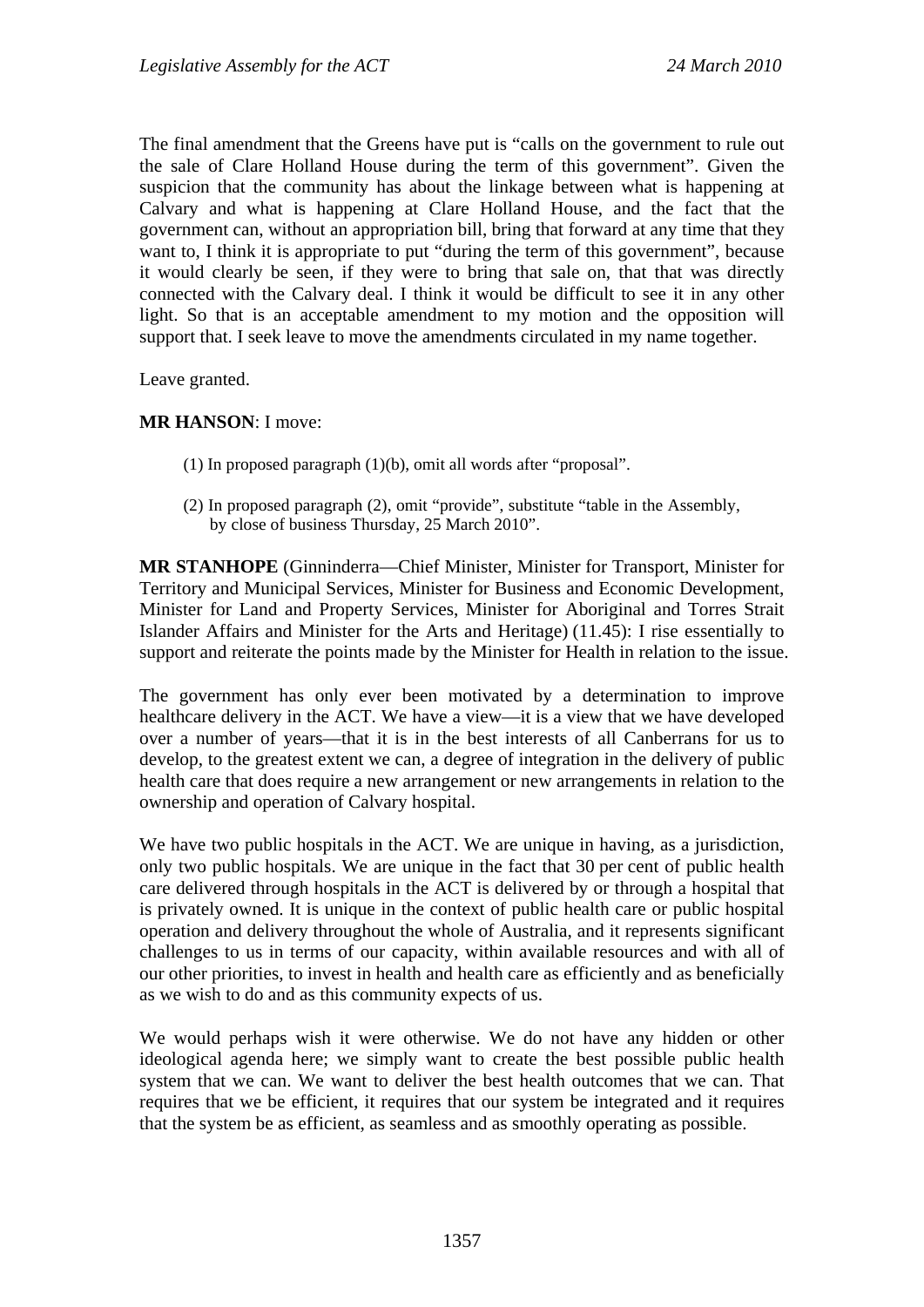The final amendment that the Greens have put is "calls on the government to rule out the sale of Clare Holland House during the term of this government". Given the suspicion that the community has about the linkage between what is happening at Calvary and what is happening at Clare Holland House, and the fact that the government can, without an appropriation bill, bring that forward at any time that they want to, I think it is appropriate to put "during the term of this government", because it would clearly be seen, if they were to bring that sale on, that that was directly connected with the Calvary deal. I think it would be difficult to see it in any other light. So that is an acceptable amendment to my motion and the opposition will support that. I seek leave to move the amendments circulated in my name together.

Leave granted.

**MR HANSON**: I move:

(1) In proposed paragraph (1)(b), omit all words after "proposal".

(2) In proposed paragraph (2), omit "provide", substitute "table in the Assembly, by close of business Thursday, 25 March 2010".

**MR STANHOPE** (Ginninderra—Chief Minister, Minister for Transport, Minister for Territory and Municipal Services, Minister for Business and Economic Development, Minister for Land and Property Services, Minister for Aboriginal and Torres Strait Islander Affairs and Minister for the Arts and Heritage) (11.45): I rise essentially to support and reiterate the points made by the Minister for Health in relation to the issue.

The government has only ever been motivated by a determination to improve healthcare delivery in the ACT. We have a view—it is a view that we have developed over a number of years—that it is in the best interests of all Canberrans for us to develop, to the greatest extent we can, a degree of integration in the delivery of public health care that does require a new arrangement or new arrangements in relation to the ownership and operation of Calvary hospital.

We have two public hospitals in the ACT. We are unique in having, as a jurisdiction, only two public hospitals. We are unique in the fact that 30 per cent of public health care delivered through hospitals in the ACT is delivered by or through a hospital that is privately owned. It is unique in the context of public health care or public hospital operation and delivery throughout the whole of Australia, and it represents significant challenges to us in terms of our capacity, within available resources and with all of our other priorities, to invest in health and health care as efficiently and as beneficially as we wish to do and as this community expects of us.

We would perhaps wish it were otherwise. We do not have any hidden or other ideological agenda here; we simply want to create the best possible public health system that we can. We want to deliver the best health outcomes that we can. That requires that we be efficient, it requires that our system be integrated and it requires that the system be as efficient, as seamless and as smoothly operating as possible.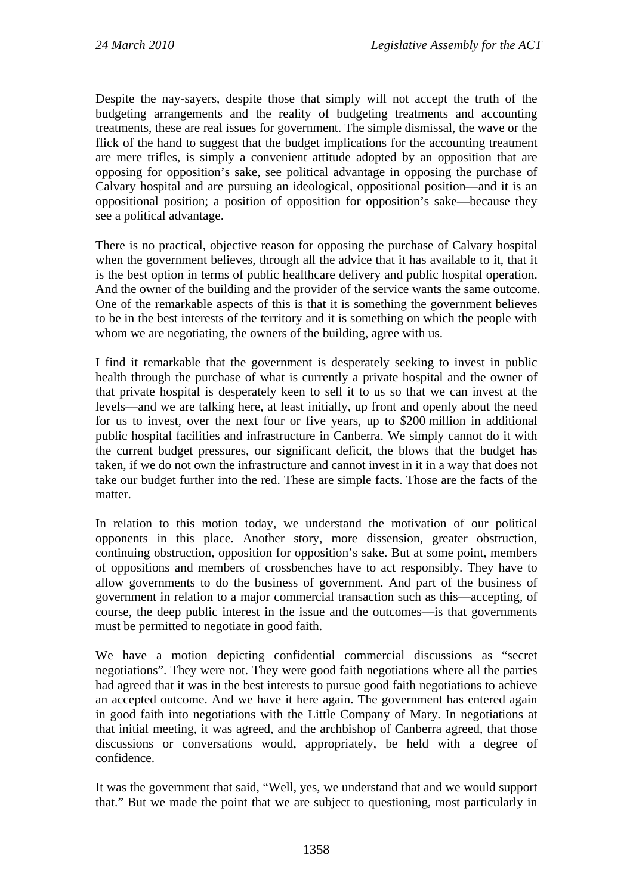Despite the nay-sayers, despite those that simply will not accept the truth of the budgeting arrangements and the reality of budgeting treatments and accounting treatments, these are real issues for government. The simple dismissal, the wave or the flick of the hand to suggest that the budget implications for the accounting treatment are mere trifles, is simply a convenient attitude adopted by an opposition that are opposing for opposition's sake, see political advantage in opposing the purchase of Calvary hospital and are pursuing an ideological, oppositional position—and it is an oppositional position; a position of opposition for opposition's sake—because they see a political advantage.

There is no practical, objective reason for opposing the purchase of Calvary hospital when the government believes, through all the advice that it has available to it, that it is the best option in terms of public healthcare delivery and public hospital operation. And the owner of the building and the provider of the service wants the same outcome. One of the remarkable aspects of this is that it is something the government believes to be in the best interests of the territory and it is something on which the people with whom we are negotiating, the owners of the building, agree with us.

I find it remarkable that the government is desperately seeking to invest in public health through the purchase of what is currently a private hospital and the owner of that private hospital is desperately keen to sell it to us so that we can invest at the levels—and we are talking here, at least initially, up front and openly about the need for us to invest, over the next four or five years, up to $200 million in additional public hospital facilities and infrastructure in Canberra. We simply cannot do it with the current budget pressures, our significant deficit, the blows that the budget has taken, if we do not own the infrastructure and cannot invest in it in a way that does not take our budget further into the red. These are simple facts. Those are the facts of the matter.

In relation to this motion today, we understand the motivation of our political opponents in this place. Another story, more dissension, greater obstruction, continuing obstruction, opposition for opposition's sake. But at some point, members of oppositions and members of crossbenches have to act responsibly. They have to allow governments to do the business of government. And part of the business of government in relation to a major commercial transaction such as this—accepting, of course, the deep public interest in the issue and the outcomes—is that governments must be permitted to negotiate in good faith.

We have a motion depicting confidential commercial discussions as "secret negotiations". They were not. They were good faith negotiations where all the parties had agreed that it was in the best interests to pursue good faith negotiations to achieve an accepted outcome. And we have it here again. The government has entered again in good faith into negotiations with the Little Company of Mary. In negotiations at that initial meeting, it was agreed, and the archbishop of Canberra agreed, that those discussions or conversations would, appropriately, be held with a degree of confidence.

It was the government that said, "Well, yes, we understand that and we would support that." But we made the point that we are subject to questioning, most particularly in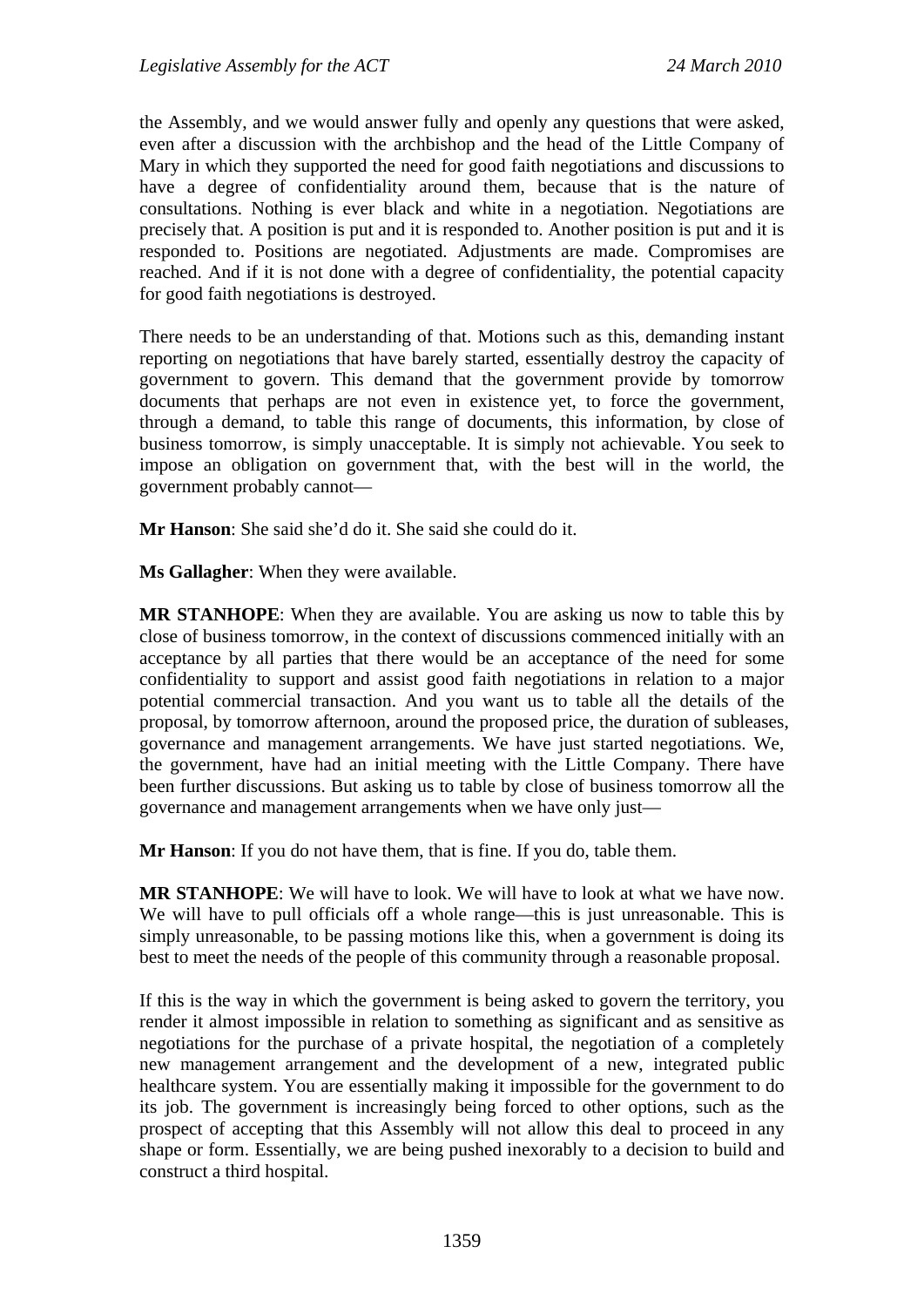the Assembly, and we would answer fully and openly any questions that were asked, even after a discussion with the archbishop and the head of the Little Company of Mary in which they supported the need for good faith negotiations and discussions to have a degree of confidentiality around them, because that is the nature of consultations. Nothing is ever black and white in a negotiation. Negotiations are precisely that. A position is put and it is responded to. Another position is put and it is responded to. Positions are negotiated. Adjustments are made. Compromises are reached. And if it is not done with a degree of confidentiality, the potential capacity for good faith negotiations is destroyed.

There needs to be an understanding of that. Motions such as this, demanding instant reporting on negotiations that have barely started, essentially destroy the capacity of government to govern. This demand that the government provide by tomorrow documents that perhaps are not even in existence yet, to force the government, through a demand, to table this range of documents, this information, by close of business tomorrow, is simply unacceptable. It is simply not achievable. You seek to impose an obligation on government that, with the best will in the world, the government probably cannot—

**Mr Hanson**: She said she'd do it. She said she could do it.

**Ms Gallagher**: When they were available.

**MR STANHOPE**: When they are available. You are asking us now to table this by close of business tomorrow, in the context of discussions commenced initially with an acceptance by all parties that there would be an acceptance of the need for some confidentiality to support and assist good faith negotiations in relation to a major potential commercial transaction. And you want us to table all the details of the proposal, by tomorrow afternoon, around the proposed price, the duration of subleases, governance and management arrangements. We have just started negotiations. We, the government, have had an initial meeting with the Little Company. There have been further discussions. But asking us to table by close of business tomorrow all the governance and management arrangements when we have only just—

**Mr Hanson**: If you do not have them, that is fine. If you do, table them.

**MR STANHOPE**: We will have to look. We will have to look at what we have now. We will have to pull officials off a whole range—this is just unreasonable. This is simply unreasonable, to be passing motions like this, when a government is doing its best to meet the needs of the people of this community through a reasonable proposal.

If this is the way in which the government is being asked to govern the territory, you render it almost impossible in relation to something as significant and as sensitive as negotiations for the purchase of a private hospital, the negotiation of a completely new management arrangement and the development of a new, integrated public healthcare system. You are essentially making it impossible for the government to do its job. The government is increasingly being forced to other options, such as the prospect of accepting that this Assembly will not allow this deal to proceed in any shape or form. Essentially, we are being pushed inexorably to a decision to build and construct a third hospital.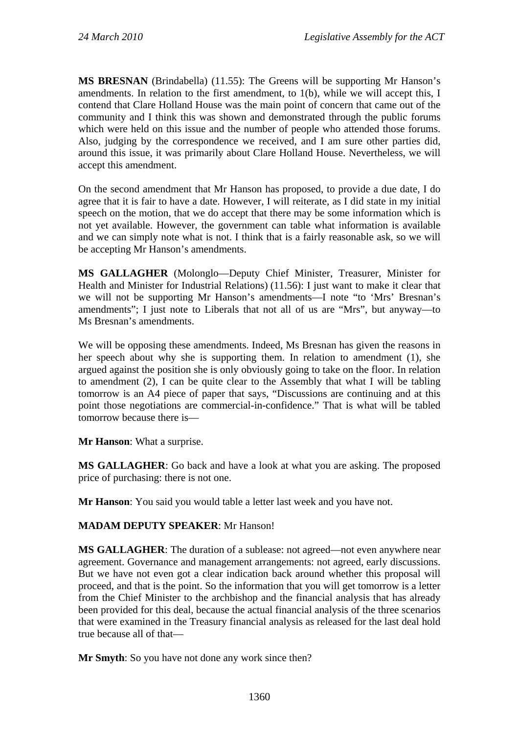**MS BRESNAN** (Brindabella) (11.55): The Greens will be supporting Mr Hanson's amendments. In relation to the first amendment, to 1(b), while we will accept this, I contend that Clare Holland House was the main point of concern that came out of the community and I think this was shown and demonstrated through the public forums which were held on this issue and the number of people who attended those forums. Also, judging by the correspondence we received, and I am sure other parties did, around this issue, it was primarily about Clare Holland House. Nevertheless, we will accept this amendment.

On the second amendment that Mr Hanson has proposed, to provide a due date, I do agree that it is fair to have a date. However, I will reiterate, as I did state in my initial speech on the motion, that we do accept that there may be some information which is not yet available. However, the government can table what information is available and we can simply note what is not. I think that is a fairly reasonable ask, so we will be accepting Mr Hanson's amendments.

**MS GALLAGHER** (Molonglo—Deputy Chief Minister, Treasurer, Minister for Health and Minister for Industrial Relations) (11.56): I just want to make it clear that we will not be supporting Mr Hanson's amendments—I note "to 'Mrs' Bresnan's amendments"; I just note to Liberals that not all of us are "Mrs", but anyway—to Ms Bresnan's amendments.

We will be opposing these amendments. Indeed, Ms Bresnan has given the reasons in her speech about why she is supporting them. In relation to amendment (1), she argued against the position she is only obviously going to take on the floor. In relation to amendment (2), I can be quite clear to the Assembly that what I will be tabling tomorrow is an A4 piece of paper that says, "Discussions are continuing and at this point those negotiations are commercial-in-confidence." That is what will be tabled tomorrow because there is—

**Mr Hanson**: What a surprise.

**MS GALLAGHER**: Go back and have a look at what you are asking. The proposed price of purchasing: there is not one.

**Mr Hanson**: You said you would table a letter last week and you have not.

**MADAM DEPUTY SPEAKER**: Mr Hanson!

**MS GALLAGHER**: The duration of a sublease: not agreed—not even anywhere near agreement. Governance and management arrangements: not agreed, early discussions. But we have not even got a clear indication back around whether this proposal will proceed, and that is the point. So the information that you will get tomorrow is a letter from the Chief Minister to the archbishop and the financial analysis that has already been provided for this deal, because the actual financial analysis of the three scenarios that were examined in the Treasury financial analysis as released for the last deal hold true because all of that—

**Mr Smyth**: So you have not done any work since then?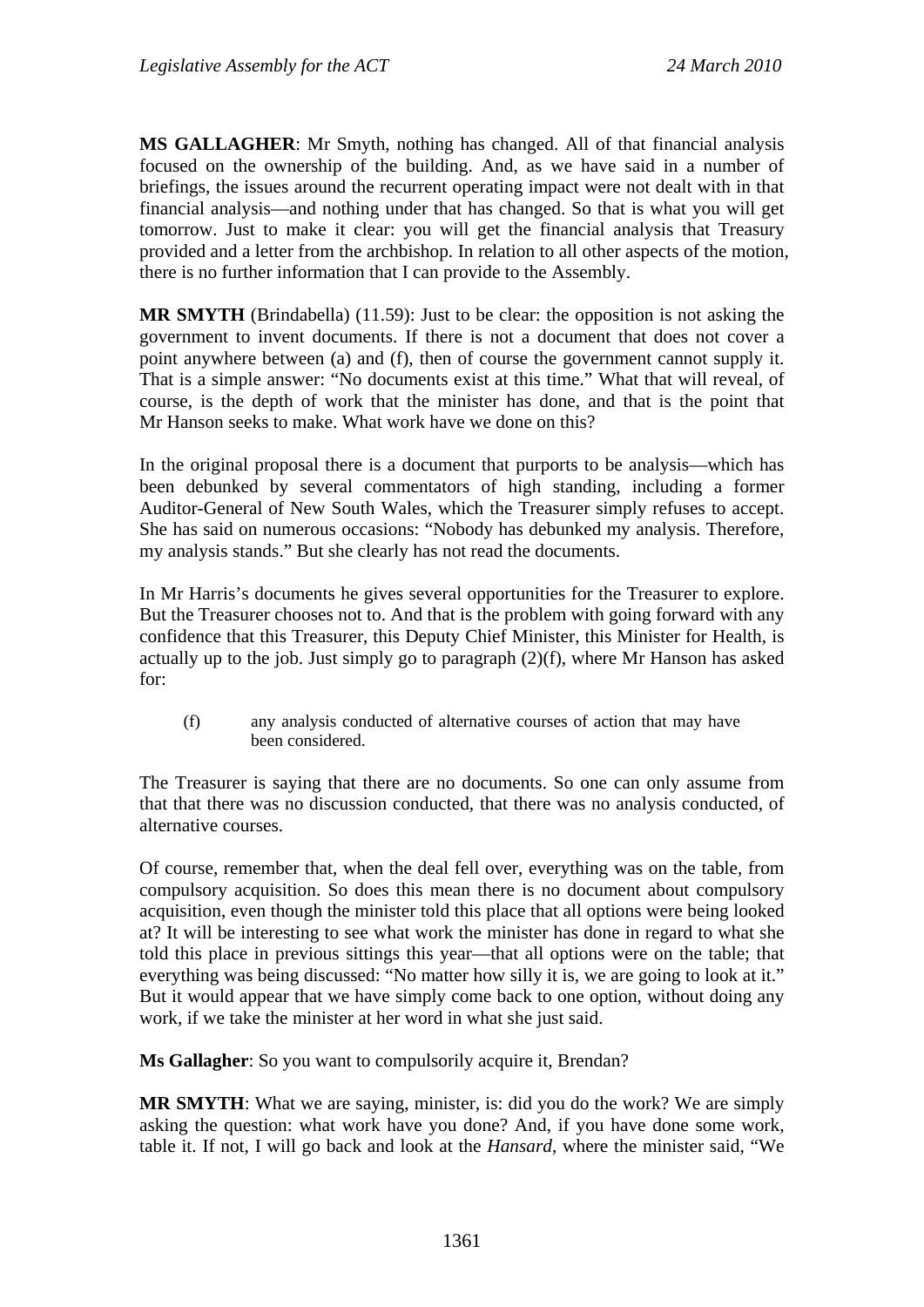**MS GALLAGHER**: Mr Smyth, nothing has changed. All of that financial analysis focused on the ownership of the building. And, as we have said in a number of briefings, the issues around the recurrent operating impact were not dealt with in that financial analysis—and nothing under that has changed. So that is what you will get tomorrow. Just to make it clear: you will get the financial analysis that Treasury provided and a letter from the archbishop. In relation to all other aspects of the motion, there is no further information that I can provide to the Assembly.

**MR SMYTH** (Brindabella) (11.59): Just to be clear: the opposition is not asking the government to invent documents. If there is not a document that does not cover a point anywhere between (a) and (f), then of course the government cannot supply it. That is a simple answer: "No documents exist at this time." What that will reveal, of course, is the depth of work that the minister has done, and that is the point that Mr Hanson seeks to make. What work have we done on this?

In the original proposal there is a document that purports to be analysis—which has been debunked by several commentators of high standing, including a former Auditor-General of New South Wales, which the Treasurer simply refuses to accept. She has said on numerous occasions: "Nobody has debunked my analysis. Therefore, my analysis stands." But she clearly has not read the documents.

In Mr Harris's documents he gives several opportunities for the Treasurer to explore. But the Treasurer chooses not to. And that is the problem with going forward with any confidence that this Treasurer, this Deputy Chief Minister, this Minister for Health, is actually up to the job. Just simply go to paragraph (2)(f), where Mr Hanson has asked for:

> (f) any analysis conducted of alternative courses of action that may have been considered.

The Treasurer is saying that there are no documents. So one can only assume from that that there was no discussion conducted, that there was no analysis conducted, of alternative courses.

Of course, remember that, when the deal fell over, everything was on the table, from compulsory acquisition. So does this mean there is no document about compulsory acquisition, even though the minister told this place that all options were being looked at? It will be interesting to see what work the minister has done in regard to what she told this place in previous sittings this year—that all options were on the table; that everything was being discussed: "No matter how silly it is, we are going to look at it." But it would appear that we have simply come back to one option, without doing any work, if we take the minister at her word in what she just said.

**Ms Gallagher**: So you want to compulsorily acquire it, Brendan?

**MR SMYTH**: What we are saying, minister, is: did you do the work? We are simply asking the question: what work have you done? And, if you have done some work, table it. If not, I will go back and look at the *Hansard*, where the minister said, "We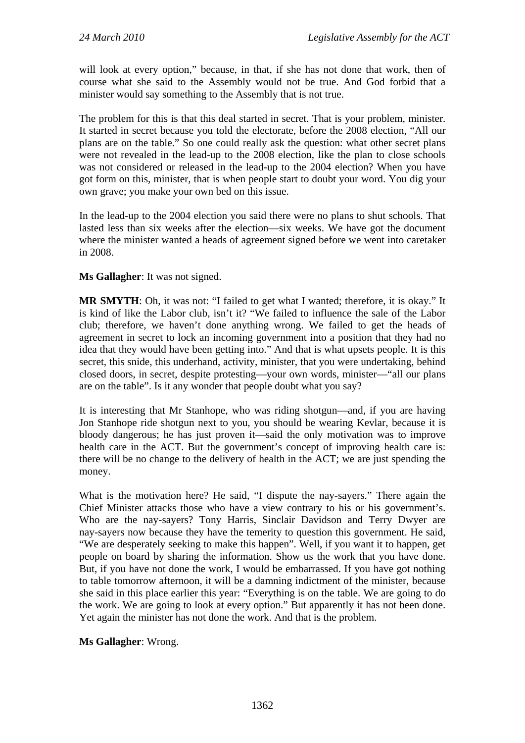will look at every option," because, in that, if she has not done that work, then of course what she said to the Assembly would not be true. And God forbid that a minister would say something to the Assembly that is not true.

The problem for this is that this deal started in secret. That is your problem, minister. It started in secret because you told the electorate, before the 2008 election, "All our plans are on the table." So one could really ask the question: what other secret plans were not revealed in the lead-up to the 2008 election, like the plan to close schools was not considered or released in the lead-up to the 2004 election? When you have got form on this, minister, that is when people start to doubt your word. You dig your own grave; you make your own bed on this issue.

In the lead-up to the 2004 election you said there were no plans to shut schools. That lasted less than six weeks after the election—six weeks. We have got the document where the minister wanted a heads of agreement signed before we went into caretaker in 2008.

**Ms Gallagher**: It was not signed.

**MR SMYTH**: Oh, it was not: "I failed to get what I wanted; therefore, it is okay." It is kind of like the Labor club, isn't it? "We failed to influence the sale of the Labor club; therefore, we haven't done anything wrong. We failed to get the heads of agreement in secret to lock an incoming government into a position that they had no idea that they would have been getting into." And that is what upsets people. It is this secret, this snide, this underhand, activity, minister, that you were undertaking, behind closed doors, in secret, despite protesting—your own words, minister—"all our plans are on the table". Is it any wonder that people doubt what you say?

It is interesting that Mr Stanhope, who was riding shotgun—and, if you are having Jon Stanhope ride shotgun next to you, you should be wearing Kevlar, because it is bloody dangerous; he has just proven it—said the only motivation was to improve health care in the ACT. But the government's concept of improving health care is: there will be no change to the delivery of health in the ACT; we are just spending the money.

What is the motivation here? He said, "I dispute the nay-sayers." There again the Chief Minister attacks those who have a view contrary to his or his government's. Who are the nay-sayers? Tony Harris, Sinclair Davidson and Terry Dwyer are nay-sayers now because they have the temerity to question this government. He said, "We are desperately seeking to make this happen". Well, if you want it to happen, get people on board by sharing the information. Show us the work that you have done. But, if you have not done the work, I would be embarrassed. If you have got nothing to table tomorrow afternoon, it will be a damning indictment of the minister, because she said in this place earlier this year: "Everything is on the table. We are going to do the work. We are going to look at every option." But apparently it has not been done. Yet again the minister has not done the work. And that is the problem.

**Ms Gallagher**: Wrong.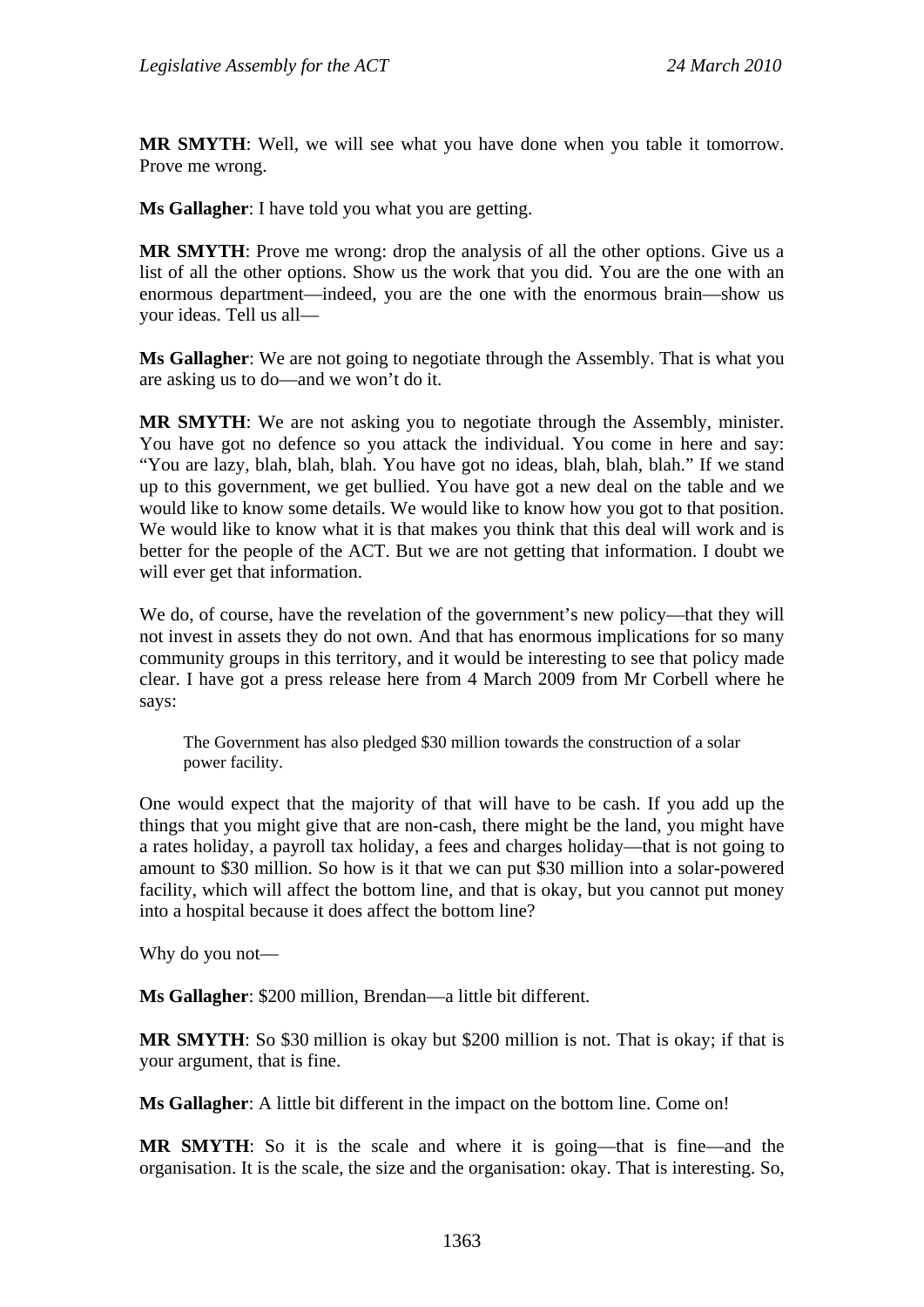**MR SMYTH**: Well, we will see what you have done when you table it tomorrow. Prove me wrong.

**Ms Gallagher**: I have told you what you are getting.

**MR SMYTH**: Prove me wrong: drop the analysis of all the other options. Give us a list of all the other options. Show us the work that you did. You are the one with an enormous department—indeed, you are the one with the enormous brain—show us your ideas. Tell us all—

**Ms Gallagher**: We are not going to negotiate through the Assembly. That is what you are asking us to do—and we won't do it.

**MR SMYTH**: We are not asking you to negotiate through the Assembly, minister. You have got no defence so you attack the individual. You come in here and say: "You are lazy, blah, blah, blah. You have got no ideas, blah, blah, blah." If we stand up to this government, we get bullied. You have got a new deal on the table and we would like to know some details. We would like to know how you got to that position. We would like to know what it is that makes you think that this deal will work and is better for the people of the ACT. But we are not getting that information. I doubt we will ever get that information.

We do, of course, have the revelation of the government's new policy—that they will not invest in assets they do not own. And that has enormous implications for so many community groups in this territory, and it would be interesting to see that policy made clear. I have got a press release here from 4 March 2009 from Mr Corbell where he says:

> The Government has also pledged $30 million towards the construction of a solar power facility.

One would expect that the majority of that will have to be cash. If you add up the things that you might give that are non-cash, there might be the land, you might have a rates holiday, a payroll tax holiday, a fees and charges holiday—that is not going to amount to $30 million. So how is it that we can put $30 million into a solar-powered facility, which will affect the bottom line, and that is okay, but you cannot put money into a hospital because it does affect the bottom line?

Why do you not—

**Ms Gallagher**: $200 million, Brendan—a little bit different.

**MR SMYTH**: So $30 million is okay but $200 million is not. That is okay; if that is your argument, that is fine.

**Ms Gallagher**: A little bit different in the impact on the bottom line. Come on!

**MR SMYTH**: So it is the scale and where it is going—that is fine—and the organisation. It is the scale, the size and the organisation: okay. That is interesting. So,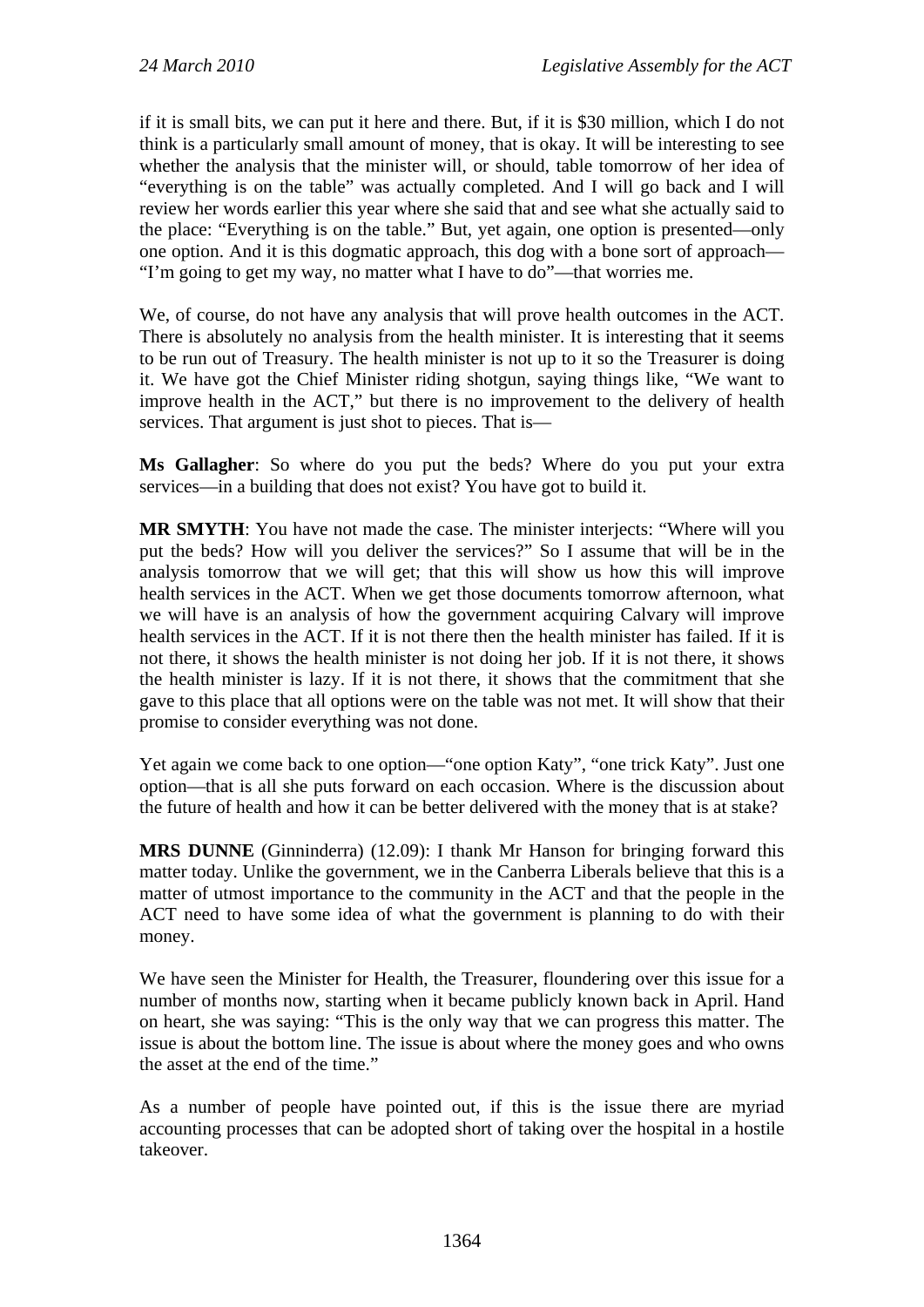if it is small bits, we can put it here and there. But, if it is $30 million, which I do not think is a particularly small amount of money, that is okay. It will be interesting to see whether the analysis that the minister will, or should, table tomorrow of her idea of "everything is on the table" was actually completed. And I will go back and I will review her words earlier this year where she said that and see what she actually said to the place: "Everything is on the table." But, yet again, one option is presented—only one option. And it is this dogmatic approach, this dog with a bone sort of approach—"I'm going to get my way, no matter what I have to do"—that worries me.

We, of course, do not have any analysis that will prove health outcomes in the ACT. There is absolutely no analysis from the health minister. It is interesting that it seems to be run out of Treasury. The health minister is not up to it so the Treasurer is doing it. We have got the Chief Minister riding shotgun, saying things like, "We want to improve health in the ACT," but there is no improvement to the delivery of health services. That argument is just shot to pieces. That is—

**Ms Gallagher**: So where do you put the beds? Where do you put your extra services—in a building that does not exist? You have got to build it.

**MR SMYTH**: You have not made the case. The minister interjects: "Where will you put the beds? How will you deliver the services?" So I assume that will be in the analysis tomorrow that we will get; that this will show us how this will improve health services in the ACT. When we get those documents tomorrow afternoon, what we will have is an analysis of how the government acquiring Calvary will improve health services in the ACT. If it is not there then the health minister has failed. If it is not there, it shows the health minister is not doing her job. If it is not there, it shows the health minister is lazy. If it is not there, it shows that the commitment that she gave to this place that all options were on the table was not met. It will show that their promise to consider everything was not done.

Yet again we come back to one option—"one option Katy", "one trick Katy". Just one option—that is all she puts forward on each occasion. Where is the discussion about the future of health and how it can be better delivered with the money that is at stake?

**MRS DUNNE** (Ginninderra) (12.09): I thank Mr Hanson for bringing forward this matter today. Unlike the government, we in the Canberra Liberals believe that this is a matter of utmost importance to the community in the ACT and that the people in the ACT need to have some idea of what the government is planning to do with their money.

We have seen the Minister for Health, the Treasurer, floundering over this issue for a number of months now, starting when it became publicly known back in April. Hand on heart, she was saying: "This is the only way that we can progress this matter. The issue is about the bottom line. The issue is about where the money goes and who owns the asset at the end of the time."

As a number of people have pointed out, if this is the issue there are myriad accounting processes that can be adopted short of taking over the hospital in a hostile takeover.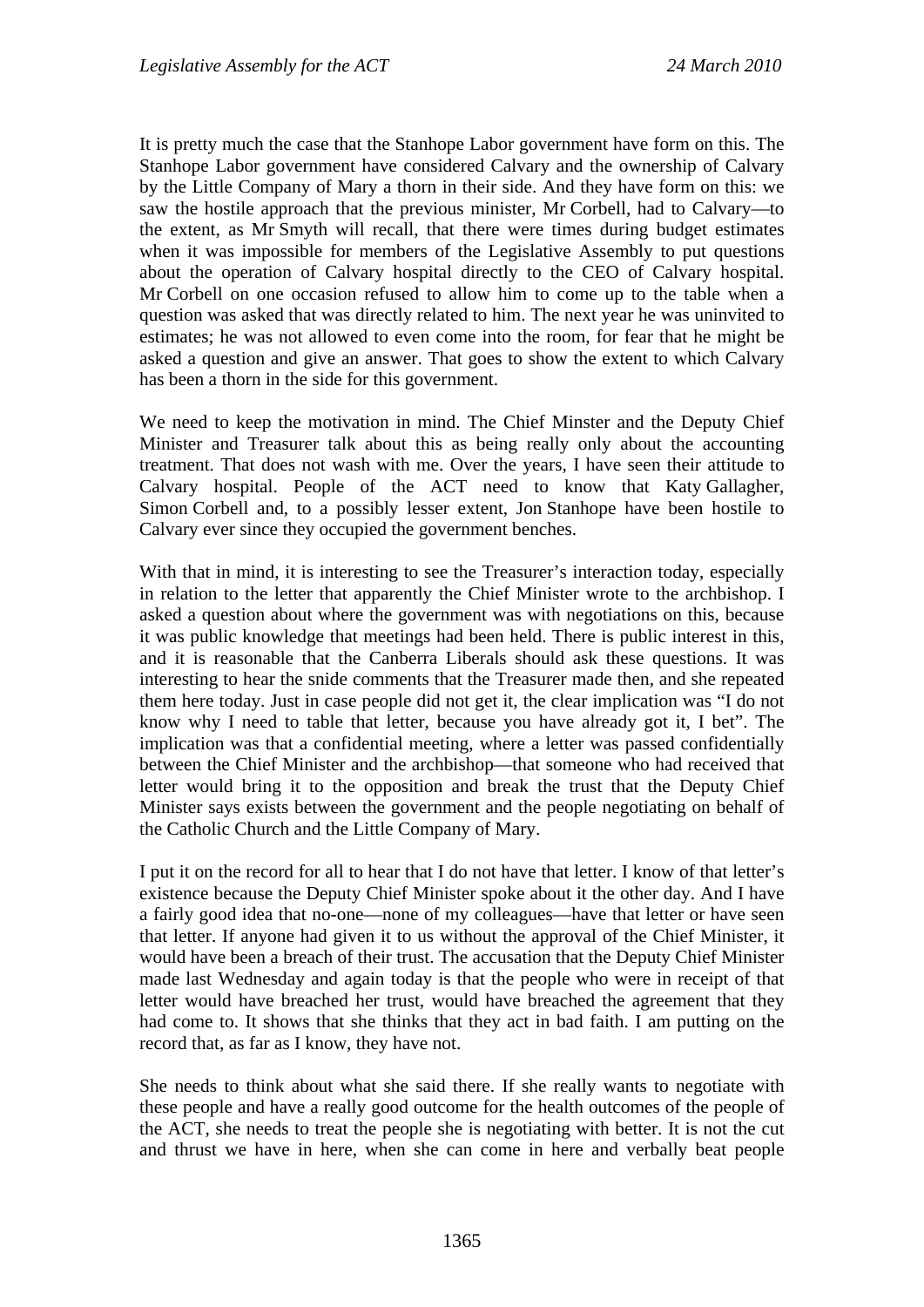It is pretty much the case that the Stanhope Labor government have form on this. The Stanhope Labor government have considered Calvary and the ownership of Calvary by the Little Company of Mary a thorn in their side. And they have form on this: we saw the hostile approach that the previous minister, Mr Corbell, had to Calvary—to the extent, as Mr Smyth will recall, that there were times during budget estimates when it was impossible for members of the Legislative Assembly to put questions about the operation of Calvary hospital directly to the CEO of Calvary hospital. Mr Corbell on one occasion refused to allow him to come up to the table when a question was asked that was directly related to him. The next year he was uninvited to estimates; he was not allowed to even come into the room, for fear that he might be asked a question and give an answer. That goes to show the extent to which Calvary has been a thorn in the side for this government.

We need to keep the motivation in mind. The Chief Minster and the Deputy Chief Minister and Treasurer talk about this as being really only about the accounting treatment. That does not wash with me. Over the years, I have seen their attitude to Calvary hospital. People of the ACT need to know that Katy Gallagher, Simon Corbell and, to a possibly lesser extent, Jon Stanhope have been hostile to Calvary ever since they occupied the government benches.

With that in mind, it is interesting to see the Treasurer's interaction today, especially in relation to the letter that apparently the Chief Minister wrote to the archbishop. I asked a question about where the government was with negotiations on this, because it was public knowledge that meetings had been held. There is public interest in this, and it is reasonable that the Canberra Liberals should ask these questions. It was interesting to hear the snide comments that the Treasurer made then, and she repeated them here today. Just in case people did not get it, the clear implication was "I do not know why I need to table that letter, because you have already got it, I bet". The implication was that a confidential meeting, where a letter was passed confidentially between the Chief Minister and the archbishop—that someone who had received that letter would bring it to the opposition and break the trust that the Deputy Chief Minister says exists between the government and the people negotiating on behalf of the Catholic Church and the Little Company of Mary.

I put it on the record for all to hear that I do not have that letter. I know of that letter's existence because the Deputy Chief Minister spoke about it the other day. And I have a fairly good idea that no-one—none of my colleagues—have that letter or have seen that letter. If anyone had given it to us without the approval of the Chief Minister, it would have been a breach of their trust. The accusation that the Deputy Chief Minister made last Wednesday and again today is that the people who were in receipt of that letter would have breached her trust, would have breached the agreement that they had come to. It shows that she thinks that they act in bad faith. I am putting on the record that, as far as I know, they have not.

She needs to think about what she said there. If she really wants to negotiate with these people and have a really good outcome for the health outcomes of the people of the ACT, she needs to treat the people she is negotiating with better. It is not the cut and thrust we have in here, when she can come in here and verbally beat people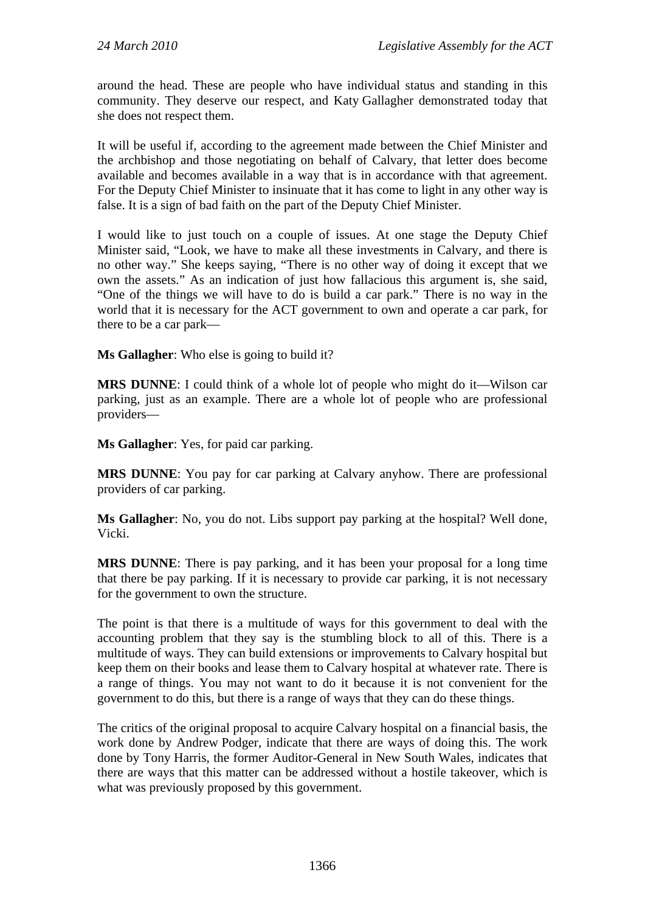around the head. These are people who have individual status and standing in this community. They deserve our respect, and Katy Gallagher demonstrated today that she does not respect them.

It will be useful if, according to the agreement made between the Chief Minister and the archbishop and those negotiating on behalf of Calvary, that letter does become available and becomes available in a way that is in accordance with that agreement. For the Deputy Chief Minister to insinuate that it has come to light in any other way is false. It is a sign of bad faith on the part of the Deputy Chief Minister.

I would like to just touch on a couple of issues. At one stage the Deputy Chief Minister said, "Look, we have to make all these investments in Calvary, and there is no other way." She keeps saying, "There is no other way of doing it except that we own the assets." As an indication of just how fallacious this argument is, she said, "One of the things we will have to do is build a car park." There is no way in the world that it is necessary for the ACT government to own and operate a car park, for there to be a car park—

**Ms Gallagher**: Who else is going to build it?

**MRS DUNNE**: I could think of a whole lot of people who might do it—Wilson car parking, just as an example. There are a whole lot of people who are professional providers—

**Ms Gallagher**: Yes, for paid car parking.

**MRS DUNNE**: You pay for car parking at Calvary anyhow. There are professional providers of car parking.

**Ms Gallagher**: No, you do not. Libs support pay parking at the hospital? Well done, Vicki.

**MRS DUNNE**: There is pay parking, and it has been your proposal for a long time that there be pay parking. If it is necessary to provide car parking, it is not necessary for the government to own the structure.

The point is that there is a multitude of ways for this government to deal with the accounting problem that they say is the stumbling block to all of this. There is a multitude of ways. They can build extensions or improvements to Calvary hospital but keep them on their books and lease them to Calvary hospital at whatever rate. There is a range of things. You may not want to do it because it is not convenient for the government to do this, but there is a range of ways that they can do these things.

The critics of the original proposal to acquire Calvary hospital on a financial basis, the work done by Andrew Podger, indicate that there are ways of doing this. The work done by Tony Harris, the former Auditor-General in New South Wales, indicates that there are ways that this matter can be addressed without a hostile takeover, which is what was previously proposed by this government.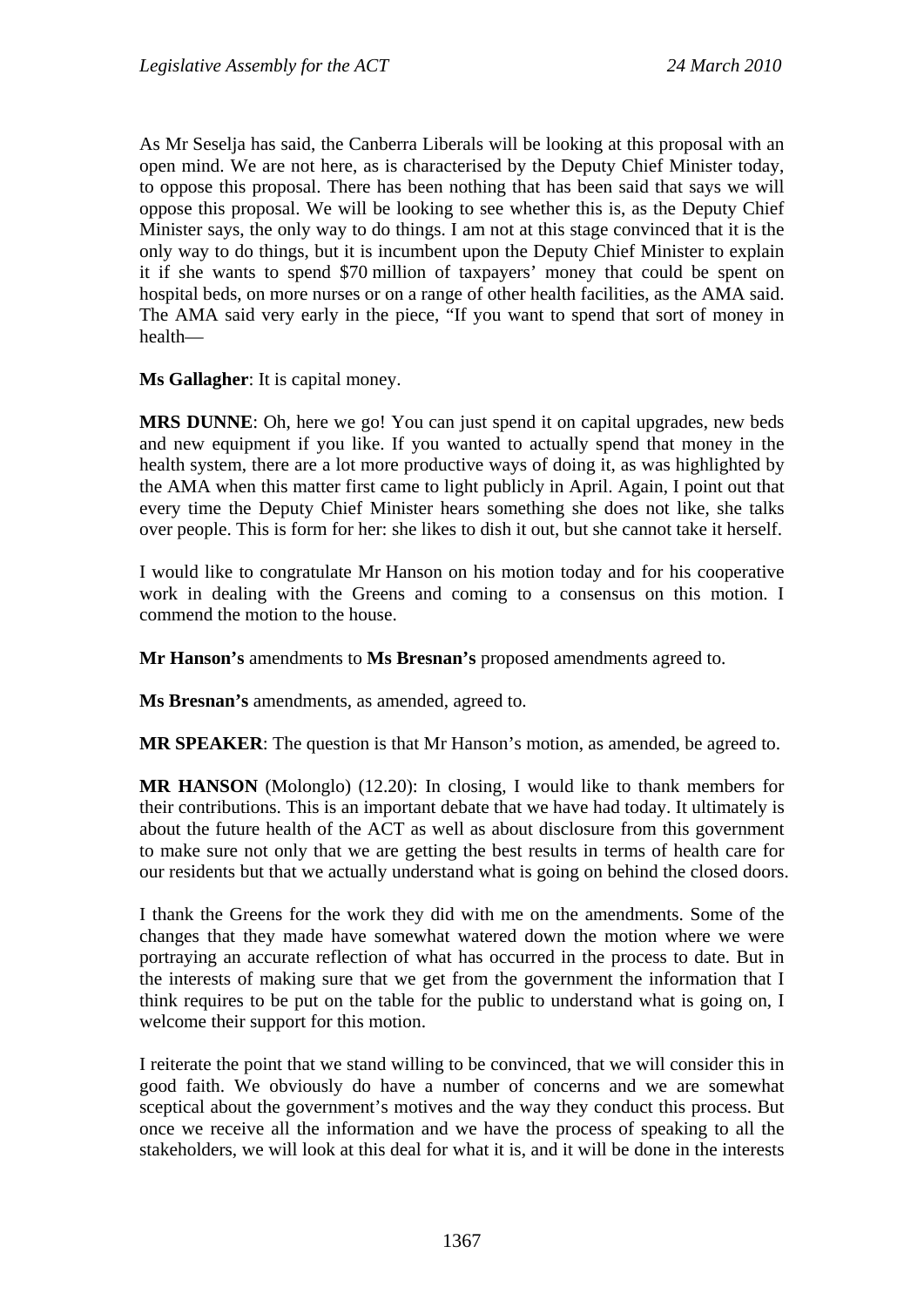As Mr Seselja has said, the Canberra Liberals will be looking at this proposal with an open mind. We are not here, as is characterised by the Deputy Chief Minister today, to oppose this proposal. There has been nothing that has been said that says we will oppose this proposal. We will be looking to see whether this is, as the Deputy Chief Minister says, the only way to do things. I am not at this stage convinced that it is the only way to do things, but it is incumbent upon the Deputy Chief Minister to explain it if she wants to spend $70 million of taxpayers' money that could be spent on hospital beds, on more nurses or on a range of other health facilities, as the AMA said. The AMA said very early in the piece, "If you want to spend that sort of money in health—

**Ms Gallagher**: It is capital money.

**MRS DUNNE**: Oh, here we go! You can just spend it on capital upgrades, new beds and new equipment if you like. If you wanted to actually spend that money in the health system, there are a lot more productive ways of doing it, as was highlighted by the AMA when this matter first came to light publicly in April. Again, I point out that every time the Deputy Chief Minister hears something she does not like, she talks over people. This is form for her: she likes to dish it out, but she cannot take it herself.

I would like to congratulate Mr Hanson on his motion today and for his cooperative work in dealing with the Greens and coming to a consensus on this motion. I commend the motion to the house.

**Mr Hanson's** amendments to **Ms Bresnan's** proposed amendments agreed to.

**Ms Bresnan's** amendments, as amended, agreed to.

**MR SPEAKER**: The question is that Mr Hanson's motion, as amended, be agreed to.

**MR HANSON** (Molonglo) (12.20): In closing, I would like to thank members for their contributions. This is an important debate that we have had today. It ultimately is about the future health of the ACT as well as about disclosure from this government to make sure not only that we are getting the best results in terms of health care for our residents but that we actually understand what is going on behind the closed doors.

I thank the Greens for the work they did with me on the amendments. Some of the changes that they made have somewhat watered down the motion where we were portraying an accurate reflection of what has occurred in the process to date. But in the interests of making sure that we get from the government the information that I think requires to be put on the table for the public to understand what is going on, I welcome their support for this motion.

I reiterate the point that we stand willing to be convinced, that we will consider this in good faith. We obviously do have a number of concerns and we are somewhat sceptical about the government's motives and the way they conduct this process. But once we receive all the information and we have the process of speaking to all the stakeholders, we will look at this deal for what it is, and it will be done in the interests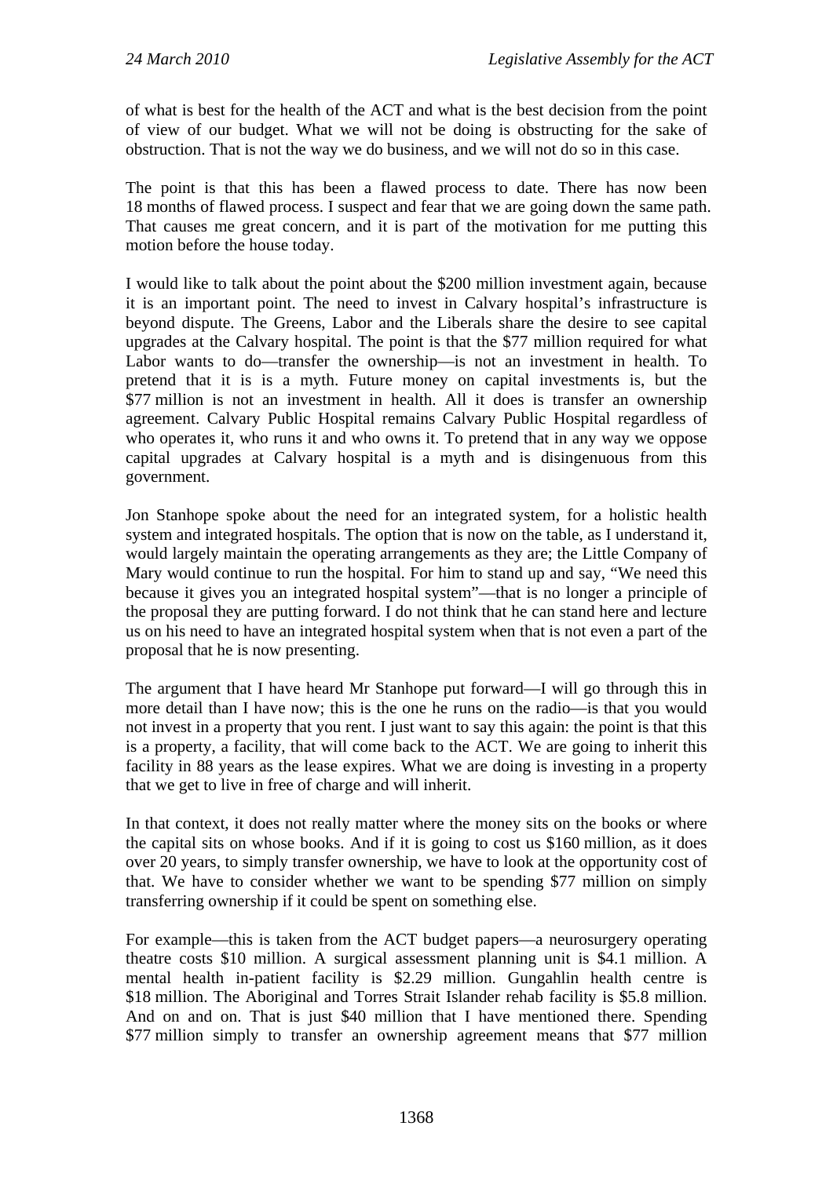of what is best for the health of the ACT and what is the best decision from the point of view of our budget. What we will not be doing is obstructing for the sake of obstruction. That is not the way we do business, and we will not do so in this case.

The point is that this has been a flawed process to date. There has now been 18 months of flawed process. I suspect and fear that we are going down the same path. That causes me great concern, and it is part of the motivation for me putting this motion before the house today.

I would like to talk about the point about the $200 million investment again, because it is an important point. The need to invest in Calvary hospital's infrastructure is beyond dispute. The Greens, Labor and the Liberals share the desire to see capital upgrades at the Calvary hospital. The point is that the $77 million required for what Labor wants to do—transfer the ownership—is not an investment in health. To pretend that it is is a myth. Future money on capital investments is, but the $77 million is not an investment in health. All it does is transfer an ownership agreement. Calvary Public Hospital remains Calvary Public Hospital regardless of who operates it, who runs it and who owns it. To pretend that in any way we oppose capital upgrades at Calvary hospital is a myth and is disingenuous from this government.

Jon Stanhope spoke about the need for an integrated system, for a holistic health system and integrated hospitals. The option that is now on the table, as I understand it, would largely maintain the operating arrangements as they are; the Little Company of Mary would continue to run the hospital. For him to stand up and say, "We need this because it gives you an integrated hospital system"—that is no longer a principle of the proposal they are putting forward. I do not think that he can stand here and lecture us on his need to have an integrated hospital system when that is not even a part of the proposal that he is now presenting.

The argument that I have heard Mr Stanhope put forward—I will go through this in more detail than I have now; this is the one he runs on the radio—is that you would not invest in a property that you rent. I just want to say this again: the point is that this is a property, a facility, that will come back to the ACT. We are going to inherit this facility in 88 years as the lease expires. What we are doing is investing in a property that we get to live in free of charge and will inherit.

In that context, it does not really matter where the money sits on the books or where the capital sits on whose books. And if it is going to cost us $160 million, as it does over 20 years, to simply transfer ownership, we have to look at the opportunity cost of that. We have to consider whether we want to be spending $77 million on simply transferring ownership if it could be spent on something else.

For example—this is taken from the ACT budget papers—a neurosurgery operating theatre costs $10 million. A surgical assessment planning unit is $4.1 million. A mental health in-patient facility is $2.29 million. Gungahlin health centre is $18 million. The Aboriginal and Torres Strait Islander rehab facility is $5.8 million. And on and on. That is just $40 million that I have mentioned there. Spending $77 million simply to transfer an ownership agreement means that $77 million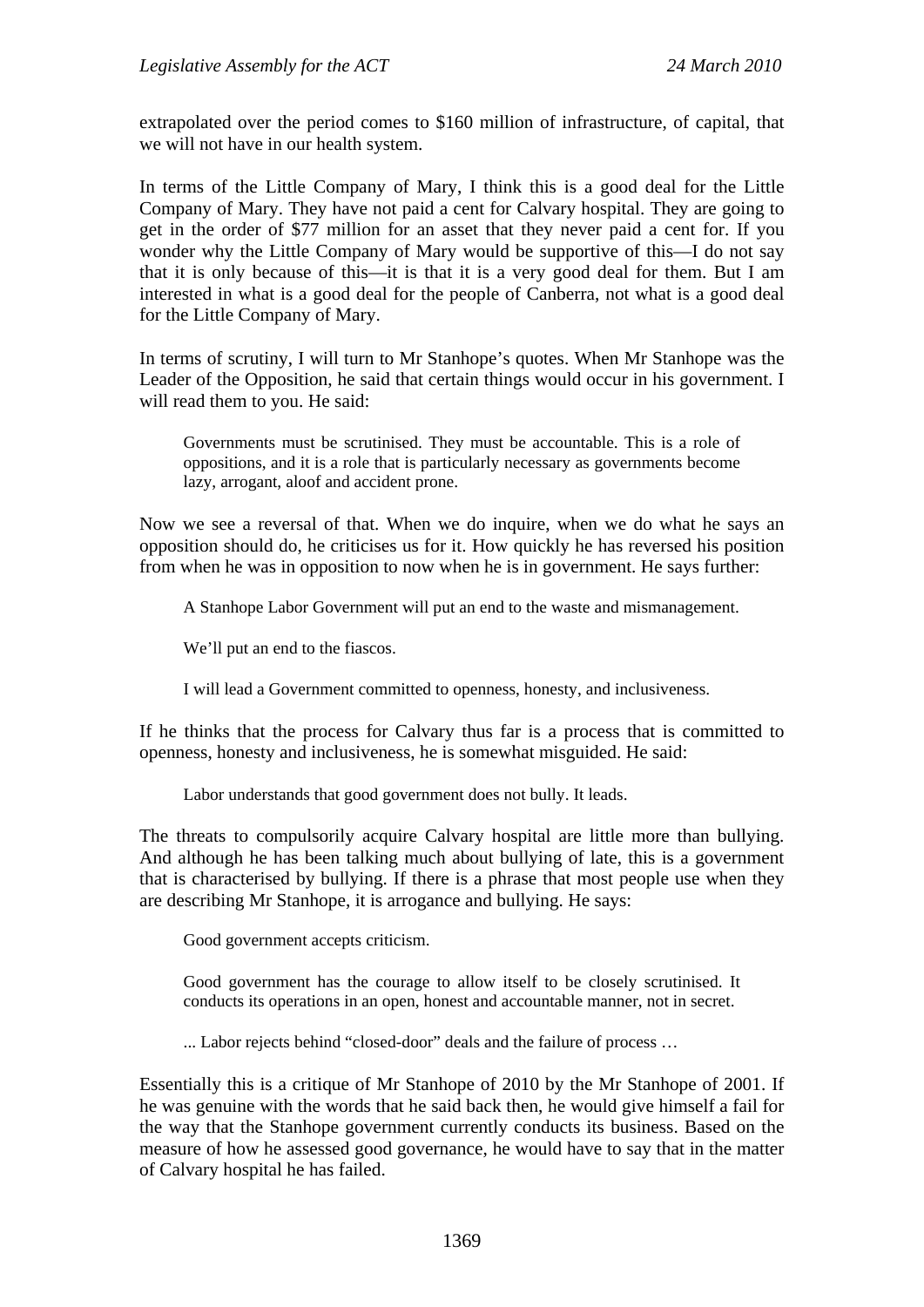extrapolated over the period comes to $160 million of infrastructure, of capital, that we will not have in our health system.

In terms of the Little Company of Mary, I think this is a good deal for the Little Company of Mary. They have not paid a cent for Calvary hospital. They are going to get in the order of $77 million for an asset that they never paid a cent for. If you wonder why the Little Company of Mary would be supportive of this—I do not say that it is only because of this—it is that it is a very good deal for them. But I am interested in what is a good deal for the people of Canberra, not what is a good deal for the Little Company of Mary.

In terms of scrutiny, I will turn to Mr Stanhope's quotes. When Mr Stanhope was the Leader of the Opposition, he said that certain things would occur in his government. I will read them to you. He said:

> Governments must be scrutinised. They must be accountable. This is a role of oppositions, and it is a role that is particularly necessary as governments become lazy, arrogant, aloof and accident prone.

Now we see a reversal of that. When we do inquire, when we do what he says an opposition should do, he criticises us for it. How quickly he has reversed his position from when he was in opposition to now when he is in government. He says further:

> A Stanhope Labor Government will put an end to the waste and mismanagement.
>
> We'll put an end to the fiascos.
>
> I will lead a Government committed to openness, honesty, and inclusiveness.

If he thinks that the process for Calvary thus far is a process that is committed to openness, honesty and inclusiveness, he is somewhat misguided. He said:

> Labor understands that good government does not bully. It leads.

The threats to compulsorily acquire Calvary hospital are little more than bullying. And although he has been talking much about bullying of late, this is a government that is characterised by bullying. If there is a phrase that most people use when they are describing Mr Stanhope, it is arrogance and bullying. He says:

> Good government accepts criticism.
>
> Good government has the courage to allow itself to be closely scrutinised. It conducts its operations in an open, honest and accountable manner, not in secret.
>
> ... Labor rejects behind "closed-door" deals and the failure of process …

Essentially this is a critique of Mr Stanhope of 2010 by the Mr Stanhope of 2001. If he was genuine with the words that he said back then, he would give himself a fail for the way that the Stanhope government currently conducts its business. Based on the measure of how he assessed good governance, he would have to say that in the matter of Calvary hospital he has failed.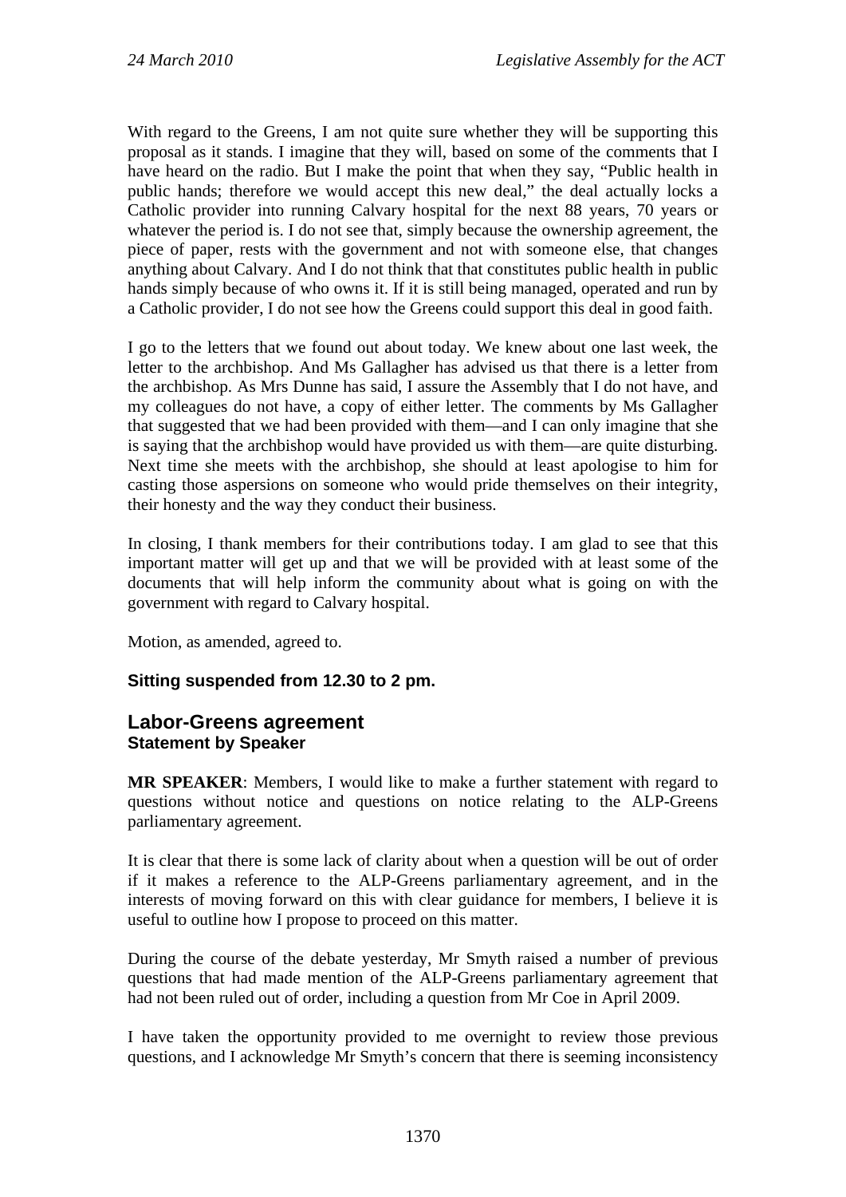With regard to the Greens, I am not quite sure whether they will be supporting this proposal as it stands. I imagine that they will, based on some of the comments that I have heard on the radio. But I make the point that when they say, "Public health in public hands; therefore we would accept this new deal," the deal actually locks a Catholic provider into running Calvary hospital for the next 88 years, 70 years or whatever the period is. I do not see that, simply because the ownership agreement, the piece of paper, rests with the government and not with someone else, that changes anything about Calvary. And I do not think that that constitutes public health in public hands simply because of who owns it. If it is still being managed, operated and run by a Catholic provider, I do not see how the Greens could support this deal in good faith.

I go to the letters that we found out about today. We knew about one last week, the letter to the archbishop. And Ms Gallagher has advised us that there is a letter from the archbishop. As Mrs Dunne has said, I assure the Assembly that I do not have, and my colleagues do not have, a copy of either letter. The comments by Ms Gallagher that suggested that we had been provided with them—and I can only imagine that she is saying that the archbishop would have provided us with them—are quite disturbing. Next time she meets with the archbishop, she should at least apologise to him for casting those aspersions on someone who would pride themselves on their integrity, their honesty and the way they conduct their business.

In closing, I thank members for their contributions today. I am glad to see that this important matter will get up and that we will be provided with at least some of the documents that will help inform the community about what is going on with the government with regard to Calvary hospital.

Motion, as amended, agreed to.

**Sitting suspended from 12.30 to 2 pm.**

## Labor-Greens agreement
### Statement by Speaker

**MR SPEAKER**: Members, I would like to make a further statement with regard to questions without notice and questions on notice relating to the ALP-Greens parliamentary agreement.

It is clear that there is some lack of clarity about when a question will be out of order if it makes a reference to the ALP-Greens parliamentary agreement, and in the interests of moving forward on this with clear guidance for members, I believe it is useful to outline how I propose to proceed on this matter.

During the course of the debate yesterday, Mr Smyth raised a number of previous questions that had made mention of the ALP-Greens parliamentary agreement that had not been ruled out of order, including a question from Mr Coe in April 2009.

I have taken the opportunity provided to me overnight to review those previous questions, and I acknowledge Mr Smyth's concern that there is seeming inconsistency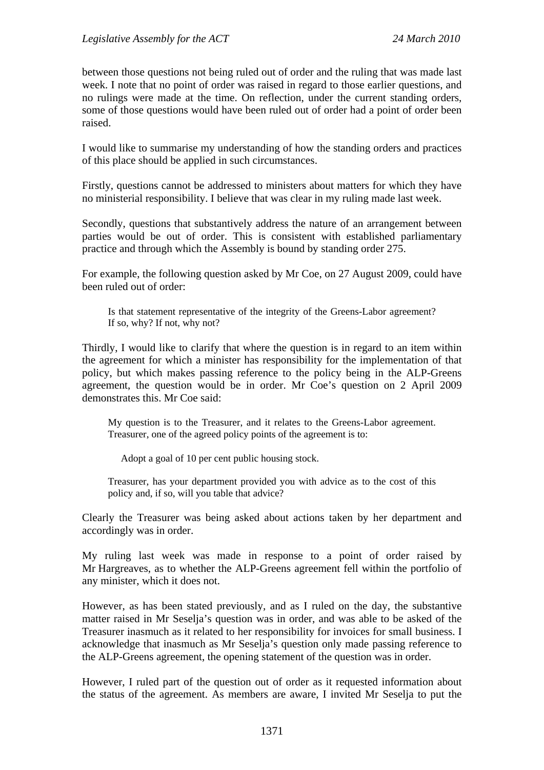between those questions not being ruled out of order and the ruling that was made last week. I note that no point of order was raised in regard to those earlier questions, and no rulings were made at the time. On reflection, under the current standing orders, some of those questions would have been ruled out of order had a point of order been raised.

I would like to summarise my understanding of how the standing orders and practices of this place should be applied in such circumstances.

Firstly, questions cannot be addressed to ministers about matters for which they have no ministerial responsibility. I believe that was clear in my ruling made last week.

Secondly, questions that substantively address the nature of an arrangement between parties would be out of order. This is consistent with established parliamentary practice and through which the Assembly is bound by standing order 275.

For example, the following question asked by Mr Coe, on 27 August 2009, could have been ruled out of order:

> Is that statement representative of the integrity of the Greens-Labor agreement? If so, why? If not, why not?

Thirdly, I would like to clarify that where the question is in regard to an item within the agreement for which a minister has responsibility for the implementation of that policy, but which makes passing reference to the policy being in the ALP-Greens agreement, the question would be in order. Mr Coe's question on 2 April 2009 demonstrates this. Mr Coe said:

> My question is to the Treasurer, and it relates to the Greens-Labor agreement. Treasurer, one of the agreed policy points of the agreement is to:
>
> > Adopt a goal of 10 per cent public housing stock.
>
> Treasurer, has your department provided you with advice as to the cost of this policy and, if so, will you table that advice?

Clearly the Treasurer was being asked about actions taken by her department and accordingly was in order.

My ruling last week was made in response to a point of order raised by Mr Hargreaves, as to whether the ALP-Greens agreement fell within the portfolio of any minister, which it does not.

However, as has been stated previously, and as I ruled on the day, the substantive matter raised in Mr Seselja's question was in order, and was able to be asked of the Treasurer inasmuch as it related to her responsibility for invoices for small business. I acknowledge that inasmuch as Mr Seselja's question only made passing reference to the ALP-Greens agreement, the opening statement of the question was in order.

However, I ruled part of the question out of order as it requested information about the status of the agreement. As members are aware, I invited Mr Seselja to put the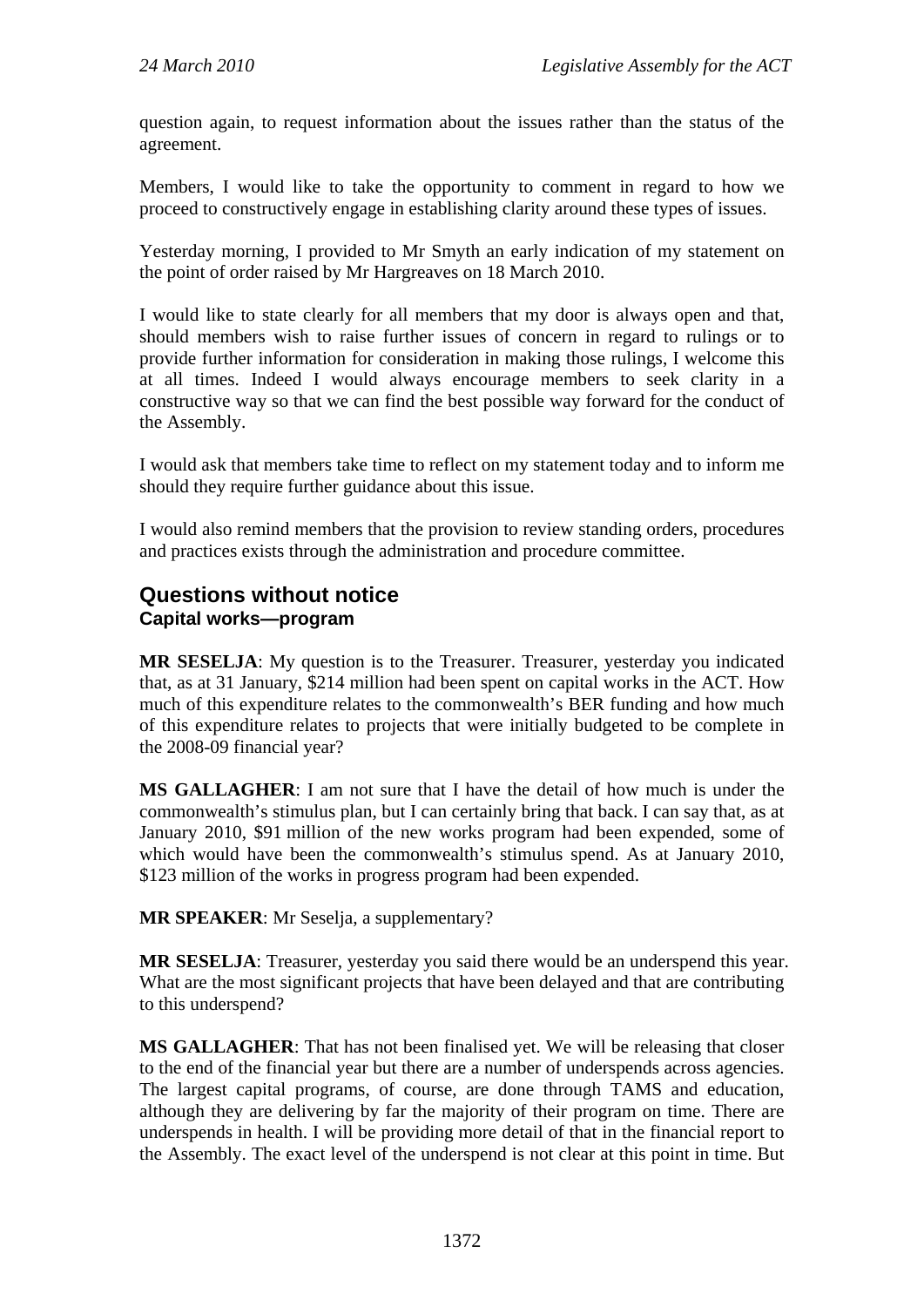question again, to request information about the issues rather than the status of the agreement.

Members, I would like to take the opportunity to comment in regard to how we proceed to constructively engage in establishing clarity around these types of issues.

Yesterday morning, I provided to Mr Smyth an early indication of my statement on the point of order raised by Mr Hargreaves on 18 March 2010.

I would like to state clearly for all members that my door is always open and that, should members wish to raise further issues of concern in regard to rulings or to provide further information for consideration in making those rulings, I welcome this at all times. Indeed I would always encourage members to seek clarity in a constructive way so that we can find the best possible way forward for the conduct of the Assembly.

I would ask that members take time to reflect on my statement today and to inform me should they require further guidance about this issue.

I would also remind members that the provision to review standing orders, procedures and practices exists through the administration and procedure committee.

## Questions without notice

### Capital works—program

**MR SESELJA**: My question is to the Treasurer. Treasurer, yesterday you indicated that, as at 31 January, $214 million had been spent on capital works in the ACT. How much of this expenditure relates to the commonwealth's BER funding and how much of this expenditure relates to projects that were initially budgeted to be complete in the 2008-09 financial year?

**MS GALLAGHER**: I am not sure that I have the detail of how much is under the commonwealth's stimulus plan, but I can certainly bring that back. I can say that, as at January 2010, $91 million of the new works program had been expended, some of which would have been the commonwealth's stimulus spend. As at January 2010, $123 million of the works in progress program had been expended.

**MR SPEAKER**: Mr Seselja, a supplementary?

**MR SESELJA**: Treasurer, yesterday you said there would be an underspend this year. What are the most significant projects that have been delayed and that are contributing to this underspend?

**MS GALLAGHER**: That has not been finalised yet. We will be releasing that closer to the end of the financial year but there are a number of underspends across agencies. The largest capital programs, of course, are done through TAMS and education, although they are delivering by far the majority of their program on time. There are underspends in health. I will be providing more detail of that in the financial report to the Assembly. The exact level of the underspend is not clear at this point in time. But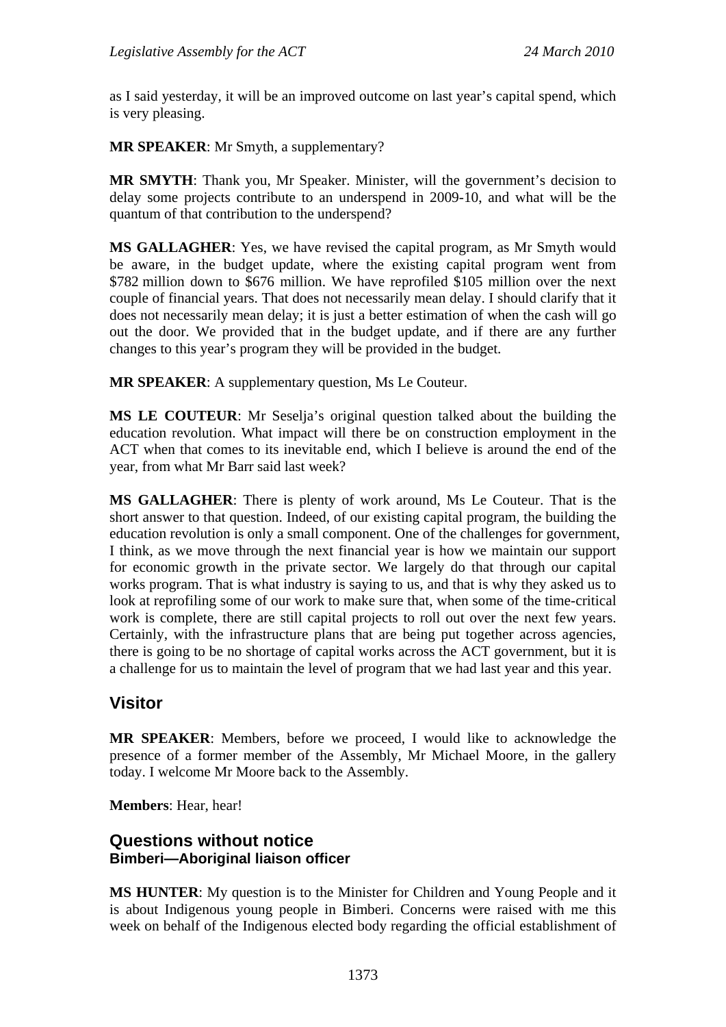as I said yesterday, it will be an improved outcome on last year's capital spend, which is very pleasing.

**MR SPEAKER**: Mr Smyth, a supplementary?

**MR SMYTH**: Thank you, Mr Speaker. Minister, will the government's decision to delay some projects contribute to an underspend in 2009-10, and what will be the quantum of that contribution to the underspend?

**MS GALLAGHER**: Yes, we have revised the capital program, as Mr Smyth would be aware, in the budget update, where the existing capital program went from $782 million down to $676 million. We have reprofiled $105 million over the next couple of financial years. That does not necessarily mean delay. I should clarify that it does not necessarily mean delay; it is just a better estimation of when the cash will go out the door. We provided that in the budget update, and if there are any further changes to this year's program they will be provided in the budget.

**MR SPEAKER**: A supplementary question, Ms Le Couteur.

**MS LE COUTEUR**: Mr Seselja's original question talked about the building the education revolution. What impact will there be on construction employment in the ACT when that comes to its inevitable end, which I believe is around the end of the year, from what Mr Barr said last week?

**MS GALLAGHER**: There is plenty of work around, Ms Le Couteur. That is the short answer to that question. Indeed, of our existing capital program, the building the education revolution is only a small component. One of the challenges for government, I think, as we move through the next financial year is how we maintain our support for economic growth in the private sector. We largely do that through our capital works program. That is what industry is saying to us, and that is why they asked us to look at reprofiling some of our work to make sure that, when some of the time-critical work is complete, there are still capital projects to roll out over the next few years. Certainly, with the infrastructure plans that are being put together across agencies, there is going to be no shortage of capital works across the ACT government, but it is a challenge for us to maintain the level of program that we had last year and this year.

## Visitor

**MR SPEAKER**: Members, before we proceed, I would like to acknowledge the presence of a former member of the Assembly, Mr Michael Moore, in the gallery today. I welcome Mr Moore back to the Assembly.

**Members**: Hear, hear!

## Questions without notice
### Bimberi—Aboriginal liaison officer

**MS HUNTER**: My question is to the Minister for Children and Young People and it is about Indigenous young people in Bimberi. Concerns were raised with me this week on behalf of the Indigenous elected body regarding the official establishment of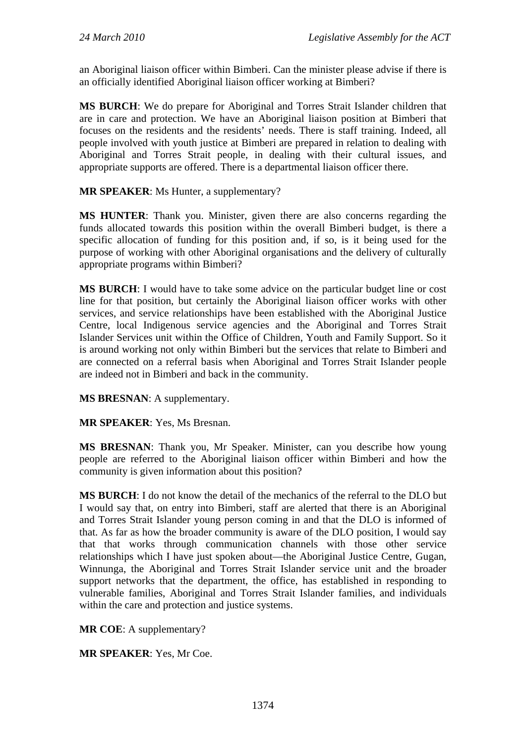an Aboriginal liaison officer within Bimberi. Can the minister please advise if there is an officially identified Aboriginal liaison officer working at Bimberi?

**MS BURCH**: We do prepare for Aboriginal and Torres Strait Islander children that are in care and protection. We have an Aboriginal liaison position at Bimberi that focuses on the residents and the residents' needs. There is staff training. Indeed, all people involved with youth justice at Bimberi are prepared in relation to dealing with Aboriginal and Torres Strait people, in dealing with their cultural issues, and appropriate supports are offered. There is a departmental liaison officer there.

**MR SPEAKER**: Ms Hunter, a supplementary?

**MS HUNTER**: Thank you. Minister, given there are also concerns regarding the funds allocated towards this position within the overall Bimberi budget, is there a specific allocation of funding for this position and, if so, is it being used for the purpose of working with other Aboriginal organisations and the delivery of culturally appropriate programs within Bimberi?

**MS BURCH**: I would have to take some advice on the particular budget line or cost line for that position, but certainly the Aboriginal liaison officer works with other services, and service relationships have been established with the Aboriginal Justice Centre, local Indigenous service agencies and the Aboriginal and Torres Strait Islander Services unit within the Office of Children, Youth and Family Support. So it is around working not only within Bimberi but the services that relate to Bimberi and are connected on a referral basis when Aboriginal and Torres Strait Islander people are indeed not in Bimberi and back in the community.

**MS BRESNAN**: A supplementary.

**MR SPEAKER**: Yes, Ms Bresnan.

**MS BRESNAN**: Thank you, Mr Speaker. Minister, can you describe how young people are referred to the Aboriginal liaison officer within Bimberi and how the community is given information about this position?

**MS BURCH**: I do not know the detail of the mechanics of the referral to the DLO but I would say that, on entry into Bimberi, staff are alerted that there is an Aboriginal and Torres Strait Islander young person coming in and that the DLO is informed of that. As far as how the broader community is aware of the DLO position, I would say that that works through communication channels with those other service relationships which I have just spoken about—the Aboriginal Justice Centre, Gugan, Winnunga, the Aboriginal and Torres Strait Islander service unit and the broader support networks that the department, the office, has established in responding to vulnerable families, Aboriginal and Torres Strait Islander families, and individuals within the care and protection and justice systems.

**MR COE**: A supplementary?

**MR SPEAKER**: Yes, Mr Coe.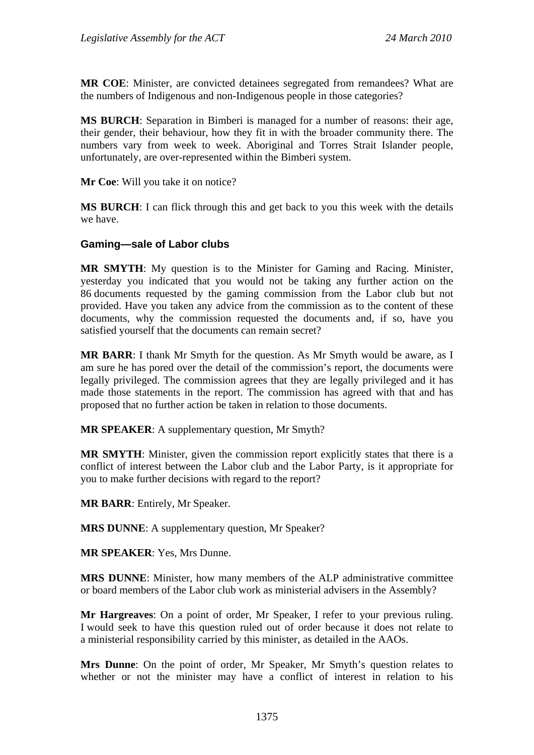**MR COE**: Minister, are convicted detainees segregated from remandees? What are the numbers of Indigenous and non-Indigenous people in those categories?

**MS BURCH**: Separation in Bimberi is managed for a number of reasons: their age, their gender, their behaviour, how they fit in with the broader community there. The numbers vary from week to week. Aboriginal and Torres Strait Islander people, unfortunately, are over-represented within the Bimberi system.

**Mr Coe**: Will you take it on notice?

**MS BURCH**: I can flick through this and get back to you this week with the details we have.

### Gaming—sale of Labor clubs

**MR SMYTH**: My question is to the Minister for Gaming and Racing. Minister, yesterday you indicated that you would not be taking any further action on the 86 documents requested by the gaming commission from the Labor club but not provided. Have you taken any advice from the commission as to the content of these documents, why the commission requested the documents and, if so, have you satisfied yourself that the documents can remain secret?

**MR BARR**: I thank Mr Smyth for the question. As Mr Smyth would be aware, as I am sure he has pored over the detail of the commission's report, the documents were legally privileged. The commission agrees that they are legally privileged and it has made those statements in the report. The commission has agreed with that and has proposed that no further action be taken in relation to those documents.

**MR SPEAKER**: A supplementary question, Mr Smyth?

**MR SMYTH**: Minister, given the commission report explicitly states that there is a conflict of interest between the Labor club and the Labor Party, is it appropriate for you to make further decisions with regard to the report?

**MR BARR**: Entirely, Mr Speaker.

**MRS DUNNE**: A supplementary question, Mr Speaker?

**MR SPEAKER**: Yes, Mrs Dunne.

**MRS DUNNE**: Minister, how many members of the ALP administrative committee or board members of the Labor club work as ministerial advisers in the Assembly?

**Mr Hargreaves**: On a point of order, Mr Speaker, I refer to your previous ruling. I would seek to have this question ruled out of order because it does not relate to a ministerial responsibility carried by this minister, as detailed in the AAOs.

**Mrs Dunne**: On the point of order, Mr Speaker, Mr Smyth's question relates to whether or not the minister may have a conflict of interest in relation to his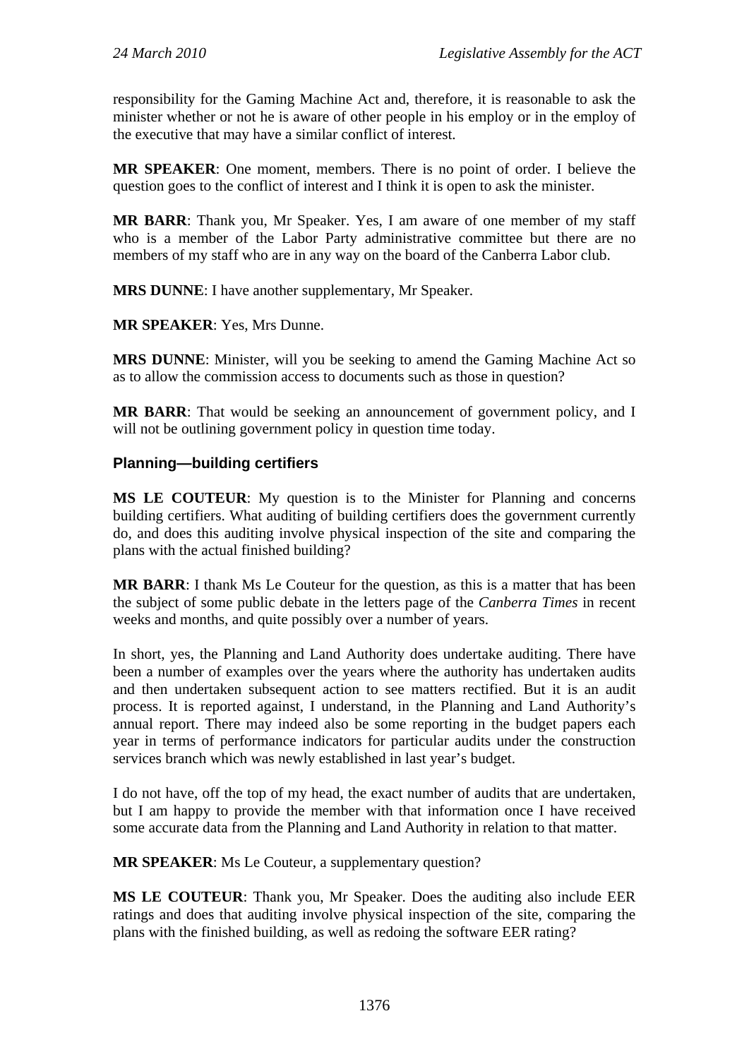responsibility for the Gaming Machine Act and, therefore, it is reasonable to ask the minister whether or not he is aware of other people in his employ or in the employ of the executive that may have a similar conflict of interest.

**MR SPEAKER**: One moment, members. There is no point of order. I believe the question goes to the conflict of interest and I think it is open to ask the minister.

**MR BARR**: Thank you, Mr Speaker. Yes, I am aware of one member of my staff who is a member of the Labor Party administrative committee but there are no members of my staff who are in any way on the board of the Canberra Labor club.

**MRS DUNNE**: I have another supplementary, Mr Speaker.

**MR SPEAKER**: Yes, Mrs Dunne.

**MRS DUNNE**: Minister, will you be seeking to amend the Gaming Machine Act so as to allow the commission access to documents such as those in question?

**MR BARR**: That would be seeking an announcement of government policy, and I will not be outlining government policy in question time today.

### Planning—building certifiers

**MS LE COUTEUR**: My question is to the Minister for Planning and concerns building certifiers. What auditing of building certifiers does the government currently do, and does this auditing involve physical inspection of the site and comparing the plans with the actual finished building?

**MR BARR**: I thank Ms Le Couteur for the question, as this is a matter that has been the subject of some public debate in the letters page of the *Canberra Times* in recent weeks and months, and quite possibly over a number of years.

In short, yes, the Planning and Land Authority does undertake auditing. There have been a number of examples over the years where the authority has undertaken audits and then undertaken subsequent action to see matters rectified. But it is an audit process. It is reported against, I understand, in the Planning and Land Authority's annual report. There may indeed also be some reporting in the budget papers each year in terms of performance indicators for particular audits under the construction services branch which was newly established in last year's budget.

I do not have, off the top of my head, the exact number of audits that are undertaken, but I am happy to provide the member with that information once I have received some accurate data from the Planning and Land Authority in relation to that matter.

**MR SPEAKER**: Ms Le Couteur, a supplementary question?

**MS LE COUTEUR**: Thank you, Mr Speaker. Does the auditing also include EER ratings and does that auditing involve physical inspection of the site, comparing the plans with the finished building, as well as redoing the software EER rating?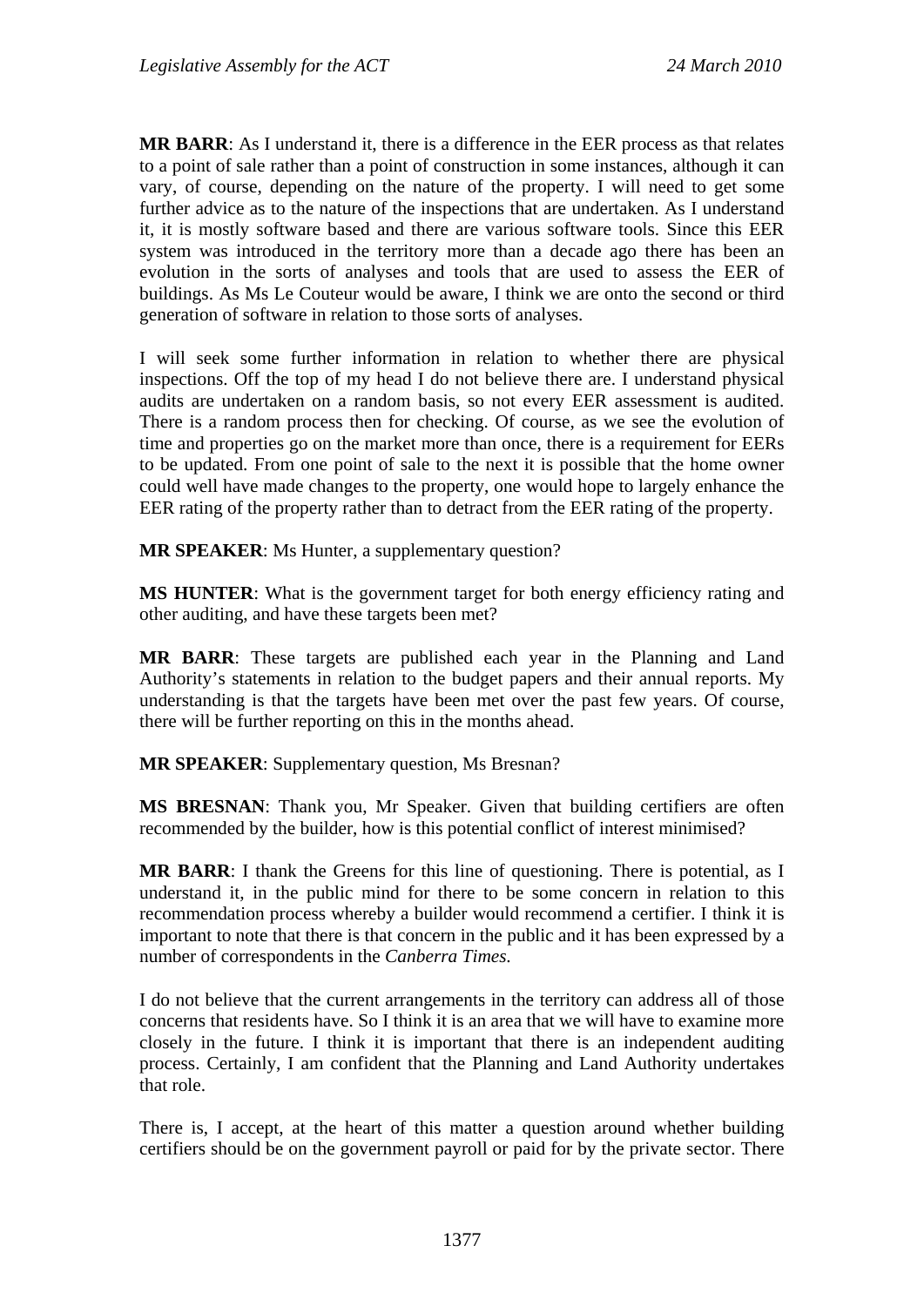**MR BARR**: As I understand it, there is a difference in the EER process as that relates to a point of sale rather than a point of construction in some instances, although it can vary, of course, depending on the nature of the property. I will need to get some further advice as to the nature of the inspections that are undertaken. As I understand it, it is mostly software based and there are various software tools. Since this EER system was introduced in the territory more than a decade ago there has been an evolution in the sorts of analyses and tools that are used to assess the EER of buildings. As Ms Le Couteur would be aware, I think we are onto the second or third generation of software in relation to those sorts of analyses.

I will seek some further information in relation to whether there are physical inspections. Off the top of my head I do not believe there are. I understand physical audits are undertaken on a random basis, so not every EER assessment is audited. There is a random process then for checking. Of course, as we see the evolution of time and properties go on the market more than once, there is a requirement for EERs to be updated. From one point of sale to the next it is possible that the home owner could well have made changes to the property, one would hope to largely enhance the EER rating of the property rather than to detract from the EER rating of the property.

**MR SPEAKER**: Ms Hunter, a supplementary question?

**MS HUNTER**: What is the government target for both energy efficiency rating and other auditing, and have these targets been met?

**MR BARR**: These targets are published each year in the Planning and Land Authority's statements in relation to the budget papers and their annual reports. My understanding is that the targets have been met over the past few years. Of course, there will be further reporting on this in the months ahead.

**MR SPEAKER**: Supplementary question, Ms Bresnan?

**MS BRESNAN**: Thank you, Mr Speaker. Given that building certifiers are often recommended by the builder, how is this potential conflict of interest minimised?

**MR BARR**: I thank the Greens for this line of questioning. There is potential, as I understand it, in the public mind for there to be some concern in relation to this recommendation process whereby a builder would recommend a certifier. I think it is important to note that there is that concern in the public and it has been expressed by a number of correspondents in the *Canberra Times*.

I do not believe that the current arrangements in the territory can address all of those concerns that residents have. So I think it is an area that we will have to examine more closely in the future. I think it is important that there is an independent auditing process. Certainly, I am confident that the Planning and Land Authority undertakes that role.

There is, I accept, at the heart of this matter a question around whether building certifiers should be on the government payroll or paid for by the private sector. There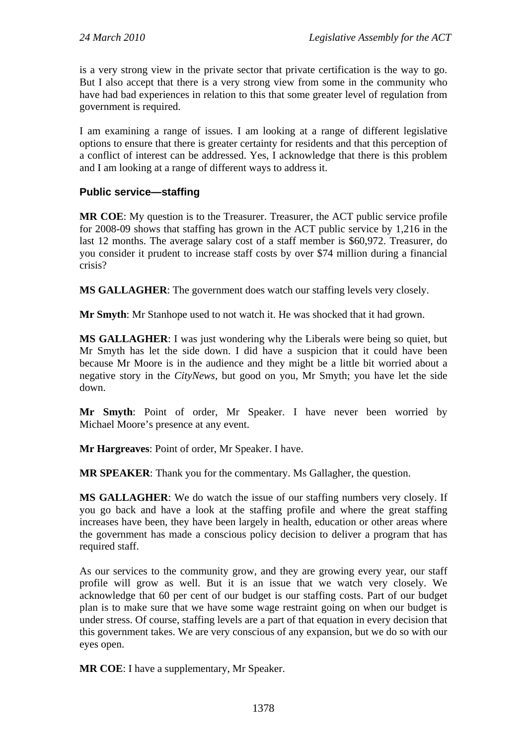is a very strong view in the private sector that private certification is the way to go. But I also accept that there is a very strong view from some in the community who have had bad experiences in relation to this that some greater level of regulation from government is required.

I am examining a range of issues. I am looking at a range of different legislative options to ensure that there is greater certainty for residents and that this perception of a conflict of interest can be addressed. Yes, I acknowledge that there is this problem and I am looking at a range of different ways to address it.

### Public service—staffing

**MR COE**: My question is to the Treasurer. Treasurer, the ACT public service profile for 2008-09 shows that staffing has grown in the ACT public service by 1,216 in the last 12 months. The average salary cost of a staff member is $60,972. Treasurer, do you consider it prudent to increase staff costs by over $74 million during a financial crisis?

**MS GALLAGHER**: The government does watch our staffing levels very closely.

**Mr Smyth**: Mr Stanhope used to not watch it. He was shocked that it had grown.

**MS GALLAGHER**: I was just wondering why the Liberals were being so quiet, but Mr Smyth has let the side down. I did have a suspicion that it could have been because Mr Moore is in the audience and they might be a little bit worried about a negative story in the *CityNews*, but good on you, Mr Smyth; you have let the side down.

**Mr Smyth**: Point of order, Mr Speaker. I have never been worried by Michael Moore's presence at any event.

**Mr Hargreaves**: Point of order, Mr Speaker. I have.

**MR SPEAKER**: Thank you for the commentary. Ms Gallagher, the question.

**MS GALLAGHER**: We do watch the issue of our staffing numbers very closely. If you go back and have a look at the staffing profile and where the great staffing increases have been, they have been largely in health, education or other areas where the government has made a conscious policy decision to deliver a program that has required staff.

As our services to the community grow, and they are growing every year, our staff profile will grow as well. But it is an issue that we watch very closely. We acknowledge that 60 per cent of our budget is our staffing costs. Part of our budget plan is to make sure that we have some wage restraint going on when our budget is under stress. Of course, staffing levels are a part of that equation in every decision that this government takes. We are very conscious of any expansion, but we do so with our eyes open.

**MR COE**: I have a supplementary, Mr Speaker.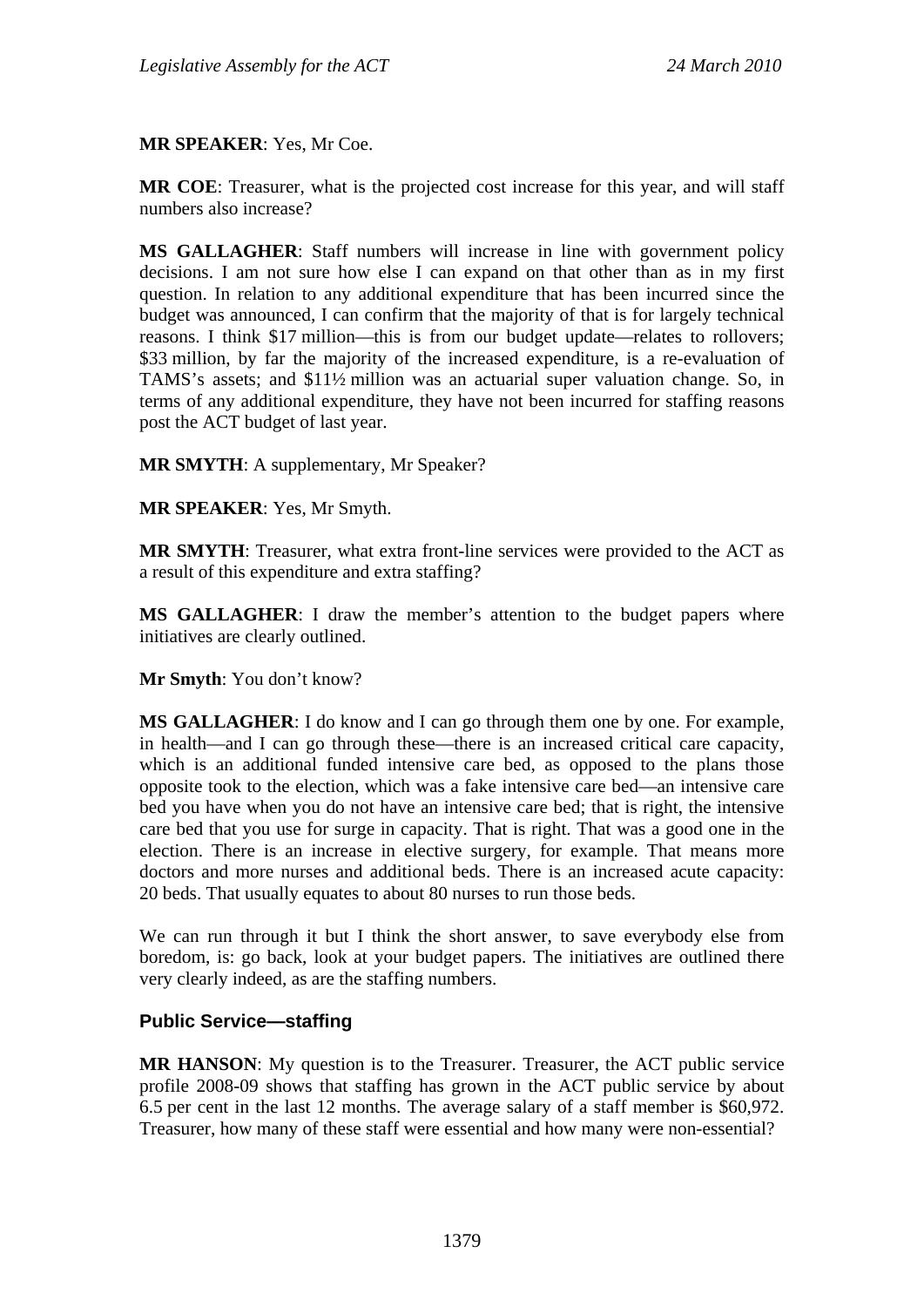**MR SPEAKER**: Yes, Mr Coe.

**MR COE**: Treasurer, what is the projected cost increase for this year, and will staff numbers also increase?

**MS GALLAGHER**: Staff numbers will increase in line with government policy decisions. I am not sure how else I can expand on that other than as in my first question. In relation to any additional expenditure that has been incurred since the budget was announced, I can confirm that the majority of that is for largely technical reasons. I think $17 million—this is from our budget update—relates to rollovers; $33 million, by far the majority of the increased expenditure, is a re-evaluation of TAMS's assets; and $11½ million was an actuarial super valuation change. So, in terms of any additional expenditure, they have not been incurred for staffing reasons post the ACT budget of last year.

**MR SMYTH**: A supplementary, Mr Speaker?

**MR SPEAKER**: Yes, Mr Smyth.

**MR SMYTH**: Treasurer, what extra front-line services were provided to the ACT as a result of this expenditure and extra staffing?

**MS GALLAGHER**: I draw the member's attention to the budget papers where initiatives are clearly outlined.

**Mr Smyth**: You don't know?

**MS GALLAGHER**: I do know and I can go through them one by one. For example, in health—and I can go through these—there is an increased critical care capacity, which is an additional funded intensive care bed, as opposed to the plans those opposite took to the election, which was a fake intensive care bed—an intensive care bed you have when you do not have an intensive care bed; that is right, the intensive care bed that you use for surge in capacity. That is right. That was a good one in the election. There is an increase in elective surgery, for example. That means more doctors and more nurses and additional beds. There is an increased acute capacity: 20 beds. That usually equates to about 80 nurses to run those beds.

We can run through it but I think the short answer, to save everybody else from boredom, is: go back, look at your budget papers. The initiatives are outlined there very clearly indeed, as are the staffing numbers.

### Public Service—staffing

**MR HANSON**: My question is to the Treasurer. Treasurer, the ACT public service profile 2008-09 shows that staffing has grown in the ACT public service by about 6.5 per cent in the last 12 months. The average salary of a staff member is $60,972. Treasurer, how many of these staff were essential and how many were non-essential?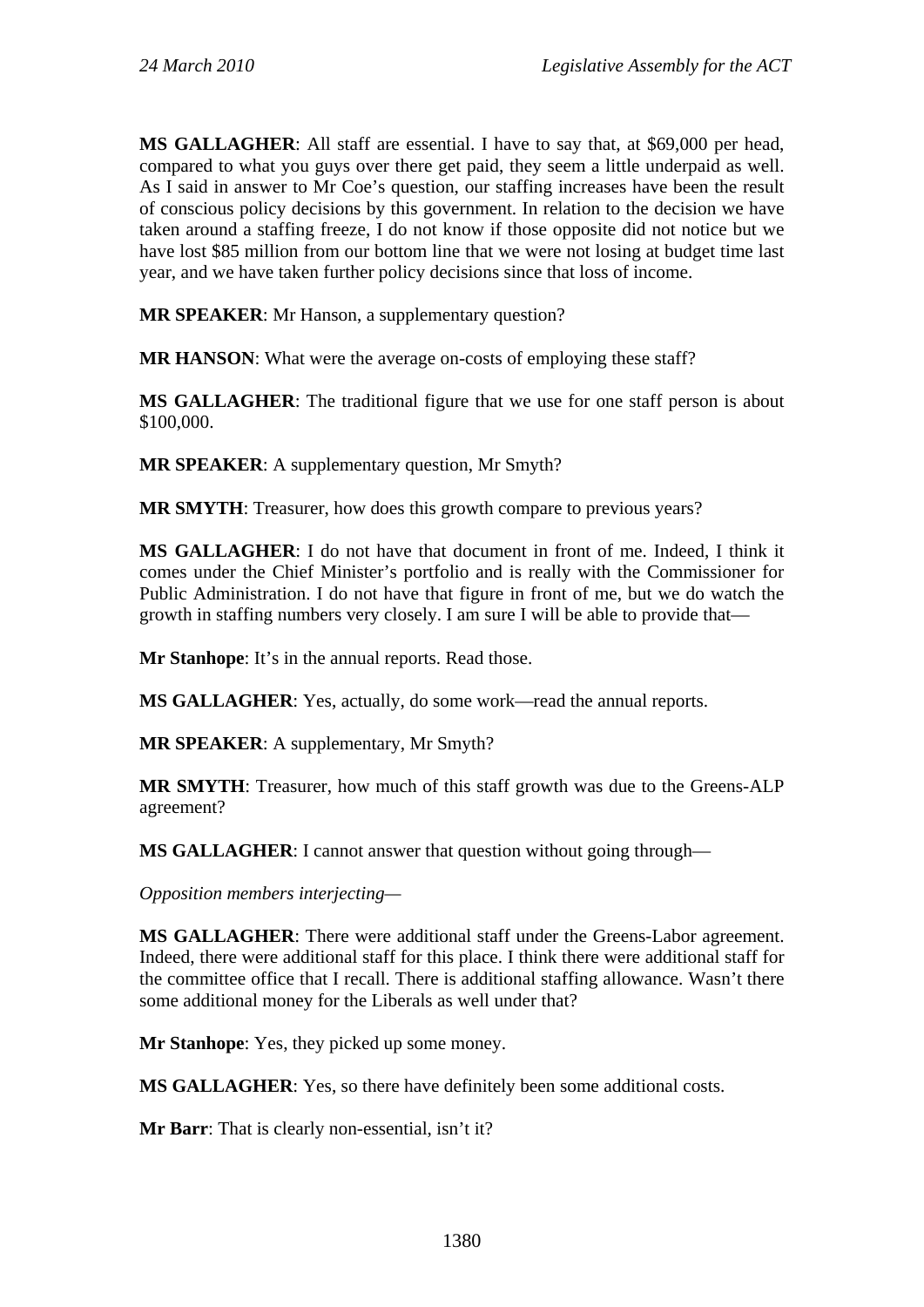**MS GALLAGHER**: All staff are essential. I have to say that, at $69,000 per head, compared to what you guys over there get paid, they seem a little underpaid as well. As I said in answer to Mr Coe's question, our staffing increases have been the result of conscious policy decisions by this government. In relation to the decision we have taken around a staffing freeze, I do not know if those opposite did not notice but we have lost $85 million from our bottom line that we were not losing at budget time last year, and we have taken further policy decisions since that loss of income.

**MR SPEAKER**: Mr Hanson, a supplementary question?

**MR HANSON**: What were the average on-costs of employing these staff?

**MS GALLAGHER**: The traditional figure that we use for one staff person is about $100,000.

**MR SPEAKER**: A supplementary question, Mr Smyth?

**MR SMYTH**: Treasurer, how does this growth compare to previous years?

**MS GALLAGHER**: I do not have that document in front of me. Indeed, I think it comes under the Chief Minister's portfolio and is really with the Commissioner for Public Administration. I do not have that figure in front of me, but we do watch the growth in staffing numbers very closely. I am sure I will be able to provide that—

**Mr Stanhope**: It's in the annual reports. Read those.

**MS GALLAGHER**: Yes, actually, do some work—read the annual reports.

**MR SPEAKER**: A supplementary, Mr Smyth?

**MR SMYTH**: Treasurer, how much of this staff growth was due to the Greens-ALP agreement?

**MS GALLAGHER**: I cannot answer that question without going through—

*Opposition members interjecting*—

**MS GALLAGHER**: There were additional staff under the Greens-Labor agreement. Indeed, there were additional staff for this place. I think there were additional staff for the committee office that I recall. There is additional staffing allowance. Wasn't there some additional money for the Liberals as well under that?

**Mr Stanhope**: Yes, they picked up some money.

**MS GALLAGHER**: Yes, so there have definitely been some additional costs.

**Mr Barr**: That is clearly non-essential, isn't it?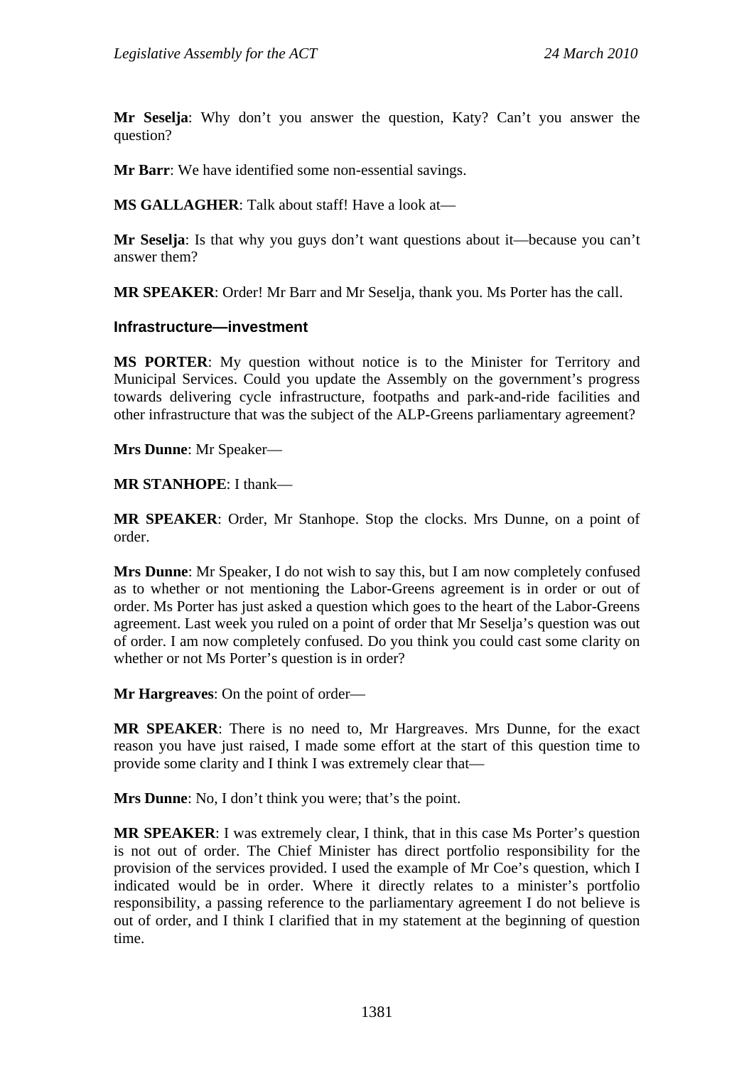**Mr Seselja**: Why don't you answer the question, Katy? Can't you answer the question?

**Mr Barr**: We have identified some non-essential savings.

**MS GALLAGHER**: Talk about staff! Have a look at—

**Mr Seselja**: Is that why you guys don't want questions about it—because you can't answer them?

**MR SPEAKER**: Order! Mr Barr and Mr Seselja, thank you. Ms Porter has the call.

### Infrastructure—investment

**MS PORTER**: My question without notice is to the Minister for Territory and Municipal Services. Could you update the Assembly on the government's progress towards delivering cycle infrastructure, footpaths and park-and-ride facilities and other infrastructure that was the subject of the ALP-Greens parliamentary agreement?

**Mrs Dunne**: Mr Speaker—

**MR STANHOPE**: I thank—

**MR SPEAKER**: Order, Mr Stanhope. Stop the clocks. Mrs Dunne, on a point of order.

**Mrs Dunne**: Mr Speaker, I do not wish to say this, but I am now completely confused as to whether or not mentioning the Labor-Greens agreement is in order or out of order. Ms Porter has just asked a question which goes to the heart of the Labor-Greens agreement. Last week you ruled on a point of order that Mr Seselja's question was out of order. I am now completely confused. Do you think you could cast some clarity on whether or not Ms Porter's question is in order?

**Mr Hargreaves**: On the point of order—

**MR SPEAKER**: There is no need to, Mr Hargreaves. Mrs Dunne, for the exact reason you have just raised, I made some effort at the start of this question time to provide some clarity and I think I was extremely clear that—

**Mrs Dunne**: No, I don't think you were; that's the point.

**MR SPEAKER**: I was extremely clear, I think, that in this case Ms Porter's question is not out of order. The Chief Minister has direct portfolio responsibility for the provision of the services provided. I used the example of Mr Coe's question, which I indicated would be in order. Where it directly relates to a minister's portfolio responsibility, a passing reference to the parliamentary agreement I do not believe is out of order, and I think I clarified that in my statement at the beginning of question time.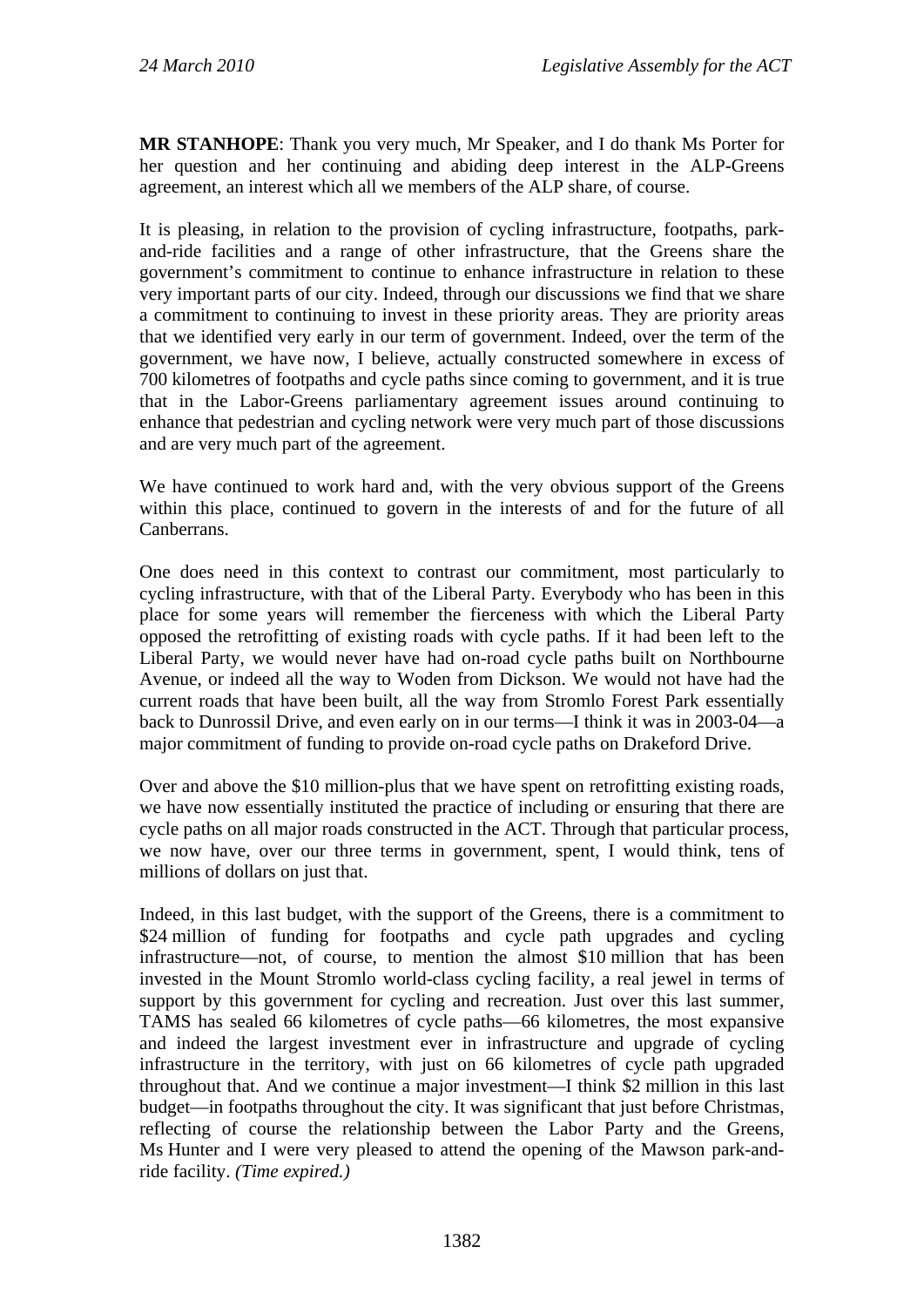**MR STANHOPE**: Thank you very much, Mr Speaker, and I do thank Ms Porter for her question and her continuing and abiding deep interest in the ALP-Greens agreement, an interest which all we members of the ALP share, of course.

It is pleasing, in relation to the provision of cycling infrastructure, footpaths, park-and-ride facilities and a range of other infrastructure, that the Greens share the government's commitment to continue to enhance infrastructure in relation to these very important parts of our city. Indeed, through our discussions we find that we share a commitment to continuing to invest in these priority areas. They are priority areas that we identified very early in our term of government. Indeed, over the term of the government, we have now, I believe, actually constructed somewhere in excess of 700 kilometres of footpaths and cycle paths since coming to government, and it is true that in the Labor-Greens parliamentary agreement issues around continuing to enhance that pedestrian and cycling network were very much part of those discussions and are very much part of the agreement.

We have continued to work hard and, with the very obvious support of the Greens within this place, continued to govern in the interests of and for the future of all Canberrans.

One does need in this context to contrast our commitment, most particularly to cycling infrastructure, with that of the Liberal Party. Everybody who has been in this place for some years will remember the fierceness with which the Liberal Party opposed the retrofitting of existing roads with cycle paths. If it had been left to the Liberal Party, we would never have had on-road cycle paths built on Northbourne Avenue, or indeed all the way to Woden from Dickson. We would not have had the current roads that have been built, all the way from Stromlo Forest Park essentially back to Dunrossil Drive, and even early on in our terms—I think it was in 2003-04—a major commitment of funding to provide on-road cycle paths on Drakeford Drive.

Over and above the $10 million-plus that we have spent on retrofitting existing roads, we have now essentially instituted the practice of including or ensuring that there are cycle paths on all major roads constructed in the ACT. Through that particular process, we now have, over our three terms in government, spent, I would think, tens of millions of dollars on just that.

Indeed, in this last budget, with the support of the Greens, there is a commitment to $24 million of funding for footpaths and cycle path upgrades and cycling infrastructure—not, of course, to mention the almost $10 million that has been invested in the Mount Stromlo world-class cycling facility, a real jewel in terms of support by this government for cycling and recreation. Just over this last summer, TAMS has sealed 66 kilometres of cycle paths—66 kilometres, the most expansive and indeed the largest investment ever in infrastructure and upgrade of cycling infrastructure in the territory, with just on 66 kilometres of cycle path upgraded throughout that. And we continue a major investment—I think $2 million in this last budget—in footpaths throughout the city. It was significant that just before Christmas, reflecting of course the relationship between the Labor Party and the Greens, Ms Hunter and I were very pleased to attend the opening of the Mawson park-and-ride facility. *(Time expired.)*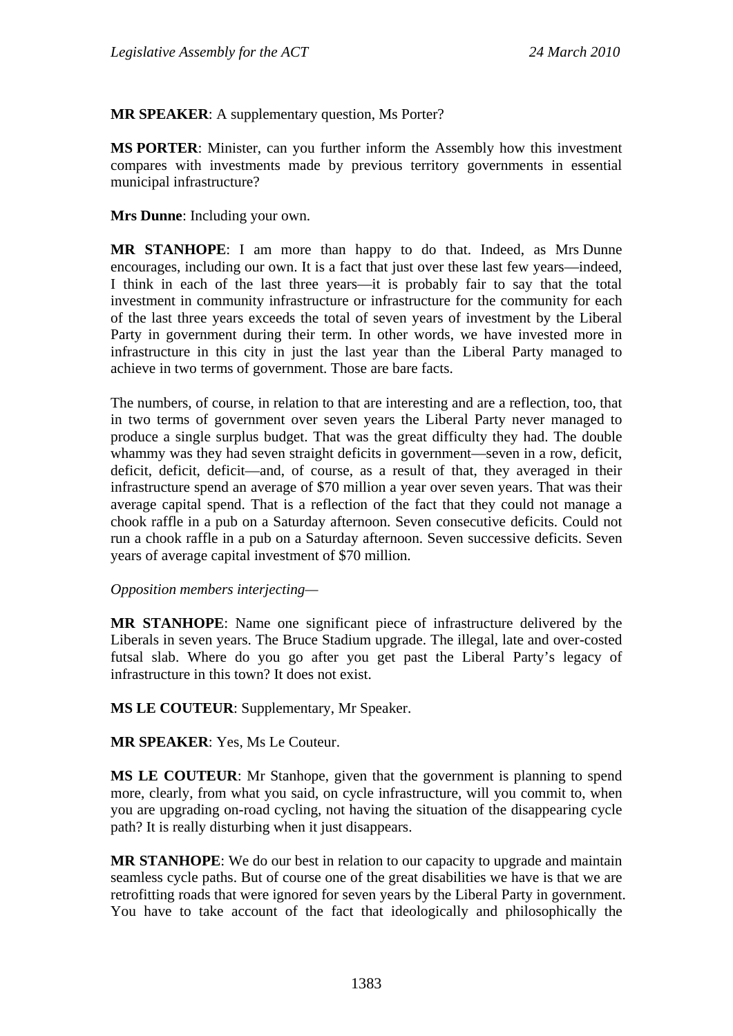**MR SPEAKER**: A supplementary question, Ms Porter?

**MS PORTER**: Minister, can you further inform the Assembly how this investment compares with investments made by previous territory governments in essential municipal infrastructure?

**Mrs Dunne**: Including your own.

**MR STANHOPE**: I am more than happy to do that. Indeed, as Mrs Dunne encourages, including our own. It is a fact that just over these last few years—indeed, I think in each of the last three years—it is probably fair to say that the total investment in community infrastructure or infrastructure for the community for each of the last three years exceeds the total of seven years of investment by the Liberal Party in government during their term. In other words, we have invested more in infrastructure in this city in just the last year than the Liberal Party managed to achieve in two terms of government. Those are bare facts.

The numbers, of course, in relation to that are interesting and are a reflection, too, that in two terms of government over seven years the Liberal Party never managed to produce a single surplus budget. That was the great difficulty they had. The double whammy was they had seven straight deficits in government—seven in a row, deficit, deficit, deficit, deficit—and, of course, as a result of that, they averaged in their infrastructure spend an average of $70 million a year over seven years. That was their average capital spend. That is a reflection of the fact that they could not manage a chook raffle in a pub on a Saturday afternoon. Seven consecutive deficits. Could not run a chook raffle in a pub on a Saturday afternoon. Seven successive deficits. Seven years of average capital investment of $70 million.

*Opposition members interjecting—*

**MR STANHOPE**: Name one significant piece of infrastructure delivered by the Liberals in seven years. The Bruce Stadium upgrade. The illegal, late and over-costed futsal slab. Where do you go after you get past the Liberal Party's legacy of infrastructure in this town? It does not exist.

**MS LE COUTEUR**: Supplementary, Mr Speaker.

**MR SPEAKER**: Yes, Ms Le Couteur.

**MS LE COUTEUR**: Mr Stanhope, given that the government is planning to spend more, clearly, from what you said, on cycle infrastructure, will you commit to, when you are upgrading on-road cycling, not having the situation of the disappearing cycle path? It is really disturbing when it just disappears.

**MR STANHOPE**: We do our best in relation to our capacity to upgrade and maintain seamless cycle paths. But of course one of the great disabilities we have is that we are retrofitting roads that were ignored for seven years by the Liberal Party in government. You have to take account of the fact that ideologically and philosophically the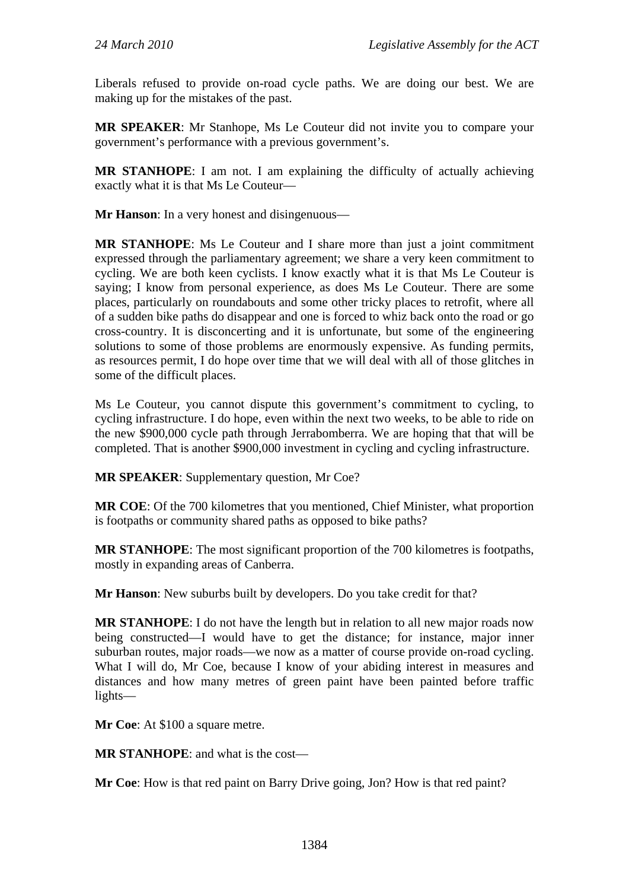Liberals refused to provide on-road cycle paths. We are doing our best. We are making up for the mistakes of the past.

**MR SPEAKER**: Mr Stanhope, Ms Le Couteur did not invite you to compare your government's performance with a previous government's.

**MR STANHOPE**: I am not. I am explaining the difficulty of actually achieving exactly what it is that Ms Le Couteur—

**Mr Hanson**: In a very honest and disingenuous—

**MR STANHOPE**: Ms Le Couteur and I share more than just a joint commitment expressed through the parliamentary agreement; we share a very keen commitment to cycling. We are both keen cyclists. I know exactly what it is that Ms Le Couteur is saying; I know from personal experience, as does Ms Le Couteur. There are some places, particularly on roundabouts and some other tricky places to retrofit, where all of a sudden bike paths do disappear and one is forced to whiz back onto the road or go cross-country. It is disconcerting and it is unfortunate, but some of the engineering solutions to some of those problems are enormously expensive. As funding permits, as resources permit, I do hope over time that we will deal with all of those glitches in some of the difficult places.

Ms Le Couteur, you cannot dispute this government's commitment to cycling, to cycling infrastructure. I do hope, even within the next two weeks, to be able to ride on the new $900,000 cycle path through Jerrabomberra. We are hoping that that will be completed. That is another $900,000 investment in cycling and cycling infrastructure.

**MR SPEAKER**: Supplementary question, Mr Coe?

**MR COE**: Of the 700 kilometres that you mentioned, Chief Minister, what proportion is footpaths or community shared paths as opposed to bike paths?

**MR STANHOPE**: The most significant proportion of the 700 kilometres is footpaths, mostly in expanding areas of Canberra.

**Mr Hanson**: New suburbs built by developers. Do you take credit for that?

**MR STANHOPE**: I do not have the length but in relation to all new major roads now being constructed—I would have to get the distance; for instance, major inner suburban routes, major roads—we now as a matter of course provide on-road cycling. What I will do, Mr Coe, because I know of your abiding interest in measures and distances and how many metres of green paint have been painted before traffic lights—

**Mr Coe**: At $100 a square metre.

**MR STANHOPE**: and what is the cost—

**Mr Coe**: How is that red paint on Barry Drive going, Jon? How is that red paint?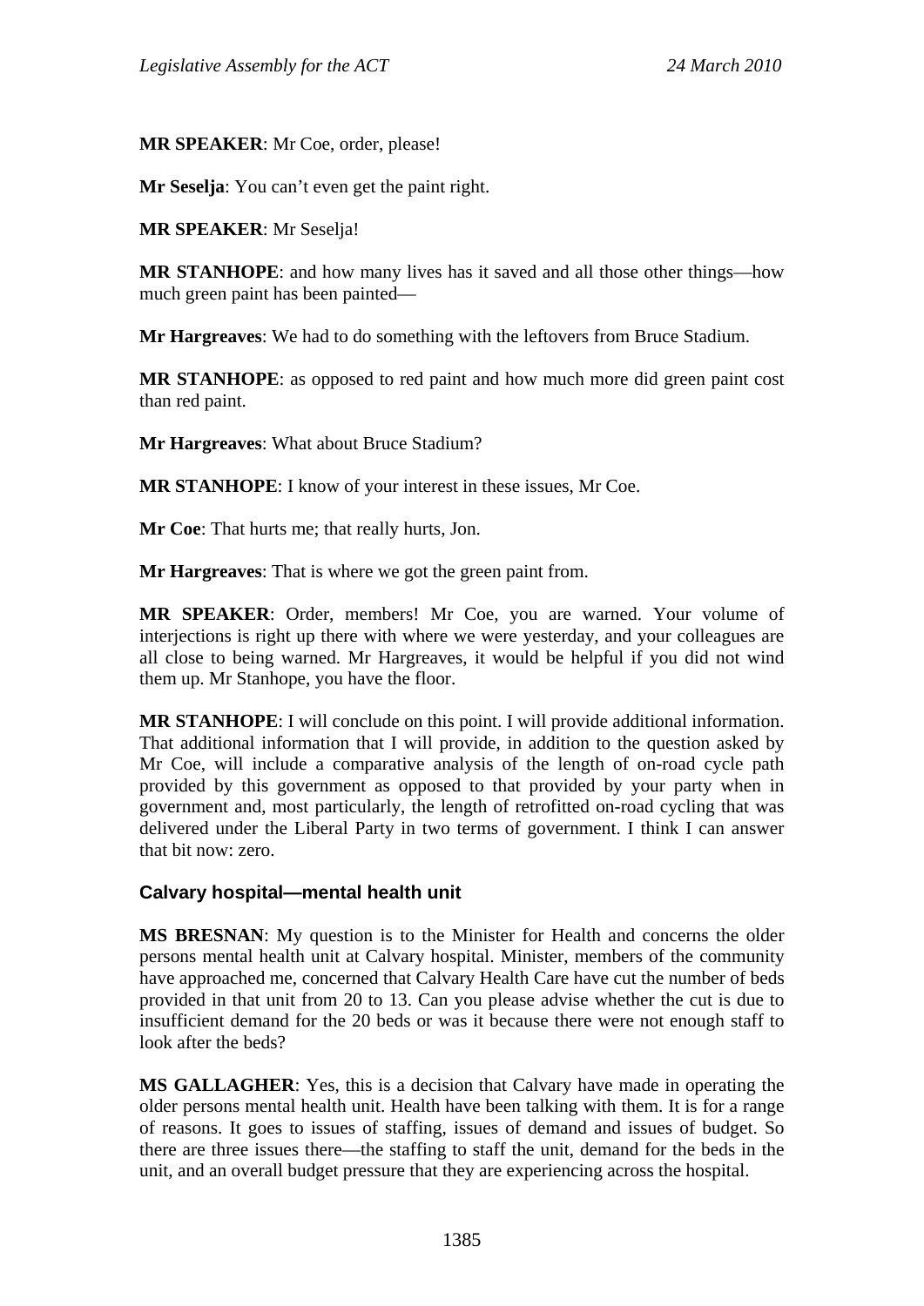**MR SPEAKER**: Mr Coe, order, please!

**Mr Seselja**: You can't even get the paint right.

**MR SPEAKER**: Mr Seselja!

**MR STANHOPE**: and how many lives has it saved and all those other things—how much green paint has been painted—

**Mr Hargreaves**: We had to do something with the leftovers from Bruce Stadium.

**MR STANHOPE**: as opposed to red paint and how much more did green paint cost than red paint.

**Mr Hargreaves**: What about Bruce Stadium?

**MR STANHOPE**: I know of your interest in these issues, Mr Coe.

**Mr Coe**: That hurts me; that really hurts, Jon.

**Mr Hargreaves**: That is where we got the green paint from.

**MR SPEAKER**: Order, members! Mr Coe, you are warned. Your volume of interjections is right up there with where we were yesterday, and your colleagues are all close to being warned. Mr Hargreaves, it would be helpful if you did not wind them up. Mr Stanhope, you have the floor.

**MR STANHOPE**: I will conclude on this point. I will provide additional information. That additional information that I will provide, in addition to the question asked by Mr Coe, will include a comparative analysis of the length of on-road cycle path provided by this government as opposed to that provided by your party when in government and, most particularly, the length of retrofitted on-road cycling that was delivered under the Liberal Party in two terms of government. I think I can answer that bit now: zero.

### Calvary hospital—mental health unit

**MS BRESNAN**: My question is to the Minister for Health and concerns the older persons mental health unit at Calvary hospital. Minister, members of the community have approached me, concerned that Calvary Health Care have cut the number of beds provided in that unit from 20 to 13. Can you please advise whether the cut is due to insufficient demand for the 20 beds or was it because there were not enough staff to look after the beds?

**MS GALLAGHER**: Yes, this is a decision that Calvary have made in operating the older persons mental health unit. Health have been talking with them. It is for a range of reasons. It goes to issues of staffing, issues of demand and issues of budget. So there are three issues there—the staffing to staff the unit, demand for the beds in the unit, and an overall budget pressure that they are experiencing across the hospital.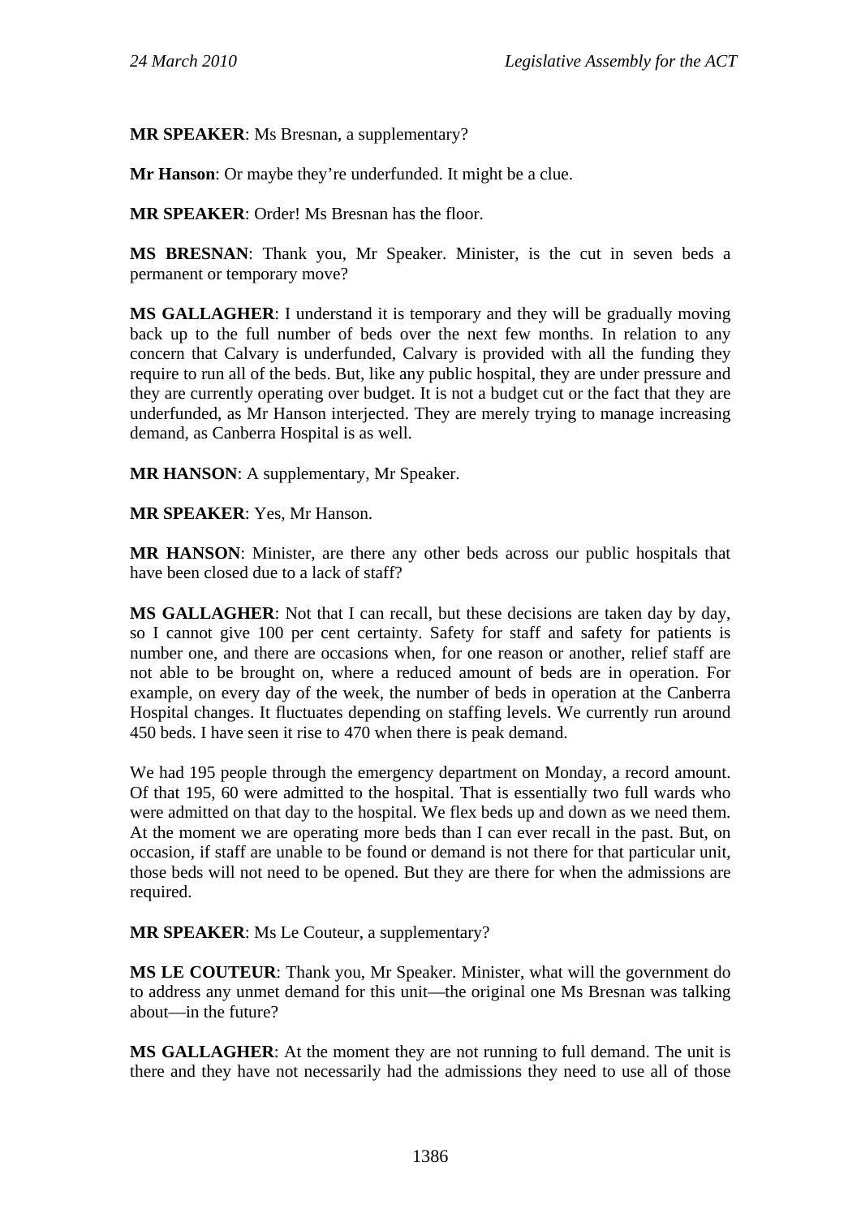**MR SPEAKER**: Ms Bresnan, a supplementary?

**Mr Hanson**: Or maybe they're underfunded. It might be a clue.

**MR SPEAKER**: Order! Ms Bresnan has the floor.

**MS BRESNAN**: Thank you, Mr Speaker. Minister, is the cut in seven beds a permanent or temporary move?

**MS GALLAGHER**: I understand it is temporary and they will be gradually moving back up to the full number of beds over the next few months. In relation to any concern that Calvary is underfunded, Calvary is provided with all the funding they require to run all of the beds. But, like any public hospital, they are under pressure and they are currently operating over budget. It is not a budget cut or the fact that they are underfunded, as Mr Hanson interjected. They are merely trying to manage increasing demand, as Canberra Hospital is as well.

**MR HANSON**: A supplementary, Mr Speaker.

**MR SPEAKER**: Yes, Mr Hanson.

**MR HANSON**: Minister, are there any other beds across our public hospitals that have been closed due to a lack of staff?

**MS GALLAGHER**: Not that I can recall, but these decisions are taken day by day, so I cannot give 100 per cent certainty. Safety for staff and safety for patients is number one, and there are occasions when, for one reason or another, relief staff are not able to be brought on, where a reduced amount of beds are in operation. For example, on every day of the week, the number of beds in operation at the Canberra Hospital changes. It fluctuates depending on staffing levels. We currently run around 450 beds. I have seen it rise to 470 when there is peak demand.

We had 195 people through the emergency department on Monday, a record amount. Of that 195, 60 were admitted to the hospital. That is essentially two full wards who were admitted on that day to the hospital. We flex beds up and down as we need them. At the moment we are operating more beds than I can ever recall in the past. But, on occasion, if staff are unable to be found or demand is not there for that particular unit, those beds will not need to be opened. But they are there for when the admissions are required.

**MR SPEAKER**: Ms Le Couteur, a supplementary?

**MS LE COUTEUR**: Thank you, Mr Speaker. Minister, what will the government do to address any unmet demand for this unit—the original one Ms Bresnan was talking about—in the future?

**MS GALLAGHER**: At the moment they are not running to full demand. The unit is there and they have not necessarily had the admissions they need to use all of those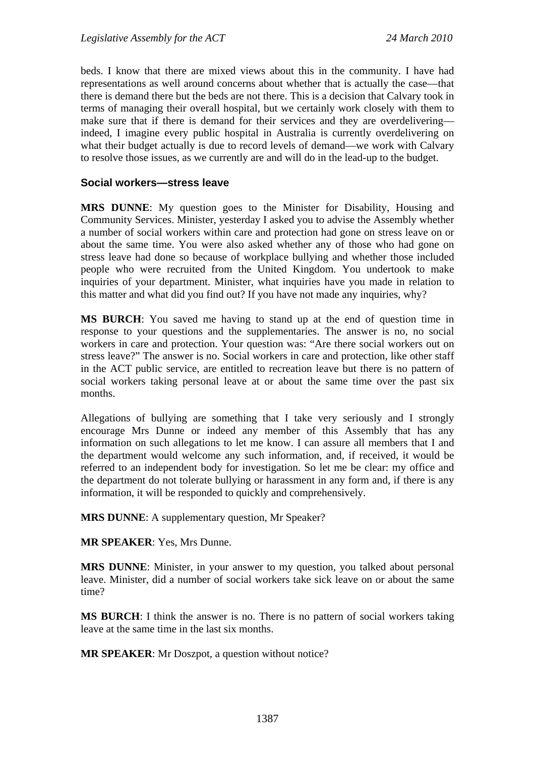beds. I know that there are mixed views about this in the community. I have had representations as well around concerns about whether that is actually the case—that there is demand there but the beds are not there. This is a decision that Calvary took in terms of managing their overall hospital, but we certainly work closely with them to make sure that if there is demand for their services and they are overdelivering—indeed, I imagine every public hospital in Australia is currently overdelivering on what their budget actually is due to record levels of demand—we work with Calvary to resolve those issues, as we currently are and will do in the lead-up to the budget.

### Social workers—stress leave

**MRS DUNNE**: My question goes to the Minister for Disability, Housing and Community Services. Minister, yesterday I asked you to advise the Assembly whether a number of social workers within care and protection had gone on stress leave on or about the same time. You were also asked whether any of those who had gone on stress leave had done so because of workplace bullying and whether those included people who were recruited from the United Kingdom. You undertook to make inquiries of your department. Minister, what inquiries have you made in relation to this matter and what did you find out? If you have not made any inquiries, why?

**MS BURCH**: You saved me having to stand up at the end of question time in response to your questions and the supplementaries. The answer is no, no social workers in care and protection. Your question was: "Are there social workers out on stress leave?" The answer is no. Social workers in care and protection, like other staff in the ACT public service, are entitled to recreation leave but there is no pattern of social workers taking personal leave at or about the same time over the past six months.

Allegations of bullying are something that I take very seriously and I strongly encourage Mrs Dunne or indeed any member of this Assembly that has any information on such allegations to let me know. I can assure all members that I and the department would welcome any such information, and, if received, it would be referred to an independent body for investigation. So let me be clear: my office and the department do not tolerate bullying or harassment in any form and, if there is any information, it will be responded to quickly and comprehensively.

**MRS DUNNE**: A supplementary question, Mr Speaker?

**MR SPEAKER**: Yes, Mrs Dunne.

**MRS DUNNE**: Minister, in your answer to my question, you talked about personal leave. Minister, did a number of social workers take sick leave on or about the same time?

**MS BURCH**: I think the answer is no. There is no pattern of social workers taking leave at the same time in the last six months.

**MR SPEAKER**: Mr Doszpot, a question without notice?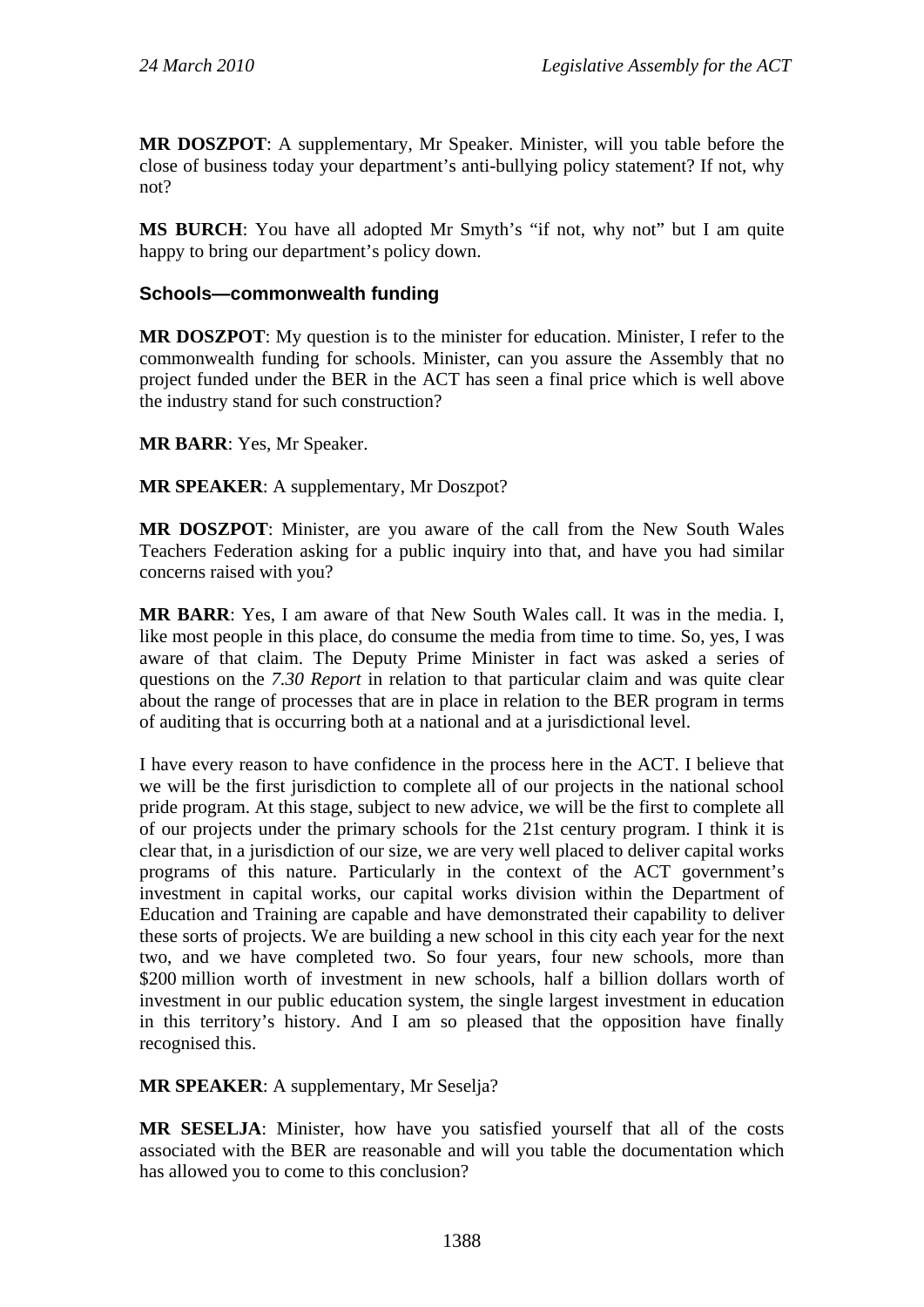**MR DOSZPOT**: A supplementary, Mr Speaker. Minister, will you table before the close of business today your department's anti-bullying policy statement? If not, why not?

**MS BURCH**: You have all adopted Mr Smyth's "if not, why not" but I am quite happy to bring our department's policy down.

### Schools—commonwealth funding

**MR DOSZPOT**: My question is to the minister for education. Minister, I refer to the commonwealth funding for schools. Minister, can you assure the Assembly that no project funded under the BER in the ACT has seen a final price which is well above the industry stand for such construction?

**MR BARR**: Yes, Mr Speaker.

**MR SPEAKER**: A supplementary, Mr Doszpot?

**MR DOSZPOT**: Minister, are you aware of the call from the New South Wales Teachers Federation asking for a public inquiry into that, and have you had similar concerns raised with you?

**MR BARR**: Yes, I am aware of that New South Wales call. It was in the media. I, like most people in this place, do consume the media from time to time. So, yes, I was aware of that claim. The Deputy Prime Minister in fact was asked a series of questions on the *7.30 Report* in relation to that particular claim and was quite clear about the range of processes that are in place in relation to the BER program in terms of auditing that is occurring both at a national and at a jurisdictional level.

I have every reason to have confidence in the process here in the ACT. I believe that we will be the first jurisdiction to complete all of our projects in the national school pride program. At this stage, subject to new advice, we will be the first to complete all of our projects under the primary schools for the 21st century program. I think it is clear that, in a jurisdiction of our size, we are very well placed to deliver capital works programs of this nature. Particularly in the context of the ACT government's investment in capital works, our capital works division within the Department of Education and Training are capable and have demonstrated their capability to deliver these sorts of projects. We are building a new school in this city each year for the next two, and we have completed two. So four years, four new schools, more than \$200 million worth of investment in new schools, half a billion dollars worth of investment in our public education system, the single largest investment in education in this territory's history. And I am so pleased that the opposition have finally recognised this.

**MR SPEAKER**: A supplementary, Mr Seselja?

**MR SESELJA**: Minister, how have you satisfied yourself that all of the costs associated with the BER are reasonable and will you table the documentation which has allowed you to come to this conclusion?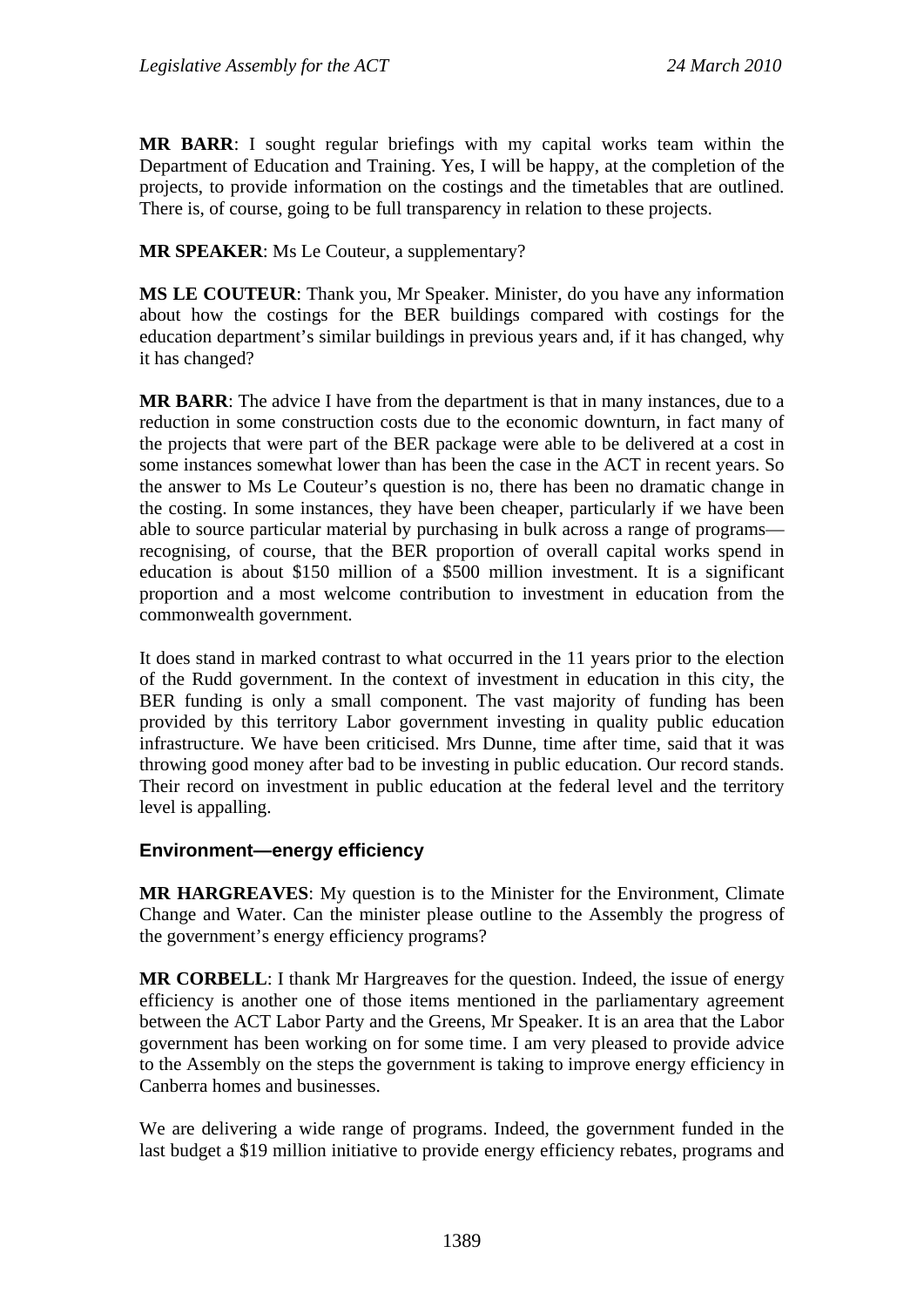**MR BARR**: I sought regular briefings with my capital works team within the Department of Education and Training. Yes, I will be happy, at the completion of the projects, to provide information on the costings and the timetables that are outlined. There is, of course, going to be full transparency in relation to these projects.

**MR SPEAKER**: Ms Le Couteur, a supplementary?

**MS LE COUTEUR**: Thank you, Mr Speaker. Minister, do you have any information about how the costings for the BER buildings compared with costings for the education department's similar buildings in previous years and, if it has changed, why it has changed?

**MR BARR**: The advice I have from the department is that in many instances, due to a reduction in some construction costs due to the economic downturn, in fact many of the projects that were part of the BER package were able to be delivered at a cost in some instances somewhat lower than has been the case in the ACT in recent years. So the answer to Ms Le Couteur's question is no, there has been no dramatic change in the costing. In some instances, they have been cheaper, particularly if we have been able to source particular material by purchasing in bulk across a range of programs—recognising, of course, that the BER proportion of overall capital works spend in education is about $150 million of a $500 million investment. It is a significant proportion and a most welcome contribution to investment in education from the commonwealth government.

It does stand in marked contrast to what occurred in the 11 years prior to the election of the Rudd government. In the context of investment in education in this city, the BER funding is only a small component. The vast majority of funding has been provided by this territory Labor government investing in quality public education infrastructure. We have been criticised. Mrs Dunne, time after time, said that it was throwing good money after bad to be investing in public education. Our record stands. Their record on investment in public education at the federal level and the territory level is appalling.

### Environment—energy efficiency

**MR HARGREAVES**: My question is to the Minister for the Environment, Climate Change and Water. Can the minister please outline to the Assembly the progress of the government's energy efficiency programs?

**MR CORBELL**: I thank Mr Hargreaves for the question. Indeed, the issue of energy efficiency is another one of those items mentioned in the parliamentary agreement between the ACT Labor Party and the Greens, Mr Speaker. It is an area that the Labor government has been working on for some time. I am very pleased to provide advice to the Assembly on the steps the government is taking to improve energy efficiency in Canberra homes and businesses.

We are delivering a wide range of programs. Indeed, the government funded in the last budget a $19 million initiative to provide energy efficiency rebates, programs and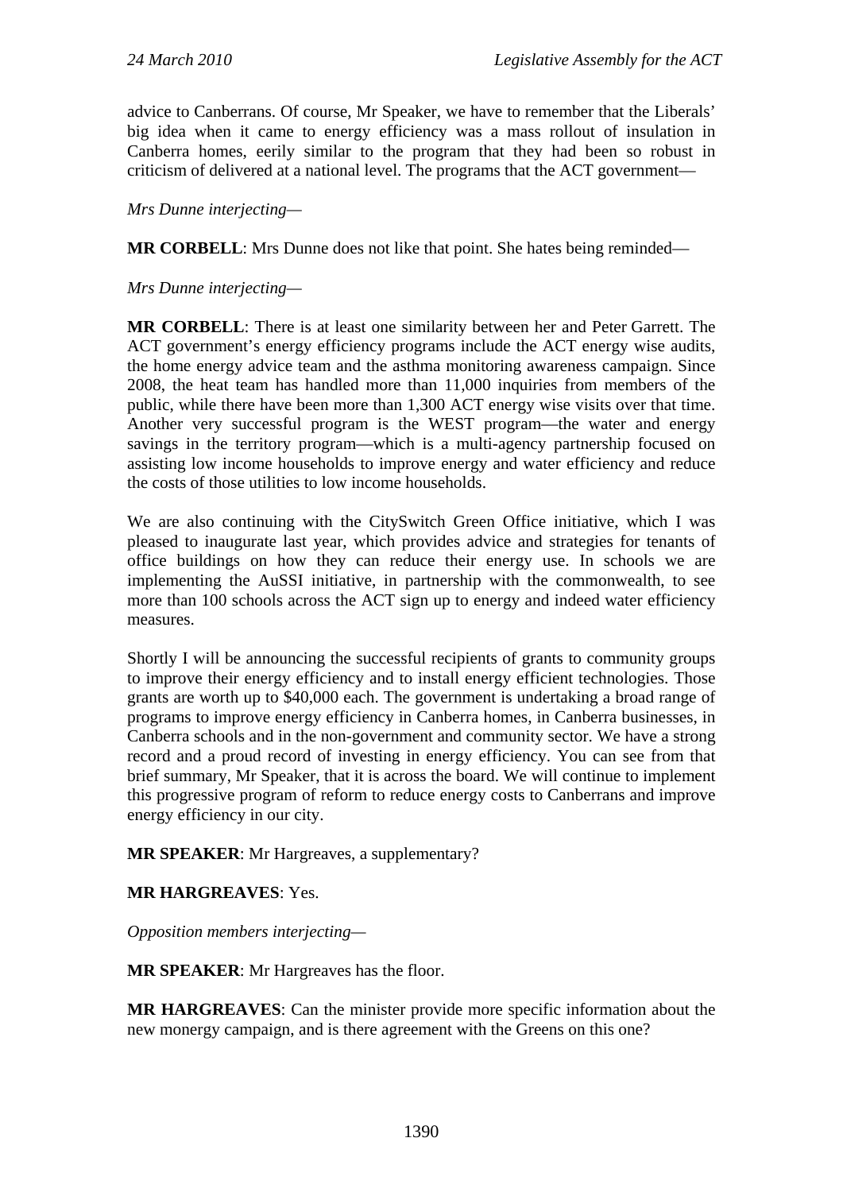advice to Canberrans. Of course, Mr Speaker, we have to remember that the Liberals' big idea when it came to energy efficiency was a mass rollout of insulation in Canberra homes, eerily similar to the program that they had been so robust in criticism of delivered at a national level. The programs that the ACT government—

*Mrs Dunne interjecting*—

**MR CORBELL**: Mrs Dunne does not like that point. She hates being reminded—

*Mrs Dunne interjecting*—

**MR CORBELL**: There is at least one similarity between her and Peter Garrett. The ACT government's energy efficiency programs include the ACT energy wise audits, the home energy advice team and the asthma monitoring awareness campaign. Since 2008, the heat team has handled more than 11,000 inquiries from members of the public, while there have been more than 1,300 ACT energy wise visits over that time. Another very successful program is the WEST program—the water and energy savings in the territory program—which is a multi-agency partnership focused on assisting low income households to improve energy and water efficiency and reduce the costs of those utilities to low income households.

We are also continuing with the CitySwitch Green Office initiative, which I was pleased to inaugurate last year, which provides advice and strategies for tenants of office buildings on how they can reduce their energy use. In schools we are implementing the AuSSI initiative, in partnership with the commonwealth, to see more than 100 schools across the ACT sign up to energy and indeed water efficiency measures.

Shortly I will be announcing the successful recipients of grants to community groups to improve their energy efficiency and to install energy efficient technologies. Those grants are worth up to $40,000 each. The government is undertaking a broad range of programs to improve energy efficiency in Canberra homes, in Canberra businesses, in Canberra schools and in the non-government and community sector. We have a strong record and a proud record of investing in energy efficiency. You can see from that brief summary, Mr Speaker, that it is across the board. We will continue to implement this progressive program of reform to reduce energy costs to Canberrans and improve energy efficiency in our city.

**MR SPEAKER**: Mr Hargreaves, a supplementary?

**MR HARGREAVES**: Yes.

*Opposition members interjecting*—

**MR SPEAKER**: Mr Hargreaves has the floor.

**MR HARGREAVES**: Can the minister provide more specific information about the new monergy campaign, and is there agreement with the Greens on this one?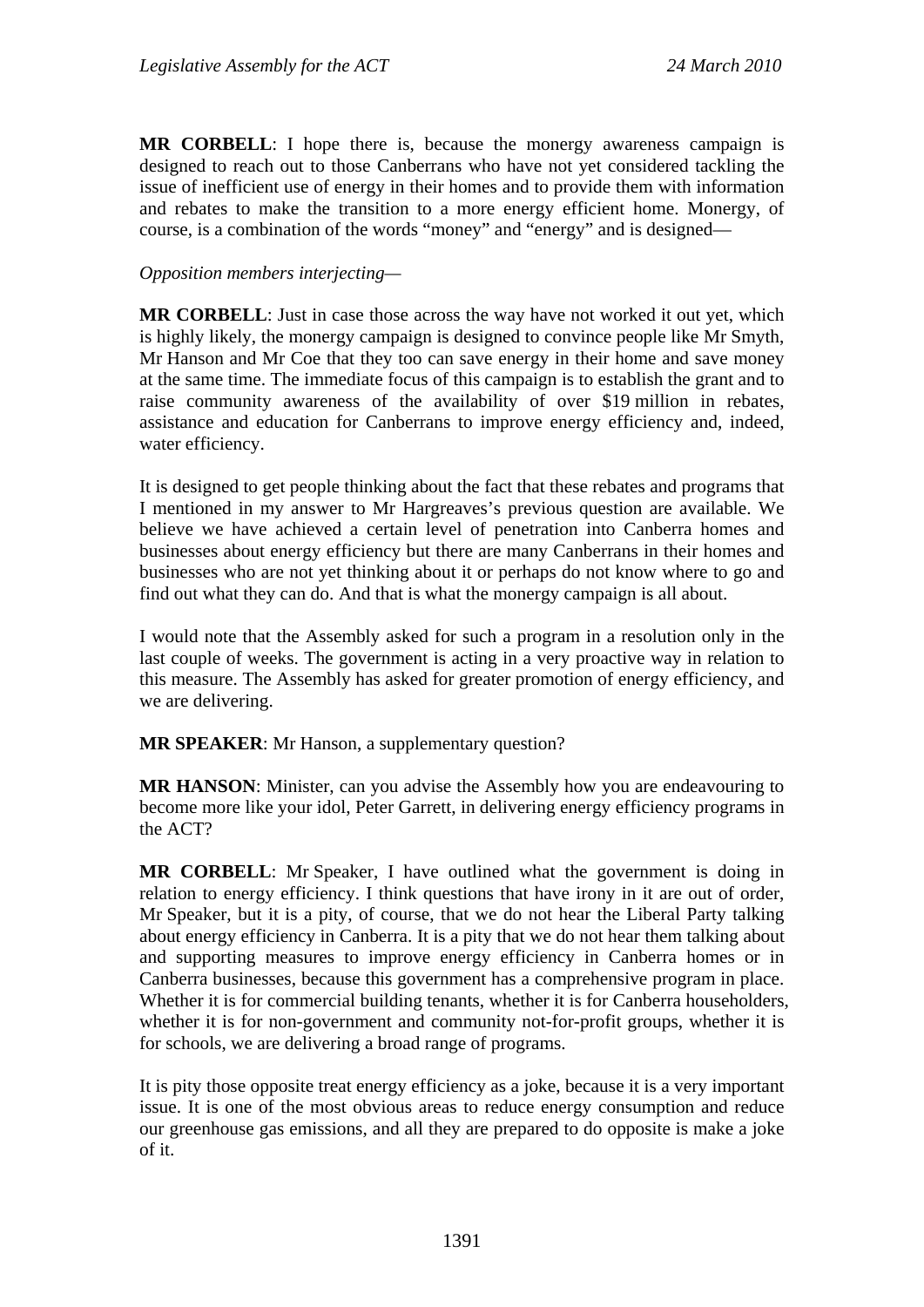**MR CORBELL**: I hope there is, because the monergy awareness campaign is designed to reach out to those Canberrans who have not yet considered tackling the issue of inefficient use of energy in their homes and to provide them with information and rebates to make the transition to a more energy efficient home. Monergy, of course, is a combination of the words "money" and "energy" and is designed—

*Opposition members interjecting—*

**MR CORBELL**: Just in case those across the way have not worked it out yet, which is highly likely, the monergy campaign is designed to convince people like Mr Smyth, Mr Hanson and Mr Coe that they too can save energy in their home and save money at the same time. The immediate focus of this campaign is to establish the grant and to raise community awareness of the availability of over $19 million in rebates, assistance and education for Canberrans to improve energy efficiency and, indeed, water efficiency.

It is designed to get people thinking about the fact that these rebates and programs that I mentioned in my answer to Mr Hargreaves's previous question are available. We believe we have achieved a certain level of penetration into Canberra homes and businesses about energy efficiency but there are many Canberrans in their homes and businesses who are not yet thinking about it or perhaps do not know where to go and find out what they can do. And that is what the monergy campaign is all about.

I would note that the Assembly asked for such a program in a resolution only in the last couple of weeks. The government is acting in a very proactive way in relation to this measure. The Assembly has asked for greater promotion of energy efficiency, and we are delivering.

**MR SPEAKER**: Mr Hanson, a supplementary question?

**MR HANSON**: Minister, can you advise the Assembly how you are endeavouring to become more like your idol, Peter Garrett, in delivering energy efficiency programs in the ACT?

**MR CORBELL**: Mr Speaker, I have outlined what the government is doing in relation to energy efficiency. I think questions that have irony in it are out of order, Mr Speaker, but it is a pity, of course, that we do not hear the Liberal Party talking about energy efficiency in Canberra. It is a pity that we do not hear them talking about and supporting measures to improve energy efficiency in Canberra homes or in Canberra businesses, because this government has a comprehensive program in place. Whether it is for commercial building tenants, whether it is for Canberra householders, whether it is for non-government and community not-for-profit groups, whether it is for schools, we are delivering a broad range of programs.

It is pity those opposite treat energy efficiency as a joke, because it is a very important issue. It is one of the most obvious areas to reduce energy consumption and reduce our greenhouse gas emissions, and all they are prepared to do opposite is make a joke of it.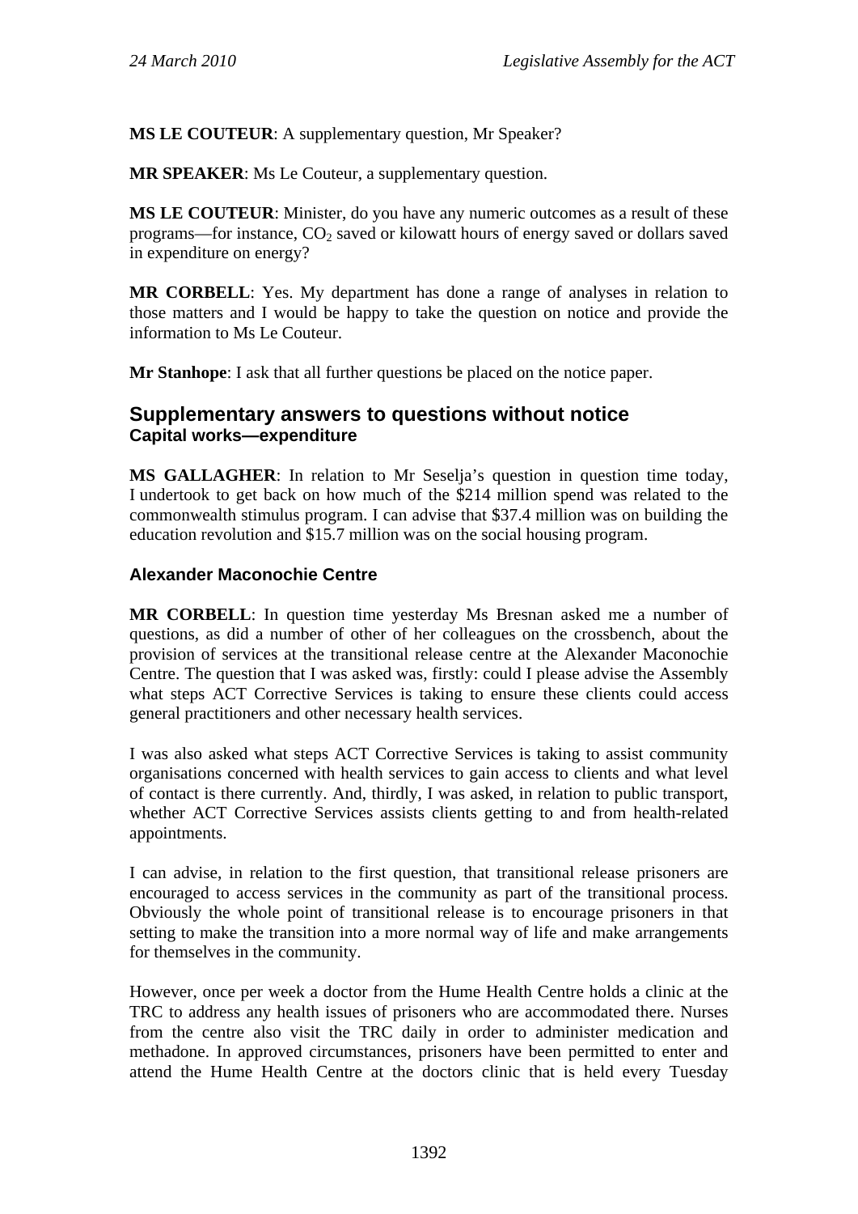**MS LE COUTEUR**: A supplementary question, Mr Speaker?

**MR SPEAKER**: Ms Le Couteur, a supplementary question.

**MS LE COUTEUR**: Minister, do you have any numeric outcomes as a result of these programs—for instance, $CO_2$ saved or kilowatt hours of energy saved or dollars saved in expenditure on energy?

**MR CORBELL**: Yes. My department has done a range of analyses in relation to those matters and I would be happy to take the question on notice and provide the information to Ms Le Couteur.

**Mr Stanhope**: I ask that all further questions be placed on the notice paper.

## Supplementary answers to questions without notice

### Capital works—expenditure

**MS GALLAGHER**: In relation to Mr Seselja's question in question time today, I undertook to get back on how much of the $214 million spend was related to the commonwealth stimulus program. I can advise that $37.4 million was on building the education revolution and $15.7 million was on the social housing program.

### Alexander Maconochie Centre

**MR CORBELL**: In question time yesterday Ms Bresnan asked me a number of questions, as did a number of other of her colleagues on the crossbench, about the provision of services at the transitional release centre at the Alexander Maconochie Centre. The question that I was asked was, firstly: could I please advise the Assembly what steps ACT Corrective Services is taking to ensure these clients could access general practitioners and other necessary health services.

I was also asked what steps ACT Corrective Services is taking to assist community organisations concerned with health services to gain access to clients and what level of contact is there currently. And, thirdly, I was asked, in relation to public transport, whether ACT Corrective Services assists clients getting to and from health-related appointments.

I can advise, in relation to the first question, that transitional release prisoners are encouraged to access services in the community as part of the transitional process. Obviously the whole point of transitional release is to encourage prisoners in that setting to make the transition into a more normal way of life and make arrangements for themselves in the community.

However, once per week a doctor from the Hume Health Centre holds a clinic at the TRC to address any health issues of prisoners who are accommodated there. Nurses from the centre also visit the TRC daily in order to administer medication and methadone. In approved circumstances, prisoners have been permitted to enter and attend the Hume Health Centre at the doctors clinic that is held every Tuesday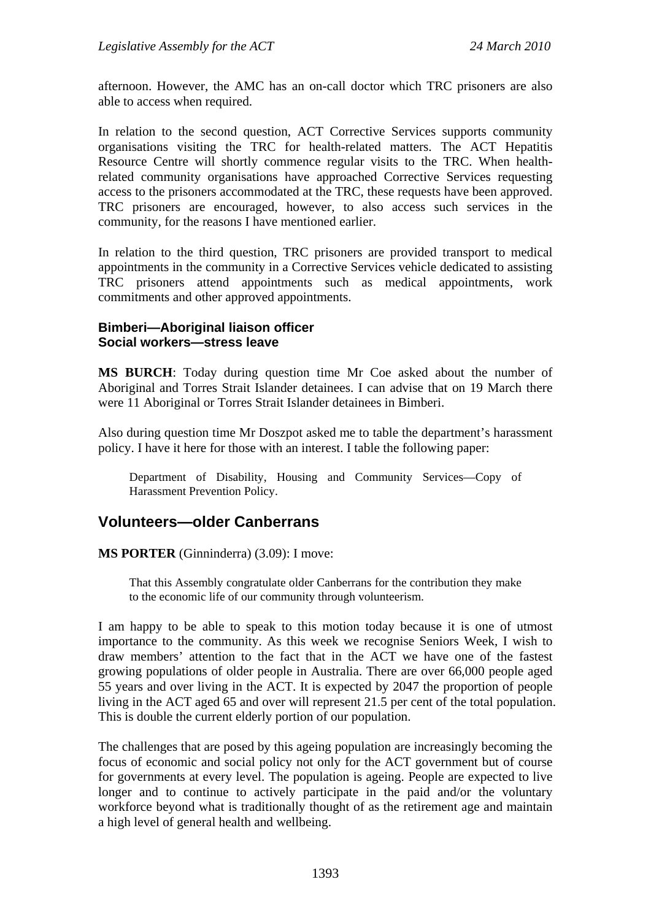afternoon. However, the AMC has an on-call doctor which TRC prisoners are also able to access when required.

In relation to the second question, ACT Corrective Services supports community organisations visiting the TRC for health-related matters. The ACT Hepatitis Resource Centre will shortly commence regular visits to the TRC. When health-related community organisations have approached Corrective Services requesting access to the prisoners accommodated at the TRC, these requests have been approved. TRC prisoners are encouraged, however, to also access such services in the community, for the reasons I have mentioned earlier.

In relation to the third question, TRC prisoners are provided transport to medical appointments in the community in a Corrective Services vehicle dedicated to assisting TRC prisoners attend appointments such as medical appointments, work commitments and other approved appointments.

### Bimberi—Aboriginal liaison officer
### Social workers—stress leave

**MS BURCH**: Today during question time Mr Coe asked about the number of Aboriginal and Torres Strait Islander detainees. I can advise that on 19 March there were 11 Aboriginal or Torres Strait Islander detainees in Bimberi.

Also during question time Mr Doszpot asked me to table the department's harassment policy. I have it here for those with an interest. I table the following paper:

> Department of Disability, Housing and Community Services—Copy of Harassment Prevention Policy.

## Volunteers—older Canberrans

**MS PORTER** (Ginninderra) (3.09): I move:

> That this Assembly congratulate older Canberrans for the contribution they make to the economic life of our community through volunteerism.

I am happy to be able to speak to this motion today because it is one of utmost importance to the community. As this week we recognise Seniors Week, I wish to draw members' attention to the fact that in the ACT we have one of the fastest growing populations of older people in Australia. There are over 66,000 people aged 55 years and over living in the ACT. It is expected by 2047 the proportion of people living in the ACT aged 65 and over will represent 21.5 per cent of the total population. This is double the current elderly portion of our population.

The challenges that are posed by this ageing population are increasingly becoming the focus of economic and social policy not only for the ACT government but of course for governments at every level. The population is ageing. People are expected to live longer and to continue to actively participate in the paid and/or the voluntary workforce beyond what is traditionally thought of as the retirement age and maintain a high level of general health and wellbeing.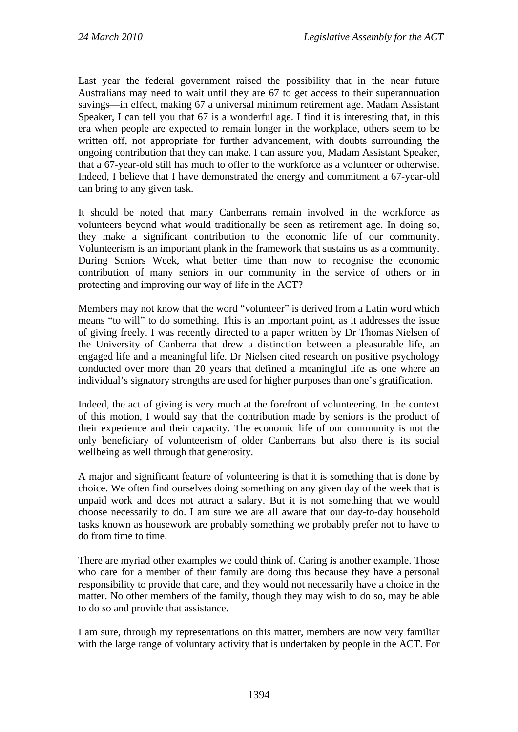Last year the federal government raised the possibility that in the near future Australians may need to wait until they are 67 to get access to their superannuation savings—in effect, making 67 a universal minimum retirement age. Madam Assistant Speaker, I can tell you that 67 is a wonderful age. I find it is interesting that, in this era when people are expected to remain longer in the workplace, others seem to be written off, not appropriate for further advancement, with doubts surrounding the ongoing contribution that they can make. I can assure you, Madam Assistant Speaker, that a 67-year-old still has much to offer to the workforce as a volunteer or otherwise. Indeed, I believe that I have demonstrated the energy and commitment a 67-year-old can bring to any given task.

It should be noted that many Canberrans remain involved in the workforce as volunteers beyond what would traditionally be seen as retirement age. In doing so, they make a significant contribution to the economic life of our community. Volunteerism is an important plank in the framework that sustains us as a community. During Seniors Week, what better time than now to recognise the economic contribution of many seniors in our community in the service of others or in protecting and improving our way of life in the ACT?

Members may not know that the word "volunteer" is derived from a Latin word which means "to will" to do something. This is an important point, as it addresses the issue of giving freely. I was recently directed to a paper written by Dr Thomas Nielsen of the University of Canberra that drew a distinction between a pleasurable life, an engaged life and a meaningful life. Dr Nielsen cited research on positive psychology conducted over more than 20 years that defined a meaningful life as one where an individual's signatory strengths are used for higher purposes than one's gratification.

Indeed, the act of giving is very much at the forefront of volunteering. In the context of this motion, I would say that the contribution made by seniors is the product of their experience and their capacity. The economic life of our community is not the only beneficiary of volunteerism of older Canberrans but also there is its social wellbeing as well through that generosity.

A major and significant feature of volunteering is that it is something that is done by choice. We often find ourselves doing something on any given day of the week that is unpaid work and does not attract a salary. But it is not something that we would choose necessarily to do. I am sure we are all aware that our day-to-day household tasks known as housework are probably something we probably prefer not to have to do from time to time.

There are myriad other examples we could think of. Caring is another example. Those who care for a member of their family are doing this because they have a personal responsibility to provide that care, and they would not necessarily have a choice in the matter. No other members of the family, though they may wish to do so, may be able to do so and provide that assistance.

I am sure, through my representations on this matter, members are now very familiar with the large range of voluntary activity that is undertaken by people in the ACT. For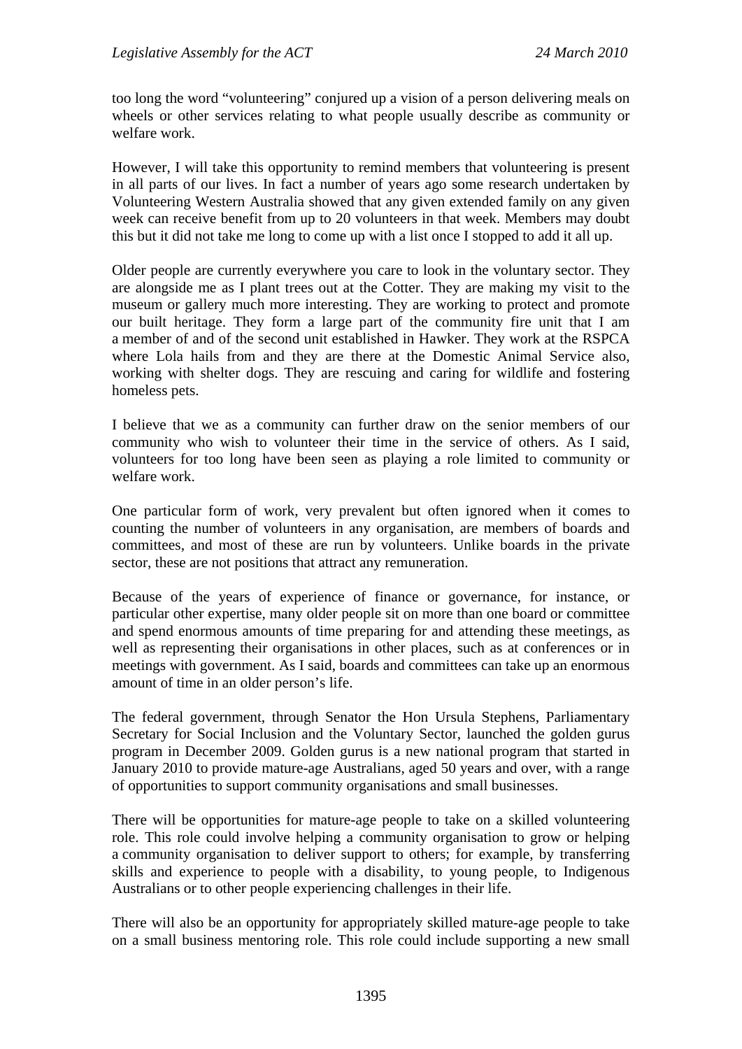too long the word "volunteering" conjured up a vision of a person delivering meals on wheels or other services relating to what people usually describe as community or welfare work.

However, I will take this opportunity to remind members that volunteering is present in all parts of our lives. In fact a number of years ago some research undertaken by Volunteering Western Australia showed that any given extended family on any given week can receive benefit from up to 20 volunteers in that week. Members may doubt this but it did not take me long to come up with a list once I stopped to add it all up.

Older people are currently everywhere you care to look in the voluntary sector. They are alongside me as I plant trees out at the Cotter. They are making my visit to the museum or gallery much more interesting. They are working to protect and promote our built heritage. They form a large part of the community fire unit that I am a member of and of the second unit established in Hawker. They work at the RSPCA where Lola hails from and they are there at the Domestic Animal Service also, working with shelter dogs. They are rescuing and caring for wildlife and fostering homeless pets.

I believe that we as a community can further draw on the senior members of our community who wish to volunteer their time in the service of others. As I said, volunteers for too long have been seen as playing a role limited to community or welfare work.

One particular form of work, very prevalent but often ignored when it comes to counting the number of volunteers in any organisation, are members of boards and committees, and most of these are run by volunteers. Unlike boards in the private sector, these are not positions that attract any remuneration.

Because of the years of experience of finance or governance, for instance, or particular other expertise, many older people sit on more than one board or committee and spend enormous amounts of time preparing for and attending these meetings, as well as representing their organisations in other places, such as at conferences or in meetings with government. As I said, boards and committees can take up an enormous amount of time in an older person's life.

The federal government, through Senator the Hon Ursula Stephens, Parliamentary Secretary for Social Inclusion and the Voluntary Sector, launched the golden gurus program in December 2009. Golden gurus is a new national program that started in January 2010 to provide mature-age Australians, aged 50 years and over, with a range of opportunities to support community organisations and small businesses.

There will be opportunities for mature-age people to take on a skilled volunteering role. This role could involve helping a community organisation to grow or helping a community organisation to deliver support to others; for example, by transferring skills and experience to people with a disability, to young people, to Indigenous Australians or to other people experiencing challenges in their life.

There will also be an opportunity for appropriately skilled mature-age people to take on a small business mentoring role. This role could include supporting a new small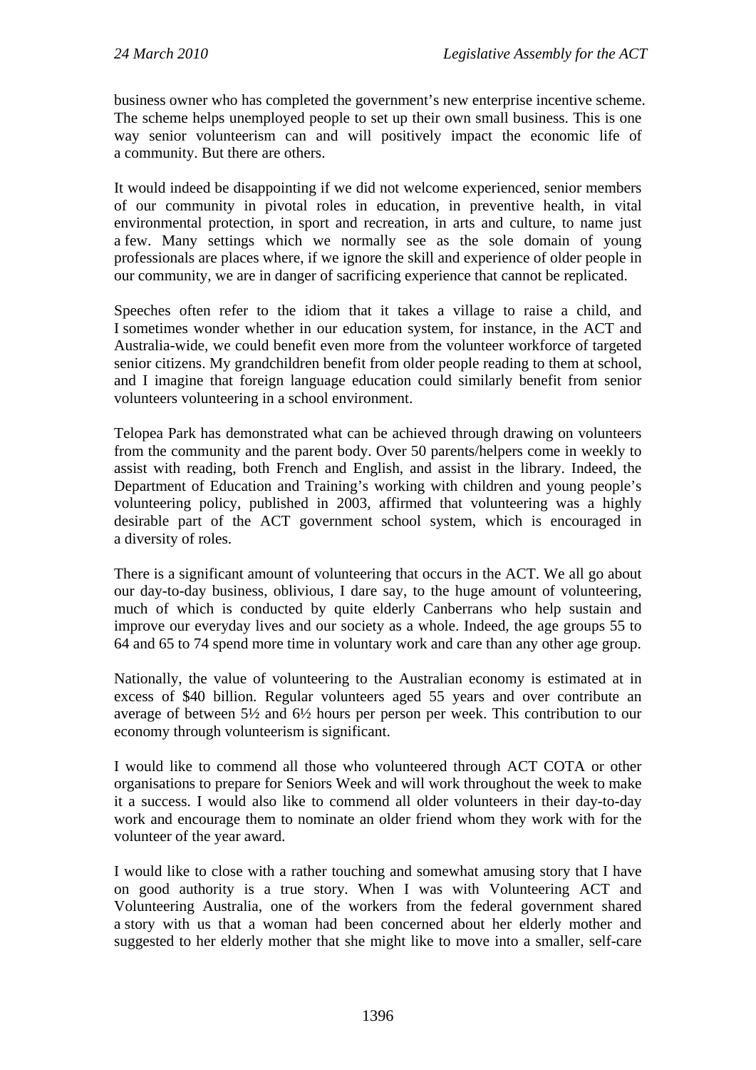business owner who has completed the government's new enterprise incentive scheme. The scheme helps unemployed people to set up their own small business. This is one way senior volunteerism can and will positively impact the economic life of a community. But there are others.

It would indeed be disappointing if we did not welcome experienced, senior members of our community in pivotal roles in education, in preventive health, in vital environmental protection, in sport and recreation, in arts and culture, to name just a few. Many settings which we normally see as the sole domain of young professionals are places where, if we ignore the skill and experience of older people in our community, we are in danger of sacrificing experience that cannot be replicated.

Speeches often refer to the idiom that it takes a village to raise a child, and I sometimes wonder whether in our education system, for instance, in the ACT and Australia-wide, we could benefit even more from the volunteer workforce of targeted senior citizens. My grandchildren benefit from older people reading to them at school, and I imagine that foreign language education could similarly benefit from senior volunteers volunteering in a school environment.

Telopea Park has demonstrated what can be achieved through drawing on volunteers from the community and the parent body. Over 50 parents/helpers come in weekly to assist with reading, both French and English, and assist in the library. Indeed, the Department of Education and Training's working with children and young people's volunteering policy, published in 2003, affirmed that volunteering was a highly desirable part of the ACT government school system, which is encouraged in a diversity of roles.

There is a significant amount of volunteering that occurs in the ACT. We all go about our day-to-day business, oblivious, I dare say, to the huge amount of volunteering, much of which is conducted by quite elderly Canberrans who help sustain and improve our everyday lives and our society as a whole. Indeed, the age groups 55 to 64 and 65 to 74 spend more time in voluntary work and care than any other age group.

Nationally, the value of volunteering to the Australian economy is estimated at in excess of $40 billion. Regular volunteers aged 55 years and over contribute an average of between 5½ and 6½ hours per person per week. This contribution to our economy through volunteerism is significant.

I would like to commend all those who volunteered through ACT COTA or other organisations to prepare for Seniors Week and will work throughout the week to make it a success. I would also like to commend all older volunteers in their day-to-day work and encourage them to nominate an older friend whom they work with for the volunteer of the year award.

I would like to close with a rather touching and somewhat amusing story that I have on good authority is a true story. When I was with Volunteering ACT and Volunteering Australia, one of the workers from the federal government shared a story with us that a woman had been concerned about her elderly mother and suggested to her elderly mother that she might like to move into a smaller, self-care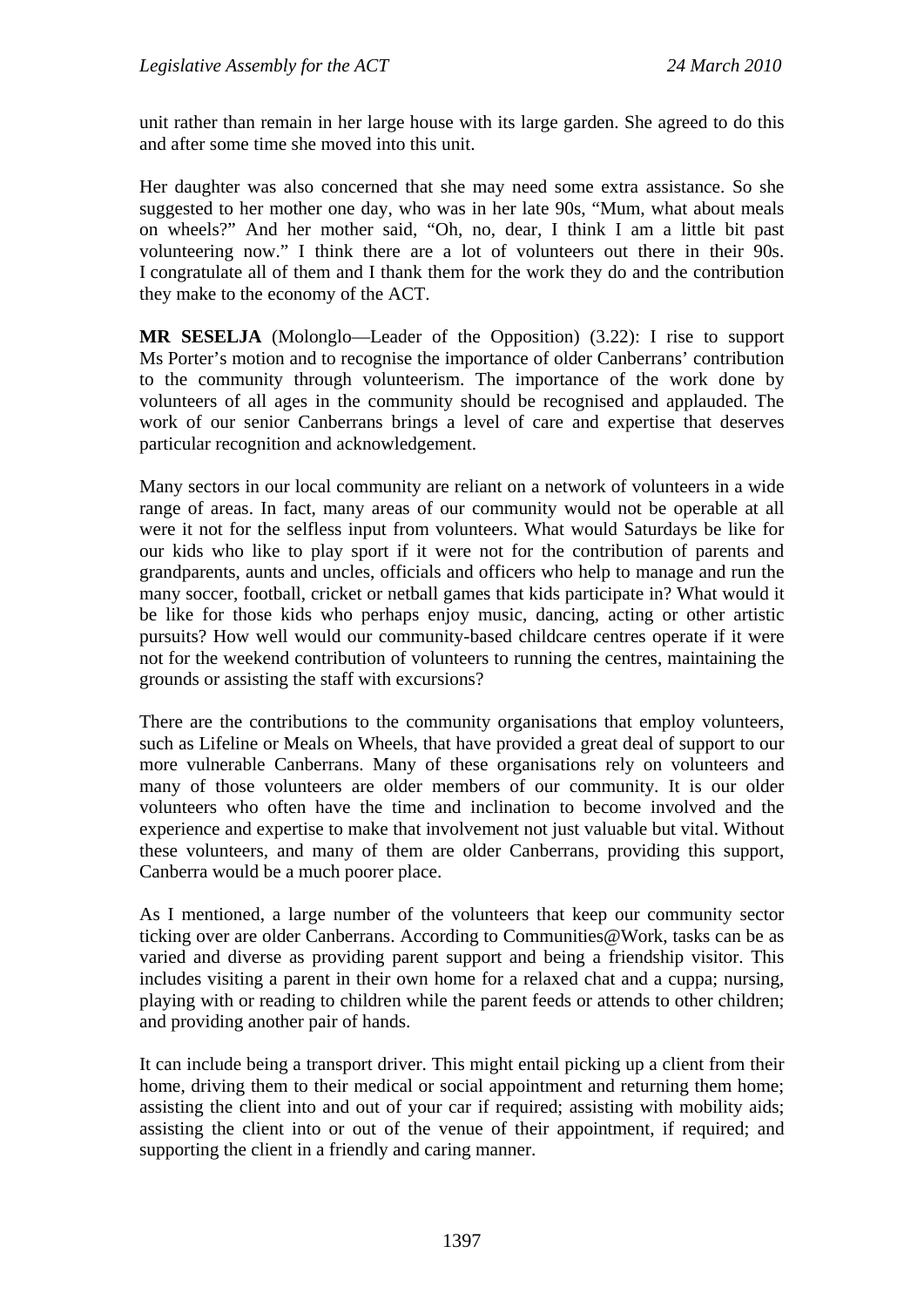unit rather than remain in her large house with its large garden. She agreed to do this and after some time she moved into this unit.

Her daughter was also concerned that she may need some extra assistance. So she suggested to her mother one day, who was in her late 90s, "Mum, what about meals on wheels?" And her mother said, "Oh, no, dear, I think I am a little bit past volunteering now." I think there are a lot of volunteers out there in their 90s. I congratulate all of them and I thank them for the work they do and the contribution they make to the economy of the ACT.

**MR SESELJA** (Molonglo—Leader of the Opposition) (3.22): I rise to support Ms Porter's motion and to recognise the importance of older Canberrans' contribution to the community through volunteerism. The importance of the work done by volunteers of all ages in the community should be recognised and applauded. The work of our senior Canberrans brings a level of care and expertise that deserves particular recognition and acknowledgement.

Many sectors in our local community are reliant on a network of volunteers in a wide range of areas. In fact, many areas of our community would not be operable at all were it not for the selfless input from volunteers. What would Saturdays be like for our kids who like to play sport if it were not for the contribution of parents and grandparents, aunts and uncles, officials and officers who help to manage and run the many soccer, football, cricket or netball games that kids participate in? What would it be like for those kids who perhaps enjoy music, dancing, acting or other artistic pursuits? How well would our community-based childcare centres operate if it were not for the weekend contribution of volunteers to running the centres, maintaining the grounds or assisting the staff with excursions?

There are the contributions to the community organisations that employ volunteers, such as Lifeline or Meals on Wheels, that have provided a great deal of support to our more vulnerable Canberrans. Many of these organisations rely on volunteers and many of those volunteers are older members of our community. It is our older volunteers who often have the time and inclination to become involved and the experience and expertise to make that involvement not just valuable but vital. Without these volunteers, and many of them are older Canberrans, providing this support, Canberra would be a much poorer place.

As I mentioned, a large number of the volunteers that keep our community sector ticking over are older Canberrans. According to Communities@Work, tasks can be as varied and diverse as providing parent support and being a friendship visitor. This includes visiting a parent in their own home for a relaxed chat and a cuppa; nursing, playing with or reading to children while the parent feeds or attends to other children; and providing another pair of hands.

It can include being a transport driver. This might entail picking up a client from their home, driving them to their medical or social appointment and returning them home; assisting the client into and out of your car if required; assisting with mobility aids; assisting the client into or out of the venue of their appointment, if required; and supporting the client in a friendly and caring manner.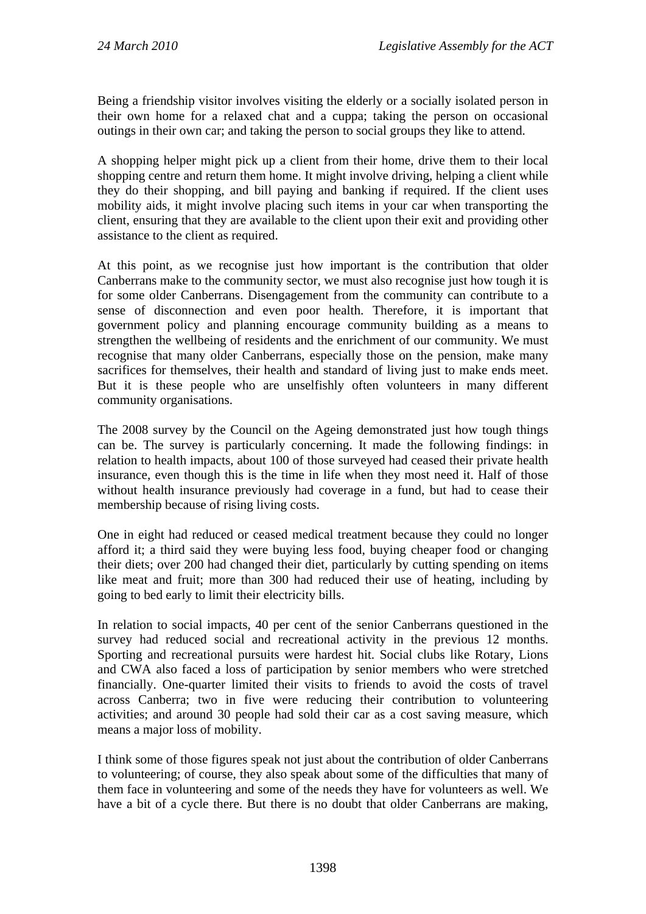Being a friendship visitor involves visiting the elderly or a socially isolated person in their own home for a relaxed chat and a cuppa; taking the person on occasional outings in their own car; and taking the person to social groups they like to attend.

A shopping helper might pick up a client from their home, drive them to their local shopping centre and return them home. It might involve driving, helping a client while they do their shopping, and bill paying and banking if required. If the client uses mobility aids, it might involve placing such items in your car when transporting the client, ensuring that they are available to the client upon their exit and providing other assistance to the client as required.

At this point, as we recognise just how important is the contribution that older Canberrans make to the community sector, we must also recognise just how tough it is for some older Canberrans. Disengagement from the community can contribute to a sense of disconnection and even poor health. Therefore, it is important that government policy and planning encourage community building as a means to strengthen the wellbeing of residents and the enrichment of our community. We must recognise that many older Canberrans, especially those on the pension, make many sacrifices for themselves, their health and standard of living just to make ends meet. But it is these people who are unselfishly often volunteers in many different community organisations.

The 2008 survey by the Council on the Ageing demonstrated just how tough things can be. The survey is particularly concerning. It made the following findings: in relation to health impacts, about 100 of those surveyed had ceased their private health insurance, even though this is the time in life when they most need it. Half of those without health insurance previously had coverage in a fund, but had to cease their membership because of rising living costs.

One in eight had reduced or ceased medical treatment because they could no longer afford it; a third said they were buying less food, buying cheaper food or changing their diets; over 200 had changed their diet, particularly by cutting spending on items like meat and fruit; more than 300 had reduced their use of heating, including by going to bed early to limit their electricity bills.

In relation to social impacts, 40 per cent of the senior Canberrans questioned in the survey had reduced social and recreational activity in the previous 12 months. Sporting and recreational pursuits were hardest hit. Social clubs like Rotary, Lions and CWA also faced a loss of participation by senior members who were stretched financially. One-quarter limited their visits to friends to avoid the costs of travel across Canberra; two in five were reducing their contribution to volunteering activities; and around 30 people had sold their car as a cost saving measure, which means a major loss of mobility.

I think some of those figures speak not just about the contribution of older Canberrans to volunteering; of course, they also speak about some of the difficulties that many of them face in volunteering and some of the needs they have for volunteers as well. We have a bit of a cycle there. But there is no doubt that older Canberrans are making,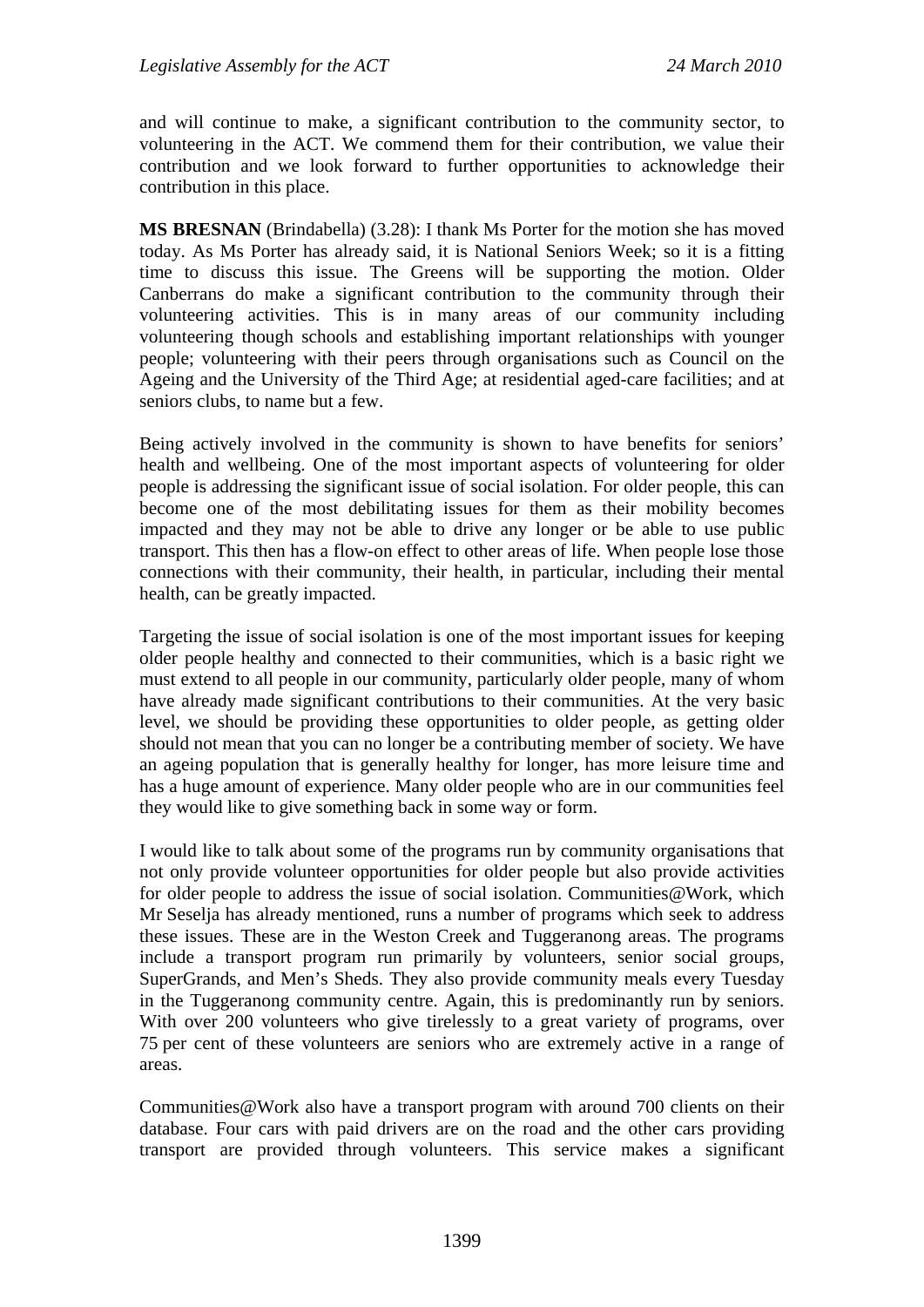and will continue to make, a significant contribution to the community sector, to volunteering in the ACT. We commend them for their contribution, we value their contribution and we look forward to further opportunities to acknowledge their contribution in this place.

**MS BRESNAN** (Brindabella) (3.28): I thank Ms Porter for the motion she has moved today. As Ms Porter has already said, it is National Seniors Week; so it is a fitting time to discuss this issue. The Greens will be supporting the motion. Older Canberrans do make a significant contribution to the community through their volunteering activities. This is in many areas of our community including volunteering though schools and establishing important relationships with younger people; volunteering with their peers through organisations such as Council on the Ageing and the University of the Third Age; at residential aged-care facilities; and at seniors clubs, to name but a few.

Being actively involved in the community is shown to have benefits for seniors' health and wellbeing. One of the most important aspects of volunteering for older people is addressing the significant issue of social isolation. For older people, this can become one of the most debilitating issues for them as their mobility becomes impacted and they may not be able to drive any longer or be able to use public transport. This then has a flow-on effect to other areas of life. When people lose those connections with their community, their health, in particular, including their mental health, can be greatly impacted.

Targeting the issue of social isolation is one of the most important issues for keeping older people healthy and connected to their communities, which is a basic right we must extend to all people in our community, particularly older people, many of whom have already made significant contributions to their communities. At the very basic level, we should be providing these opportunities to older people, as getting older should not mean that you can no longer be a contributing member of society. We have an ageing population that is generally healthy for longer, has more leisure time and has a huge amount of experience. Many older people who are in our communities feel they would like to give something back in some way or form.

I would like to talk about some of the programs run by community organisations that not only provide volunteer opportunities for older people but also provide activities for older people to address the issue of social isolation. Communities@Work, which Mr Seselja has already mentioned, runs a number of programs which seek to address these issues. These are in the Weston Creek and Tuggeranong areas. The programs include a transport program run primarily by volunteers, senior social groups, SuperGrands, and Men's Sheds. They also provide community meals every Tuesday in the Tuggeranong community centre. Again, this is predominantly run by seniors. With over 200 volunteers who give tirelessly to a great variety of programs, over 75 per cent of these volunteers are seniors who are extremely active in a range of areas.

Communities@Work also have a transport program with around 700 clients on their database. Four cars with paid drivers are on the road and the other cars providing transport are provided through volunteers. This service makes a significant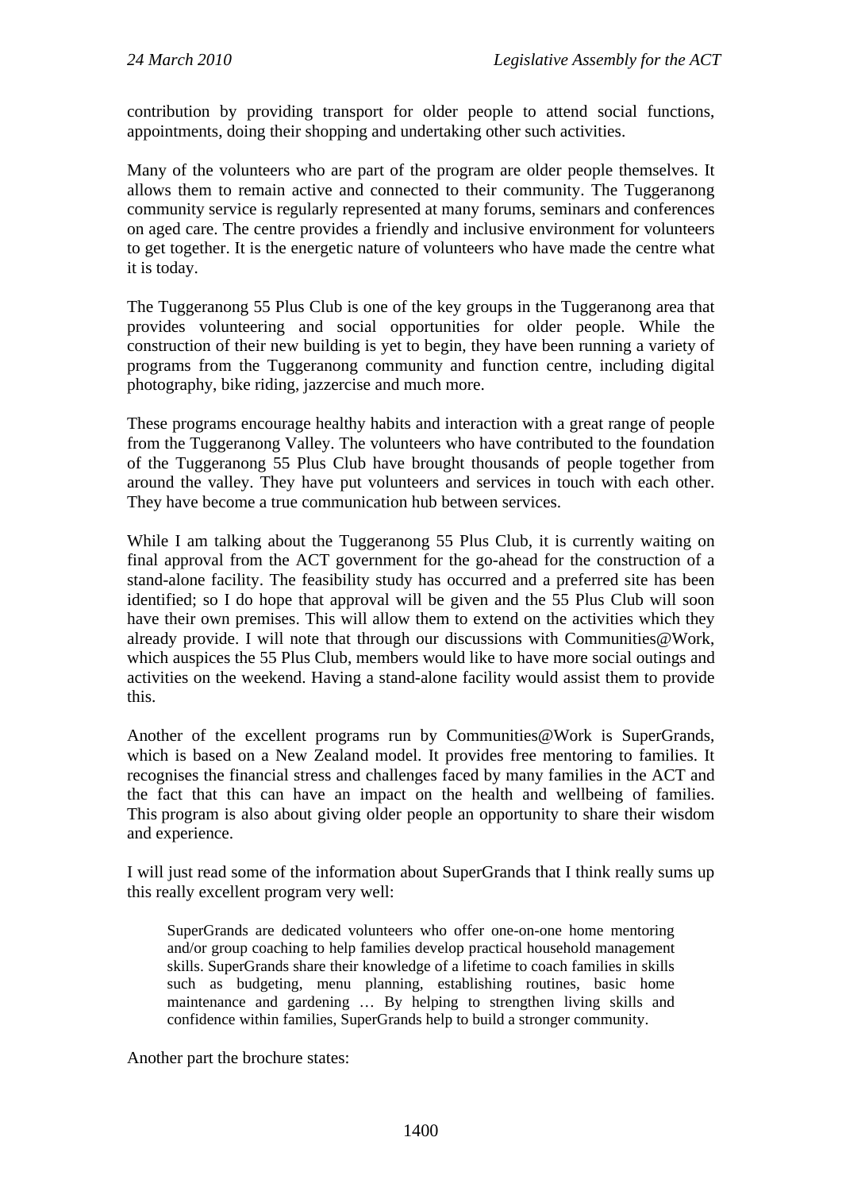contribution by providing transport for older people to attend social functions, appointments, doing their shopping and undertaking other such activities.

Many of the volunteers who are part of the program are older people themselves. It allows them to remain active and connected to their community. The Tuggeranong community service is regularly represented at many forums, seminars and conferences on aged care. The centre provides a friendly and inclusive environment for volunteers to get together. It is the energetic nature of volunteers who have made the centre what it is today.

The Tuggeranong 55 Plus Club is one of the key groups in the Tuggeranong area that provides volunteering and social opportunities for older people. While the construction of their new building is yet to begin, they have been running a variety of programs from the Tuggeranong community and function centre, including digital photography, bike riding, jazzercise and much more.

These programs encourage healthy habits and interaction with a great range of people from the Tuggeranong Valley. The volunteers who have contributed to the foundation of the Tuggeranong 55 Plus Club have brought thousands of people together from around the valley. They have put volunteers and services in touch with each other. They have become a true communication hub between services.

While I am talking about the Tuggeranong 55 Plus Club, it is currently waiting on final approval from the ACT government for the go-ahead for the construction of a stand-alone facility. The feasibility study has occurred and a preferred site has been identified; so I do hope that approval will be given and the 55 Plus Club will soon have their own premises. This will allow them to extend on the activities which they already provide. I will note that through our discussions with Communities@Work, which auspices the 55 Plus Club, members would like to have more social outings and activities on the weekend. Having a stand-alone facility would assist them to provide this.

Another of the excellent programs run by Communities@Work is SuperGrands, which is based on a New Zealand model. It provides free mentoring to families. It recognises the financial stress and challenges faced by many families in the ACT and the fact that this can have an impact on the health and wellbeing of families. This program is also about giving older people an opportunity to share their wisdom and experience.

I will just read some of the information about SuperGrands that I think really sums up this really excellent program very well:

> SuperGrands are dedicated volunteers who offer one-on-one home mentoring and/or group coaching to help families develop practical household management skills. SuperGrands share their knowledge of a lifetime to coach families in skills such as budgeting, menu planning, establishing routines, basic home maintenance and gardening … By helping to strengthen living skills and confidence within families, SuperGrands help to build a stronger community.

Another part the brochure states: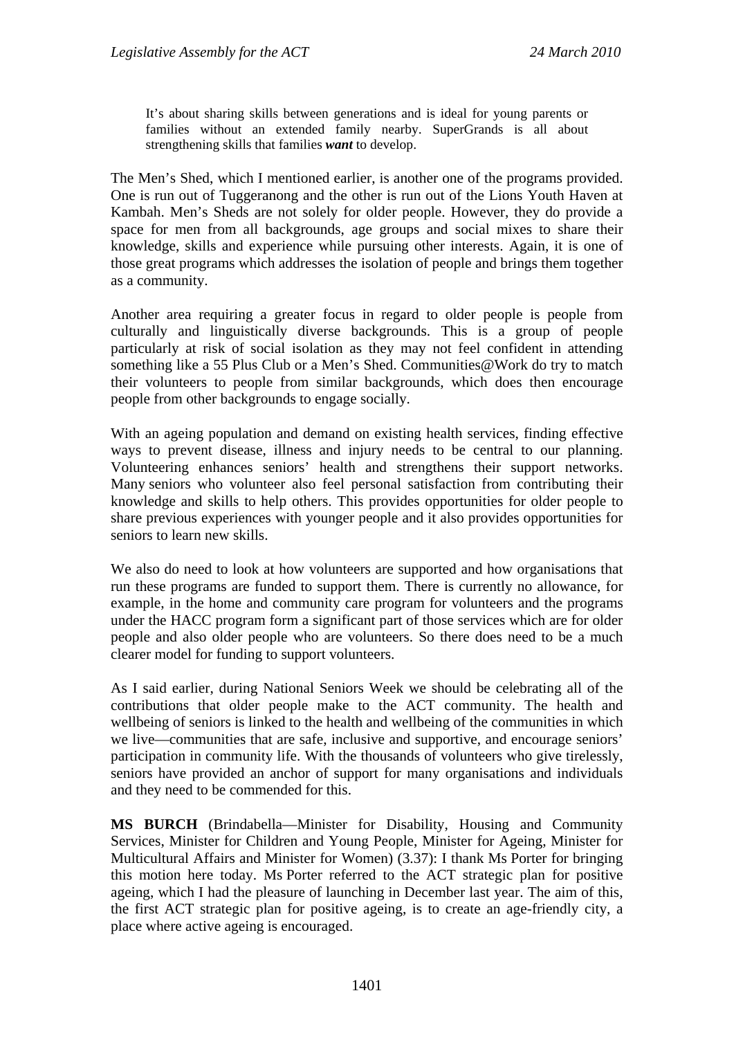> It's about sharing skills between generations and is ideal for young parents or families without an extended family nearby. SuperGrands is all about strengthening skills that families ***want*** to develop.

The Men's Shed, which I mentioned earlier, is another one of the programs provided. One is run out of Tuggeranong and the other is run out of the Lions Youth Haven at Kambah. Men's Sheds are not solely for older people. However, they do provide a space for men from all backgrounds, age groups and social mixes to share their knowledge, skills and experience while pursuing other interests. Again, it is one of those great programs which addresses the isolation of people and brings them together as a community.

Another area requiring a greater focus in regard to older people is people from culturally and linguistically diverse backgrounds. This is a group of people particularly at risk of social isolation as they may not feel confident in attending something like a 55 Plus Club or a Men's Shed. Communities@Work do try to match their volunteers to people from similar backgrounds, which does then encourage people from other backgrounds to engage socially.

With an ageing population and demand on existing health services, finding effective ways to prevent disease, illness and injury needs to be central to our planning. Volunteering enhances seniors' health and strengthens their support networks. Many seniors who volunteer also feel personal satisfaction from contributing their knowledge and skills to help others. This provides opportunities for older people to share previous experiences with younger people and it also provides opportunities for seniors to learn new skills.

We also do need to look at how volunteers are supported and how organisations that run these programs are funded to support them. There is currently no allowance, for example, in the home and community care program for volunteers and the programs under the HACC program form a significant part of those services which are for older people and also older people who are volunteers. So there does need to be a much clearer model for funding to support volunteers.

As I said earlier, during National Seniors Week we should be celebrating all of the contributions that older people make to the ACT community. The health and wellbeing of seniors is linked to the health and wellbeing of the communities in which we live—communities that are safe, inclusive and supportive, and encourage seniors' participation in community life. With the thousands of volunteers who give tirelessly, seniors have provided an anchor of support for many organisations and individuals and they need to be commended for this.

**MS BURCH** (Brindabella—Minister for Disability, Housing and Community Services, Minister for Children and Young People, Minister for Ageing, Minister for Multicultural Affairs and Minister for Women) (3.37): I thank Ms Porter for bringing this motion here today. Ms Porter referred to the ACT strategic plan for positive ageing, which I had the pleasure of launching in December last year. The aim of this, the first ACT strategic plan for positive ageing, is to create an age-friendly city, a place where active ageing is encouraged.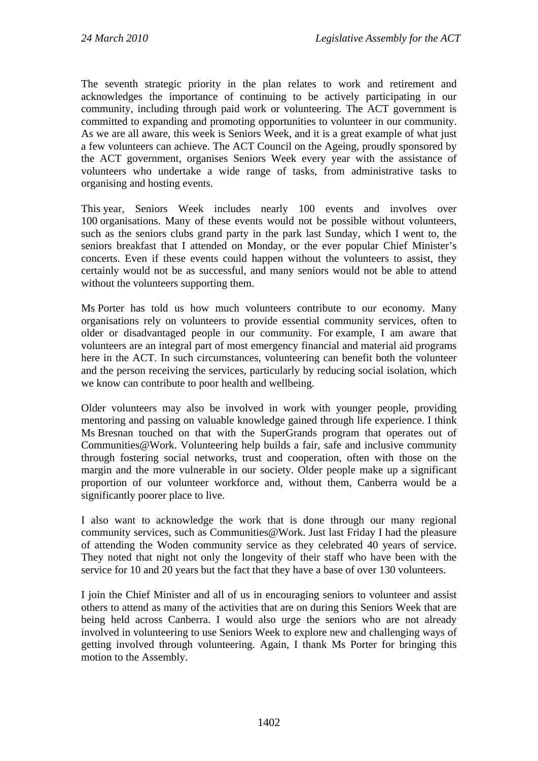The seventh strategic priority in the plan relates to work and retirement and acknowledges the importance of continuing to be actively participating in our community, including through paid work or volunteering. The ACT government is committed to expanding and promoting opportunities to volunteer in our community. As we are all aware, this week is Seniors Week, and it is a great example of what just a few volunteers can achieve. The ACT Council on the Ageing, proudly sponsored by the ACT government, organises Seniors Week every year with the assistance of volunteers who undertake a wide range of tasks, from administrative tasks to organising and hosting events.

This year, Seniors Week includes nearly 100 events and involves over 100 organisations. Many of these events would not be possible without volunteers, such as the seniors clubs grand party in the park last Sunday, which I went to, the seniors breakfast that I attended on Monday, or the ever popular Chief Minister's concerts. Even if these events could happen without the volunteers to assist, they certainly would not be as successful, and many seniors would not be able to attend without the volunteers supporting them.

Ms Porter has told us how much volunteers contribute to our economy. Many organisations rely on volunteers to provide essential community services, often to older or disadvantaged people in our community. For example, I am aware that volunteers are an integral part of most emergency financial and material aid programs here in the ACT. In such circumstances, volunteering can benefit both the volunteer and the person receiving the services, particularly by reducing social isolation, which we know can contribute to poor health and wellbeing.

Older volunteers may also be involved in work with younger people, providing mentoring and passing on valuable knowledge gained through life experience. I think Ms Bresnan touched on that with the SuperGrands program that operates out of Communities@Work. Volunteering help builds a fair, safe and inclusive community through fostering social networks, trust and cooperation, often with those on the margin and the more vulnerable in our society. Older people make up a significant proportion of our volunteer workforce and, without them, Canberra would be a significantly poorer place to live.

I also want to acknowledge the work that is done through our many regional community services, such as Communities@Work. Just last Friday I had the pleasure of attending the Woden community service as they celebrated 40 years of service. They noted that night not only the longevity of their staff who have been with the service for 10 and 20 years but the fact that they have a base of over 130 volunteers.

I join the Chief Minister and all of us in encouraging seniors to volunteer and assist others to attend as many of the activities that are on during this Seniors Week that are being held across Canberra. I would also urge the seniors who are not already involved in volunteering to use Seniors Week to explore new and challenging ways of getting involved through volunteering. Again, I thank Ms Porter for bringing this motion to the Assembly.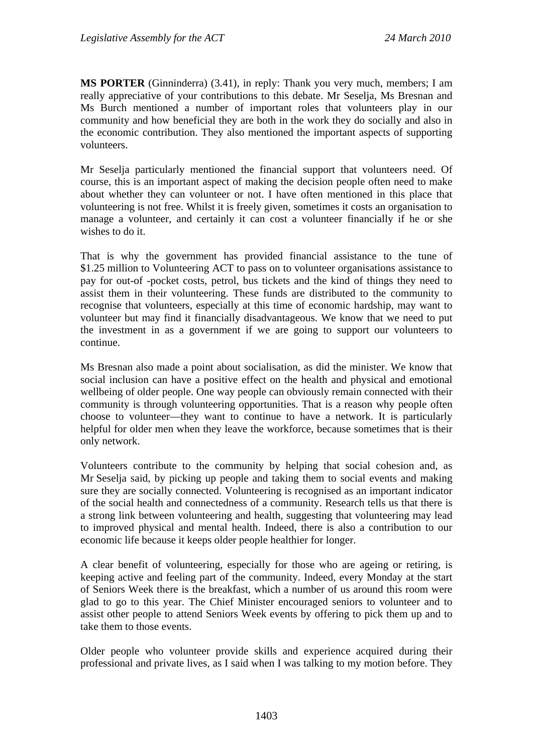**MS PORTER** (Ginninderra) (3.41), in reply: Thank you very much, members; I am really appreciative of your contributions to this debate. Mr Seselja, Ms Bresnan and Ms Burch mentioned a number of important roles that volunteers play in our community and how beneficial they are both in the work they do socially and also in the economic contribution. They also mentioned the important aspects of supporting volunteers.

Mr Seselja particularly mentioned the financial support that volunteers need. Of course, this is an important aspect of making the decision people often need to make about whether they can volunteer or not. I have often mentioned in this place that volunteering is not free. Whilst it is freely given, sometimes it costs an organisation to manage a volunteer, and certainly it can cost a volunteer financially if he or she wishes to do it.

That is why the government has provided financial assistance to the tune of $1.25 million to Volunteering ACT to pass on to volunteer organisations assistance to pay for out-of -pocket costs, petrol, bus tickets and the kind of things they need to assist them in their volunteering. These funds are distributed to the community to recognise that volunteers, especially at this time of economic hardship, may want to volunteer but may find it financially disadvantageous. We know that we need to put the investment in as a government if we are going to support our volunteers to continue.

Ms Bresnan also made a point about socialisation, as did the minister. We know that social inclusion can have a positive effect on the health and physical and emotional wellbeing of older people. One way people can obviously remain connected with their community is through volunteering opportunities. That is a reason why people often choose to volunteer—they want to continue to have a network. It is particularly helpful for older men when they leave the workforce, because sometimes that is their only network.

Volunteers contribute to the community by helping that social cohesion and, as Mr Seselja said, by picking up people and taking them to social events and making sure they are socially connected. Volunteering is recognised as an important indicator of the social health and connectedness of a community. Research tells us that there is a strong link between volunteering and health, suggesting that volunteering may lead to improved physical and mental health. Indeed, there is also a contribution to our economic life because it keeps older people healthier for longer.

A clear benefit of volunteering, especially for those who are ageing or retiring, is keeping active and feeling part of the community. Indeed, every Monday at the start of Seniors Week there is the breakfast, which a number of us around this room were glad to go to this year. The Chief Minister encouraged seniors to volunteer and to assist other people to attend Seniors Week events by offering to pick them up and to take them to those events.

Older people who volunteer provide skills and experience acquired during their professional and private lives, as I said when I was talking to my motion before. They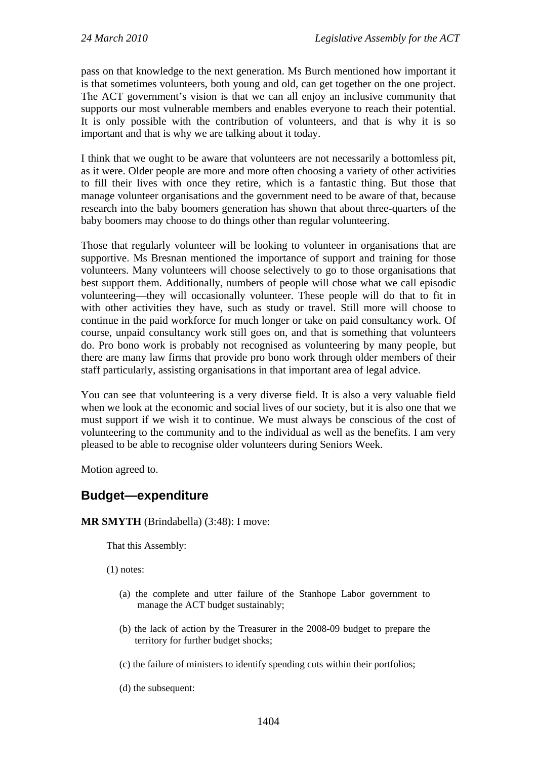pass on that knowledge to the next generation. Ms Burch mentioned how important it is that sometimes volunteers, both young and old, can get together on the one project. The ACT government's vision is that we can all enjoy an inclusive community that supports our most vulnerable members and enables everyone to reach their potential. It is only possible with the contribution of volunteers, and that is why it is so important and that is why we are talking about it today.

I think that we ought to be aware that volunteers are not necessarily a bottomless pit, as it were. Older people are more and more often choosing a variety of other activities to fill their lives with once they retire, which is a fantastic thing. But those that manage volunteer organisations and the government need to be aware of that, because research into the baby boomers generation has shown that about three-quarters of the baby boomers may choose to do things other than regular volunteering.

Those that regularly volunteer will be looking to volunteer in organisations that are supportive. Ms Bresnan mentioned the importance of support and training for those volunteers. Many volunteers will choose selectively to go to those organisations that best support them. Additionally, numbers of people will chose what we call episodic volunteering—they will occasionally volunteer. These people will do that to fit in with other activities they have, such as study or travel. Still more will choose to continue in the paid workforce for much longer or take on paid consultancy work. Of course, unpaid consultancy work still goes on, and that is something that volunteers do. Pro bono work is probably not recognised as volunteering by many people, but there are many law firms that provide pro bono work through older members of their staff particularly, assisting organisations in that important area of legal advice.

You can see that volunteering is a very diverse field. It is also a very valuable field when we look at the economic and social lives of our society, but it is also one that we must support if we wish it to continue. We must always be conscious of the cost of volunteering to the community and to the individual as well as the benefits. I am very pleased to be able to recognise older volunteers during Seniors Week.

Motion agreed to.

## Budget—expenditure

**MR SMYTH** (Brindabella) (3:48): I move:

> That this Assembly:
>
> (1) notes:
>
> (a) the complete and utter failure of the Stanhope Labor government to manage the ACT budget sustainably;
>
> (b) the lack of action by the Treasurer in the 2008-09 budget to prepare the territory for further budget shocks;
>
> (c) the failure of ministers to identify spending cuts within their portfolios;
>
> (d) the subsequent: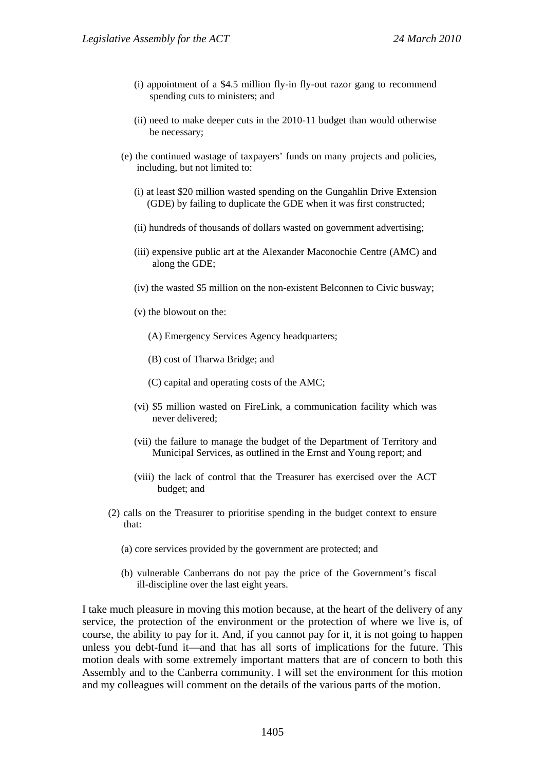(i) appointment of a $4.5 million fly-in fly-out razor gang to recommend spending cuts to ministers; and

(ii) need to make deeper cuts in the 2010-11 budget than would otherwise be necessary;

(e) the continued wastage of taxpayers' funds on many projects and policies, including, but not limited to:

(i) at least $20 million wasted spending on the Gungahlin Drive Extension (GDE) by failing to duplicate the GDE when it was first constructed;

(ii) hundreds of thousands of dollars wasted on government advertising;

(iii) expensive public art at the Alexander Maconochie Centre (AMC) and along the GDE;

(iv) the wasted $5 million on the non-existent Belconnen to Civic busway;

(v) the blowout on the:

(A) Emergency Services Agency headquarters;

(B) cost of Tharwa Bridge; and

(C) capital and operating costs of the AMC;

(vi) $5 million wasted on FireLink, a communication facility which was never delivered;

(vii) the failure to manage the budget of the Department of Territory and Municipal Services, as outlined in the Ernst and Young report; and

(viii) the lack of control that the Treasurer has exercised over the ACT budget; and

(2) calls on the Treasurer to prioritise spending in the budget context to ensure that:

(a) core services provided by the government are protected; and

(b) vulnerable Canberrans do not pay the price of the Government's fiscal ill-discipline over the last eight years.

I take much pleasure in moving this motion because, at the heart of the delivery of any service, the protection of the environment or the protection of where we live is, of course, the ability to pay for it. And, if you cannot pay for it, it is not going to happen unless you debt-fund it—and that has all sorts of implications for the future. This motion deals with some extremely important matters that are of concern to both this Assembly and to the Canberra community. I will set the environment for this motion and my colleagues will comment on the details of the various parts of the motion.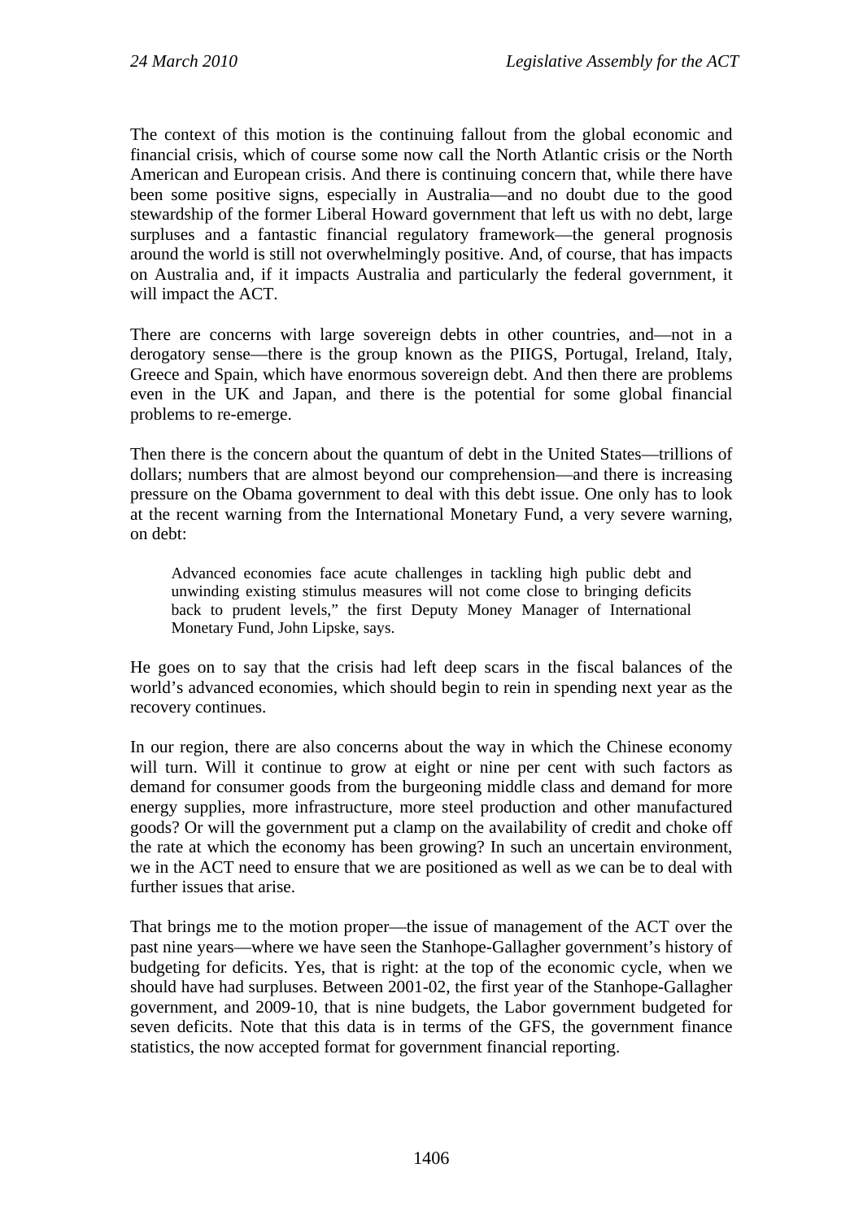The context of this motion is the continuing fallout from the global economic and financial crisis, which of course some now call the North Atlantic crisis or the North American and European crisis. And there is continuing concern that, while there have been some positive signs, especially in Australia—and no doubt due to the good stewardship of the former Liberal Howard government that left us with no debt, large surpluses and a fantastic financial regulatory framework—the general prognosis around the world is still not overwhelmingly positive. And, of course, that has impacts on Australia and, if it impacts Australia and particularly the federal government, it will impact the ACT.

There are concerns with large sovereign debts in other countries, and—not in a derogatory sense—there is the group known as the PIIGS, Portugal, Ireland, Italy, Greece and Spain, which have enormous sovereign debt. And then there are problems even in the UK and Japan, and there is the potential for some global financial problems to re-emerge.

Then there is the concern about the quantum of debt in the United States—trillions of dollars; numbers that are almost beyond our comprehension—and there is increasing pressure on the Obama government to deal with this debt issue. One only has to look at the recent warning from the International Monetary Fund, a very severe warning, on debt:

> Advanced economies face acute challenges in tackling high public debt and unwinding existing stimulus measures will not come close to bringing deficits back to prudent levels," the first Deputy Money Manager of International Monetary Fund, John Lipske, says.

He goes on to say that the crisis had left deep scars in the fiscal balances of the world's advanced economies, which should begin to rein in spending next year as the recovery continues.

In our region, there are also concerns about the way in which the Chinese economy will turn. Will it continue to grow at eight or nine per cent with such factors as demand for consumer goods from the burgeoning middle class and demand for more energy supplies, more infrastructure, more steel production and other manufactured goods? Or will the government put a clamp on the availability of credit and choke off the rate at which the economy has been growing? In such an uncertain environment, we in the ACT need to ensure that we are positioned as well as we can be to deal with further issues that arise.

That brings me to the motion proper—the issue of management of the ACT over the past nine years—where we have seen the Stanhope-Gallagher government's history of budgeting for deficits. Yes, that is right: at the top of the economic cycle, when we should have had surpluses. Between 2001-02, the first year of the Stanhope-Gallagher government, and 2009-10, that is nine budgets, the Labor government budgeted for seven deficits. Note that this data is in terms of the GFS, the government finance statistics, the now accepted format for government financial reporting.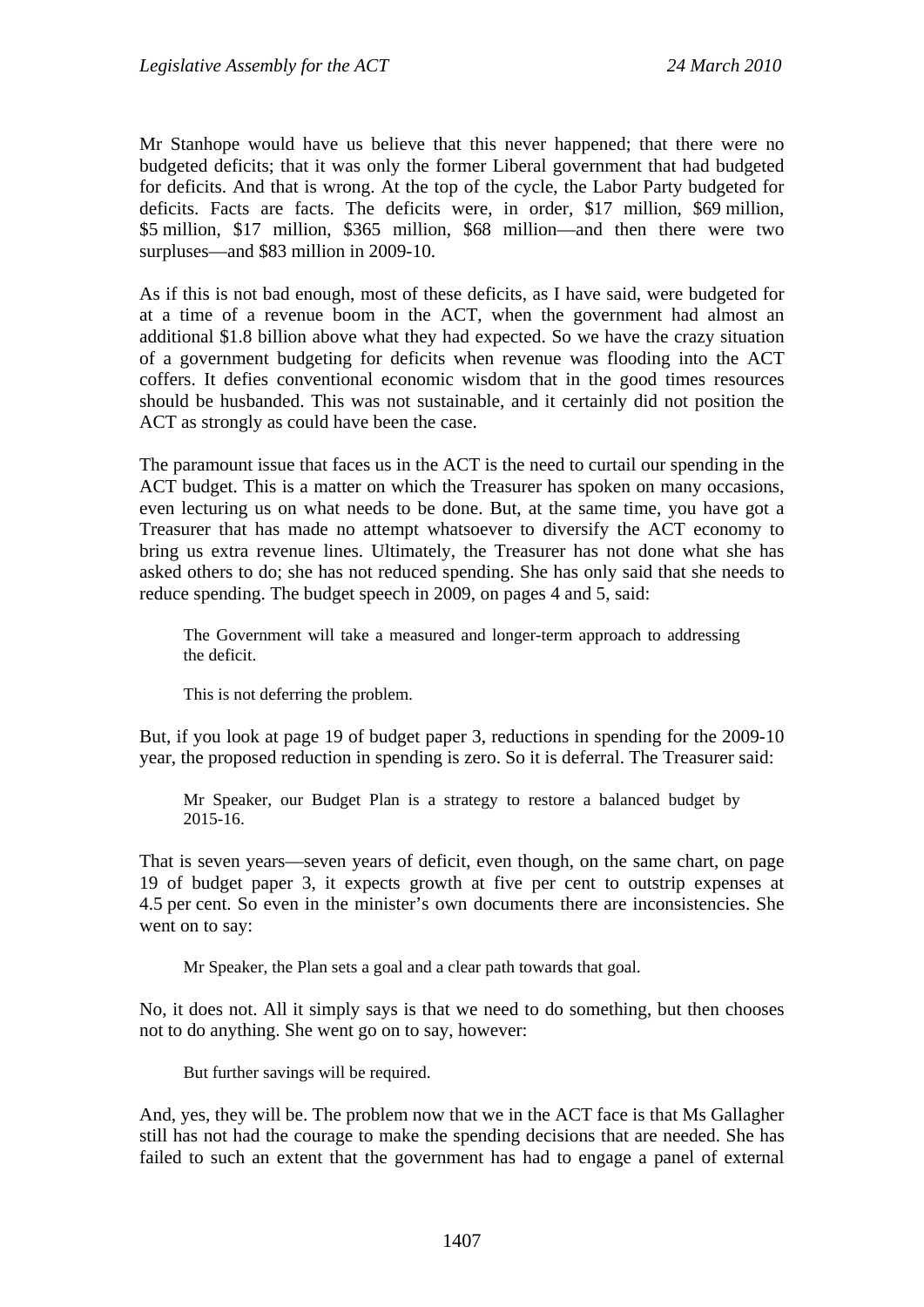Mr Stanhope would have us believe that this never happened; that there were no budgeted deficits; that it was only the former Liberal government that had budgeted for deficits. And that is wrong. At the top of the cycle, the Labor Party budgeted for deficits. Facts are facts. The deficits were, in order, $17 million, $69 million, $5 million, $17 million, $365 million, $68 million—and then there were two surpluses—and $83 million in 2009-10.

As if this is not bad enough, most of these deficits, as I have said, were budgeted for at a time of a revenue boom in the ACT, when the government had almost an additional $1.8 billion above what they had expected. So we have the crazy situation of a government budgeting for deficits when revenue was flooding into the ACT coffers. It defies conventional economic wisdom that in the good times resources should be husbanded. This was not sustainable, and it certainly did not position the ACT as strongly as could have been the case.

The paramount issue that faces us in the ACT is the need to curtail our spending in the ACT budget. This is a matter on which the Treasurer has spoken on many occasions, even lecturing us on what needs to be done. But, at the same time, you have got a Treasurer that has made no attempt whatsoever to diversify the ACT economy to bring us extra revenue lines. Ultimately, the Treasurer has not done what she has asked others to do; she has not reduced spending. She has only said that she needs to reduce spending. The budget speech in 2009, on pages 4 and 5, said:

> The Government will take a measured and longer-term approach to addressing the deficit.
>
> This is not deferring the problem.

But, if you look at page 19 of budget paper 3, reductions in spending for the 2009-10 year, the proposed reduction in spending is zero. So it is deferral. The Treasurer said:

> Mr Speaker, our Budget Plan is a strategy to restore a balanced budget by 2015-16.

That is seven years—seven years of deficit, even though, on the same chart, on page 19 of budget paper 3, it expects growth at five per cent to outstrip expenses at 4.5 per cent. So even in the minister's own documents there are inconsistencies. She went on to say:

> Mr Speaker, the Plan sets a goal and a clear path towards that goal.

No, it does not. All it simply says is that we need to do something, but then chooses not to do anything. She went go on to say, however:

> But further savings will be required.

And, yes, they will be. The problem now that we in the ACT face is that Ms Gallagher still has not had the courage to make the spending decisions that are needed. She has failed to such an extent that the government has had to engage a panel of external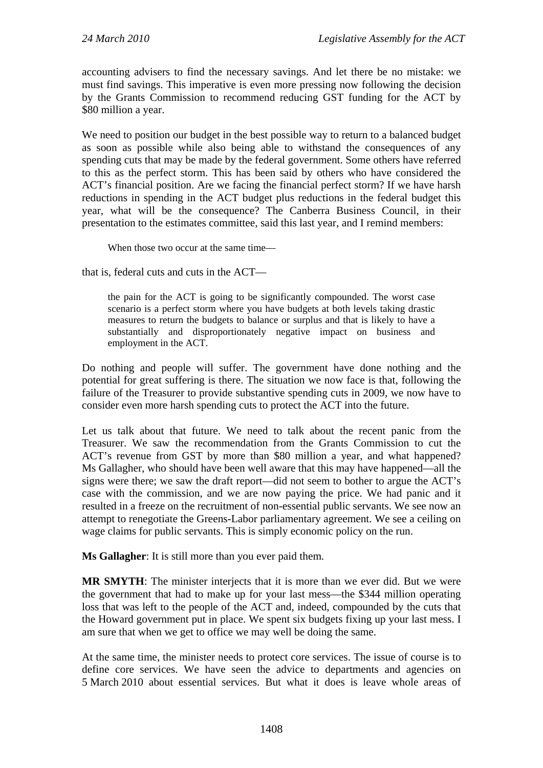accounting advisers to find the necessary savings. And let there be no mistake: we must find savings. This imperative is even more pressing now following the decision by the Grants Commission to recommend reducing GST funding for the ACT by $80 million a year.

We need to position our budget in the best possible way to return to a balanced budget as soon as possible while also being able to withstand the consequences of any spending cuts that may be made by the federal government. Some others have referred to this as the perfect storm. This has been said by others who have considered the ACT's financial position. Are we facing the financial perfect storm? If we have harsh reductions in spending in the ACT budget plus reductions in the federal budget this year, what will be the consequence? The Canberra Business Council, in their presentation to the estimates committee, said this last year, and I remind members:

> When those two occur at the same time—

that is, federal cuts and cuts in the ACT—

> the pain for the ACT is going to be significantly compounded. The worst case scenario is a perfect storm where you have budgets at both levels taking drastic measures to return the budgets to balance or surplus and that is likely to have a substantially and disproportionately negative impact on business and employment in the ACT.

Do nothing and people will suffer. The government have done nothing and the potential for great suffering is there. The situation we now face is that, following the failure of the Treasurer to provide substantive spending cuts in 2009, we now have to consider even more harsh spending cuts to protect the ACT into the future.

Let us talk about that future. We need to talk about the recent panic from the Treasurer. We saw the recommendation from the Grants Commission to cut the ACT's revenue from GST by more than $80 million a year, and what happened? Ms Gallagher, who should have been well aware that this may have happened—all the signs were there; we saw the draft report—did not seem to bother to argue the ACT's case with the commission, and we are now paying the price. We had panic and it resulted in a freeze on the recruitment of non-essential public servants. We see now an attempt to renegotiate the Greens-Labor parliamentary agreement. We see a ceiling on wage claims for public servants. This is simply economic policy on the run.

**Ms Gallagher**: It is still more than you ever paid them.

**MR SMYTH**: The minister interjects that it is more than we ever did. But we were the government that had to make up for your last mess—the $344 million operating loss that was left to the people of the ACT and, indeed, compounded by the cuts that the Howard government put in place. We spent six budgets fixing up your last mess. I am sure that when we get to office we may well be doing the same.

At the same time, the minister needs to protect core services. The issue of course is to define core services. We have seen the advice to departments and agencies on 5 March 2010 about essential services. But what it does is leave whole areas of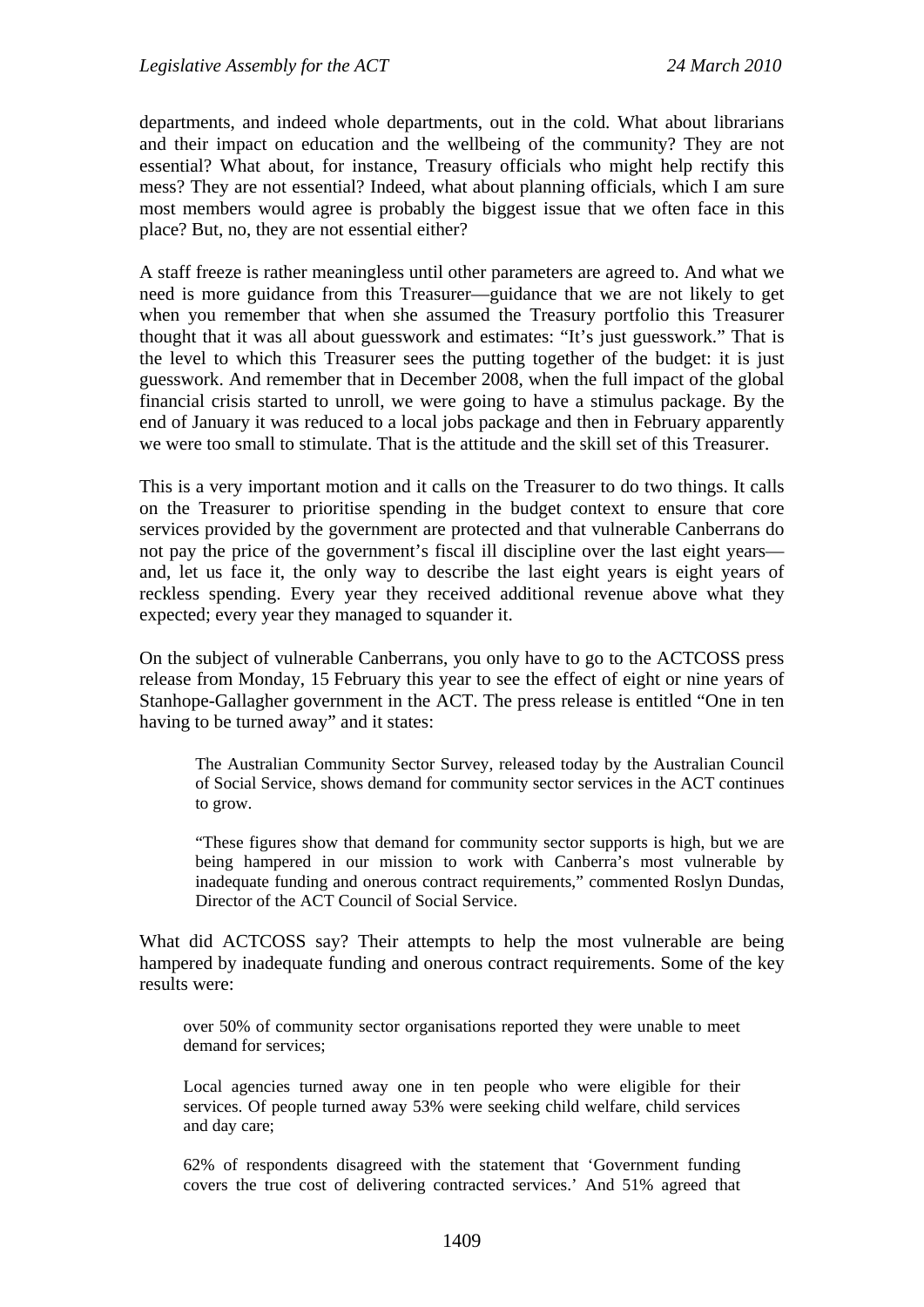departments, and indeed whole departments, out in the cold. What about librarians and their impact on education and the wellbeing of the community? They are not essential? What about, for instance, Treasury officials who might help rectify this mess? They are not essential? Indeed, what about planning officials, which I am sure most members would agree is probably the biggest issue that we often face in this place? But, no, they are not essential either?

A staff freeze is rather meaningless until other parameters are agreed to. And what we need is more guidance from this Treasurer—guidance that we are not likely to get when you remember that when she assumed the Treasury portfolio this Treasurer thought that it was all about guesswork and estimates: "It's just guesswork." That is the level to which this Treasurer sees the putting together of the budget: it is just guesswork. And remember that in December 2008, when the full impact of the global financial crisis started to unroll, we were going to have a stimulus package. By the end of January it was reduced to a local jobs package and then in February apparently we were too small to stimulate. That is the attitude and the skill set of this Treasurer.

This is a very important motion and it calls on the Treasurer to do two things. It calls on the Treasurer to prioritise spending in the budget context to ensure that core services provided by the government are protected and that vulnerable Canberrans do not pay the price of the government's fiscal ill discipline over the last eight years—and, let us face it, the only way to describe the last eight years is eight years of reckless spending. Every year they received additional revenue above what they expected; every year they managed to squander it.

On the subject of vulnerable Canberrans, you only have to go to the ACTCOSS press release from Monday, 15 February this year to see the effect of eight or nine years of Stanhope-Gallagher government in the ACT. The press release is entitled "One in ten having to be turned away" and it states:

> The Australian Community Sector Survey, released today by the Australian Council of Social Service, shows demand for community sector services in the ACT continues to grow.
>
> "These figures show that demand for community sector supports is high, but we are being hampered in our mission to work with Canberra's most vulnerable by inadequate funding and onerous contract requirements," commented Roslyn Dundas, Director of the ACT Council of Social Service.

What did ACTCOSS say? Their attempts to help the most vulnerable are being hampered by inadequate funding and onerous contract requirements. Some of the key results were:

> over 50% of community sector organisations reported they were unable to meet demand for services;
>
> Local agencies turned away one in ten people who were eligible for their services. Of people turned away 53% were seeking child welfare, child services and day care;
>
> 62% of respondents disagreed with the statement that 'Government funding covers the true cost of delivering contracted services.' And 51% agreed that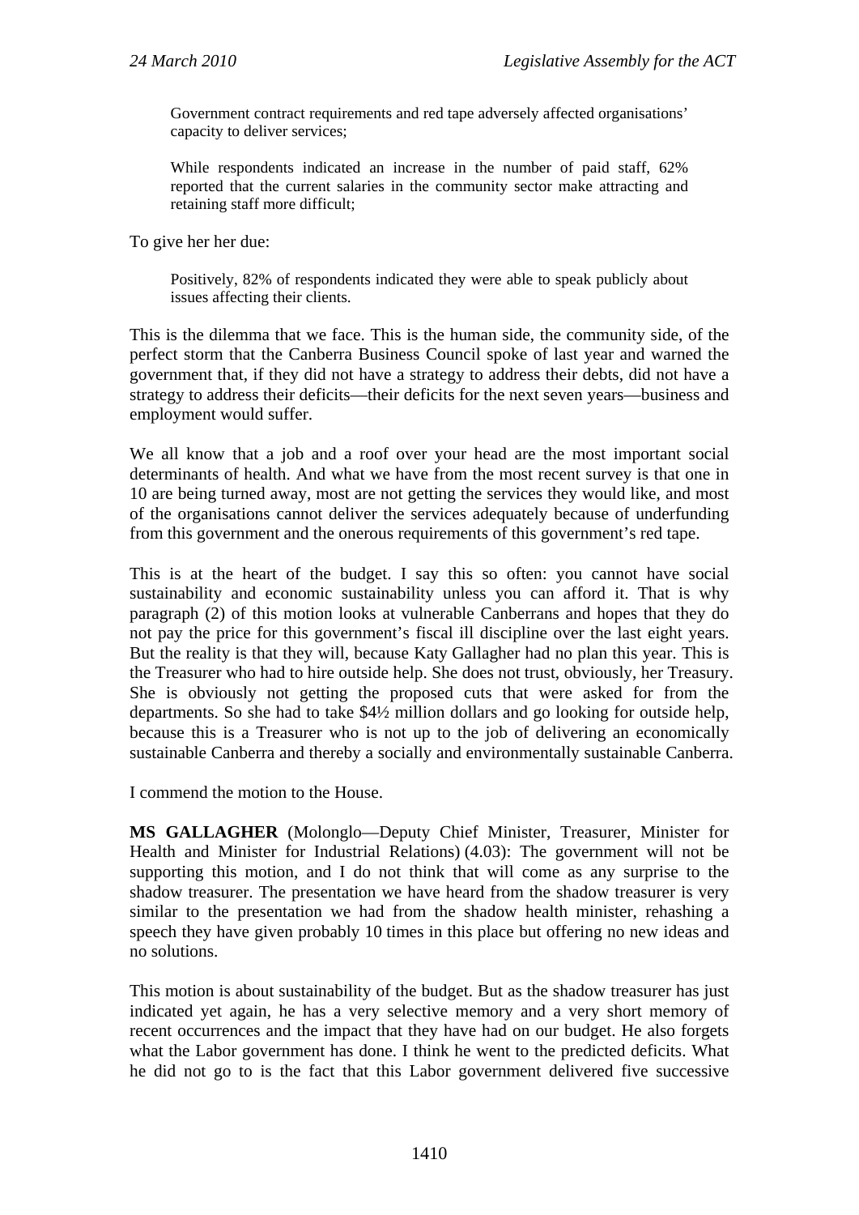> Government contract requirements and red tape adversely affected organisations' capacity to deliver services;
>
> While respondents indicated an increase in the number of paid staff, 62% reported that the current salaries in the community sector make attracting and retaining staff more difficult;

To give her her due:

> Positively, 82% of respondents indicated they were able to speak publicly about issues affecting their clients.

This is the dilemma that we face. This is the human side, the community side, of the perfect storm that the Canberra Business Council spoke of last year and warned the government that, if they did not have a strategy to address their debts, did not have a strategy to address their deficits—their deficits for the next seven years—business and employment would suffer.

We all know that a job and a roof over your head are the most important social determinants of health. And what we have from the most recent survey is that one in 10 are being turned away, most are not getting the services they would like, and most of the organisations cannot deliver the services adequately because of underfunding from this government and the onerous requirements of this government's red tape.

This is at the heart of the budget. I say this so often: you cannot have social sustainability and economic sustainability unless you can afford it. That is why paragraph (2) of this motion looks at vulnerable Canberrans and hopes that they do not pay the price for this government's fiscal ill discipline over the last eight years. But the reality is that they will, because Katy Gallagher had no plan this year. This is the Treasurer who had to hire outside help. She does not trust, obviously, her Treasury. She is obviously not getting the proposed cuts that were asked for from the departments. So she had to take $4½ million dollars and go looking for outside help, because this is a Treasurer who is not up to the job of delivering an economically sustainable Canberra and thereby a socially and environmentally sustainable Canberra.

I commend the motion to the House.

**MS GALLAGHER** (Molonglo—Deputy Chief Minister, Treasurer, Minister for Health and Minister for Industrial Relations) (4.03): The government will not be supporting this motion, and I do not think that will come as any surprise to the shadow treasurer. The presentation we have heard from the shadow treasurer is very similar to the presentation we had from the shadow health minister, rehashing a speech they have given probably 10 times in this place but offering no new ideas and no solutions.

This motion is about sustainability of the budget. But as the shadow treasurer has just indicated yet again, he has a very selective memory and a very short memory of recent occurrences and the impact that they have had on our budget. He also forgets what the Labor government has done. I think he went to the predicted deficits. What he did not go to is the fact that this Labor government delivered five successive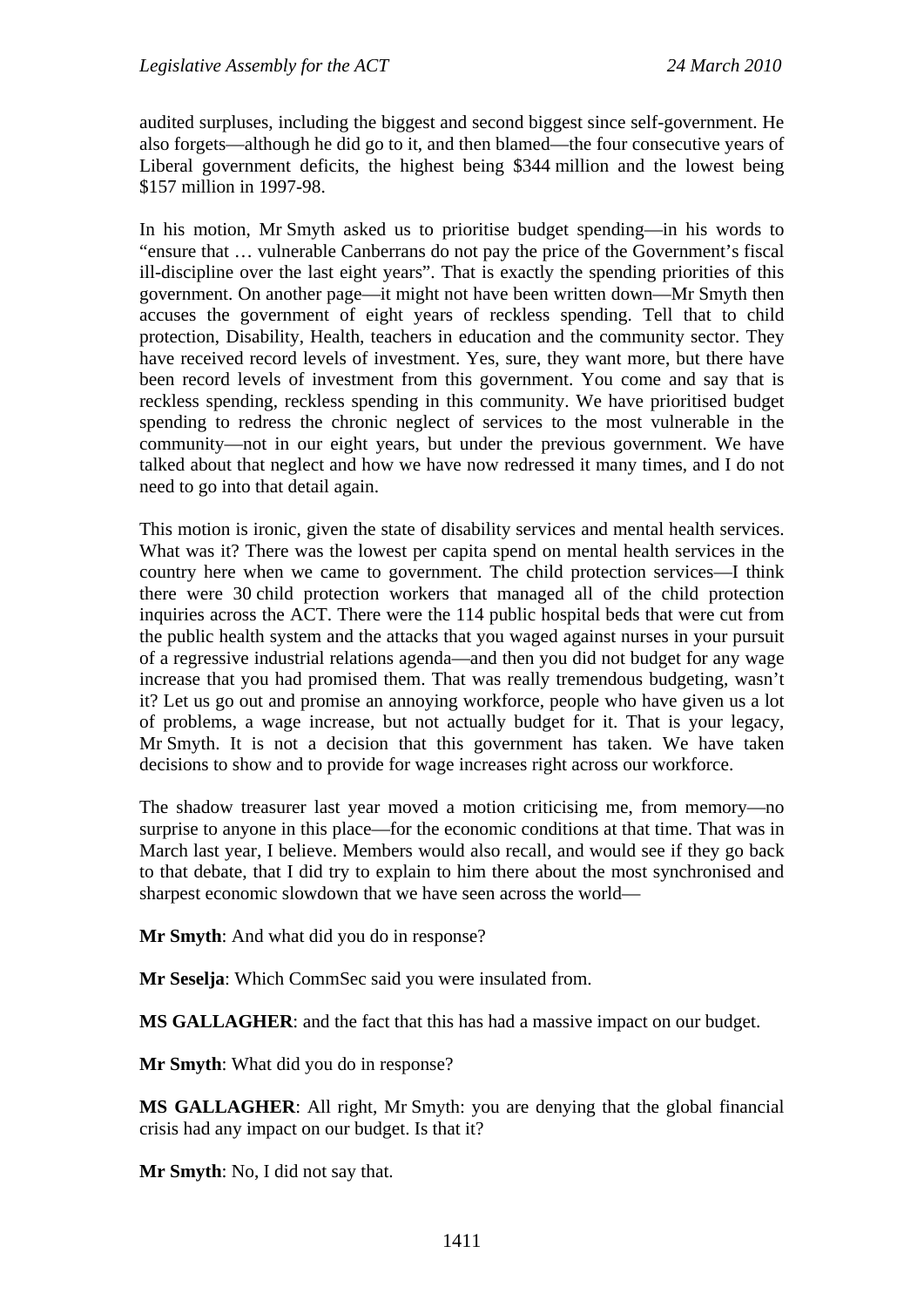audited surpluses, including the biggest and second biggest since self-government. He also forgets—although he did go to it, and then blamed—the four consecutive years of Liberal government deficits, the highest being $344 million and the lowest being $157 million in 1997-98.

In his motion, Mr Smyth asked us to prioritise budget spending—in his words to "ensure that … vulnerable Canberrans do not pay the price of the Government's fiscal ill-discipline over the last eight years". That is exactly the spending priorities of this government. On another page—it might not have been written down—Mr Smyth then accuses the government of eight years of reckless spending. Tell that to child protection, Disability, Health, teachers in education and the community sector. They have received record levels of investment. Yes, sure, they want more, but there have been record levels of investment from this government. You come and say that is reckless spending, reckless spending in this community. We have prioritised budget spending to redress the chronic neglect of services to the most vulnerable in the community—not in our eight years, but under the previous government. We have talked about that neglect and how we have now redressed it many times, and I do not need to go into that detail again.

This motion is ironic, given the state of disability services and mental health services. What was it? There was the lowest per capita spend on mental health services in the country here when we came to government. The child protection services—I think there were 30 child protection workers that managed all of the child protection inquiries across the ACT. There were the 114 public hospital beds that were cut from the public health system and the attacks that you waged against nurses in your pursuit of a regressive industrial relations agenda—and then you did not budget for any wage increase that you had promised them. That was really tremendous budgeting, wasn't it? Let us go out and promise an annoying workforce, people who have given us a lot of problems, a wage increase, but not actually budget for it. That is your legacy, Mr Smyth. It is not a decision that this government has taken. We have taken decisions to show and to provide for wage increases right across our workforce.

The shadow treasurer last year moved a motion criticising me, from memory—no surprise to anyone in this place—for the economic conditions at that time. That was in March last year, I believe. Members would also recall, and would see if they go back to that debate, that I did try to explain to him there about the most synchronised and sharpest economic slowdown that we have seen across the world—

**Mr Smyth**: And what did you do in response?

**Mr Seselja**: Which CommSec said you were insulated from.

**MS GALLAGHER**: and the fact that this has had a massive impact on our budget.

**Mr Smyth**: What did you do in response?

**MS GALLAGHER**: All right, Mr Smyth: you are denying that the global financial crisis had any impact on our budget. Is that it?

**Mr Smyth**: No, I did not say that.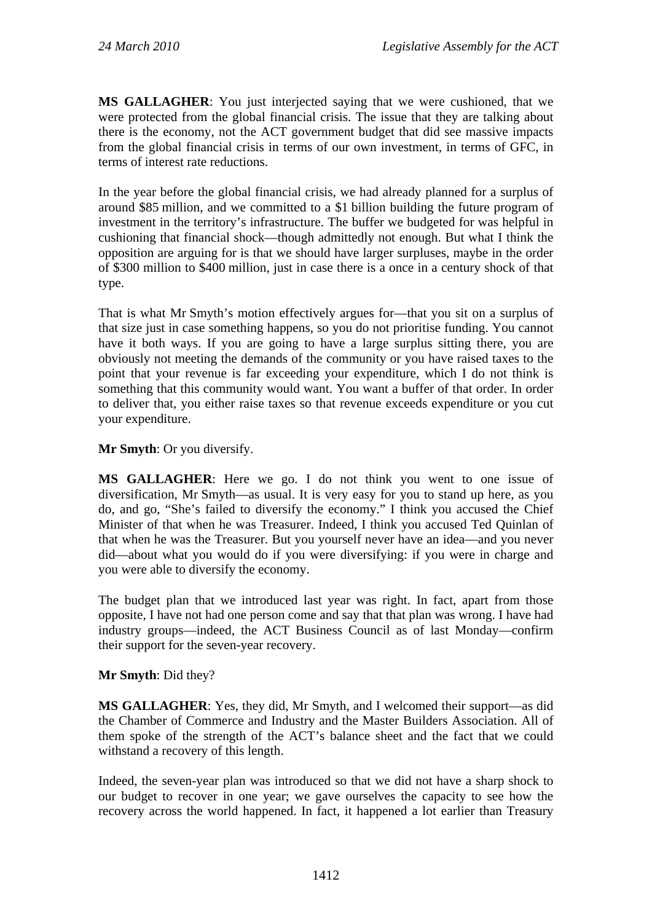**MS GALLAGHER**: You just interjected saying that we were cushioned, that we were protected from the global financial crisis. The issue that they are talking about there is the economy, not the ACT government budget that did see massive impacts from the global financial crisis in terms of our own investment, in terms of GFC, in terms of interest rate reductions.

In the year before the global financial crisis, we had already planned for a surplus of around $85 million, and we committed to a $1 billion building the future program of investment in the territory's infrastructure. The buffer we budgeted for was helpful in cushioning that financial shock—though admittedly not enough. But what I think the opposition are arguing for is that we should have larger surpluses, maybe in the order of $300 million to $400 million, just in case there is a once in a century shock of that type.

That is what Mr Smyth's motion effectively argues for—that you sit on a surplus of that size just in case something happens, so you do not prioritise funding. You cannot have it both ways. If you are going to have a large surplus sitting there, you are obviously not meeting the demands of the community or you have raised taxes to the point that your revenue is far exceeding your expenditure, which I do not think is something that this community would want. You want a buffer of that order. In order to deliver that, you either raise taxes so that revenue exceeds expenditure or you cut your expenditure.

**Mr Smyth**: Or you diversify.

**MS GALLAGHER**: Here we go. I do not think you went to one issue of diversification, Mr Smyth—as usual. It is very easy for you to stand up here, as you do, and go, "She's failed to diversify the economy." I think you accused the Chief Minister of that when he was Treasurer. Indeed, I think you accused Ted Quinlan of that when he was the Treasurer. But you yourself never have an idea—and you never did—about what you would do if you were diversifying: if you were in charge and you were able to diversify the economy.

The budget plan that we introduced last year was right. In fact, apart from those opposite, I have not had one person come and say that that plan was wrong. I have had industry groups—indeed, the ACT Business Council as of last Monday—confirm their support for the seven-year recovery.

**Mr Smyth**: Did they?

**MS GALLAGHER**: Yes, they did, Mr Smyth, and I welcomed their support—as did the Chamber of Commerce and Industry and the Master Builders Association. All of them spoke of the strength of the ACT's balance sheet and the fact that we could withstand a recovery of this length.

Indeed, the seven-year plan was introduced so that we did not have a sharp shock to our budget to recover in one year; we gave ourselves the capacity to see how the recovery across the world happened. In fact, it happened a lot earlier than Treasury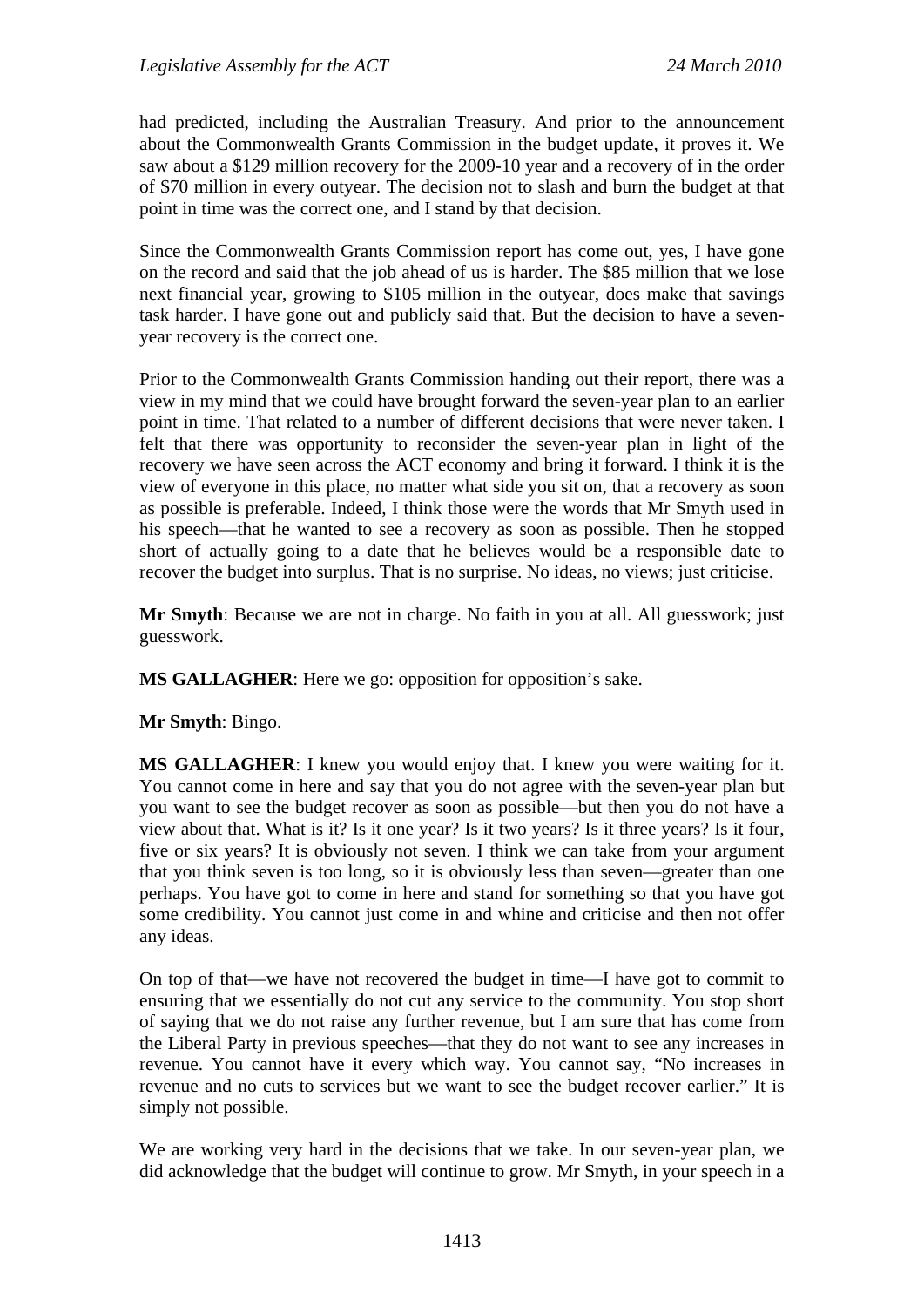had predicted, including the Australian Treasury. And prior to the announcement about the Commonwealth Grants Commission in the budget update, it proves it. We saw about a $129 million recovery for the 2009-10 year and a recovery of in the order of $70 million in every outyear. The decision not to slash and burn the budget at that point in time was the correct one, and I stand by that decision.

Since the Commonwealth Grants Commission report has come out, yes, I have gone on the record and said that the job ahead of us is harder. The $85 million that we lose next financial year, growing to $105 million in the outyear, does make that savings task harder. I have gone out and publicly said that. But the decision to have a seven-year recovery is the correct one.

Prior to the Commonwealth Grants Commission handing out their report, there was a view in my mind that we could have brought forward the seven-year plan to an earlier point in time. That related to a number of different decisions that were never taken. I felt that there was opportunity to reconsider the seven-year plan in light of the recovery we have seen across the ACT economy and bring it forward. I think it is the view of everyone in this place, no matter what side you sit on, that a recovery as soon as possible is preferable. Indeed, I think those were the words that Mr Smyth used in his speech—that he wanted to see a recovery as soon as possible. Then he stopped short of actually going to a date that he believes would be a responsible date to recover the budget into surplus. That is no surprise. No ideas, no views; just criticise.

**Mr Smyth**: Because we are not in charge. No faith in you at all. All guesswork; just guesswork.

**MS GALLAGHER**: Here we go: opposition for opposition's sake.

**Mr Smyth**: Bingo.

**MS GALLAGHER**: I knew you would enjoy that. I knew you were waiting for it. You cannot come in here and say that you do not agree with the seven-year plan but you want to see the budget recover as soon as possible—but then you do not have a view about that. What is it? Is it one year? Is it two years? Is it three years? Is it four, five or six years? It is obviously not seven. I think we can take from your argument that you think seven is too long, so it is obviously less than seven—greater than one perhaps. You have got to come in here and stand for something so that you have got some credibility. You cannot just come in and whine and criticise and then not offer any ideas.

On top of that—we have not recovered the budget in time—I have got to commit to ensuring that we essentially do not cut any service to the community. You stop short of saying that we do not raise any further revenue, but I am sure that has come from the Liberal Party in previous speeches—that they do not want to see any increases in revenue. You cannot have it every which way. You cannot say, "No increases in revenue and no cuts to services but we want to see the budget recover earlier." It is simply not possible.

We are working very hard in the decisions that we take. In our seven-year plan, we did acknowledge that the budget will continue to grow. Mr Smyth, in your speech in a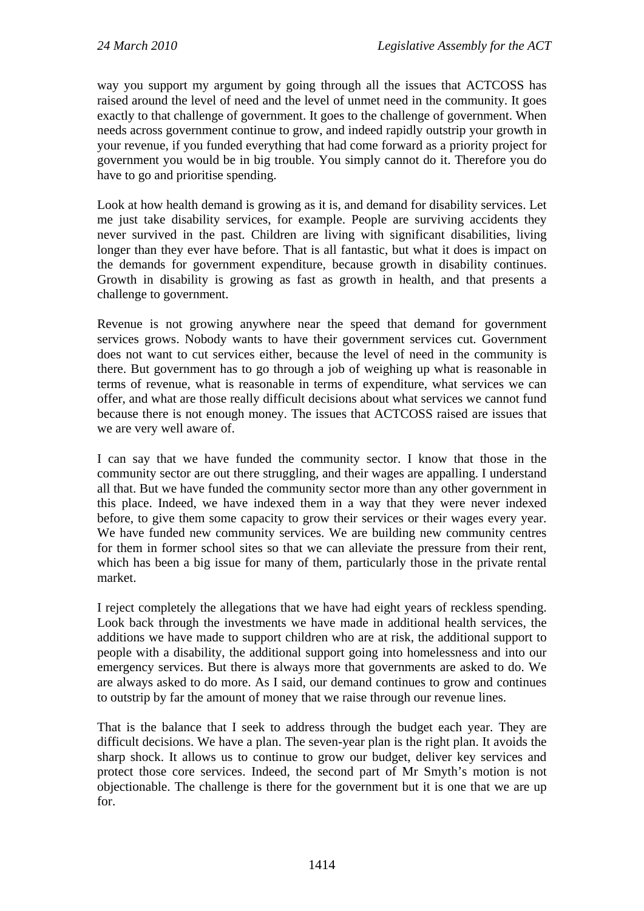way you support my argument by going through all the issues that ACTCOSS has raised around the level of need and the level of unmet need in the community. It goes exactly to that challenge of government. It goes to the challenge of government. When needs across government continue to grow, and indeed rapidly outstrip your growth in your revenue, if you funded everything that had come forward as a priority project for government you would be in big trouble. You simply cannot do it. Therefore you do have to go and prioritise spending.

Look at how health demand is growing as it is, and demand for disability services. Let me just take disability services, for example. People are surviving accidents they never survived in the past. Children are living with significant disabilities, living longer than they ever have before. That is all fantastic, but what it does is impact on the demands for government expenditure, because growth in disability continues. Growth in disability is growing as fast as growth in health, and that presents a challenge to government.

Revenue is not growing anywhere near the speed that demand for government services grows. Nobody wants to have their government services cut. Government does not want to cut services either, because the level of need in the community is there. But government has to go through a job of weighing up what is reasonable in terms of revenue, what is reasonable in terms of expenditure, what services we can offer, and what are those really difficult decisions about what services we cannot fund because there is not enough money. The issues that ACTCOSS raised are issues that we are very well aware of.

I can say that we have funded the community sector. I know that those in the community sector are out there struggling, and their wages are appalling. I understand all that. But we have funded the community sector more than any other government in this place. Indeed, we have indexed them in a way that they were never indexed before, to give them some capacity to grow their services or their wages every year. We have funded new community services. We are building new community centres for them in former school sites so that we can alleviate the pressure from their rent, which has been a big issue for many of them, particularly those in the private rental market.

I reject completely the allegations that we have had eight years of reckless spending. Look back through the investments we have made in additional health services, the additions we have made to support children who are at risk, the additional support to people with a disability, the additional support going into homelessness and into our emergency services. But there is always more that governments are asked to do. We are always asked to do more. As I said, our demand continues to grow and continues to outstrip by far the amount of money that we raise through our revenue lines.

That is the balance that I seek to address through the budget each year. They are difficult decisions. We have a plan. The seven-year plan is the right plan. It avoids the sharp shock. It allows us to continue to grow our budget, deliver key services and protect those core services. Indeed, the second part of Mr Smyth's motion is not objectionable. The challenge is there for the government but it is one that we are up for.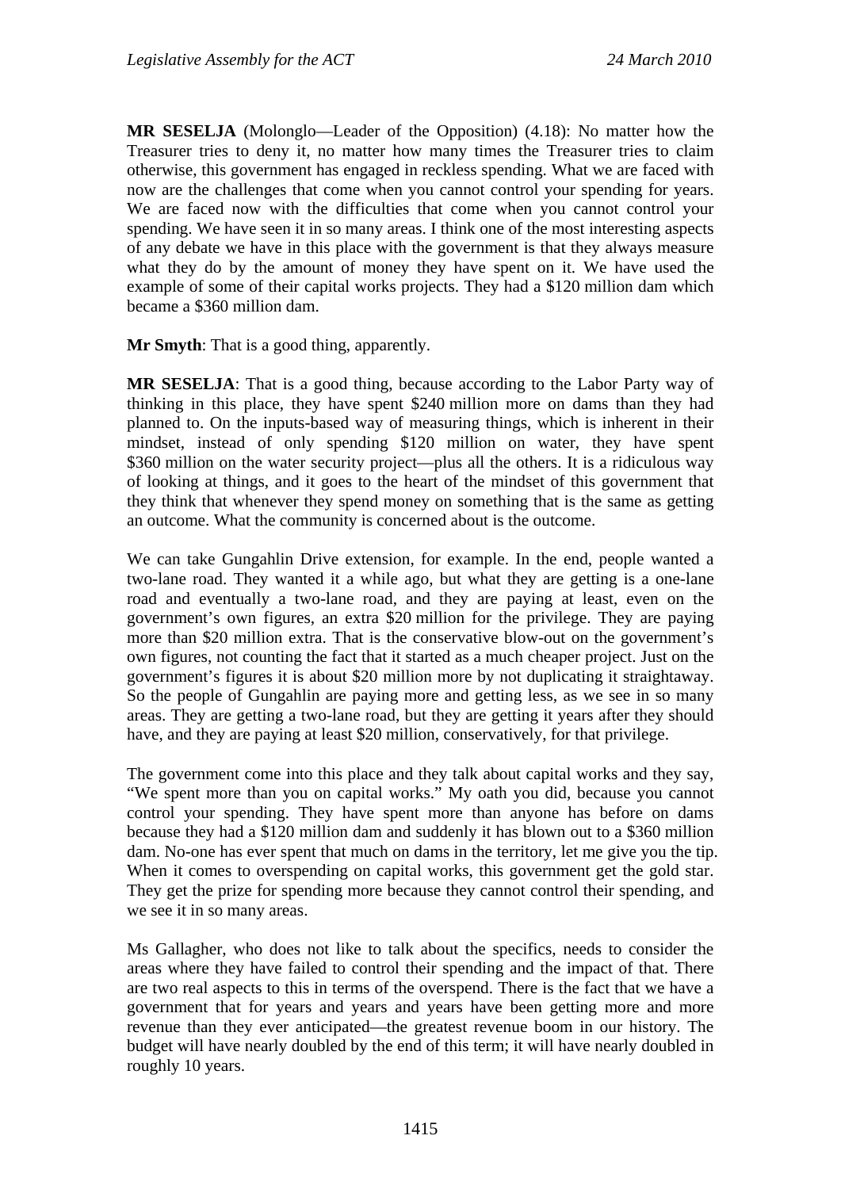**MR SESELJA** (Molonglo—Leader of the Opposition) (4.18): No matter how the Treasurer tries to deny it, no matter how many times the Treasurer tries to claim otherwise, this government has engaged in reckless spending. What we are faced with now are the challenges that come when you cannot control your spending for years. We are faced now with the difficulties that come when you cannot control your spending. We have seen it in so many areas. I think one of the most interesting aspects of any debate we have in this place with the government is that they always measure what they do by the amount of money they have spent on it. We have used the example of some of their capital works projects. They had a $120 million dam which became a $360 million dam.

**Mr Smyth**: That is a good thing, apparently.

**MR SESELJA**: That is a good thing, because according to the Labor Party way of thinking in this place, they have spent $240 million more on dams than they had planned to. On the inputs-based way of measuring things, which is inherent in their mindset, instead of only spending $120 million on water, they have spent $360 million on the water security project—plus all the others. It is a ridiculous way of looking at things, and it goes to the heart of the mindset of this government that they think that whenever they spend money on something that is the same as getting an outcome. What the community is concerned about is the outcome.

We can take Gungahlin Drive extension, for example. In the end, people wanted a two-lane road. They wanted it a while ago, but what they are getting is a one-lane road and eventually a two-lane road, and they are paying at least, even on the government's own figures, an extra $20 million for the privilege. They are paying more than $20 million extra. That is the conservative blow-out on the government's own figures, not counting the fact that it started as a much cheaper project. Just on the government's figures it is about $20 million more by not duplicating it straightaway. So the people of Gungahlin are paying more and getting less, as we see in so many areas. They are getting a two-lane road, but they are getting it years after they should have, and they are paying at least $20 million, conservatively, for that privilege.

The government come into this place and they talk about capital works and they say, "We spent more than you on capital works." My oath you did, because you cannot control your spending. They have spent more than anyone has before on dams because they had a $120 million dam and suddenly it has blown out to a $360 million dam. No-one has ever spent that much on dams in the territory, let me give you the tip. When it comes to overspending on capital works, this government get the gold star. They get the prize for spending more because they cannot control their spending, and we see it in so many areas.

Ms Gallagher, who does not like to talk about the specifics, needs to consider the areas where they have failed to control their spending and the impact of that. There are two real aspects to this in terms of the overspend. There is the fact that we have a government that for years and years and years have been getting more and more revenue than they ever anticipated—the greatest revenue boom in our history. The budget will have nearly doubled by the end of this term; it will have nearly doubled in roughly 10 years.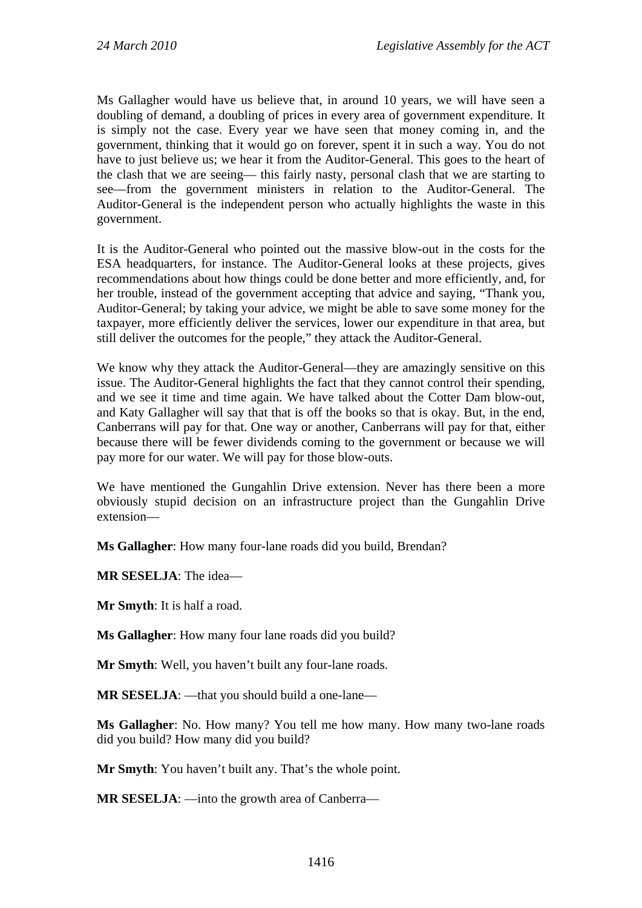Ms Gallagher would have us believe that, in around 10 years, we will have seen a doubling of demand, a doubling of prices in every area of government expenditure. It is simply not the case. Every year we have seen that money coming in, and the government, thinking that it would go on forever, spent it in such a way. You do not have to just believe us; we hear it from the Auditor-General. This goes to the heart of the clash that we are seeing— this fairly nasty, personal clash that we are starting to see—from the government ministers in relation to the Auditor-General. The Auditor-General is the independent person who actually highlights the waste in this government.

It is the Auditor-General who pointed out the massive blow-out in the costs for the ESA headquarters, for instance. The Auditor-General looks at these projects, gives recommendations about how things could be done better and more efficiently, and, for her trouble, instead of the government accepting that advice and saying, "Thank you, Auditor-General; by taking your advice, we might be able to save some money for the taxpayer, more efficiently deliver the services, lower our expenditure in that area, but still deliver the outcomes for the people," they attack the Auditor-General.

We know why they attack the Auditor-General—they are amazingly sensitive on this issue. The Auditor-General highlights the fact that they cannot control their spending, and we see it time and time again. We have talked about the Cotter Dam blow-out, and Katy Gallagher will say that that is off the books so that is okay. But, in the end, Canberrans will pay for that. One way or another, Canberrans will pay for that, either because there will be fewer dividends coming to the government or because we will pay more for our water. We will pay for those blow-outs.

We have mentioned the Gungahlin Drive extension. Never has there been a more obviously stupid decision on an infrastructure project than the Gungahlin Drive extension—

**Ms Gallagher**: How many four-lane roads did you build, Brendan?

**MR SESELJA**: The idea—

**Mr Smyth**: It is half a road.

**Ms Gallagher**: How many four lane roads did you build?

**Mr Smyth**: Well, you haven't built any four-lane roads.

**MR SESELJA**: —that you should build a one-lane—

**Ms Gallagher**: No. How many? You tell me how many. How many two-lane roads did you build? How many did you build?

**Mr Smyth**: You haven't built any. That's the whole point.

**MR SESELJA**: —into the growth area of Canberra—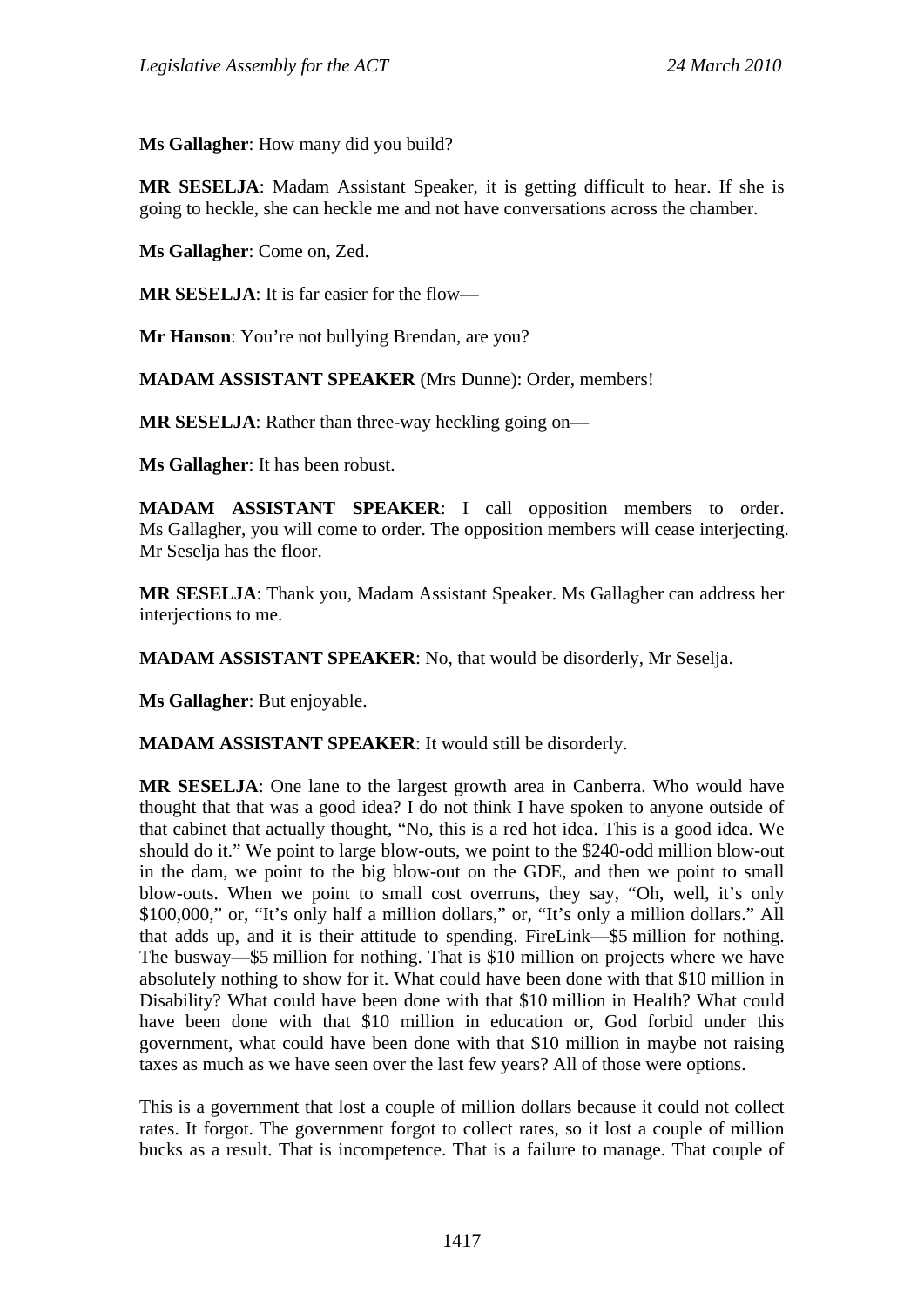**Ms Gallagher**: How many did you build?

**MR SESELJA**: Madam Assistant Speaker, it is getting difficult to hear. If she is going to heckle, she can heckle me and not have conversations across the chamber.

**Ms Gallagher**: Come on, Zed.

**MR SESELJA**: It is far easier for the flow—

**Mr Hanson**: You're not bullying Brendan, are you?

**MADAM ASSISTANT SPEAKER** (Mrs Dunne): Order, members!

**MR SESELJA**: Rather than three-way heckling going on—

**Ms Gallagher**: It has been robust.

**MADAM ASSISTANT SPEAKER**: I call opposition members to order. Ms Gallagher, you will come to order. The opposition members will cease interjecting. Mr Seselja has the floor.

**MR SESELJA**: Thank you, Madam Assistant Speaker. Ms Gallagher can address her interjections to me.

**MADAM ASSISTANT SPEAKER**: No, that would be disorderly, Mr Seselja.

**Ms Gallagher**: But enjoyable.

**MADAM ASSISTANT SPEAKER**: It would still be disorderly.

**MR SESELJA**: One lane to the largest growth area in Canberra. Who would have thought that that was a good idea? I do not think I have spoken to anyone outside of that cabinet that actually thought, "No, this is a red hot idea. This is a good idea. We should do it." We point to large blow-outs, we point to the $240-odd million blow-out in the dam, we point to the big blow-out on the GDE, and then we point to small blow-outs. When we point to small cost overruns, they say, "Oh, well, it's only $100,000," or, "It's only half a million dollars," or, "It's only a million dollars." All that adds up, and it is their attitude to spending. FireLink—$5 million for nothing. The busway—$5 million for nothing. That is $10 million on projects where we have absolutely nothing to show for it. What could have been done with that $10 million in Disability? What could have been done with that $10 million in Health? What could have been done with that $10 million in education or, God forbid under this government, what could have been done with that $10 million in maybe not raising taxes as much as we have seen over the last few years? All of those were options.

This is a government that lost a couple of million dollars because it could not collect rates. It forgot. The government forgot to collect rates, so it lost a couple of million bucks as a result. That is incompetence. That is a failure to manage. That couple of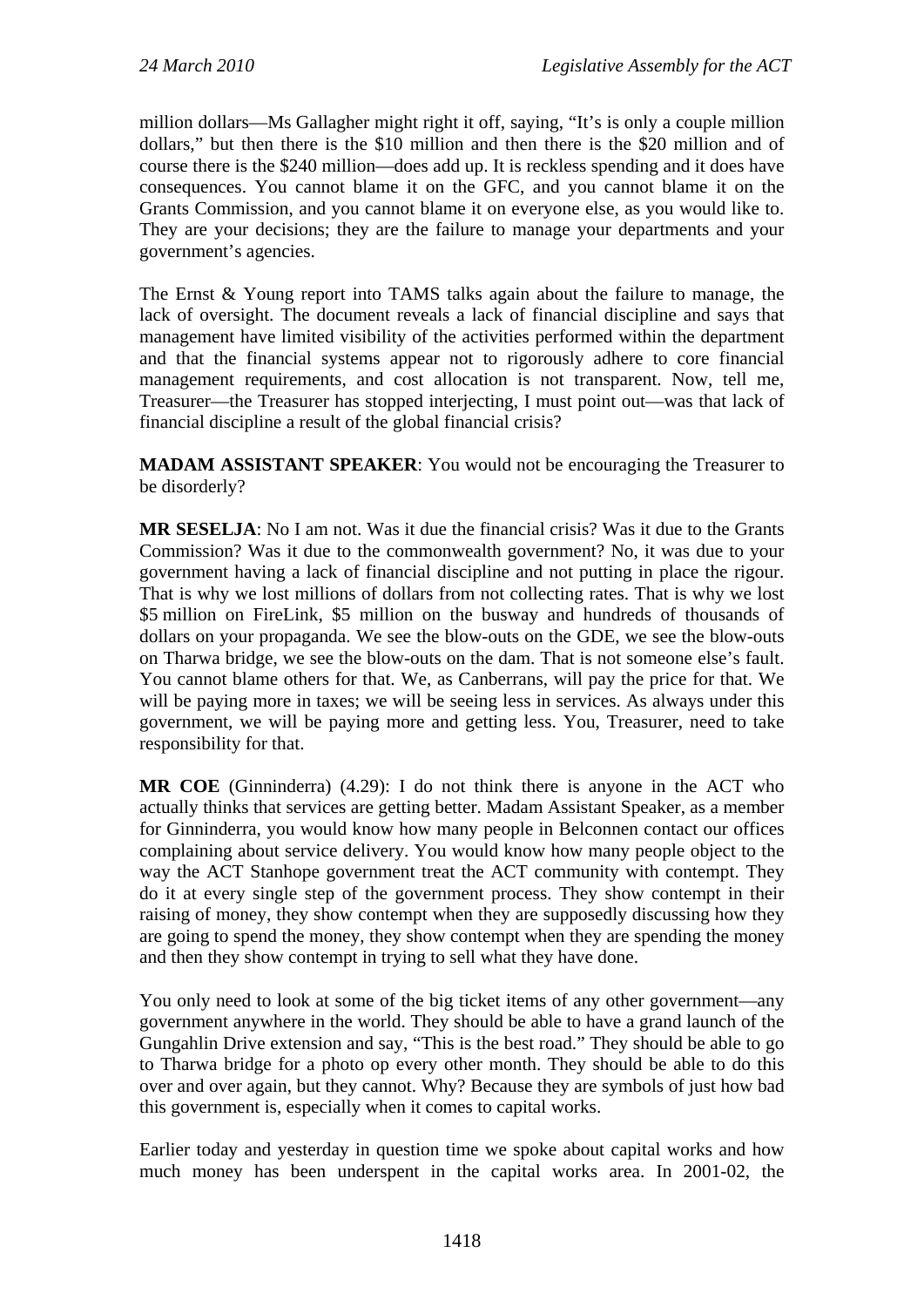million dollars—Ms Gallagher might right it off, saying, "It's is only a couple million dollars," but then there is the $10 million and then there is the $20 million and of course there is the $240 million—does add up. It is reckless spending and it does have consequences. You cannot blame it on the GFC, and you cannot blame it on the Grants Commission, and you cannot blame it on everyone else, as you would like to. They are your decisions; they are the failure to manage your departments and your government's agencies.

The Ernst & Young report into TAMS talks again about the failure to manage, the lack of oversight. The document reveals a lack of financial discipline and says that management have limited visibility of the activities performed within the department and that the financial systems appear not to rigorously adhere to core financial management requirements, and cost allocation is not transparent. Now, tell me, Treasurer—the Treasurer has stopped interjecting, I must point out—was that lack of financial discipline a result of the global financial crisis?

**MADAM ASSISTANT SPEAKER**: You would not be encouraging the Treasurer to be disorderly?

**MR SESELJA**: No I am not. Was it due the financial crisis? Was it due to the Grants Commission? Was it due to the commonwealth government? No, it was due to your government having a lack of financial discipline and not putting in place the rigour. That is why we lost millions of dollars from not collecting rates. That is why we lost $5 million on FireLink, $5 million on the busway and hundreds of thousands of dollars on your propaganda. We see the blow-outs on the GDE, we see the blow-outs on Tharwa bridge, we see the blow-outs on the dam. That is not someone else's fault. You cannot blame others for that. We, as Canberrans, will pay the price for that. We will be paying more in taxes; we will be seeing less in services. As always under this government, we will be paying more and getting less. You, Treasurer, need to take responsibility for that.

**MR COE** (Ginninderra) (4.29): I do not think there is anyone in the ACT who actually thinks that services are getting better. Madam Assistant Speaker, as a member for Ginninderra, you would know how many people in Belconnen contact our offices complaining about service delivery. You would know how many people object to the way the ACT Stanhope government treat the ACT community with contempt. They do it at every single step of the government process. They show contempt in their raising of money, they show contempt when they are supposedly discussing how they are going to spend the money, they show contempt when they are spending the money and then they show contempt in trying to sell what they have done.

You only need to look at some of the big ticket items of any other government—any government anywhere in the world. They should be able to have a grand launch of the Gungahlin Drive extension and say, "This is the best road." They should be able to go to Tharwa bridge for a photo op every other month. They should be able to do this over and over again, but they cannot. Why? Because they are symbols of just how bad this government is, especially when it comes to capital works.

Earlier today and yesterday in question time we spoke about capital works and how much money has been underspent in the capital works area. In 2001-02, the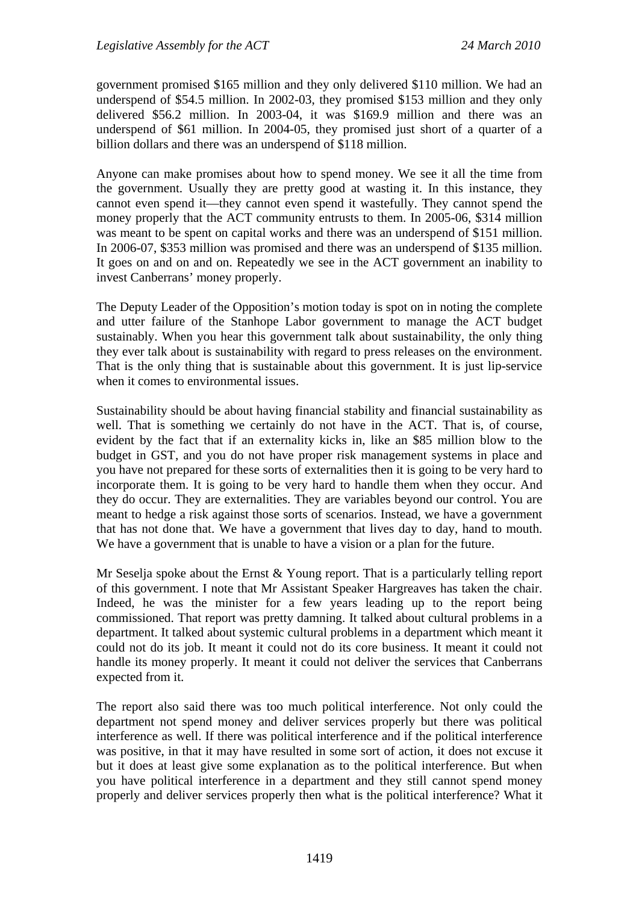government promised $165 million and they only delivered $110 million. We had an underspend of $54.5 million. In 2002-03, they promised $153 million and they only delivered $56.2 million. In 2003-04, it was $169.9 million and there was an underspend of $61 million. In 2004-05, they promised just short of a quarter of a billion dollars and there was an underspend of $118 million.

Anyone can make promises about how to spend money. We see it all the time from the government. Usually they are pretty good at wasting it. In this instance, they cannot even spend it—they cannot even spend it wastefully. They cannot spend the money properly that the ACT community entrusts to them. In 2005-06, $314 million was meant to be spent on capital works and there was an underspend of $151 million. In 2006-07, $353 million was promised and there was an underspend of $135 million. It goes on and on and on. Repeatedly we see in the ACT government an inability to invest Canberrans' money properly.

The Deputy Leader of the Opposition's motion today is spot on in noting the complete and utter failure of the Stanhope Labor government to manage the ACT budget sustainably. When you hear this government talk about sustainability, the only thing they ever talk about is sustainability with regard to press releases on the environment. That is the only thing that is sustainable about this government. It is just lip-service when it comes to environmental issues.

Sustainability should be about having financial stability and financial sustainability as well. That is something we certainly do not have in the ACT. That is, of course, evident by the fact that if an externality kicks in, like an $85 million blow to the budget in GST, and you do not have proper risk management systems in place and you have not prepared for these sorts of externalities then it is going to be very hard to incorporate them. It is going to be very hard to handle them when they occur. And they do occur. They are externalities. They are variables beyond our control. You are meant to hedge a risk against those sorts of scenarios. Instead, we have a government that has not done that. We have a government that lives day to day, hand to mouth. We have a government that is unable to have a vision or a plan for the future.

Mr Seselja spoke about the Ernst & Young report. That is a particularly telling report of this government. I note that Mr Assistant Speaker Hargreaves has taken the chair. Indeed, he was the minister for a few years leading up to the report being commissioned. That report was pretty damning. It talked about cultural problems in a department. It talked about systemic cultural problems in a department which meant it could not do its job. It meant it could not do its core business. It meant it could not handle its money properly. It meant it could not deliver the services that Canberrans expected from it.

The report also said there was too much political interference. Not only could the department not spend money and deliver services properly but there was political interference as well. If there was political interference and if the political interference was positive, in that it may have resulted in some sort of action, it does not excuse it but it does at least give some explanation as to the political interference. But when you have political interference in a department and they still cannot spend money properly and deliver services properly then what is the political interference? What it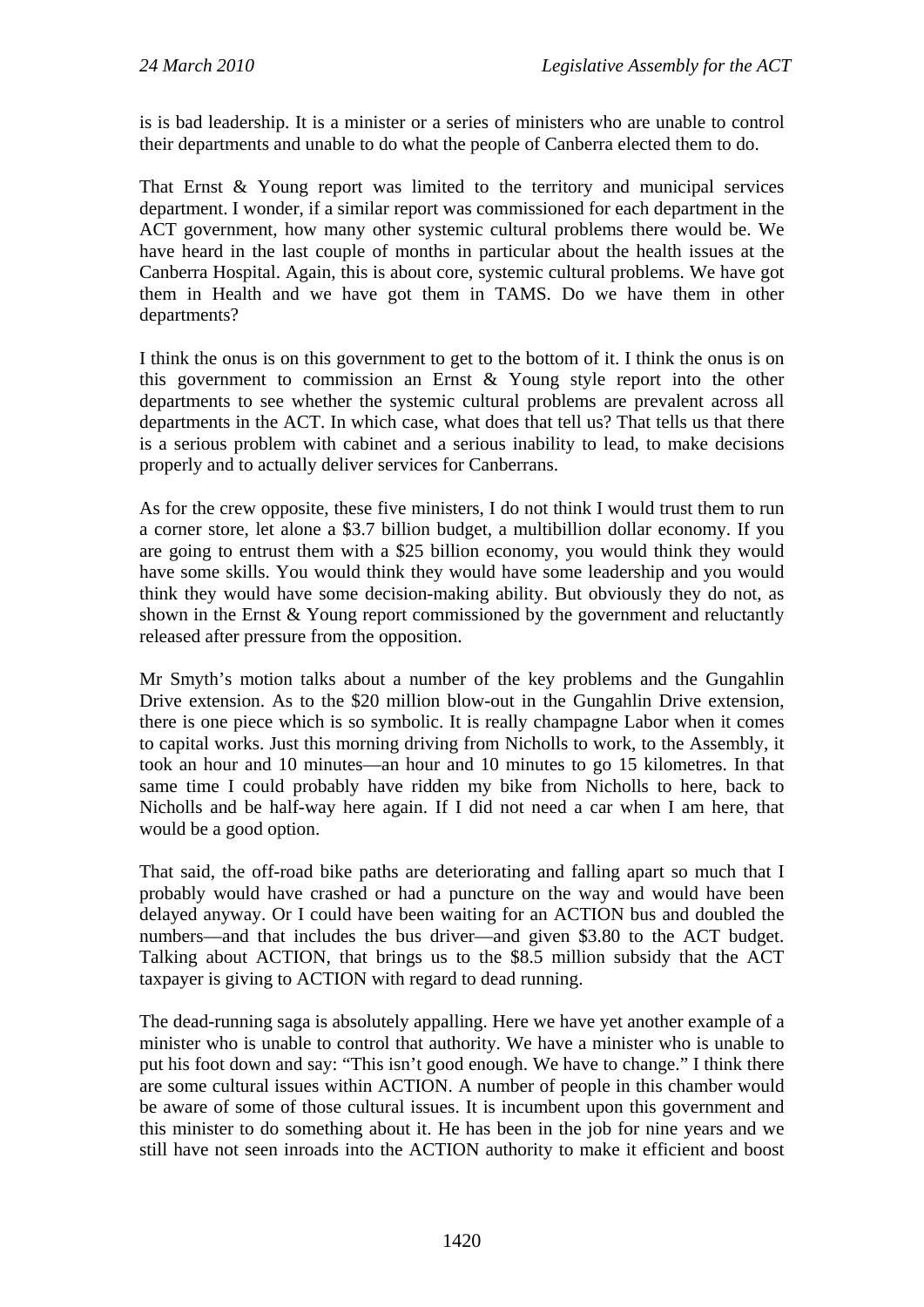is is bad leadership. It is a minister or a series of ministers who are unable to control their departments and unable to do what the people of Canberra elected them to do.

That Ernst & Young report was limited to the territory and municipal services department. I wonder, if a similar report was commissioned for each department in the ACT government, how many other systemic cultural problems there would be. We have heard in the last couple of months in particular about the health issues at the Canberra Hospital. Again, this is about core, systemic cultural problems. We have got them in Health and we have got them in TAMS. Do we have them in other departments?

I think the onus is on this government to get to the bottom of it. I think the onus is on this government to commission an Ernst & Young style report into the other departments to see whether the systemic cultural problems are prevalent across all departments in the ACT. In which case, what does that tell us? That tells us that there is a serious problem with cabinet and a serious inability to lead, to make decisions properly and to actually deliver services for Canberrans.

As for the crew opposite, these five ministers, I do not think I would trust them to run a corner store, let alone a $3.7 billion budget, a multibillion dollar economy. If you are going to entrust them with a $25 billion economy, you would think they would have some skills. You would think they would have some leadership and you would think they would have some decision-making ability. But obviously they do not, as shown in the Ernst & Young report commissioned by the government and reluctantly released after pressure from the opposition.

Mr Smyth's motion talks about a number of the key problems and the Gungahlin Drive extension. As to the $20 million blow-out in the Gungahlin Drive extension, there is one piece which is so symbolic. It is really champagne Labor when it comes to capital works. Just this morning driving from Nicholls to work, to the Assembly, it took an hour and 10 minutes—an hour and 10 minutes to go 15 kilometres. In that same time I could probably have ridden my bike from Nicholls to here, back to Nicholls and be half-way here again. If I did not need a car when I am here, that would be a good option.

That said, the off-road bike paths are deteriorating and falling apart so much that I probably would have crashed or had a puncture on the way and would have been delayed anyway. Or I could have been waiting for an ACTION bus and doubled the numbers—and that includes the bus driver—and given $3.80 to the ACT budget. Talking about ACTION, that brings us to the $8.5 million subsidy that the ACT taxpayer is giving to ACTION with regard to dead running.

The dead-running saga is absolutely appalling. Here we have yet another example of a minister who is unable to control that authority. We have a minister who is unable to put his foot down and say: "This isn't good enough. We have to change." I think there are some cultural issues within ACTION. A number of people in this chamber would be aware of some of those cultural issues. It is incumbent upon this government and this minister to do something about it. He has been in the job for nine years and we still have not seen inroads into the ACTION authority to make it efficient and boost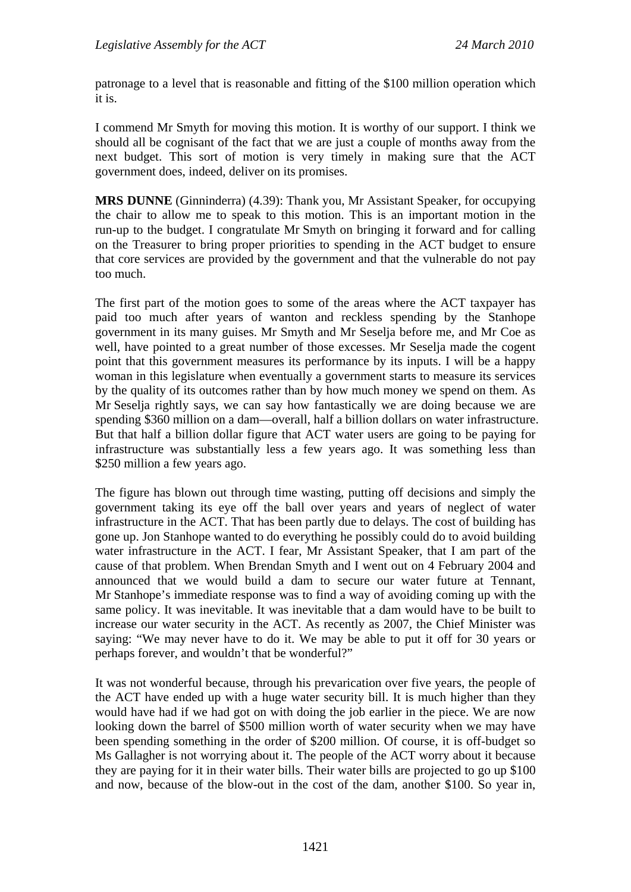patronage to a level that is reasonable and fitting of the $100 million operation which it is.

I commend Mr Smyth for moving this motion. It is worthy of our support. I think we should all be cognisant of the fact that we are just a couple of months away from the next budget. This sort of motion is very timely in making sure that the ACT government does, indeed, deliver on its promises.

**MRS DUNNE** (Ginninderra) (4.39): Thank you, Mr Assistant Speaker, for occupying the chair to allow me to speak to this motion. This is an important motion in the run-up to the budget. I congratulate Mr Smyth on bringing it forward and for calling on the Treasurer to bring proper priorities to spending in the ACT budget to ensure that core services are provided by the government and that the vulnerable do not pay too much.

The first part of the motion goes to some of the areas where the ACT taxpayer has paid too much after years of wanton and reckless spending by the Stanhope government in its many guises. Mr Smyth and Mr Seselja before me, and Mr Coe as well, have pointed to a great number of those excesses. Mr Seselja made the cogent point that this government measures its performance by its inputs. I will be a happy woman in this legislature when eventually a government starts to measure its services by the quality of its outcomes rather than by how much money we spend on them. As Mr Seselja rightly says, we can say how fantastically we are doing because we are spending $360 million on a dam—overall, half a billion dollars on water infrastructure. But that half a billion dollar figure that ACT water users are going to be paying for infrastructure was substantially less a few years ago. It was something less than $250 million a few years ago.

The figure has blown out through time wasting, putting off decisions and simply the government taking its eye off the ball over years and years of neglect of water infrastructure in the ACT. That has been partly due to delays. The cost of building has gone up. Jon Stanhope wanted to do everything he possibly could do to avoid building water infrastructure in the ACT. I fear, Mr Assistant Speaker, that I am part of the cause of that problem. When Brendan Smyth and I went out on 4 February 2004 and announced that we would build a dam to secure our water future at Tennant, Mr Stanhope's immediate response was to find a way of avoiding coming up with the same policy. It was inevitable. It was inevitable that a dam would have to be built to increase our water security in the ACT. As recently as 2007, the Chief Minister was saying: "We may never have to do it. We may be able to put it off for 30 years or perhaps forever, and wouldn't that be wonderful?"

It was not wonderful because, through his prevarication over five years, the people of the ACT have ended up with a huge water security bill. It is much higher than they would have had if we had got on with doing the job earlier in the piece. We are now looking down the barrel of $500 million worth of water security when we may have been spending something in the order of $200 million. Of course, it is off-budget so Ms Gallagher is not worrying about it. The people of the ACT worry about it because they are paying for it in their water bills. Their water bills are projected to go up $100 and now, because of the blow-out in the cost of the dam, another $100. So year in,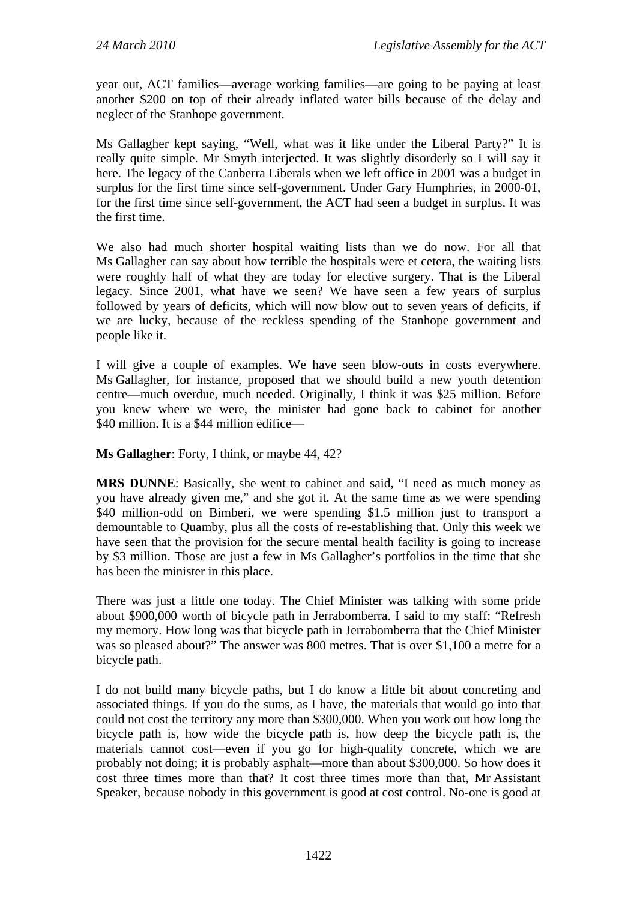year out, ACT families—average working families—are going to be paying at least another $200 on top of their already inflated water bills because of the delay and neglect of the Stanhope government.

Ms Gallagher kept saying, "Well, what was it like under the Liberal Party?" It is really quite simple. Mr Smyth interjected. It was slightly disorderly so I will say it here. The legacy of the Canberra Liberals when we left office in 2001 was a budget in surplus for the first time since self-government. Under Gary Humphries, in 2000-01, for the first time since self-government, the ACT had seen a budget in surplus. It was the first time.

We also had much shorter hospital waiting lists than we do now. For all that Ms Gallagher can say about how terrible the hospitals were et cetera, the waiting lists were roughly half of what they are today for elective surgery. That is the Liberal legacy. Since 2001, what have we seen? We have seen a few years of surplus followed by years of deficits, which will now blow out to seven years of deficits, if we are lucky, because of the reckless spending of the Stanhope government and people like it.

I will give a couple of examples. We have seen blow-outs in costs everywhere. Ms Gallagher, for instance, proposed that we should build a new youth detention centre—much overdue, much needed. Originally, I think it was $25 million. Before you knew where we were, the minister had gone back to cabinet for another $40 million. It is a $44 million edifice—

**Ms Gallagher**: Forty, I think, or maybe 44, 42?

**MRS DUNNE**: Basically, she went to cabinet and said, "I need as much money as you have already given me," and she got it. At the same time as we were spending $40 million-odd on Bimberi, we were spending $1.5 million just to transport a demountable to Quamby, plus all the costs of re-establishing that. Only this week we have seen that the provision for the secure mental health facility is going to increase by $3 million. Those are just a few in Ms Gallagher's portfolios in the time that she has been the minister in this place.

There was just a little one today. The Chief Minister was talking with some pride about $900,000 worth of bicycle path in Jerrabomberra. I said to my staff: "Refresh my memory. How long was that bicycle path in Jerrabomberra that the Chief Minister was so pleased about?" The answer was 800 metres. That is over $1,100 a metre for a bicycle path.

I do not build many bicycle paths, but I do know a little bit about concreting and associated things. If you do the sums, as I have, the materials that would go into that could not cost the territory any more than $300,000. When you work out how long the bicycle path is, how wide the bicycle path is, how deep the bicycle path is, the materials cannot cost—even if you go for high-quality concrete, which we are probably not doing; it is probably asphalt—more than about $300,000. So how does it cost three times more than that? It cost three times more than that, Mr Assistant Speaker, because nobody in this government is good at cost control. No-one is good at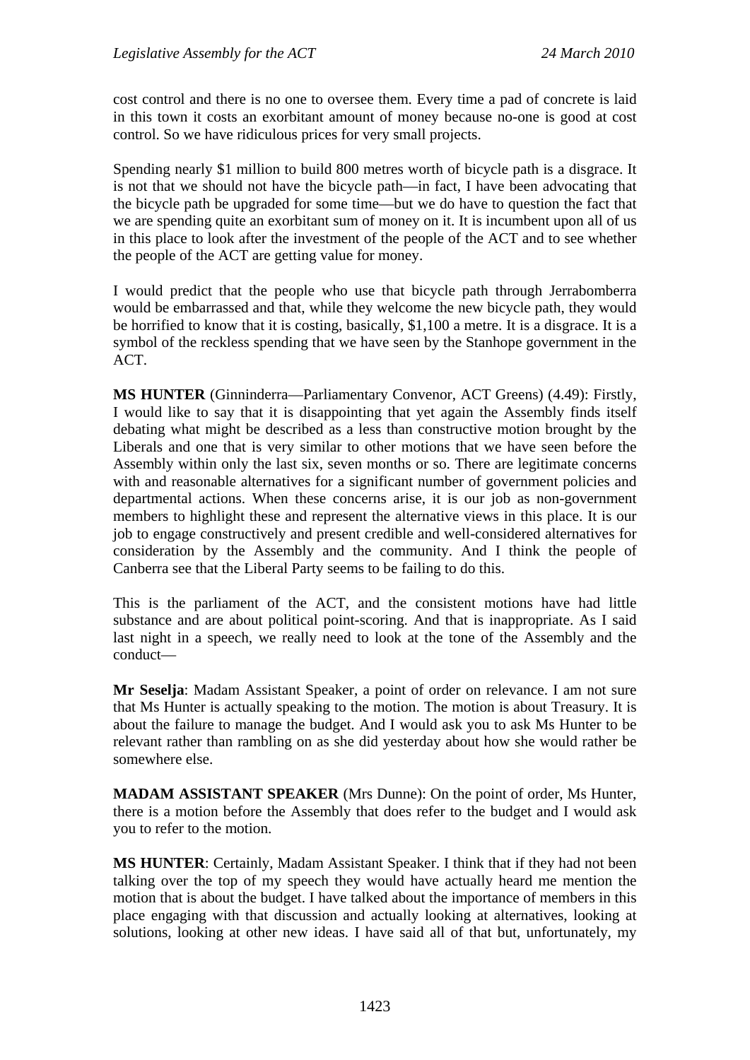cost control and there is no one to oversee them. Every time a pad of concrete is laid in this town it costs an exorbitant amount of money because no-one is good at cost control. So we have ridiculous prices for very small projects.

Spending nearly $1 million to build 800 metres worth of bicycle path is a disgrace. It is not that we should not have the bicycle path—in fact, I have been advocating that the bicycle path be upgraded for some time—but we do have to question the fact that we are spending quite an exorbitant sum of money on it. It is incumbent upon all of us in this place to look after the investment of the people of the ACT and to see whether the people of the ACT are getting value for money.

I would predict that the people who use that bicycle path through Jerrabomberra would be embarrassed and that, while they welcome the new bicycle path, they would be horrified to know that it is costing, basically, $1,100 a metre. It is a disgrace. It is a symbol of the reckless spending that we have seen by the Stanhope government in the ACT.

**MS HUNTER** (Ginninderra—Parliamentary Convenor, ACT Greens) (4.49): Firstly, I would like to say that it is disappointing that yet again the Assembly finds itself debating what might be described as a less than constructive motion brought by the Liberals and one that is very similar to other motions that we have seen before the Assembly within only the last six, seven months or so. There are legitimate concerns with and reasonable alternatives for a significant number of government policies and departmental actions. When these concerns arise, it is our job as non-government members to highlight these and represent the alternative views in this place. It is our job to engage constructively and present credible and well-considered alternatives for consideration by the Assembly and the community. And I think the people of Canberra see that the Liberal Party seems to be failing to do this.

This is the parliament of the ACT, and the consistent motions have had little substance and are about political point-scoring. And that is inappropriate. As I said last night in a speech, we really need to look at the tone of the Assembly and the conduct—

**Mr Seselja**: Madam Assistant Speaker, a point of order on relevance. I am not sure that Ms Hunter is actually speaking to the motion. The motion is about Treasury. It is about the failure to manage the budget. And I would ask you to ask Ms Hunter to be relevant rather than rambling on as she did yesterday about how she would rather be somewhere else.

**MADAM ASSISTANT SPEAKER** (Mrs Dunne): On the point of order, Ms Hunter, there is a motion before the Assembly that does refer to the budget and I would ask you to refer to the motion.

**MS HUNTER**: Certainly, Madam Assistant Speaker. I think that if they had not been talking over the top of my speech they would have actually heard me mention the motion that is about the budget. I have talked about the importance of members in this place engaging with that discussion and actually looking at alternatives, looking at solutions, looking at other new ideas. I have said all of that but, unfortunately, my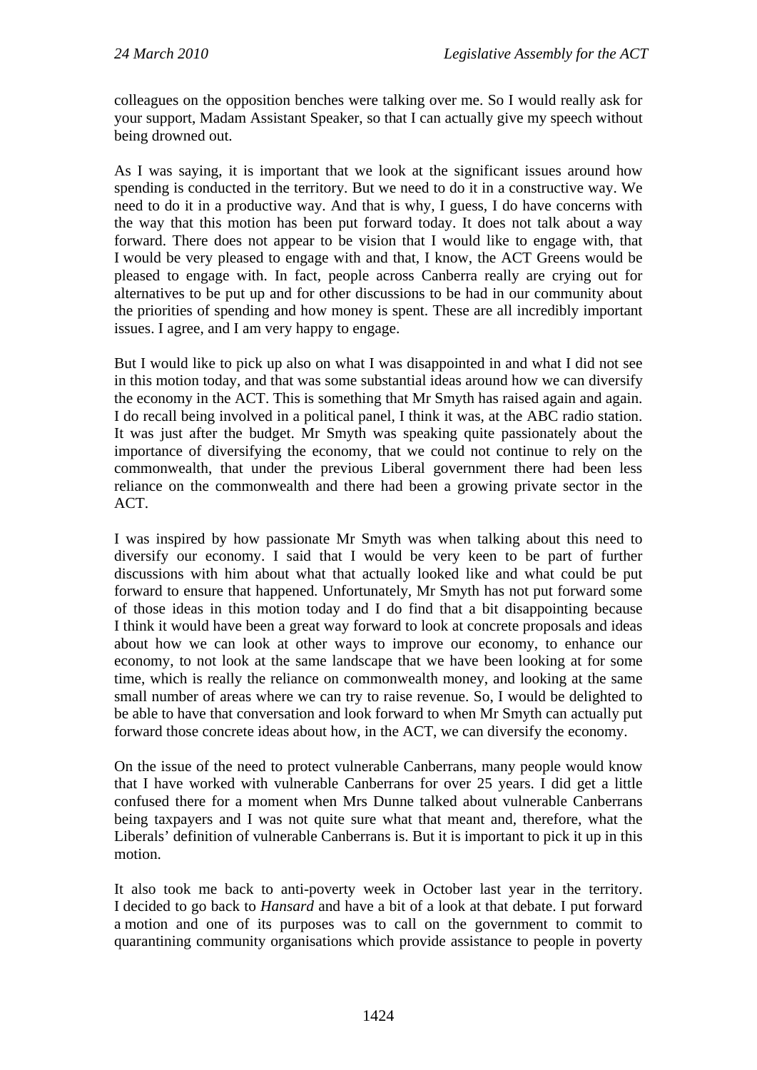colleagues on the opposition benches were talking over me. So I would really ask for your support, Madam Assistant Speaker, so that I can actually give my speech without being drowned out.

As I was saying, it is important that we look at the significant issues around how spending is conducted in the territory. But we need to do it in a constructive way. We need to do it in a productive way. And that is why, I guess, I do have concerns with the way that this motion has been put forward today. It does not talk about a way forward. There does not appear to be vision that I would like to engage with, that I would be very pleased to engage with and that, I know, the ACT Greens would be pleased to engage with. In fact, people across Canberra really are crying out for alternatives to be put up and for other discussions to be had in our community about the priorities of spending and how money is spent. These are all incredibly important issues. I agree, and I am very happy to engage.

But I would like to pick up also on what I was disappointed in and what I did not see in this motion today, and that was some substantial ideas around how we can diversify the economy in the ACT. This is something that Mr Smyth has raised again and again. I do recall being involved in a political panel, I think it was, at the ABC radio station. It was just after the budget. Mr Smyth was speaking quite passionately about the importance of diversifying the economy, that we could not continue to rely on the commonwealth, that under the previous Liberal government there had been less reliance on the commonwealth and there had been a growing private sector in the ACT.

I was inspired by how passionate Mr Smyth was when talking about this need to diversify our economy. I said that I would be very keen to be part of further discussions with him about what that actually looked like and what could be put forward to ensure that happened. Unfortunately, Mr Smyth has not put forward some of those ideas in this motion today and I do find that a bit disappointing because I think it would have been a great way forward to look at concrete proposals and ideas about how we can look at other ways to improve our economy, to enhance our economy, to not look at the same landscape that we have been looking at for some time, which is really the reliance on commonwealth money, and looking at the same small number of areas where we can try to raise revenue. So, I would be delighted to be able to have that conversation and look forward to when Mr Smyth can actually put forward those concrete ideas about how, in the ACT, we can diversify the economy.

On the issue of the need to protect vulnerable Canberrans, many people would know that I have worked with vulnerable Canberrans for over 25 years. I did get a little confused there for a moment when Mrs Dunne talked about vulnerable Canberrans being taxpayers and I was not quite sure what that meant and, therefore, what the Liberals' definition of vulnerable Canberrans is. But it is important to pick it up in this motion.

It also took me back to anti-poverty week in October last year in the territory. I decided to go back to *Hansard* and have a bit of a look at that debate. I put forward a motion and one of its purposes was to call on the government to commit to quarantining community organisations which provide assistance to people in poverty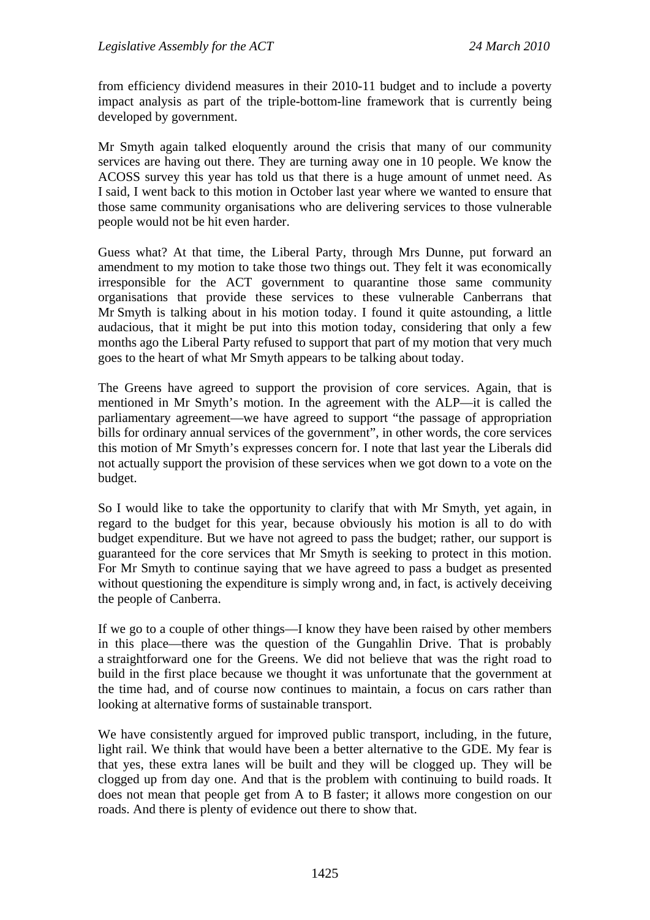from efficiency dividend measures in their 2010-11 budget and to include a poverty impact analysis as part of the triple-bottom-line framework that is currently being developed by government.

Mr Smyth again talked eloquently around the crisis that many of our community services are having out there. They are turning away one in 10 people. We know the ACOSS survey this year has told us that there is a huge amount of unmet need. As I said, I went back to this motion in October last year where we wanted to ensure that those same community organisations who are delivering services to those vulnerable people would not be hit even harder.

Guess what? At that time, the Liberal Party, through Mrs Dunne, put forward an amendment to my motion to take those two things out. They felt it was economically irresponsible for the ACT government to quarantine those same community organisations that provide these services to these vulnerable Canberrans that Mr Smyth is talking about in his motion today. I found it quite astounding, a little audacious, that it might be put into this motion today, considering that only a few months ago the Liberal Party refused to support that part of my motion that very much goes to the heart of what Mr Smyth appears to be talking about today.

The Greens have agreed to support the provision of core services. Again, that is mentioned in Mr Smyth's motion. In the agreement with the ALP—it is called the parliamentary agreement—we have agreed to support "the passage of appropriation bills for ordinary annual services of the government", in other words, the core services this motion of Mr Smyth's expresses concern for. I note that last year the Liberals did not actually support the provision of these services when we got down to a vote on the budget.

So I would like to take the opportunity to clarify that with Mr Smyth, yet again, in regard to the budget for this year, because obviously his motion is all to do with budget expenditure. But we have not agreed to pass the budget; rather, our support is guaranteed for the core services that Mr Smyth is seeking to protect in this motion. For Mr Smyth to continue saying that we have agreed to pass a budget as presented without questioning the expenditure is simply wrong and, in fact, is actively deceiving the people of Canberra.

If we go to a couple of other things—I know they have been raised by other members in this place—there was the question of the Gungahlin Drive. That is probably a straightforward one for the Greens. We did not believe that was the right road to build in the first place because we thought it was unfortunate that the government at the time had, and of course now continues to maintain, a focus on cars rather than looking at alternative forms of sustainable transport.

We have consistently argued for improved public transport, including, in the future, light rail. We think that would have been a better alternative to the GDE. My fear is that yes, these extra lanes will be built and they will be clogged up. They will be clogged up from day one. And that is the problem with continuing to build roads. It does not mean that people get from A to B faster; it allows more congestion on our roads. And there is plenty of evidence out there to show that.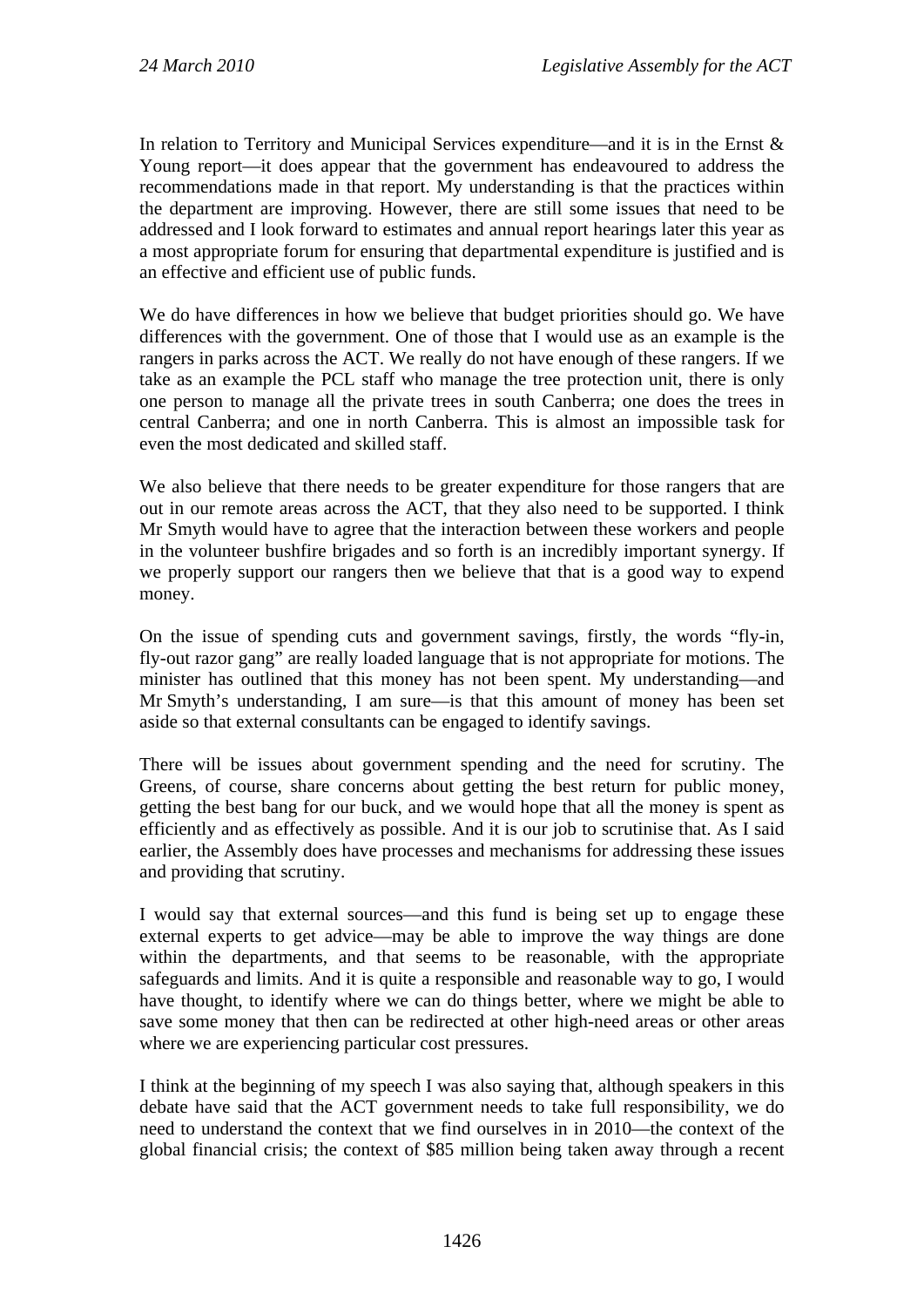In relation to Territory and Municipal Services expenditure—and it is in the Ernst & Young report—it does appear that the government has endeavoured to address the recommendations made in that report. My understanding is that the practices within the department are improving. However, there are still some issues that need to be addressed and I look forward to estimates and annual report hearings later this year as a most appropriate forum for ensuring that departmental expenditure is justified and is an effective and efficient use of public funds.

We do have differences in how we believe that budget priorities should go. We have differences with the government. One of those that I would use as an example is the rangers in parks across the ACT. We really do not have enough of these rangers. If we take as an example the PCL staff who manage the tree protection unit, there is only one person to manage all the private trees in south Canberra; one does the trees in central Canberra; and one in north Canberra. This is almost an impossible task for even the most dedicated and skilled staff.

We also believe that there needs to be greater expenditure for those rangers that are out in our remote areas across the ACT, that they also need to be supported. I think Mr Smyth would have to agree that the interaction between these workers and people in the volunteer bushfire brigades and so forth is an incredibly important synergy. If we properly support our rangers then we believe that that is a good way to expend money.

On the issue of spending cuts and government savings, firstly, the words "fly-in, fly-out razor gang" are really loaded language that is not appropriate for motions. The minister has outlined that this money has not been spent. My understanding—and Mr Smyth's understanding, I am sure—is that this amount of money has been set aside so that external consultants can be engaged to identify savings.

There will be issues about government spending and the need for scrutiny. The Greens, of course, share concerns about getting the best return for public money, getting the best bang for our buck, and we would hope that all the money is spent as efficiently and as effectively as possible. And it is our job to scrutinise that. As I said earlier, the Assembly does have processes and mechanisms for addressing these issues and providing that scrutiny.

I would say that external sources—and this fund is being set up to engage these external experts to get advice—may be able to improve the way things are done within the departments, and that seems to be reasonable, with the appropriate safeguards and limits. And it is quite a responsible and reasonable way to go, I would have thought, to identify where we can do things better, where we might be able to save some money that then can be redirected at other high-need areas or other areas where we are experiencing particular cost pressures.

I think at the beginning of my speech I was also saying that, although speakers in this debate have said that the ACT government needs to take full responsibility, we do need to understand the context that we find ourselves in in 2010—the context of the global financial crisis; the context of $85 million being taken away through a recent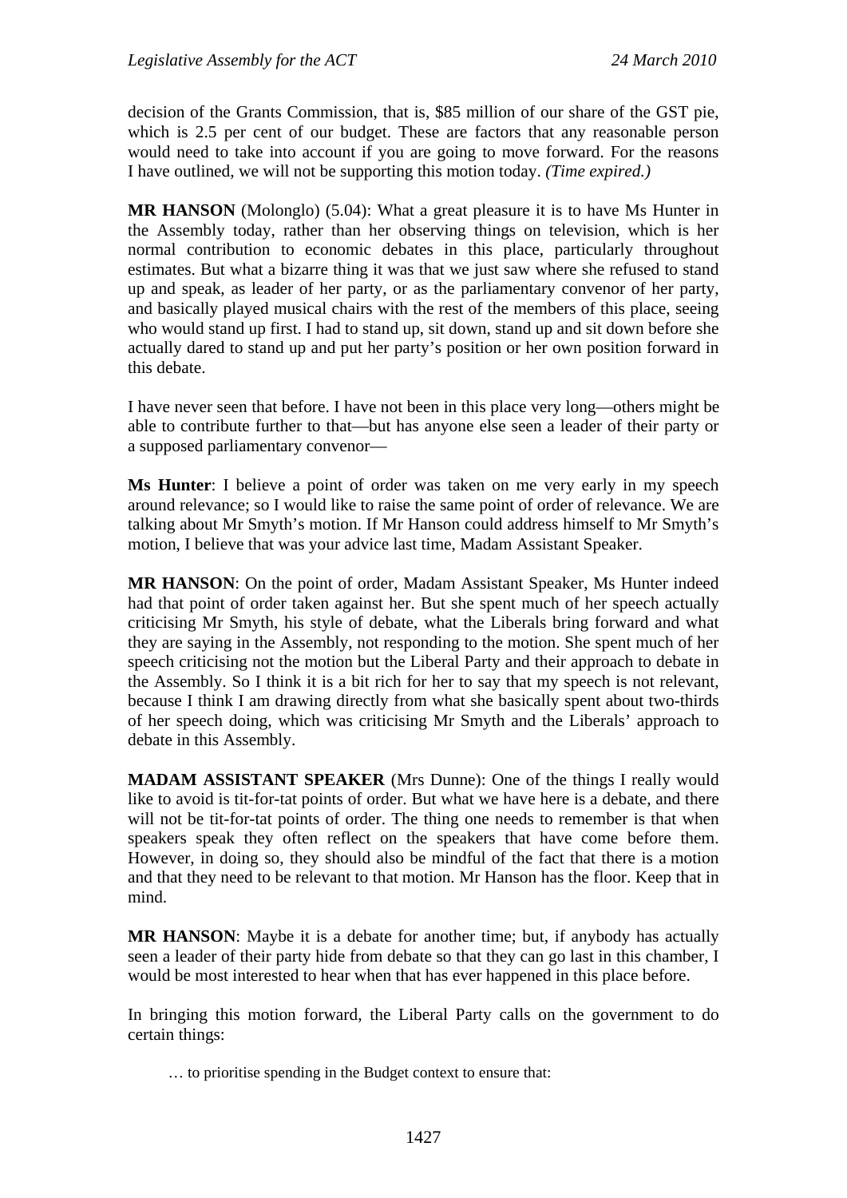decision of the Grants Commission, that is, $85 million of our share of the GST pie, which is 2.5 per cent of our budget. These are factors that any reasonable person would need to take into account if you are going to move forward. For the reasons I have outlined, we will not be supporting this motion today. *(Time expired.)*

**MR HANSON** (Molonglo) (5.04): What a great pleasure it is to have Ms Hunter in the Assembly today, rather than her observing things on television, which is her normal contribution to economic debates in this place, particularly throughout estimates. But what a bizarre thing it was that we just saw where she refused to stand up and speak, as leader of her party, or as the parliamentary convenor of her party, and basically played musical chairs with the rest of the members of this place, seeing who would stand up first. I had to stand up, sit down, stand up and sit down before she actually dared to stand up and put her party's position or her own position forward in this debate.

I have never seen that before. I have not been in this place very long—others might be able to contribute further to that—but has anyone else seen a leader of their party or a supposed parliamentary convenor—

**Ms Hunter**: I believe a point of order was taken on me very early in my speech around relevance; so I would like to raise the same point of order of relevance. We are talking about Mr Smyth's motion. If Mr Hanson could address himself to Mr Smyth's motion, I believe that was your advice last time, Madam Assistant Speaker.

**MR HANSON**: On the point of order, Madam Assistant Speaker, Ms Hunter indeed had that point of order taken against her. But she spent much of her speech actually criticising Mr Smyth, his style of debate, what the Liberals bring forward and what they are saying in the Assembly, not responding to the motion. She spent much of her speech criticising not the motion but the Liberal Party and their approach to debate in the Assembly. So I think it is a bit rich for her to say that my speech is not relevant, because I think I am drawing directly from what she basically spent about two-thirds of her speech doing, which was criticising Mr Smyth and the Liberals' approach to debate in this Assembly.

**MADAM ASSISTANT SPEAKER** (Mrs Dunne): One of the things I really would like to avoid is tit-for-tat points of order. But what we have here is a debate, and there will not be tit-for-tat points of order. The thing one needs to remember is that when speakers speak they often reflect on the speakers that have come before them. However, in doing so, they should also be mindful of the fact that there is a motion and that they need to be relevant to that motion. Mr Hanson has the floor. Keep that in mind.

**MR HANSON**: Maybe it is a debate for another time; but, if anybody has actually seen a leader of their party hide from debate so that they can go last in this chamber, I would be most interested to hear when that has ever happened in this place before.

In bringing this motion forward, the Liberal Party calls on the government to do certain things:

> … to prioritise spending in the Budget context to ensure that: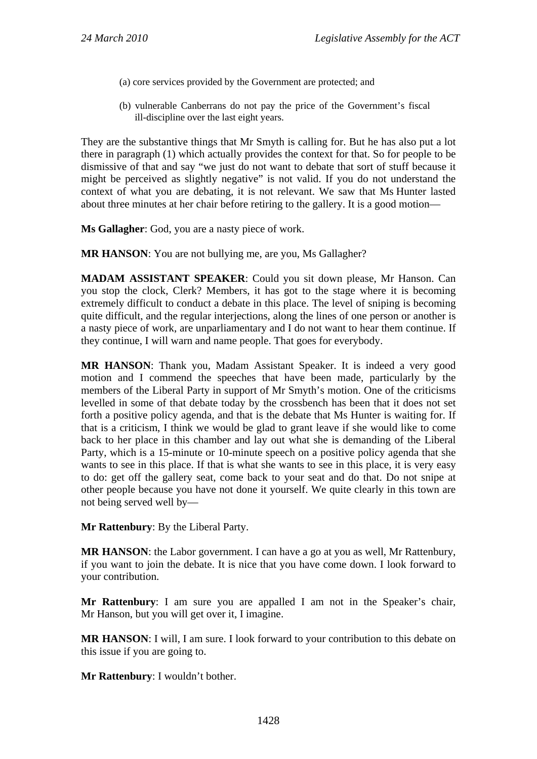(a) core services provided by the Government are protected; and

(b) vulnerable Canberrans do not pay the price of the Government's fiscal ill-discipline over the last eight years.

They are the substantive things that Mr Smyth is calling for. But he has also put a lot there in paragraph (1) which actually provides the context for that. So for people to be dismissive of that and say "we just do not want to debate that sort of stuff because it might be perceived as slightly negative" is not valid. If you do not understand the context of what you are debating, it is not relevant. We saw that Ms Hunter lasted about three minutes at her chair before retiring to the gallery. It is a good motion—

**Ms Gallagher**: God, you are a nasty piece of work.

**MR HANSON**: You are not bullying me, are you, Ms Gallagher?

**MADAM ASSISTANT SPEAKER**: Could you sit down please, Mr Hanson. Can you stop the clock, Clerk? Members, it has got to the stage where it is becoming extremely difficult to conduct a debate in this place. The level of sniping is becoming quite difficult, and the regular interjections, along the lines of one person or another is a nasty piece of work, are unparliamentary and I do not want to hear them continue. If they continue, I will warn and name people. That goes for everybody.

**MR HANSON**: Thank you, Madam Assistant Speaker. It is indeed a very good motion and I commend the speeches that have been made, particularly by the members of the Liberal Party in support of Mr Smyth's motion. One of the criticisms levelled in some of that debate today by the crossbench has been that it does not set forth a positive policy agenda, and that is the debate that Ms Hunter is waiting for. If that is a criticism, I think we would be glad to grant leave if she would like to come back to her place in this chamber and lay out what she is demanding of the Liberal Party, which is a 15-minute or 10-minute speech on a positive policy agenda that she wants to see in this place. If that is what she wants to see in this place, it is very easy to do: get off the gallery seat, come back to your seat and do that. Do not snipe at other people because you have not done it yourself. We quite clearly in this town are not being served well by—

**Mr Rattenbury**: By the Liberal Party.

**MR HANSON**: the Labor government. I can have a go at you as well, Mr Rattenbury, if you want to join the debate. It is nice that you have come down. I look forward to your contribution.

**Mr Rattenbury**: I am sure you are appalled I am not in the Speaker's chair, Mr Hanson, but you will get over it, I imagine.

**MR HANSON**: I will, I am sure. I look forward to your contribution to this debate on this issue if you are going to.

**Mr Rattenbury**: I wouldn't bother.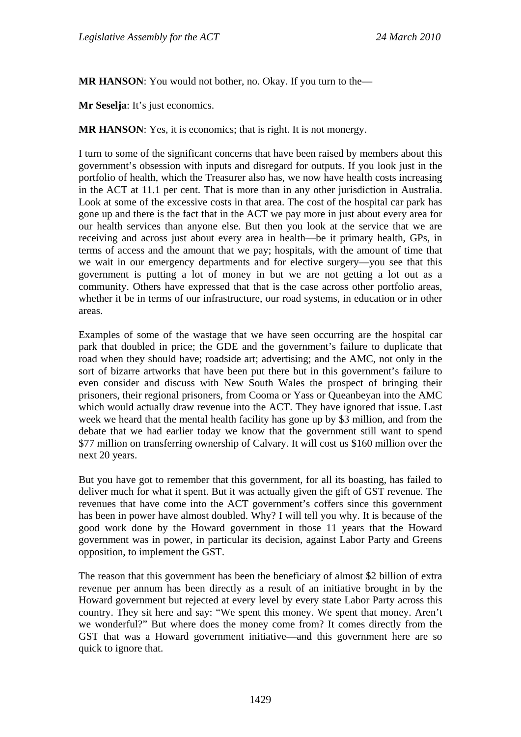**MR HANSON**: You would not bother, no. Okay. If you turn to the—

**Mr Seselja**: It's just economics.

**MR HANSON**: Yes, it is economics; that is right. It is not monergy.

I turn to some of the significant concerns that have been raised by members about this government's obsession with inputs and disregard for outputs. If you look just in the portfolio of health, which the Treasurer also has, we now have health costs increasing in the ACT at 11.1 per cent. That is more than in any other jurisdiction in Australia. Look at some of the excessive costs in that area. The cost of the hospital car park has gone up and there is the fact that in the ACT we pay more in just about every area for our health services than anyone else. But then you look at the service that we are receiving and across just about every area in health—be it primary health, GPs, in terms of access and the amount that we pay; hospitals, with the amount of time that we wait in our emergency departments and for elective surgery—you see that this government is putting a lot of money in but we are not getting a lot out as a community. Others have expressed that that is the case across other portfolio areas, whether it be in terms of our infrastructure, our road systems, in education or in other areas.

Examples of some of the wastage that we have seen occurring are the hospital car park that doubled in price; the GDE and the government's failure to duplicate that road when they should have; roadside art; advertising; and the AMC, not only in the sort of bizarre artworks that have been put there but in this government's failure to even consider and discuss with New South Wales the prospect of bringing their prisoners, their regional prisoners, from Cooma or Yass or Queanbeyan into the AMC which would actually draw revenue into the ACT. They have ignored that issue. Last week we heard that the mental health facility has gone up by $3 million, and from the debate that we had earlier today we know that the government still want to spend $77 million on transferring ownership of Calvary. It will cost us $160 million over the next 20 years.

But you have got to remember that this government, for all its boasting, has failed to deliver much for what it spent. But it was actually given the gift of GST revenue. The revenues that have come into the ACT government's coffers since this government has been in power have almost doubled. Why? I will tell you why. It is because of the good work done by the Howard government in those 11 years that the Howard government was in power, in particular its decision, against Labor Party and Greens opposition, to implement the GST.

The reason that this government has been the beneficiary of almost $2 billion of extra revenue per annum has been directly as a result of an initiative brought in by the Howard government but rejected at every level by every state Labor Party across this country. They sit here and say: "We spent this money. We spent that money. Aren't we wonderful?" But where does the money come from? It comes directly from the GST that was a Howard government initiative—and this government here are so quick to ignore that.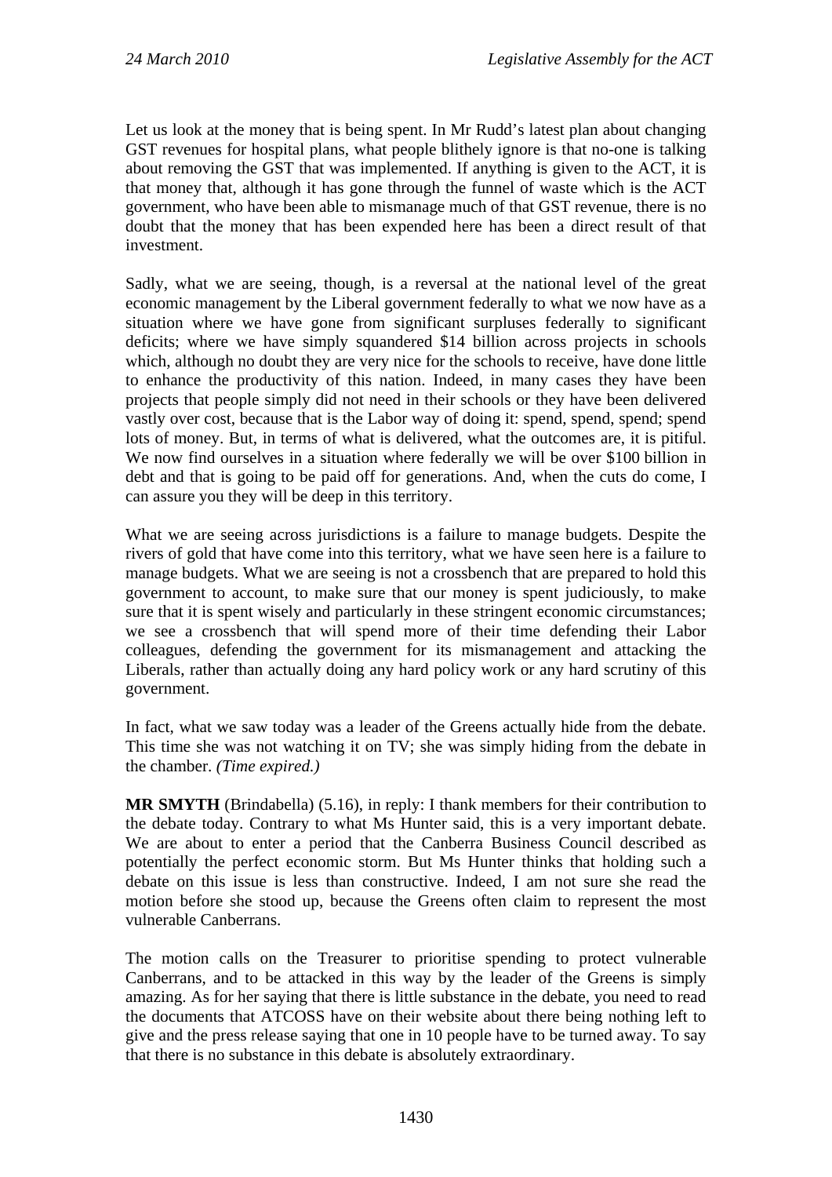Let us look at the money that is being spent. In Mr Rudd's latest plan about changing GST revenues for hospital plans, what people blithely ignore is that no-one is talking about removing the GST that was implemented. If anything is given to the ACT, it is that money that, although it has gone through the funnel of waste which is the ACT government, who have been able to mismanage much of that GST revenue, there is no doubt that the money that has been expended here has been a direct result of that investment.

Sadly, what we are seeing, though, is a reversal at the national level of the great economic management by the Liberal government federally to what we now have as a situation where we have gone from significant surpluses federally to significant deficits; where we have simply squandered $14 billion across projects in schools which, although no doubt they are very nice for the schools to receive, have done little to enhance the productivity of this nation. Indeed, in many cases they have been projects that people simply did not need in their schools or they have been delivered vastly over cost, because that is the Labor way of doing it: spend, spend, spend; spend lots of money. But, in terms of what is delivered, what the outcomes are, it is pitiful. We now find ourselves in a situation where federally we will be over $100 billion in debt and that is going to be paid off for generations. And, when the cuts do come, I can assure you they will be deep in this territory.

What we are seeing across jurisdictions is a failure to manage budgets. Despite the rivers of gold that have come into this territory, what we have seen here is a failure to manage budgets. What we are seeing is not a crossbench that are prepared to hold this government to account, to make sure that our money is spent judiciously, to make sure that it is spent wisely and particularly in these stringent economic circumstances; we see a crossbench that will spend more of their time defending their Labor colleagues, defending the government for its mismanagement and attacking the Liberals, rather than actually doing any hard policy work or any hard scrutiny of this government.

In fact, what we saw today was a leader of the Greens actually hide from the debate. This time she was not watching it on TV; she was simply hiding from the debate in the chamber. *(Time expired.)*

**MR SMYTH** (Brindabella) (5.16), in reply: I thank members for their contribution to the debate today. Contrary to what Ms Hunter said, this is a very important debate. We are about to enter a period that the Canberra Business Council described as potentially the perfect economic storm. But Ms Hunter thinks that holding such a debate on this issue is less than constructive. Indeed, I am not sure she read the motion before she stood up, because the Greens often claim to represent the most vulnerable Canberrans.

The motion calls on the Treasurer to prioritise spending to protect vulnerable Canberrans, and to be attacked in this way by the leader of the Greens is simply amazing. As for her saying that there is little substance in the debate, you need to read the documents that ATCOSS have on their website about there being nothing left to give and the press release saying that one in 10 people have to be turned away. To say that there is no substance in this debate is absolutely extraordinary.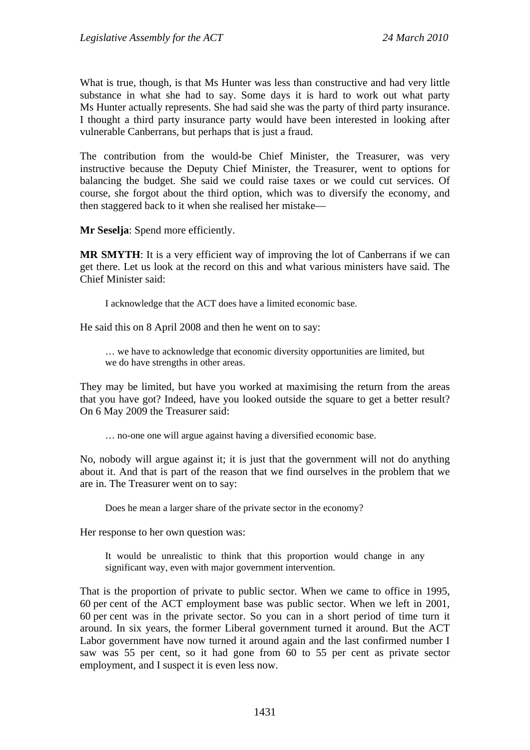What is true, though, is that Ms Hunter was less than constructive and had very little substance in what she had to say. Some days it is hard to work out what party Ms Hunter actually represents. She had said she was the party of third party insurance. I thought a third party insurance party would have been interested in looking after vulnerable Canberrans, but perhaps that is just a fraud.

The contribution from the would-be Chief Minister, the Treasurer, was very instructive because the Deputy Chief Minister, the Treasurer, went to options for balancing the budget. She said we could raise taxes or we could cut services. Of course, she forgot about the third option, which was to diversify the economy, and then staggered back to it when she realised her mistake—

**Mr Seselja**: Spend more efficiently.

**MR SMYTH**: It is a very efficient way of improving the lot of Canberrans if we can get there. Let us look at the record on this and what various ministers have said. The Chief Minister said:

> I acknowledge that the ACT does have a limited economic base.

He said this on 8 April 2008 and then he went on to say:

> … we have to acknowledge that economic diversity opportunities are limited, but we do have strengths in other areas.

They may be limited, but have you worked at maximising the return from the areas that you have got? Indeed, have you looked outside the square to get a better result? On 6 May 2009 the Treasurer said:

> … no-one one will argue against having a diversified economic base.

No, nobody will argue against it; it is just that the government will not do anything about it. And that is part of the reason that we find ourselves in the problem that we are in. The Treasurer went on to say:

> Does he mean a larger share of the private sector in the economy?

Her response to her own question was:

> It would be unrealistic to think that this proportion would change in any significant way, even with major government intervention.

That is the proportion of private to public sector. When we came to office in 1995, 60 per cent of the ACT employment base was public sector. When we left in 2001, 60 per cent was in the private sector. So you can in a short period of time turn it around. In six years, the former Liberal government turned it around. But the ACT Labor government have now turned it around again and the last confirmed number I saw was 55 per cent, so it had gone from 60 to 55 per cent as private sector employment, and I suspect it is even less now.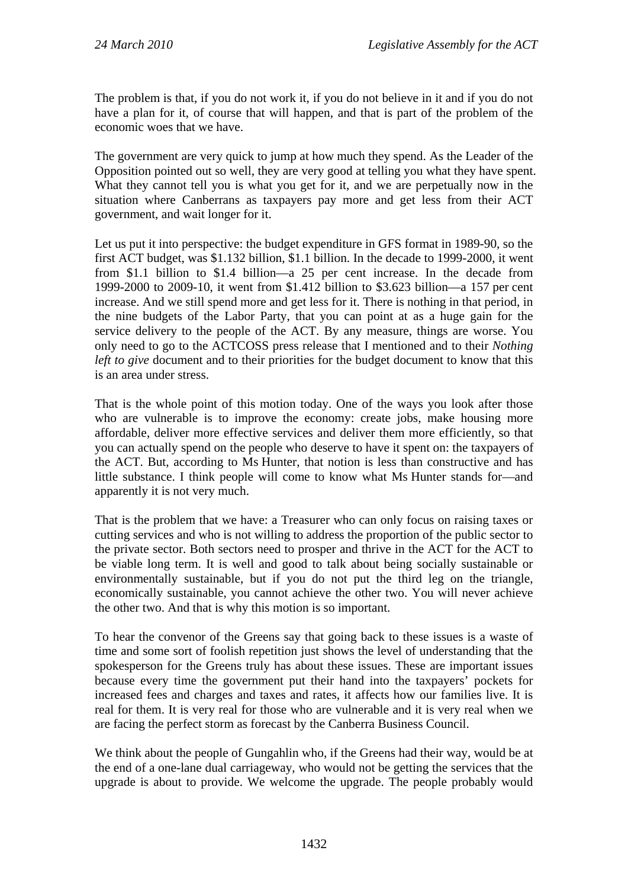The problem is that, if you do not work it, if you do not believe in it and if you do not have a plan for it, of course that will happen, and that is part of the problem of the economic woes that we have.

The government are very quick to jump at how much they spend. As the Leader of the Opposition pointed out so well, they are very good at telling you what they have spent. What they cannot tell you is what you get for it, and we are perpetually now in the situation where Canberrans as taxpayers pay more and get less from their ACT government, and wait longer for it.

Let us put it into perspective: the budget expenditure in GFS format in 1989-90, so the first ACT budget, was $1.132 billion, $1.1 billion. In the decade to 1999-2000, it went from $1.1 billion to $1.4 billion—a 25 per cent increase. In the decade from 1999-2000 to 2009-10, it went from $1.412 billion to $3.623 billion—a 157 per cent increase. And we still spend more and get less for it. There is nothing in that period, in the nine budgets of the Labor Party, that you can point at as a huge gain for the service delivery to the people of the ACT. By any measure, things are worse. You only need to go to the ACTCOSS press release that I mentioned and to their *Nothing left to give* document and to their priorities for the budget document to know that this is an area under stress.

That is the whole point of this motion today. One of the ways you look after those who are vulnerable is to improve the economy: create jobs, make housing more affordable, deliver more effective services and deliver them more efficiently, so that you can actually spend on the people who deserve to have it spent on: the taxpayers of the ACT. But, according to Ms Hunter, that notion is less than constructive and has little substance. I think people will come to know what Ms Hunter stands for—and apparently it is not very much.

That is the problem that we have: a Treasurer who can only focus on raising taxes or cutting services and who is not willing to address the proportion of the public sector to the private sector. Both sectors need to prosper and thrive in the ACT for the ACT to be viable long term. It is well and good to talk about being socially sustainable or environmentally sustainable, but if you do not put the third leg on the triangle, economically sustainable, you cannot achieve the other two. You will never achieve the other two. And that is why this motion is so important.

To hear the convenor of the Greens say that going back to these issues is a waste of time and some sort of foolish repetition just shows the level of understanding that the spokesperson for the Greens truly has about these issues. These are important issues because every time the government put their hand into the taxpayers' pockets for increased fees and charges and taxes and rates, it affects how our families live. It is real for them. It is very real for those who are vulnerable and it is very real when we are facing the perfect storm as forecast by the Canberra Business Council.

We think about the people of Gungahlin who, if the Greens had their way, would be at the end of a one-lane dual carriageway, who would not be getting the services that the upgrade is about to provide. We welcome the upgrade. The people probably would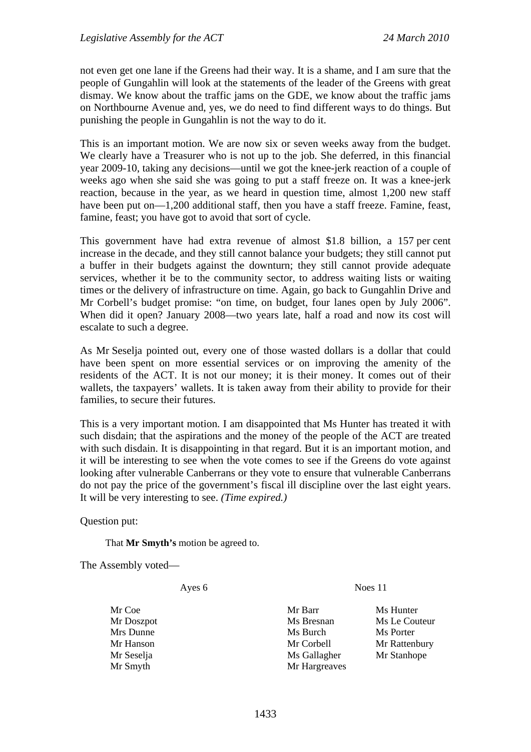not even get one lane if the Greens had their way. It is a shame, and I am sure that the people of Gungahlin will look at the statements of the leader of the Greens with great dismay. We know about the traffic jams on the GDE, we know about the traffic jams on Northbourne Avenue and, yes, we do need to find different ways to do things. But punishing the people in Gungahlin is not the way to do it.

This is an important motion. We are now six or seven weeks away from the budget. We clearly have a Treasurer who is not up to the job. She deferred, in this financial year 2009-10, taking any decisions—until we got the knee-jerk reaction of a couple of weeks ago when she said she was going to put a staff freeze on. It was a knee-jerk reaction, because in the year, as we heard in question time, almost 1,200 new staff have been put on—1,200 additional staff, then you have a staff freeze. Famine, feast, famine, feast; you have got to avoid that sort of cycle.

This government have had extra revenue of almost $1.8 billion, a 157 per cent increase in the decade, and they still cannot balance your budgets; they still cannot put a buffer in their budgets against the downturn; they still cannot provide adequate services, whether it be to the community sector, to address waiting lists or waiting times or the delivery of infrastructure on time. Again, go back to Gungahlin Drive and Mr Corbell's budget promise: "on time, on budget, four lanes open by July 2006". When did it open? January 2008—two years late, half a road and now its cost will escalate to such a degree.

As Mr Seselja pointed out, every one of those wasted dollars is a dollar that could have been spent on more essential services or on improving the amenity of the residents of the ACT. It is not our money; it is their money. It comes out of their wallets, the taxpayers' wallets. It is taken away from their ability to provide for their families, to secure their futures.

This is a very important motion. I am disappointed that Ms Hunter has treated it with such disdain; that the aspirations and the money of the people of the ACT are treated with such disdain. It is disappointing in that regard. But it is an important motion, and it will be interesting to see when the vote comes to see if the Greens do vote against looking after vulnerable Canberrans or they vote to ensure that vulnerable Canberrans do not pay the price of the government's fiscal ill discipline over the last eight years. It will be very interesting to see. *(Time expired.)*

Question put:

> That **Mr Smyth's** motion be agreed to.

The Assembly voted—

| Ayes 6 | Noes 11 | |
|---|---|---|
| Mr Coe | Mr Barr | Ms Hunter |
| Mr Doszpot | Ms Bresnan | Ms Le Couteur |
| Mrs Dunne | Ms Burch | Ms Porter |
| Mr Hanson | Mr Corbell | Mr Rattenbury |
| Mr Seselja | Ms Gallagher | Mr Stanhope |
| Mr Smyth | Mr Hargreaves | |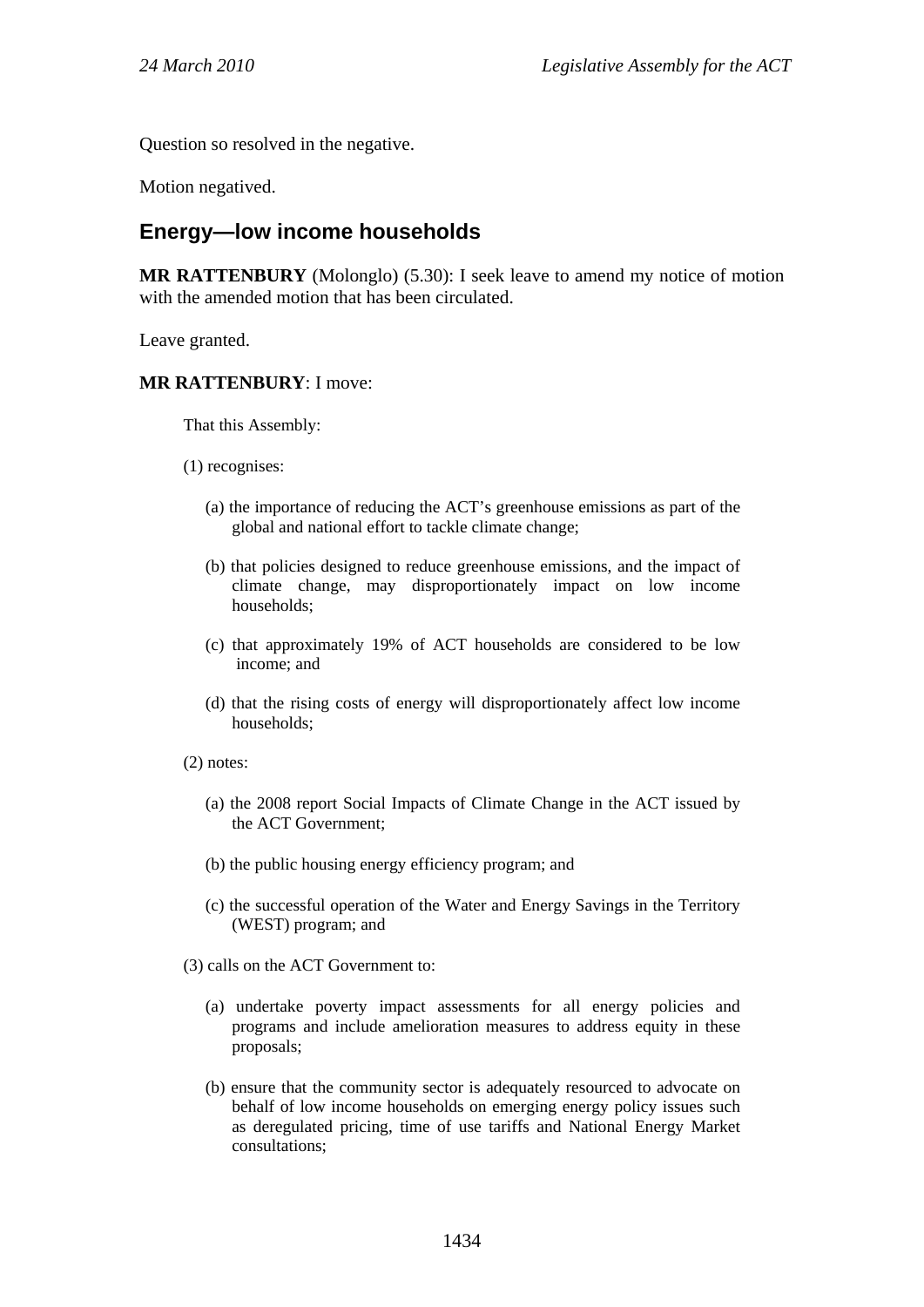Question so resolved in the negative.

Motion negatived.

## Energy—low income households

**MR RATTENBURY** (Molonglo) (5.30): I seek leave to amend my notice of motion with the amended motion that has been circulated.

Leave granted.

**MR RATTENBURY**: I move:

> That this Assembly:
>
> (1) recognises:
>
> (a) the importance of reducing the ACT's greenhouse emissions as part of the global and national effort to tackle climate change;
>
> (b) that policies designed to reduce greenhouse emissions, and the impact of climate change, may disproportionately impact on low income households;
>
> (c) that approximately 19% of ACT households are considered to be low income; and
>
> (d) that the rising costs of energy will disproportionately affect low income households;
>
> (2) notes:
>
> (a) the 2008 report Social Impacts of Climate Change in the ACT issued by the ACT Government;
>
> (b) the public housing energy efficiency program; and
>
> (c) the successful operation of the Water and Energy Savings in the Territory (WEST) program; and
>
> (3) calls on the ACT Government to:
>
> (a) undertake poverty impact assessments for all energy policies and programs and include amelioration measures to address equity in these proposals;
>
> (b) ensure that the community sector is adequately resourced to advocate on behalf of low income households on emerging energy policy issues such as deregulated pricing, time of use tariffs and National Energy Market consultations;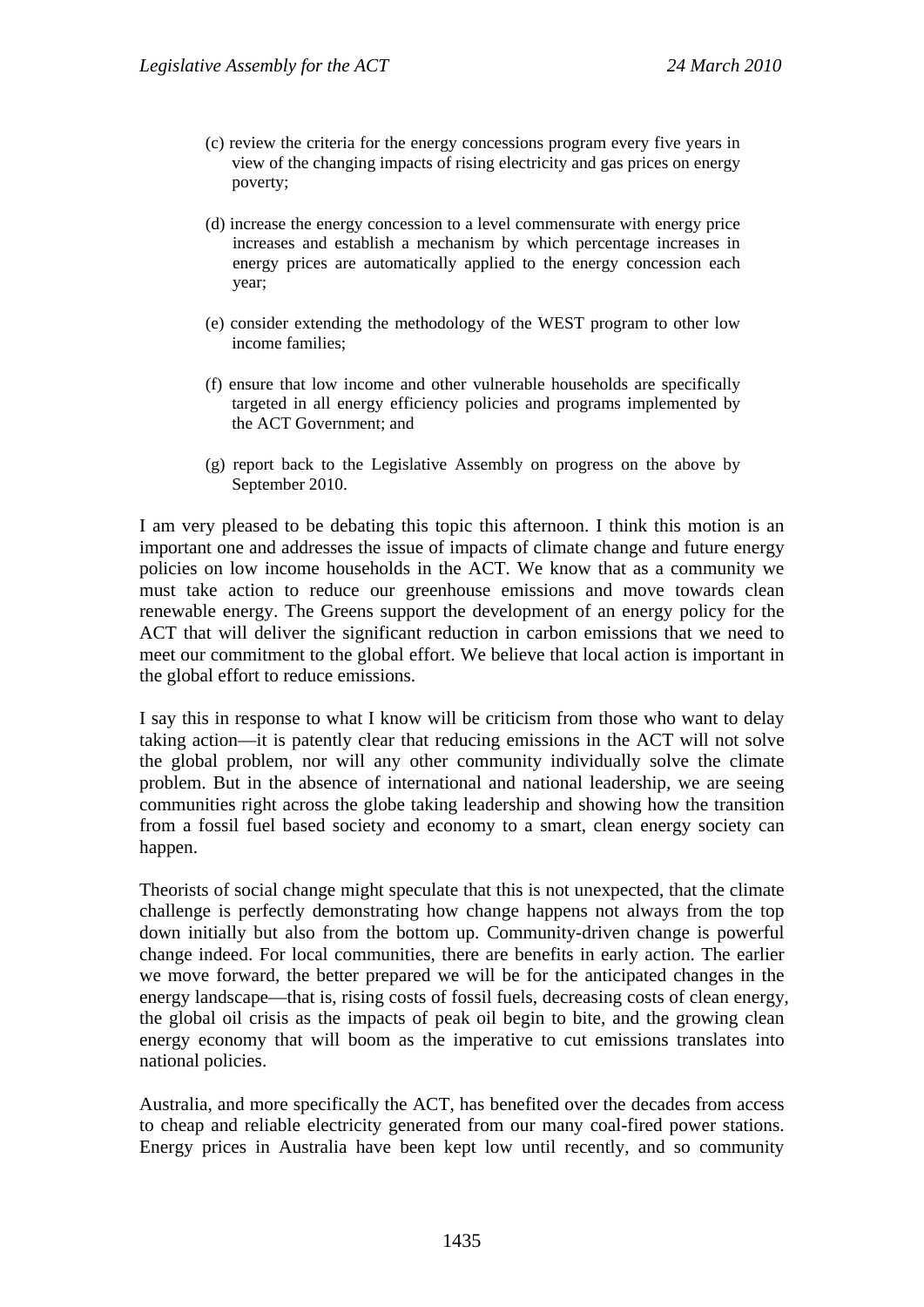(c) review the criteria for the energy concessions program every five years in view of the changing impacts of rising electricity and gas prices on energy poverty;

(d) increase the energy concession to a level commensurate with energy price increases and establish a mechanism by which percentage increases in energy prices are automatically applied to the energy concession each year;

(e) consider extending the methodology of the WEST program to other low income families;

(f) ensure that low income and other vulnerable households are specifically targeted in all energy efficiency policies and programs implemented by the ACT Government; and

(g) report back to the Legislative Assembly on progress on the above by September 2010.

I am very pleased to be debating this topic this afternoon. I think this motion is an important one and addresses the issue of impacts of climate change and future energy policies on low income households in the ACT. We know that as a community we must take action to reduce our greenhouse emissions and move towards clean renewable energy. The Greens support the development of an energy policy for the ACT that will deliver the significant reduction in carbon emissions that we need to meet our commitment to the global effort. We believe that local action is important in the global effort to reduce emissions.

I say this in response to what I know will be criticism from those who want to delay taking action—it is patently clear that reducing emissions in the ACT will not solve the global problem, nor will any other community individually solve the climate problem. But in the absence of international and national leadership, we are seeing communities right across the globe taking leadership and showing how the transition from a fossil fuel based society and economy to a smart, clean energy society can happen.

Theorists of social change might speculate that this is not unexpected, that the climate challenge is perfectly demonstrating how change happens not always from the top down initially but also from the bottom up. Community-driven change is powerful change indeed. For local communities, there are benefits in early action. The earlier we move forward, the better prepared we will be for the anticipated changes in the energy landscape—that is, rising costs of fossil fuels, decreasing costs of clean energy, the global oil crisis as the impacts of peak oil begin to bite, and the growing clean energy economy that will boom as the imperative to cut emissions translates into national policies.

Australia, and more specifically the ACT, has benefited over the decades from access to cheap and reliable electricity generated from our many coal-fired power stations. Energy prices in Australia have been kept low until recently, and so community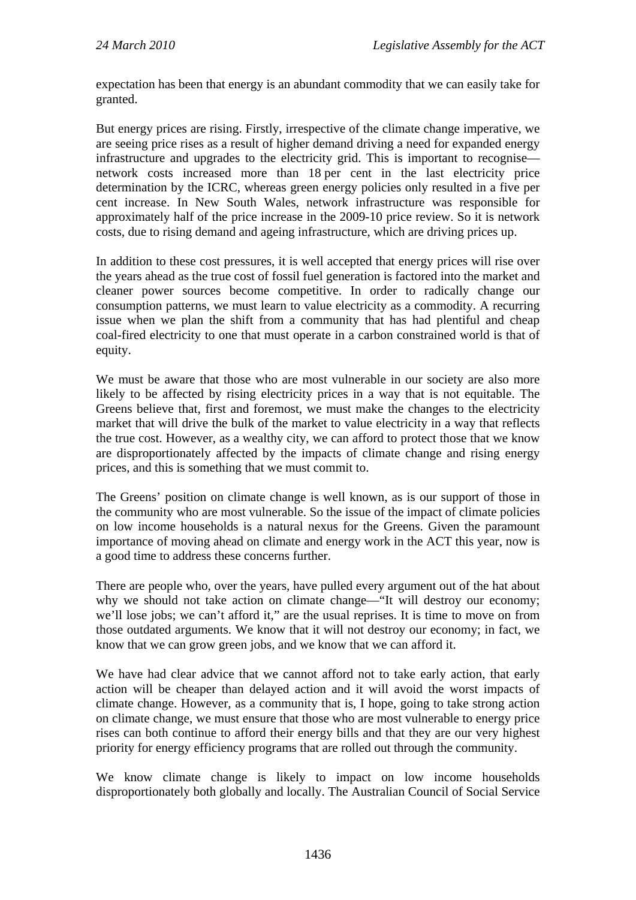expectation has been that energy is an abundant commodity that we can easily take for granted.

But energy prices are rising. Firstly, irrespective of the climate change imperative, we are seeing price rises as a result of higher demand driving a need for expanded energy infrastructure and upgrades to the electricity grid. This is important to recognise—network costs increased more than 18 per cent in the last electricity price determination by the ICRC, whereas green energy policies only resulted in a five per cent increase. In New South Wales, network infrastructure was responsible for approximately half of the price increase in the 2009-10 price review. So it is network costs, due to rising demand and ageing infrastructure, which are driving prices up.

In addition to these cost pressures, it is well accepted that energy prices will rise over the years ahead as the true cost of fossil fuel generation is factored into the market and cleaner power sources become competitive. In order to radically change our consumption patterns, we must learn to value electricity as a commodity. A recurring issue when we plan the shift from a community that has had plentiful and cheap coal-fired electricity to one that must operate in a carbon constrained world is that of equity.

We must be aware that those who are most vulnerable in our society are also more likely to be affected by rising electricity prices in a way that is not equitable. The Greens believe that, first and foremost, we must make the changes to the electricity market that will drive the bulk of the market to value electricity in a way that reflects the true cost. However, as a wealthy city, we can afford to protect those that we know are disproportionately affected by the impacts of climate change and rising energy prices, and this is something that we must commit to.

The Greens' position on climate change is well known, as is our support of those in the community who are most vulnerable. So the issue of the impact of climate policies on low income households is a natural nexus for the Greens. Given the paramount importance of moving ahead on climate and energy work in the ACT this year, now is a good time to address these concerns further.

There are people who, over the years, have pulled every argument out of the hat about why we should not take action on climate change—"It will destroy our economy; we'll lose jobs; we can't afford it," are the usual reprises. It is time to move on from those outdated arguments. We know that it will not destroy our economy; in fact, we know that we can grow green jobs, and we know that we can afford it.

We have had clear advice that we cannot afford not to take early action, that early action will be cheaper than delayed action and it will avoid the worst impacts of climate change. However, as a community that is, I hope, going to take strong action on climate change, we must ensure that those who are most vulnerable to energy price rises can both continue to afford their energy bills and that they are our very highest priority for energy efficiency programs that are rolled out through the community.

We know climate change is likely to impact on low income households disproportionately both globally and locally. The Australian Council of Social Service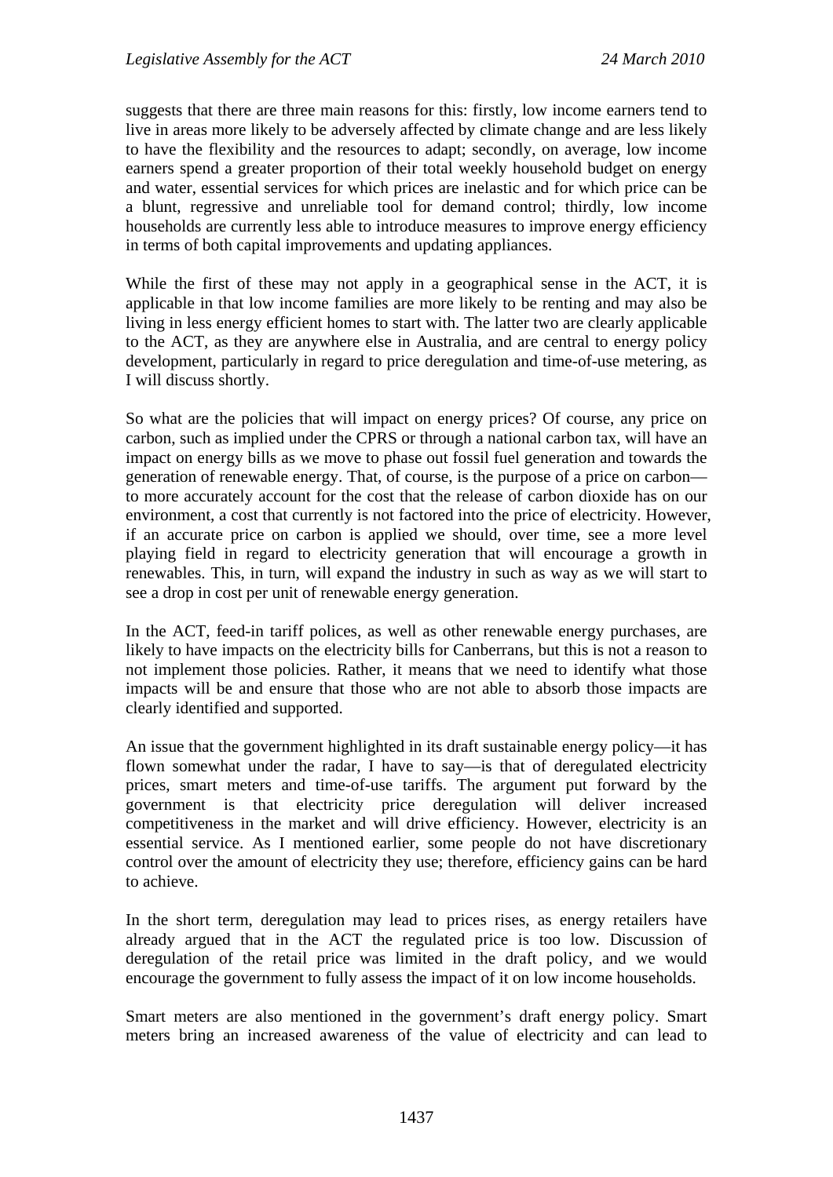suggests that there are three main reasons for this: firstly, low income earners tend to live in areas more likely to be adversely affected by climate change and are less likely to have the flexibility and the resources to adapt; secondly, on average, low income earners spend a greater proportion of their total weekly household budget on energy and water, essential services for which prices are inelastic and for which price can be a blunt, regressive and unreliable tool for demand control; thirdly, low income households are currently less able to introduce measures to improve energy efficiency in terms of both capital improvements and updating appliances.

While the first of these may not apply in a geographical sense in the ACT, it is applicable in that low income families are more likely to be renting and may also be living in less energy efficient homes to start with. The latter two are clearly applicable to the ACT, as they are anywhere else in Australia, and are central to energy policy development, particularly in regard to price deregulation and time-of-use metering, as I will discuss shortly.

So what are the policies that will impact on energy prices? Of course, any price on carbon, such as implied under the CPRS or through a national carbon tax, will have an impact on energy bills as we move to phase out fossil fuel generation and towards the generation of renewable energy. That, of course, is the purpose of a price on carbon—to more accurately account for the cost that the release of carbon dioxide has on our environment, a cost that currently is not factored into the price of electricity. However, if an accurate price on carbon is applied we should, over time, see a more level playing field in regard to electricity generation that will encourage a growth in renewables. This, in turn, will expand the industry in such as way as we will start to see a drop in cost per unit of renewable energy generation.

In the ACT, feed-in tariff polices, as well as other renewable energy purchases, are likely to have impacts on the electricity bills for Canberrans, but this is not a reason to not implement those policies. Rather, it means that we need to identify what those impacts will be and ensure that those who are not able to absorb those impacts are clearly identified and supported.

An issue that the government highlighted in its draft sustainable energy policy—it has flown somewhat under the radar, I have to say—is that of deregulated electricity prices, smart meters and time-of-use tariffs. The argument put forward by the government is that electricity price deregulation will deliver increased competitiveness in the market and will drive efficiency. However, electricity is an essential service. As I mentioned earlier, some people do not have discretionary control over the amount of electricity they use; therefore, efficiency gains can be hard to achieve.

In the short term, deregulation may lead to prices rises, as energy retailers have already argued that in the ACT the regulated price is too low. Discussion of deregulation of the retail price was limited in the draft policy, and we would encourage the government to fully assess the impact of it on low income households.

Smart meters are also mentioned in the government's draft energy policy. Smart meters bring an increased awareness of the value of electricity and can lead to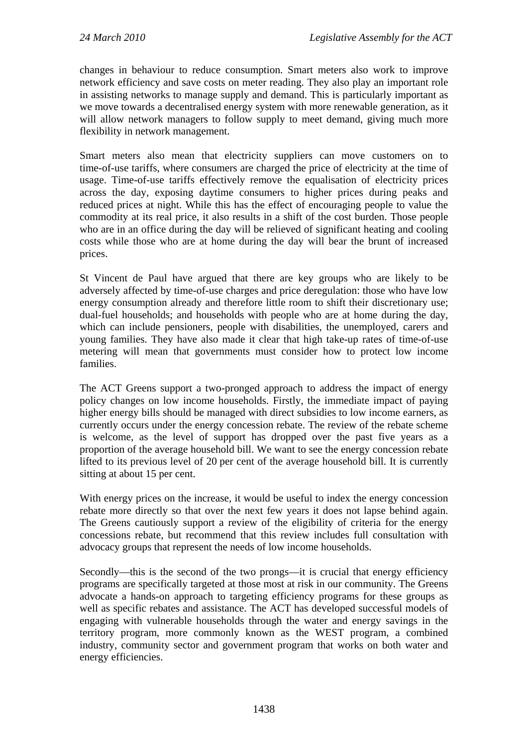changes in behaviour to reduce consumption. Smart meters also work to improve network efficiency and save costs on meter reading. They also play an important role in assisting networks to manage supply and demand. This is particularly important as we move towards a decentralised energy system with more renewable generation, as it will allow network managers to follow supply to meet demand, giving much more flexibility in network management.

Smart meters also mean that electricity suppliers can move customers on to time-of-use tariffs, where consumers are charged the price of electricity at the time of usage. Time-of-use tariffs effectively remove the equalisation of electricity prices across the day, exposing daytime consumers to higher prices during peaks and reduced prices at night. While this has the effect of encouraging people to value the commodity at its real price, it also results in a shift of the cost burden. Those people who are in an office during the day will be relieved of significant heating and cooling costs while those who are at home during the day will bear the brunt of increased prices.

St Vincent de Paul have argued that there are key groups who are likely to be adversely affected by time-of-use charges and price deregulation: those who have low energy consumption already and therefore little room to shift their discretionary use; dual-fuel households; and households with people who are at home during the day, which can include pensioners, people with disabilities, the unemployed, carers and young families. They have also made it clear that high take-up rates of time-of-use metering will mean that governments must consider how to protect low income families.

The ACT Greens support a two-pronged approach to address the impact of energy policy changes on low income households. Firstly, the immediate impact of paying higher energy bills should be managed with direct subsidies to low income earners, as currently occurs under the energy concession rebate. The review of the rebate scheme is welcome, as the level of support has dropped over the past five years as a proportion of the average household bill. We want to see the energy concession rebate lifted to its previous level of 20 per cent of the average household bill. It is currently sitting at about 15 per cent.

With energy prices on the increase, it would be useful to index the energy concession rebate more directly so that over the next few years it does not lapse behind again. The Greens cautiously support a review of the eligibility of criteria for the energy concessions rebate, but recommend that this review includes full consultation with advocacy groups that represent the needs of low income households.

Secondly—this is the second of the two prongs—it is crucial that energy efficiency programs are specifically targeted at those most at risk in our community. The Greens advocate a hands-on approach to targeting efficiency programs for these groups as well as specific rebates and assistance. The ACT has developed successful models of engaging with vulnerable households through the water and energy savings in the territory program, more commonly known as the WEST program, a combined industry, community sector and government program that works on both water and energy efficiencies.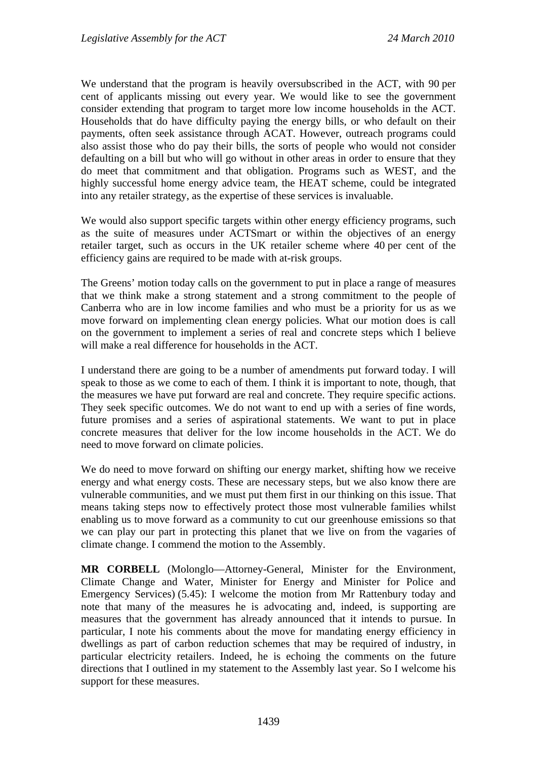We understand that the program is heavily oversubscribed in the ACT, with 90 per cent of applicants missing out every year. We would like to see the government consider extending that program to target more low income households in the ACT. Households that do have difficulty paying the energy bills, or who default on their payments, often seek assistance through ACAT. However, outreach programs could also assist those who do pay their bills, the sorts of people who would not consider defaulting on a bill but who will go without in other areas in order to ensure that they do meet that commitment and that obligation. Programs such as WEST, and the highly successful home energy advice team, the HEAT scheme, could be integrated into any retailer strategy, as the expertise of these services is invaluable.

We would also support specific targets within other energy efficiency programs, such as the suite of measures under ACTSmart or within the objectives of an energy retailer target, such as occurs in the UK retailer scheme where 40 per cent of the efficiency gains are required to be made with at-risk groups.

The Greens' motion today calls on the government to put in place a range of measures that we think make a strong statement and a strong commitment to the people of Canberra who are in low income families and who must be a priority for us as we move forward on implementing clean energy policies. What our motion does is call on the government to implement a series of real and concrete steps which I believe will make a real difference for households in the ACT.

I understand there are going to be a number of amendments put forward today. I will speak to those as we come to each of them. I think it is important to note, though, that the measures we have put forward are real and concrete. They require specific actions. They seek specific outcomes. We do not want to end up with a series of fine words, future promises and a series of aspirational statements. We want to put in place concrete measures that deliver for the low income households in the ACT. We do need to move forward on climate policies.

We do need to move forward on shifting our energy market, shifting how we receive energy and what energy costs. These are necessary steps, but we also know there are vulnerable communities, and we must put them first in our thinking on this issue. That means taking steps now to effectively protect those most vulnerable families whilst enabling us to move forward as a community to cut our greenhouse emissions so that we can play our part in protecting this planet that we live on from the vagaries of climate change. I commend the motion to the Assembly.

**MR CORBELL** (Molonglo—Attorney-General, Minister for the Environment, Climate Change and Water, Minister for Energy and Minister for Police and Emergency Services) (5.45): I welcome the motion from Mr Rattenbury today and note that many of the measures he is advocating and, indeed, is supporting are measures that the government has already announced that it intends to pursue. In particular, I note his comments about the move for mandating energy efficiency in dwellings as part of carbon reduction schemes that may be required of industry, in particular electricity retailers. Indeed, he is echoing the comments on the future directions that I outlined in my statement to the Assembly last year. So I welcome his support for these measures.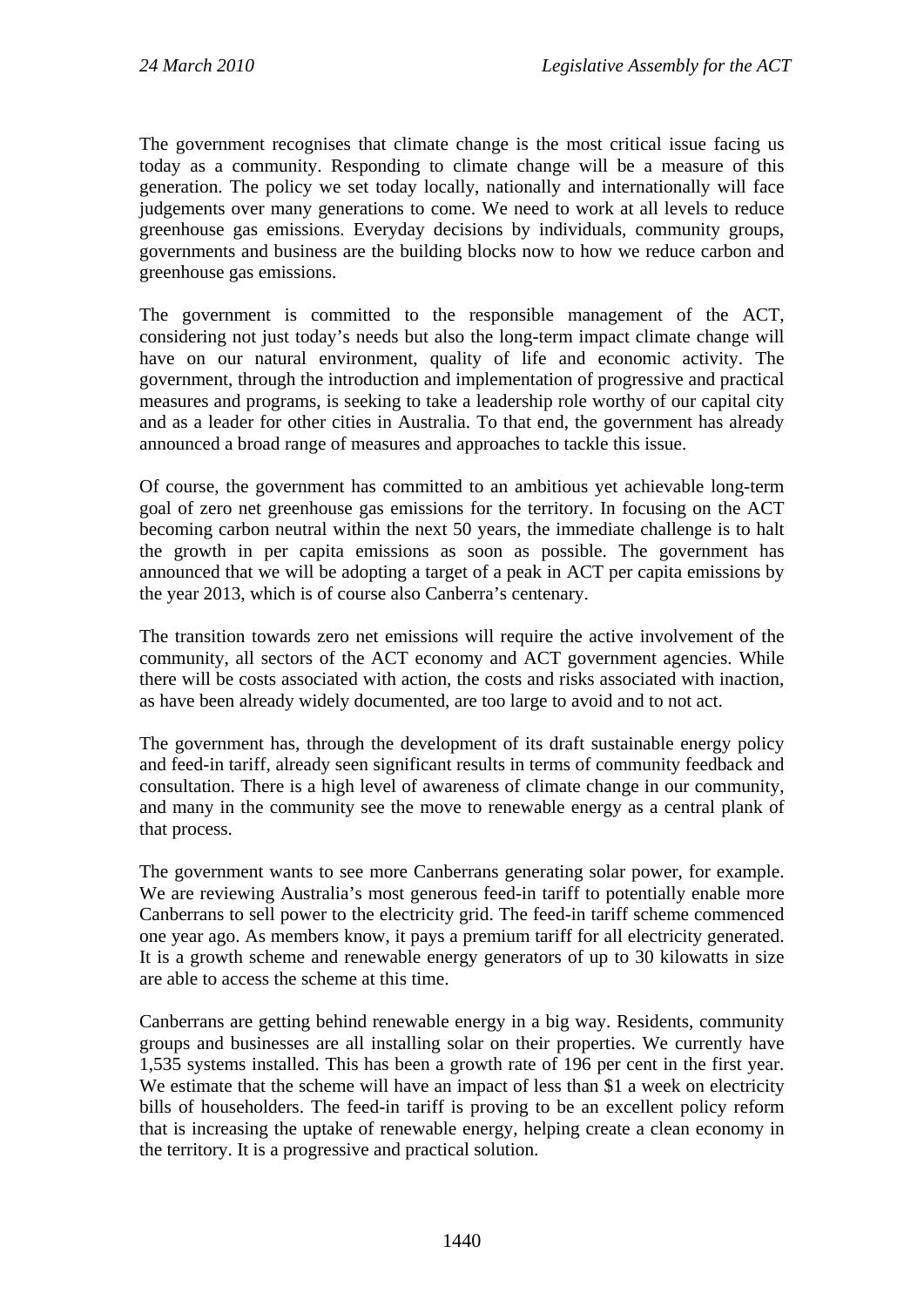The government recognises that climate change is the most critical issue facing us today as a community. Responding to climate change will be a measure of this generation. The policy we set today locally, nationally and internationally will face judgements over many generations to come. We need to work at all levels to reduce greenhouse gas emissions. Everyday decisions by individuals, community groups, governments and business are the building blocks now to how we reduce carbon and greenhouse gas emissions.

The government is committed to the responsible management of the ACT, considering not just today's needs but also the long-term impact climate change will have on our natural environment, quality of life and economic activity. The government, through the introduction and implementation of progressive and practical measures and programs, is seeking to take a leadership role worthy of our capital city and as a leader for other cities in Australia. To that end, the government has already announced a broad range of measures and approaches to tackle this issue.

Of course, the government has committed to an ambitious yet achievable long-term goal of zero net greenhouse gas emissions for the territory. In focusing on the ACT becoming carbon neutral within the next 50 years, the immediate challenge is to halt the growth in per capita emissions as soon as possible. The government has announced that we will be adopting a target of a peak in ACT per capita emissions by the year 2013, which is of course also Canberra's centenary.

The transition towards zero net emissions will require the active involvement of the community, all sectors of the ACT economy and ACT government agencies. While there will be costs associated with action, the costs and risks associated with inaction, as have been already widely documented, are too large to avoid and to not act.

The government has, through the development of its draft sustainable energy policy and feed-in tariff, already seen significant results in terms of community feedback and consultation. There is a high level of awareness of climate change in our community, and many in the community see the move to renewable energy as a central plank of that process.

The government wants to see more Canberrans generating solar power, for example. We are reviewing Australia's most generous feed-in tariff to potentially enable more Canberrans to sell power to the electricity grid. The feed-in tariff scheme commenced one year ago. As members know, it pays a premium tariff for all electricity generated. It is a growth scheme and renewable energy generators of up to 30 kilowatts in size are able to access the scheme at this time.

Canberrans are getting behind renewable energy in a big way. Residents, community groups and businesses are all installing solar on their properties. We currently have 1,535 systems installed. This has been a growth rate of 196 per cent in the first year. We estimate that the scheme will have an impact of less than $1 a week on electricity bills of householders. The feed-in tariff is proving to be an excellent policy reform that is increasing the uptake of renewable energy, helping create a clean economy in the territory. It is a progressive and practical solution.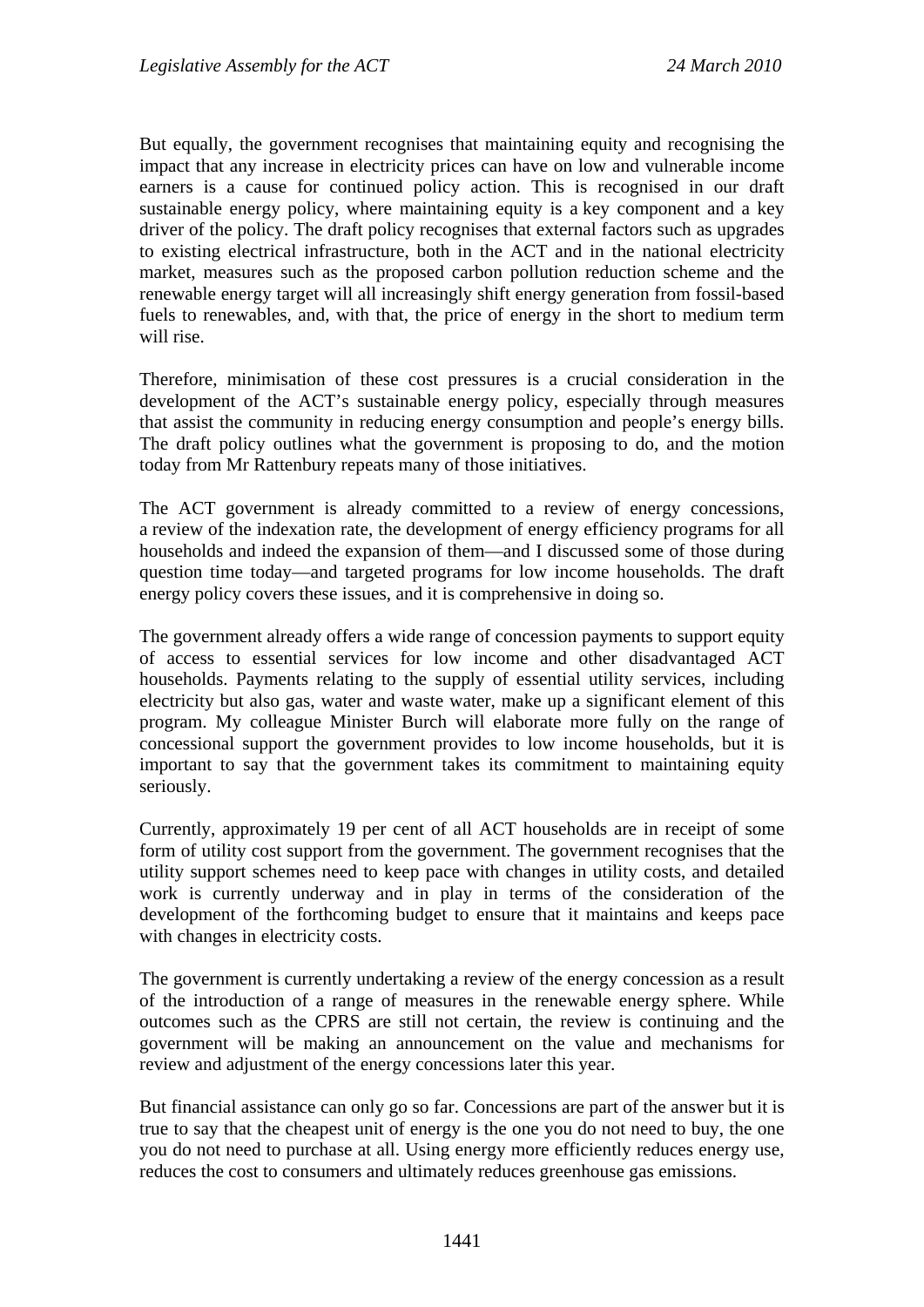But equally, the government recognises that maintaining equity and recognising the impact that any increase in electricity prices can have on low and vulnerable income earners is a cause for continued policy action. This is recognised in our draft sustainable energy policy, where maintaining equity is a key component and a key driver of the policy. The draft policy recognises that external factors such as upgrades to existing electrical infrastructure, both in the ACT and in the national electricity market, measures such as the proposed carbon pollution reduction scheme and the renewable energy target will all increasingly shift energy generation from fossil-based fuels to renewables, and, with that, the price of energy in the short to medium term will rise.

Therefore, minimisation of these cost pressures is a crucial consideration in the development of the ACT's sustainable energy policy, especially through measures that assist the community in reducing energy consumption and people's energy bills. The draft policy outlines what the government is proposing to do, and the motion today from Mr Rattenbury repeats many of those initiatives.

The ACT government is already committed to a review of energy concessions, a review of the indexation rate, the development of energy efficiency programs for all households and indeed the expansion of them—and I discussed some of those during question time today—and targeted programs for low income households. The draft energy policy covers these issues, and it is comprehensive in doing so.

The government already offers a wide range of concession payments to support equity of access to essential services for low income and other disadvantaged ACT households. Payments relating to the supply of essential utility services, including electricity but also gas, water and waste water, make up a significant element of this program. My colleague Minister Burch will elaborate more fully on the range of concessional support the government provides to low income households, but it is important to say that the government takes its commitment to maintaining equity seriously.

Currently, approximately 19 per cent of all ACT households are in receipt of some form of utility cost support from the government. The government recognises that the utility support schemes need to keep pace with changes in utility costs, and detailed work is currently underway and in play in terms of the consideration of the development of the forthcoming budget to ensure that it maintains and keeps pace with changes in electricity costs.

The government is currently undertaking a review of the energy concession as a result of the introduction of a range of measures in the renewable energy sphere. While outcomes such as the CPRS are still not certain, the review is continuing and the government will be making an announcement on the value and mechanisms for review and adjustment of the energy concessions later this year.

But financial assistance can only go so far. Concessions are part of the answer but it is true to say that the cheapest unit of energy is the one you do not need to buy, the one you do not need to purchase at all. Using energy more efficiently reduces energy use, reduces the cost to consumers and ultimately reduces greenhouse gas emissions.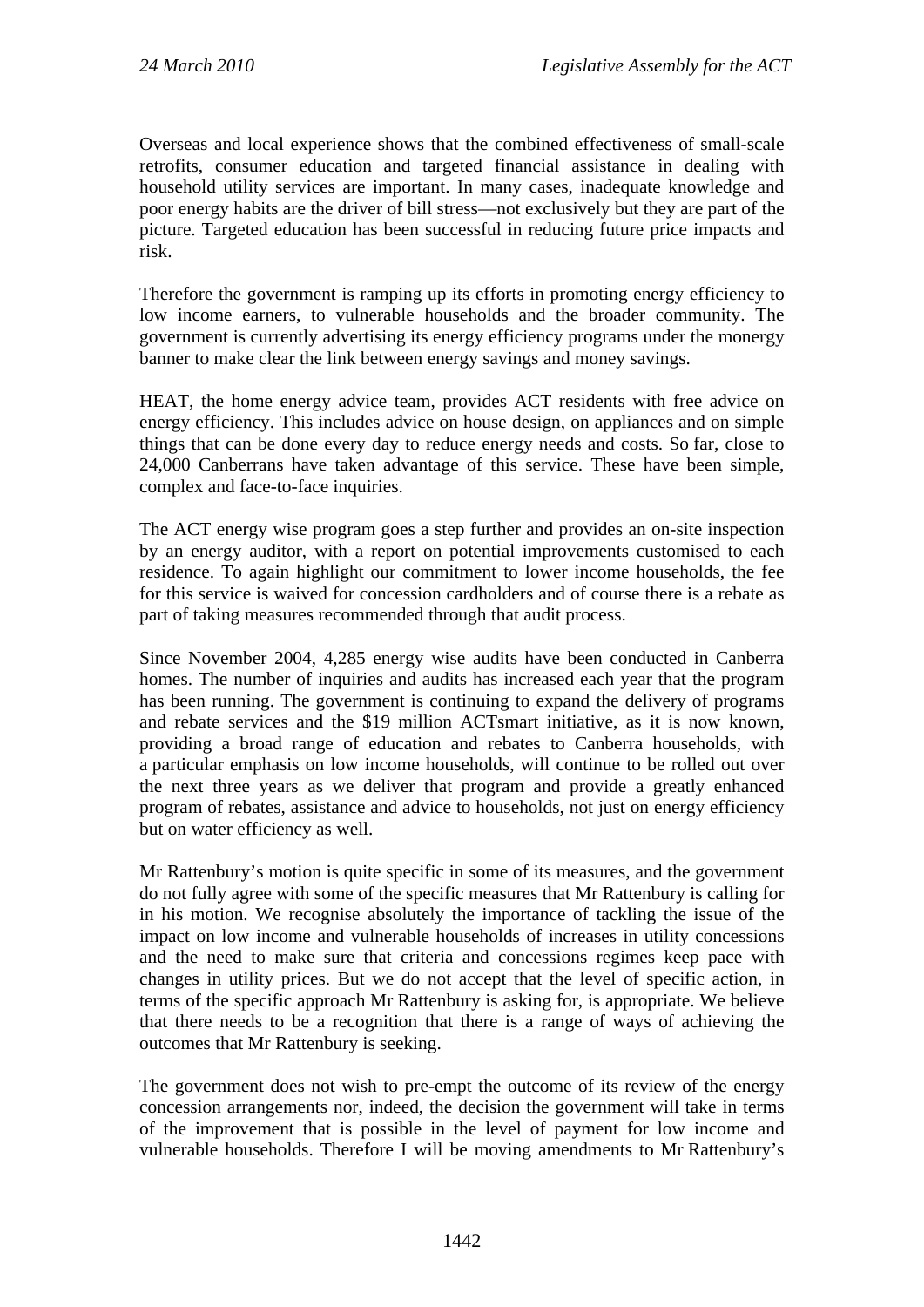Overseas and local experience shows that the combined effectiveness of small-scale retrofits, consumer education and targeted financial assistance in dealing with household utility services are important. In many cases, inadequate knowledge and poor energy habits are the driver of bill stress—not exclusively but they are part of the picture. Targeted education has been successful in reducing future price impacts and risk.

Therefore the government is ramping up its efforts in promoting energy efficiency to low income earners, to vulnerable households and the broader community. The government is currently advertising its energy efficiency programs under the monergy banner to make clear the link between energy savings and money savings.

HEAT, the home energy advice team, provides ACT residents with free advice on energy efficiency. This includes advice on house design, on appliances and on simple things that can be done every day to reduce energy needs and costs. So far, close to 24,000 Canberrans have taken advantage of this service. These have been simple, complex and face-to-face inquiries.

The ACT energy wise program goes a step further and provides an on-site inspection by an energy auditor, with a report on potential improvements customised to each residence. To again highlight our commitment to lower income households, the fee for this service is waived for concession cardholders and of course there is a rebate as part of taking measures recommended through that audit process.

Since November 2004, 4,285 energy wise audits have been conducted in Canberra homes. The number of inquiries and audits has increased each year that the program has been running. The government is continuing to expand the delivery of programs and rebate services and the $19 million ACTsmart initiative, as it is now known, providing a broad range of education and rebates to Canberra households, with a particular emphasis on low income households, will continue to be rolled out over the next three years as we deliver that program and provide a greatly enhanced program of rebates, assistance and advice to households, not just on energy efficiency but on water efficiency as well.

Mr Rattenbury's motion is quite specific in some of its measures, and the government do not fully agree with some of the specific measures that Mr Rattenbury is calling for in his motion. We recognise absolutely the importance of tackling the issue of the impact on low income and vulnerable households of increases in utility concessions and the need to make sure that criteria and concessions regimes keep pace with changes in utility prices. But we do not accept that the level of specific action, in terms of the specific approach Mr Rattenbury is asking for, is appropriate. We believe that there needs to be a recognition that there is a range of ways of achieving the outcomes that Mr Rattenbury is seeking.

The government does not wish to pre-empt the outcome of its review of the energy concession arrangements nor, indeed, the decision the government will take in terms of the improvement that is possible in the level of payment for low income and vulnerable households. Therefore I will be moving amendments to Mr Rattenbury's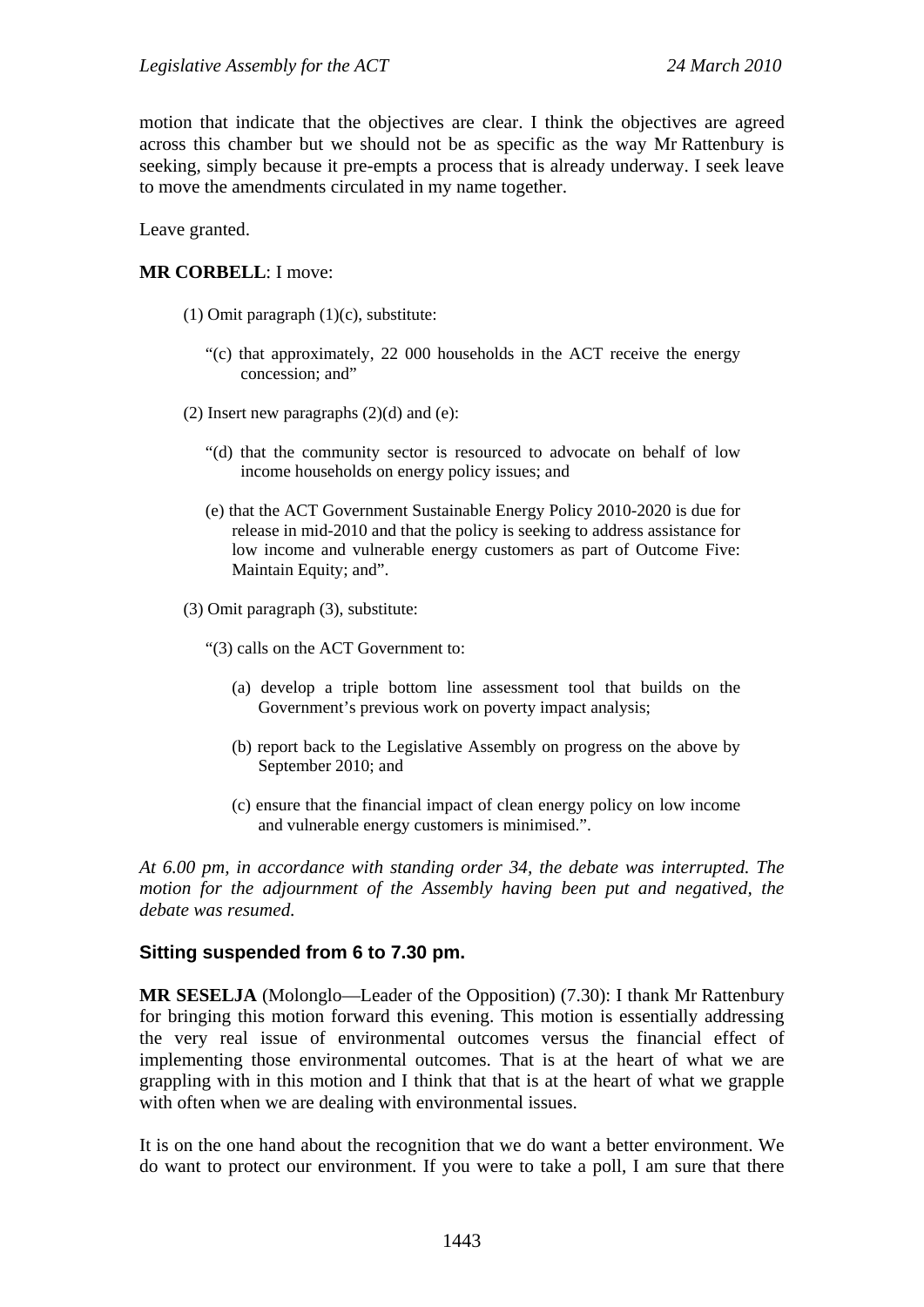motion that indicate that the objectives are clear. I think the objectives are agreed across this chamber but we should not be as specific as the way Mr Rattenbury is seeking, simply because it pre-empts a process that is already underway. I seek leave to move the amendments circulated in my name together.

Leave granted.

**MR CORBELL**: I move:

(1) Omit paragraph (1)(c), substitute:

> "(c) that approximately, 22 000 households in the ACT receive the energy concession; and"

(2) Insert new paragraphs (2)(d) and (e):

> "(d) that the community sector is resourced to advocate on behalf of low income households on energy policy issues; and
>
> (e) that the ACT Government Sustainable Energy Policy 2010-2020 is due for release in mid-2010 and that the policy is seeking to address assistance for low income and vulnerable energy customers as part of Outcome Five: Maintain Equity; and".

(3) Omit paragraph (3), substitute:

> "(3) calls on the ACT Government to:
>
> (a) develop a triple bottom line assessment tool that builds on the Government's previous work on poverty impact analysis;
>
> (b) report back to the Legislative Assembly on progress on the above by September 2010; and
>
> (c) ensure that the financial impact of clean energy policy on low income and vulnerable energy customers is minimised.".

*At 6.00 pm, in accordance with standing order 34, the debate was interrupted. The motion for the adjournment of the Assembly having been put and negatived, the debate was resumed.*

### Sitting suspended from 6 to 7.30 pm.

**MR SESELJA** (Molonglo—Leader of the Opposition) (7.30): I thank Mr Rattenbury for bringing this motion forward this evening. This motion is essentially addressing the very real issue of environmental outcomes versus the financial effect of implementing those environmental outcomes. That is at the heart of what we are grappling with in this motion and I think that that is at the heart of what we grapple with often when we are dealing with environmental issues.

It is on the one hand about the recognition that we do want a better environment. We do want to protect our environment. If you were to take a poll, I am sure that there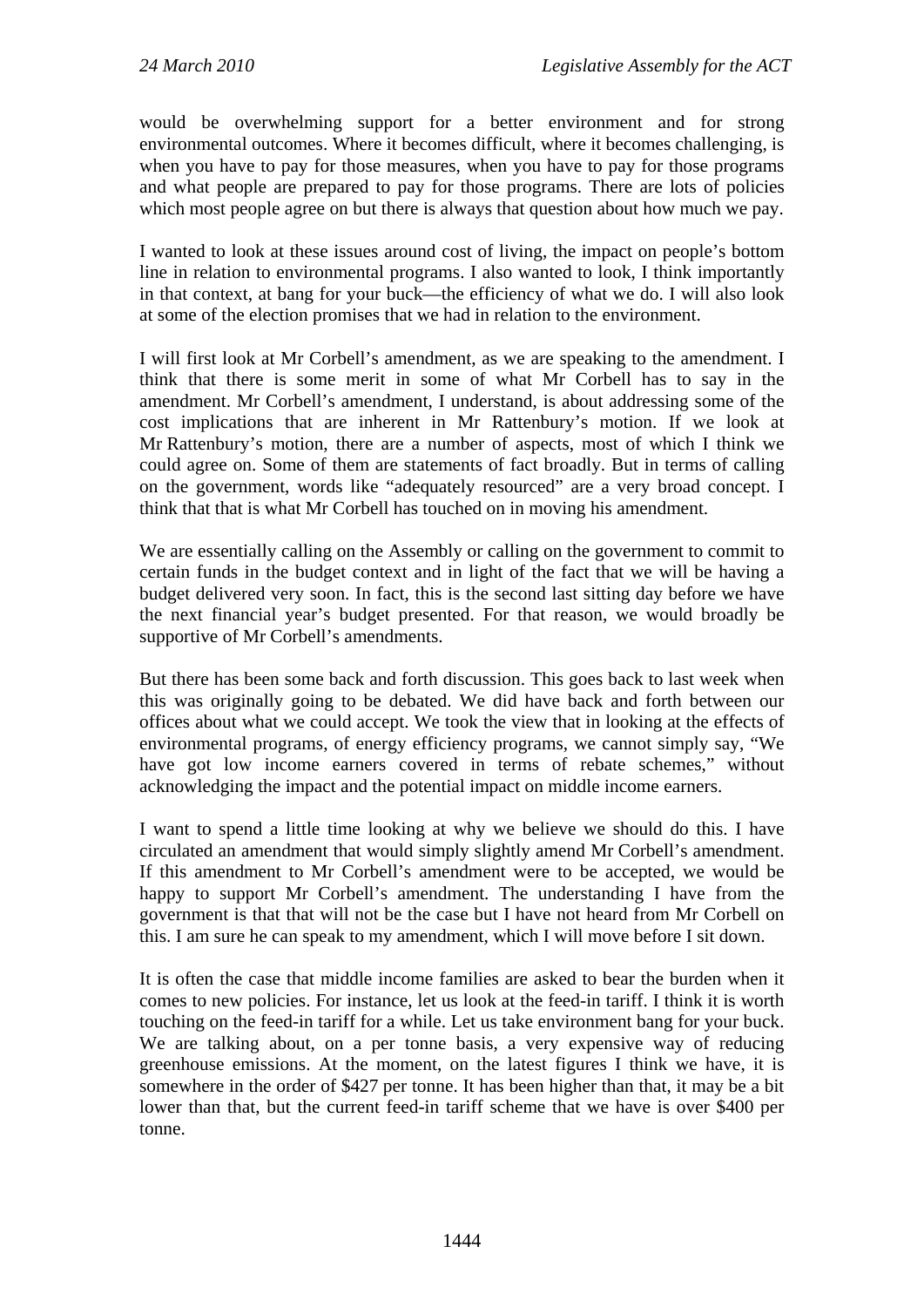would be overwhelming support for a better environment and for strong environmental outcomes. Where it becomes difficult, where it becomes challenging, is when you have to pay for those measures, when you have to pay for those programs and what people are prepared to pay for those programs. There are lots of policies which most people agree on but there is always that question about how much we pay.

I wanted to look at these issues around cost of living, the impact on people's bottom line in relation to environmental programs. I also wanted to look, I think importantly in that context, at bang for your buck—the efficiency of what we do. I will also look at some of the election promises that we had in relation to the environment.

I will first look at Mr Corbell's amendment, as we are speaking to the amendment. I think that there is some merit in some of what Mr Corbell has to say in the amendment. Mr Corbell's amendment, I understand, is about addressing some of the cost implications that are inherent in Mr Rattenbury's motion. If we look at Mr Rattenbury's motion, there are a number of aspects, most of which I think we could agree on. Some of them are statements of fact broadly. But in terms of calling on the government, words like "adequately resourced" are a very broad concept. I think that that is what Mr Corbell has touched on in moving his amendment.

We are essentially calling on the Assembly or calling on the government to commit to certain funds in the budget context and in light of the fact that we will be having a budget delivered very soon. In fact, this is the second last sitting day before we have the next financial year's budget presented. For that reason, we would broadly be supportive of Mr Corbell's amendments.

But there has been some back and forth discussion. This goes back to last week when this was originally going to be debated. We did have back and forth between our offices about what we could accept. We took the view that in looking at the effects of environmental programs, of energy efficiency programs, we cannot simply say, "We have got low income earners covered in terms of rebate schemes," without acknowledging the impact and the potential impact on middle income earners.

I want to spend a little time looking at why we believe we should do this. I have circulated an amendment that would simply slightly amend Mr Corbell's amendment. If this amendment to Mr Corbell's amendment were to be accepted, we would be happy to support Mr Corbell's amendment. The understanding I have from the government is that that will not be the case but I have not heard from Mr Corbell on this. I am sure he can speak to my amendment, which I will move before I sit down.

It is often the case that middle income families are asked to bear the burden when it comes to new policies. For instance, let us look at the feed-in tariff. I think it is worth touching on the feed-in tariff for a while. Let us take environment bang for your buck. We are talking about, on a per tonne basis, a very expensive way of reducing greenhouse emissions. At the moment, on the latest figures I think we have, it is somewhere in the order of $427 per tonne. It has been higher than that, it may be a bit lower than that, but the current feed-in tariff scheme that we have is over $400 per tonne.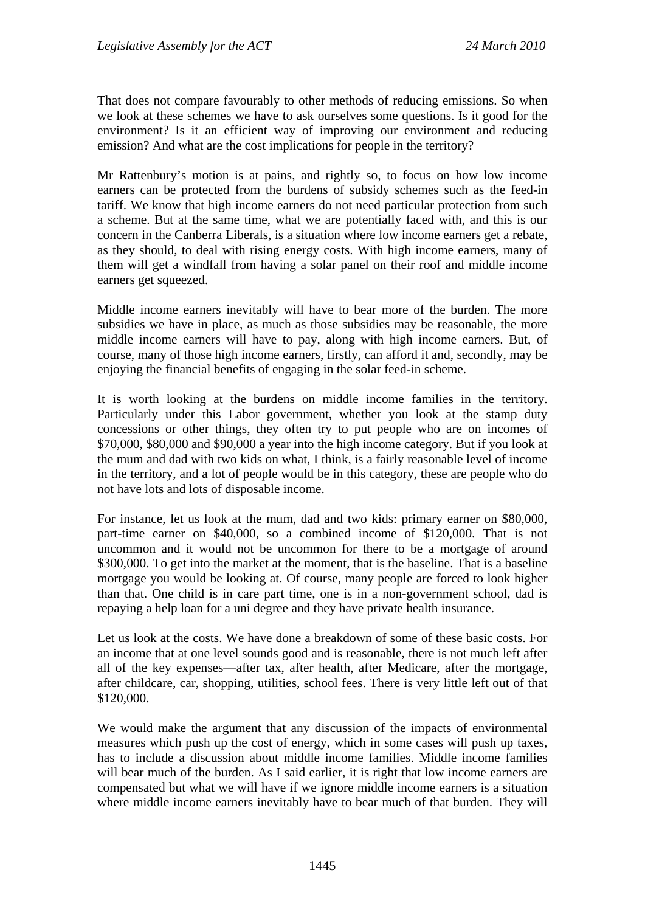That does not compare favourably to other methods of reducing emissions. So when we look at these schemes we have to ask ourselves some questions. Is it good for the environment? Is it an efficient way of improving our environment and reducing emission? And what are the cost implications for people in the territory?

Mr Rattenbury's motion is at pains, and rightly so, to focus on how low income earners can be protected from the burdens of subsidy schemes such as the feed-in tariff. We know that high income earners do not need particular protection from such a scheme. But at the same time, what we are potentially faced with, and this is our concern in the Canberra Liberals, is a situation where low income earners get a rebate, as they should, to deal with rising energy costs. With high income earners, many of them will get a windfall from having a solar panel on their roof and middle income earners get squeezed.

Middle income earners inevitably will have to bear more of the burden. The more subsidies we have in place, as much as those subsidies may be reasonable, the more middle income earners will have to pay, along with high income earners. But, of course, many of those high income earners, firstly, can afford it and, secondly, may be enjoying the financial benefits of engaging in the solar feed-in scheme.

It is worth looking at the burdens on middle income families in the territory. Particularly under this Labor government, whether you look at the stamp duty concessions or other things, they often try to put people who are on incomes of $70,000, $80,000 and $90,000 a year into the high income category. But if you look at the mum and dad with two kids on what, I think, is a fairly reasonable level of income in the territory, and a lot of people would be in this category, these are people who do not have lots and lots of disposable income.

For instance, let us look at the mum, dad and two kids: primary earner on $80,000, part-time earner on $40,000, so a combined income of $120,000. That is not uncommon and it would not be uncommon for there to be a mortgage of around $300,000. To get into the market at the moment, that is the baseline. That is a baseline mortgage you would be looking at. Of course, many people are forced to look higher than that. One child is in care part time, one is in a non-government school, dad is repaying a help loan for a uni degree and they have private health insurance.

Let us look at the costs. We have done a breakdown of some of these basic costs. For an income that at one level sounds good and is reasonable, there is not much left after all of the key expenses—after tax, after health, after Medicare, after the mortgage, after childcare, car, shopping, utilities, school fees. There is very little left out of that $120,000.

We would make the argument that any discussion of the impacts of environmental measures which push up the cost of energy, which in some cases will push up taxes, has to include a discussion about middle income families. Middle income families will bear much of the burden. As I said earlier, it is right that low income earners are compensated but what we will have if we ignore middle income earners is a situation where middle income earners inevitably have to bear much of that burden. They will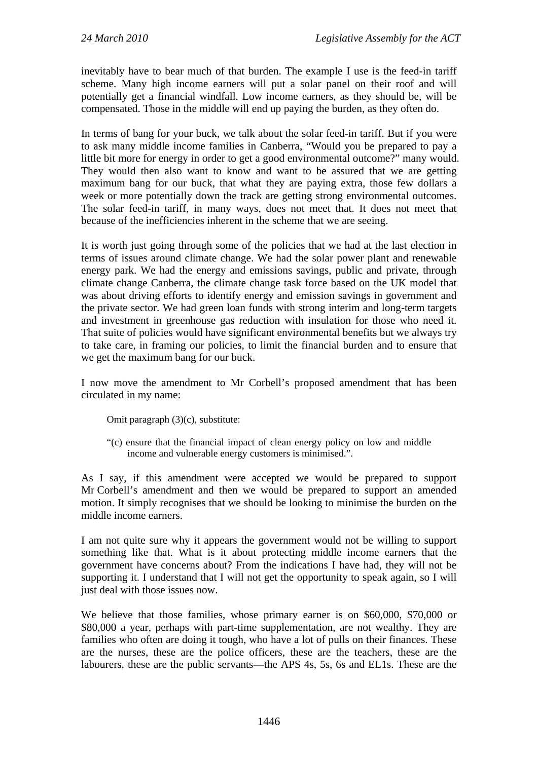inevitably have to bear much of that burden. The example I use is the feed-in tariff scheme. Many high income earners will put a solar panel on their roof and will potentially get a financial windfall. Low income earners, as they should be, will be compensated. Those in the middle will end up paying the burden, as they often do.

In terms of bang for your buck, we talk about the solar feed-in tariff. But if you were to ask many middle income families in Canberra, "Would you be prepared to pay a little bit more for energy in order to get a good environmental outcome?" many would. They would then also want to know and want to be assured that we are getting maximum bang for our buck, that what they are paying extra, those few dollars a week or more potentially down the track are getting strong environmental outcomes. The solar feed-in tariff, in many ways, does not meet that. It does not meet that because of the inefficiencies inherent in the scheme that we are seeing.

It is worth just going through some of the policies that we had at the last election in terms of issues around climate change. We had the solar power plant and renewable energy park. We had the energy and emissions savings, public and private, through climate change Canberra, the climate change task force based on the UK model that was about driving efforts to identify energy and emission savings in government and the private sector. We had green loan funds with strong interim and long-term targets and investment in greenhouse gas reduction with insulation for those who need it. That suite of policies would have significant environmental benefits but we always try to take care, in framing our policies, to limit the financial burden and to ensure that we get the maximum bang for our buck.

I now move the amendment to Mr Corbell's proposed amendment that has been circulated in my name:

> Omit paragraph (3)(c), substitute:
>
> "(c) ensure that the financial impact of clean energy policy on low and middle income and vulnerable energy customers is minimised.".

As I say, if this amendment were accepted we would be prepared to support Mr Corbell's amendment and then we would be prepared to support an amended motion. It simply recognises that we should be looking to minimise the burden on the middle income earners.

I am not quite sure why it appears the government would not be willing to support something like that. What is it about protecting middle income earners that the government have concerns about? From the indications I have had, they will not be supporting it. I understand that I will not get the opportunity to speak again, so I will just deal with those issues now.

We believe that those families, whose primary earner is on $60,000, $70,000 or $80,000 a year, perhaps with part-time supplementation, are not wealthy. They are families who often are doing it tough, who have a lot of pulls on their finances. These are the nurses, these are the police officers, these are the teachers, these are the labourers, these are the public servants—the APS 4s, 5s, 6s and EL1s. These are the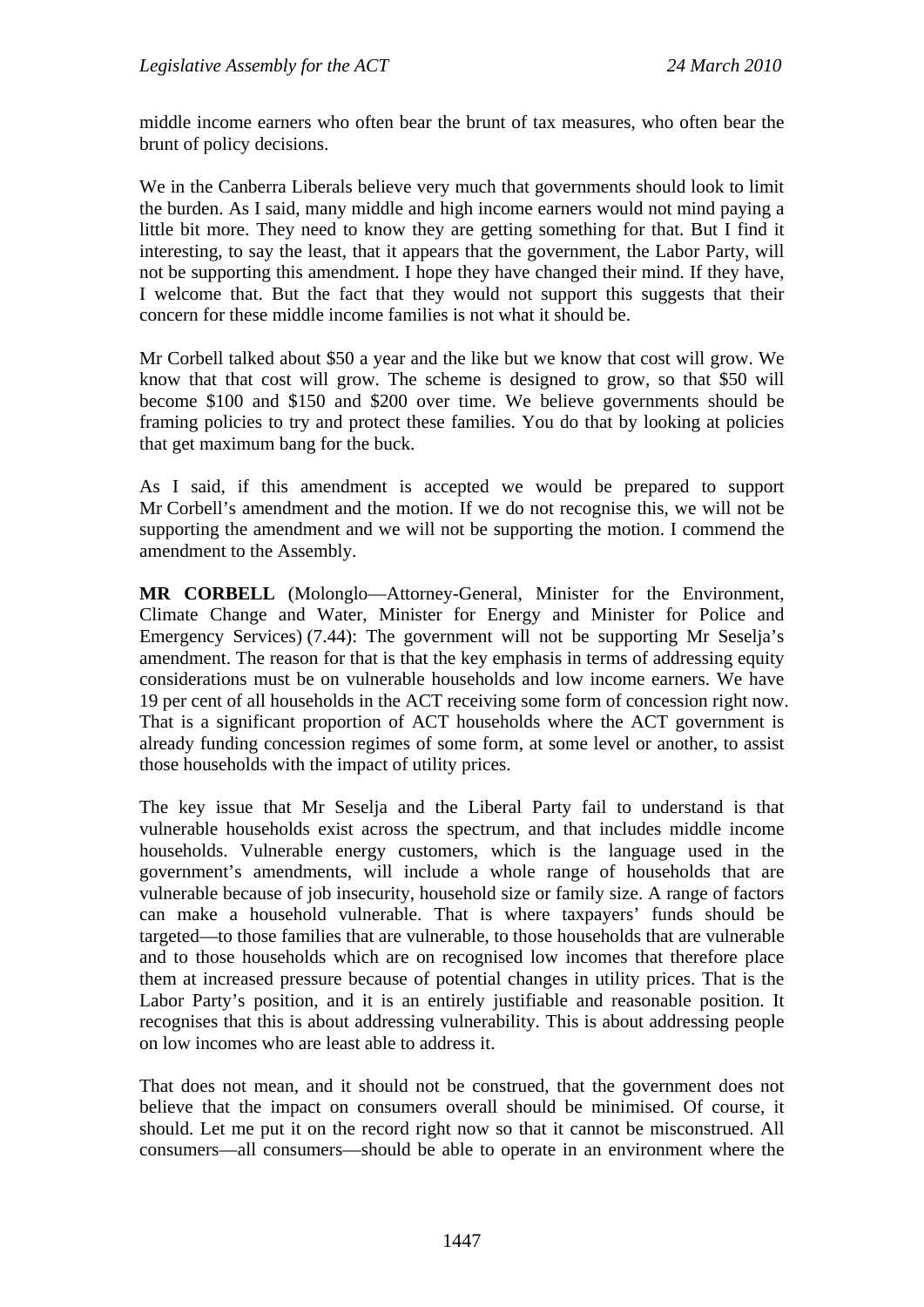middle income earners who often bear the brunt of tax measures, who often bear the brunt of policy decisions.

We in the Canberra Liberals believe very much that governments should look to limit the burden. As I said, many middle and high income earners would not mind paying a little bit more. They need to know they are getting something for that. But I find it interesting, to say the least, that it appears that the government, the Labor Party, will not be supporting this amendment. I hope they have changed their mind. If they have, I welcome that. But the fact that they would not support this suggests that their concern for these middle income families is not what it should be.

Mr Corbell talked about $50 a year and the like but we know that cost will grow. We know that that cost will grow. The scheme is designed to grow, so that $50 will become $100 and $150 and $200 over time. We believe governments should be framing policies to try and protect these families. You do that by looking at policies that get maximum bang for the buck.

As I said, if this amendment is accepted we would be prepared to support Mr Corbell's amendment and the motion. If we do not recognise this, we will not be supporting the amendment and we will not be supporting the motion. I commend the amendment to the Assembly.

**MR CORBELL** (Molonglo—Attorney-General, Minister for the Environment, Climate Change and Water, Minister for Energy and Minister for Police and Emergency Services) (7.44): The government will not be supporting Mr Seselja's amendment. The reason for that is that the key emphasis in terms of addressing equity considerations must be on vulnerable households and low income earners. We have 19 per cent of all households in the ACT receiving some form of concession right now. That is a significant proportion of ACT households where the ACT government is already funding concession regimes of some form, at some level or another, to assist those households with the impact of utility prices.

The key issue that Mr Seselja and the Liberal Party fail to understand is that vulnerable households exist across the spectrum, and that includes middle income households. Vulnerable energy customers, which is the language used in the government's amendments, will include a whole range of households that are vulnerable because of job insecurity, household size or family size. A range of factors can make a household vulnerable. That is where taxpayers' funds should be targeted—to those families that are vulnerable, to those households that are vulnerable and to those households which are on recognised low incomes that therefore place them at increased pressure because of potential changes in utility prices. That is the Labor Party's position, and it is an entirely justifiable and reasonable position. It recognises that this is about addressing vulnerability. This is about addressing people on low incomes who are least able to address it.

That does not mean, and it should not be construed, that the government does not believe that the impact on consumers overall should be minimised. Of course, it should. Let me put it on the record right now so that it cannot be misconstrued. All consumers—all consumers—should be able to operate in an environment where the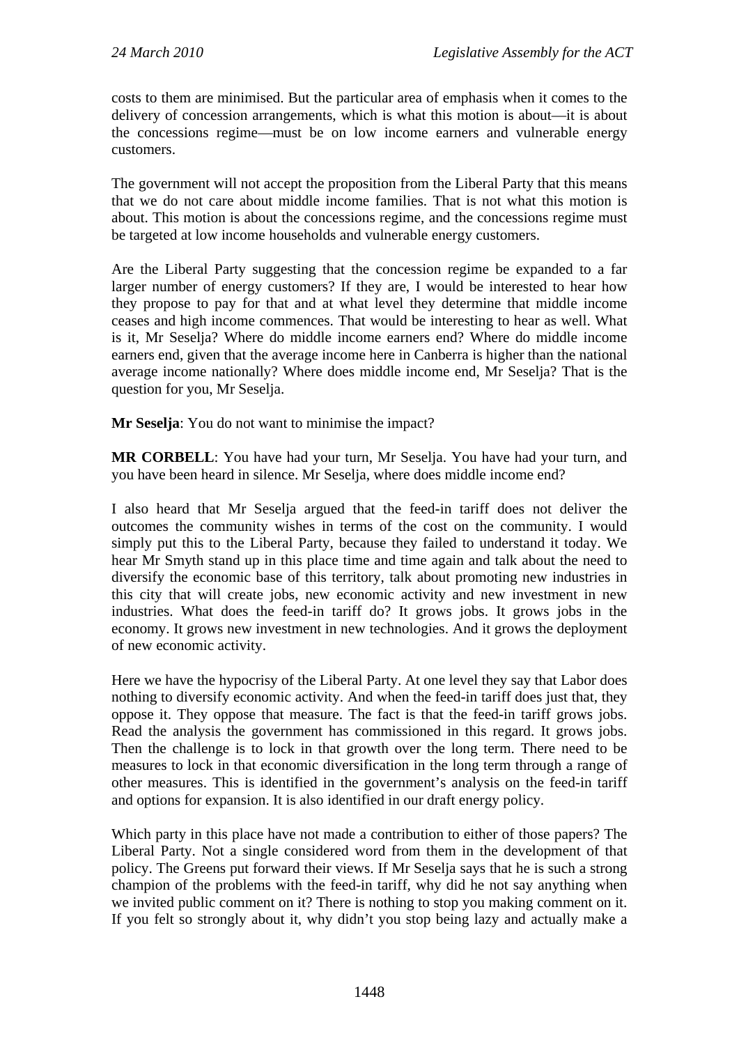costs to them are minimised. But the particular area of emphasis when it comes to the delivery of concession arrangements, which is what this motion is about—it is about the concessions regime—must be on low income earners and vulnerable energy customers.

The government will not accept the proposition from the Liberal Party that this means that we do not care about middle income families. That is not what this motion is about. This motion is about the concessions regime, and the concessions regime must be targeted at low income households and vulnerable energy customers.

Are the Liberal Party suggesting that the concession regime be expanded to a far larger number of energy customers? If they are, I would be interested to hear how they propose to pay for that and at what level they determine that middle income ceases and high income commences. That would be interesting to hear as well. What is it, Mr Seselja? Where do middle income earners end? Where do middle income earners end, given that the average income here in Canberra is higher than the national average income nationally? Where does middle income end, Mr Seselja? That is the question for you, Mr Seselja.

**Mr Seselja**: You do not want to minimise the impact?

**MR CORBELL**: You have had your turn, Mr Seselja. You have had your turn, and you have been heard in silence. Mr Seselja, where does middle income end?

I also heard that Mr Seselja argued that the feed-in tariff does not deliver the outcomes the community wishes in terms of the cost on the community. I would simply put this to the Liberal Party, because they failed to understand it today. We hear Mr Smyth stand up in this place time and time again and talk about the need to diversify the economic base of this territory, talk about promoting new industries in this city that will create jobs, new economic activity and new investment in new industries. What does the feed-in tariff do? It grows jobs. It grows jobs in the economy. It grows new investment in new technologies. And it grows the deployment of new economic activity.

Here we have the hypocrisy of the Liberal Party. At one level they say that Labor does nothing to diversify economic activity. And when the feed-in tariff does just that, they oppose it. They oppose that measure. The fact is that the feed-in tariff grows jobs. Read the analysis the government has commissioned in this regard. It grows jobs. Then the challenge is to lock in that growth over the long term. There need to be measures to lock in that economic diversification in the long term through a range of other measures. This is identified in the government's analysis on the feed-in tariff and options for expansion. It is also identified in our draft energy policy.

Which party in this place have not made a contribution to either of those papers? The Liberal Party. Not a single considered word from them in the development of that policy. The Greens put forward their views. If Mr Seselja says that he is such a strong champion of the problems with the feed-in tariff, why did he not say anything when we invited public comment on it? There is nothing to stop you making comment on it. If you felt so strongly about it, why didn't you stop being lazy and actually make a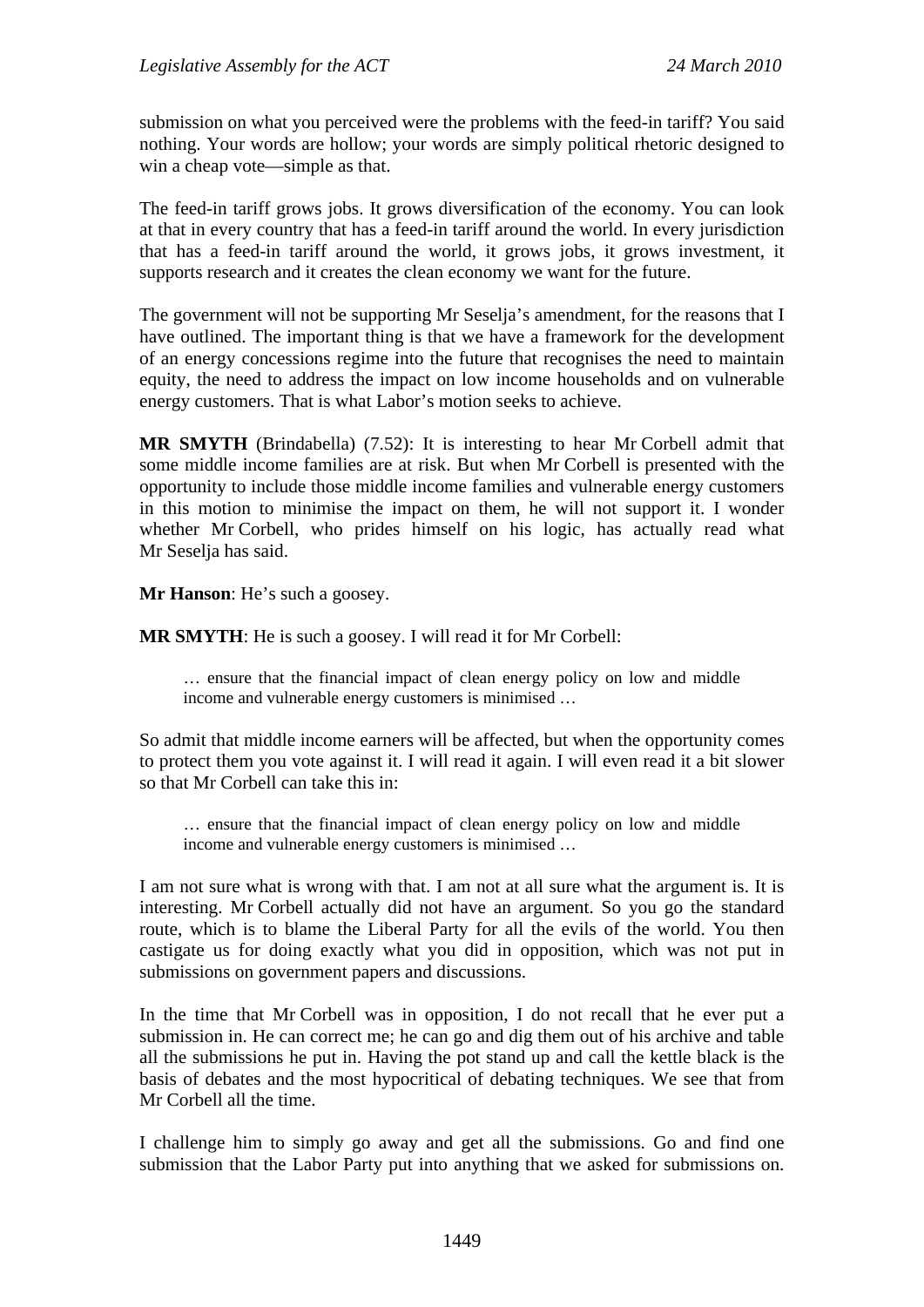submission on what you perceived were the problems with the feed-in tariff? You said nothing. Your words are hollow; your words are simply political rhetoric designed to win a cheap vote—simple as that.

The feed-in tariff grows jobs. It grows diversification of the economy. You can look at that in every country that has a feed-in tariff around the world. In every jurisdiction that has a feed-in tariff around the world, it grows jobs, it grows investment, it supports research and it creates the clean economy we want for the future.

The government will not be supporting Mr Seselja's amendment, for the reasons that I have outlined. The important thing is that we have a framework for the development of an energy concessions regime into the future that recognises the need to maintain equity, the need to address the impact on low income households and on vulnerable energy customers. That is what Labor's motion seeks to achieve.

**MR SMYTH** (Brindabella) (7.52): It is interesting to hear Mr Corbell admit that some middle income families are at risk. But when Mr Corbell is presented with the opportunity to include those middle income families and vulnerable energy customers in this motion to minimise the impact on them, he will not support it. I wonder whether Mr Corbell, who prides himself on his logic, has actually read what Mr Seselja has said.

**Mr Hanson**: He's such a goosey.

**MR SMYTH**: He is such a goosey. I will read it for Mr Corbell:

> … ensure that the financial impact of clean energy policy on low and middle income and vulnerable energy customers is minimised …

So admit that middle income earners will be affected, but when the opportunity comes to protect them you vote against it. I will read it again. I will even read it a bit slower so that Mr Corbell can take this in:

> … ensure that the financial impact of clean energy policy on low and middle income and vulnerable energy customers is minimised …

I am not sure what is wrong with that. I am not at all sure what the argument is. It is interesting. Mr Corbell actually did not have an argument. So you go the standard route, which is to blame the Liberal Party for all the evils of the world. You then castigate us for doing exactly what you did in opposition, which was not put in submissions on government papers and discussions.

In the time that Mr Corbell was in opposition, I do not recall that he ever put a submission in. He can correct me; he can go and dig them out of his archive and table all the submissions he put in. Having the pot stand up and call the kettle black is the basis of debates and the most hypocritical of debating techniques. We see that from Mr Corbell all the time.

I challenge him to simply go away and get all the submissions. Go and find one submission that the Labor Party put into anything that we asked for submissions on.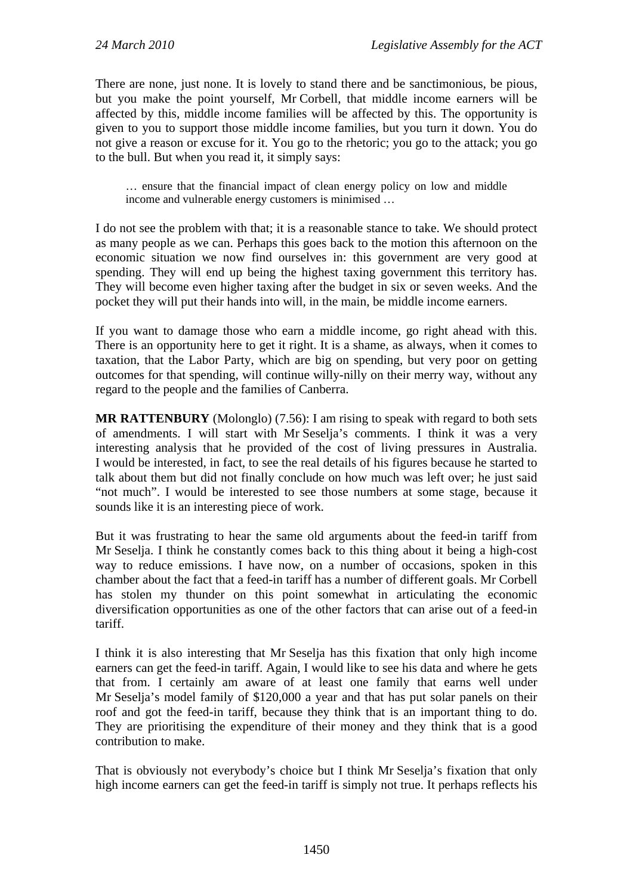There are none, just none. It is lovely to stand there and be sanctimonious, be pious, but you make the point yourself, Mr Corbell, that middle income earners will be affected by this, middle income families will be affected by this. The opportunity is given to you to support those middle income families, but you turn it down. You do not give a reason or excuse for it. You go to the rhetoric; you go to the attack; you go to the bull. But when you read it, it simply says:

> … ensure that the financial impact of clean energy policy on low and middle income and vulnerable energy customers is minimised …

I do not see the problem with that; it is a reasonable stance to take. We should protect as many people as we can. Perhaps this goes back to the motion this afternoon on the economic situation we now find ourselves in: this government are very good at spending. They will end up being the highest taxing government this territory has. They will become even higher taxing after the budget in six or seven weeks. And the pocket they will put their hands into will, in the main, be middle income earners.

If you want to damage those who earn a middle income, go right ahead with this. There is an opportunity here to get it right. It is a shame, as always, when it comes to taxation, that the Labor Party, which are big on spending, but very poor on getting outcomes for that spending, will continue willy-nilly on their merry way, without any regard to the people and the families of Canberra.

**MR RATTENBURY** (Molonglo) (7.56): I am rising to speak with regard to both sets of amendments. I will start with Mr Seselja's comments. I think it was a very interesting analysis that he provided of the cost of living pressures in Australia. I would be interested, in fact, to see the real details of his figures because he started to talk about them but did not finally conclude on how much was left over; he just said "not much". I would be interested to see those numbers at some stage, because it sounds like it is an interesting piece of work.

But it was frustrating to hear the same old arguments about the feed-in tariff from Mr Seselja. I think he constantly comes back to this thing about it being a high-cost way to reduce emissions. I have now, on a number of occasions, spoken in this chamber about the fact that a feed-in tariff has a number of different goals. Mr Corbell has stolen my thunder on this point somewhat in articulating the economic diversification opportunities as one of the other factors that can arise out of a feed-in tariff.

I think it is also interesting that Mr Seselja has this fixation that only high income earners can get the feed-in tariff. Again, I would like to see his data and where he gets that from. I certainly am aware of at least one family that earns well under Mr Seselja's model family of $120,000 a year and that has put solar panels on their roof and got the feed-in tariff, because they think that is an important thing to do. They are prioritising the expenditure of their money and they think that is a good contribution to make.

That is obviously not everybody's choice but I think Mr Seselja's fixation that only high income earners can get the feed-in tariff is simply not true. It perhaps reflects his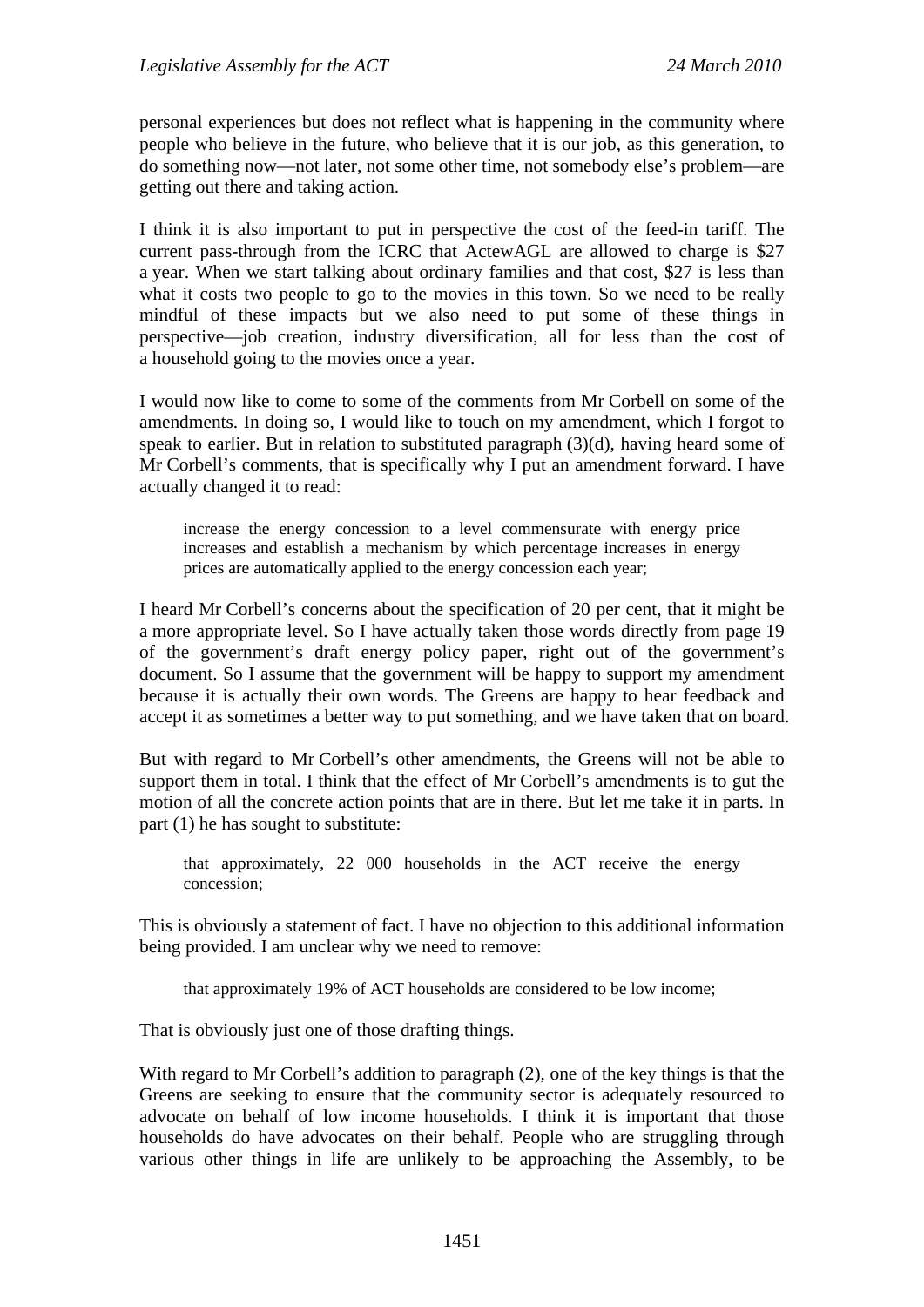personal experiences but does not reflect what is happening in the community where people who believe in the future, who believe that it is our job, as this generation, to do something now—not later, not some other time, not somebody else's problem—are getting out there and taking action.

I think it is also important to put in perspective the cost of the feed-in tariff. The current pass-through from the ICRC that ActewAGL are allowed to charge is $27 a year. When we start talking about ordinary families and that cost, $27 is less than what it costs two people to go to the movies in this town. So we need to be really mindful of these impacts but we also need to put some of these things in perspective—job creation, industry diversification, all for less than the cost of a household going to the movies once a year.

I would now like to come to some of the comments from Mr Corbell on some of the amendments. In doing so, I would like to touch on my amendment, which I forgot to speak to earlier. But in relation to substituted paragraph (3)(d), having heard some of Mr Corbell's comments, that is specifically why I put an amendment forward. I have actually changed it to read:

> increase the energy concession to a level commensurate with energy price increases and establish a mechanism by which percentage increases in energy prices are automatically applied to the energy concession each year;

I heard Mr Corbell's concerns about the specification of 20 per cent, that it might be a more appropriate level. So I have actually taken those words directly from page 19 of the government's draft energy policy paper, right out of the government's document. So I assume that the government will be happy to support my amendment because it is actually their own words. The Greens are happy to hear feedback and accept it as sometimes a better way to put something, and we have taken that on board.

But with regard to Mr Corbell's other amendments, the Greens will not be able to support them in total. I think that the effect of Mr Corbell's amendments is to gut the motion of all the concrete action points that are in there. But let me take it in parts. In part (1) he has sought to substitute:

> that approximately, 22 000 households in the ACT receive the energy concession;

This is obviously a statement of fact. I have no objection to this additional information being provided. I am unclear why we need to remove:

> that approximately 19% of ACT households are considered to be low income;

That is obviously just one of those drafting things.

With regard to Mr Corbell's addition to paragraph (2), one of the key things is that the Greens are seeking to ensure that the community sector is adequately resourced to advocate on behalf of low income households. I think it is important that those households do have advocates on their behalf. People who are struggling through various other things in life are unlikely to be approaching the Assembly, to be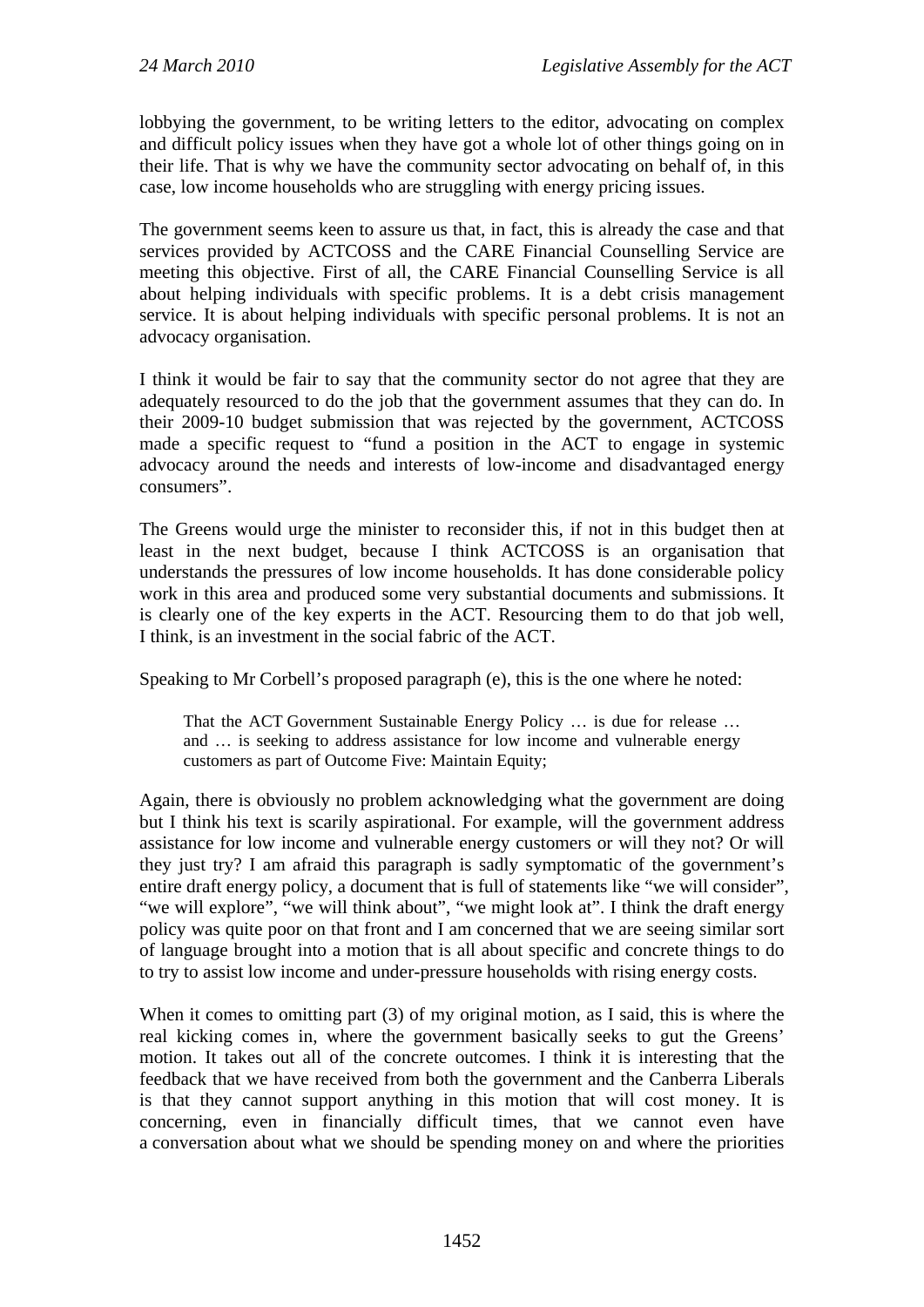lobbying the government, to be writing letters to the editor, advocating on complex and difficult policy issues when they have got a whole lot of other things going on in their life. That is why we have the community sector advocating on behalf of, in this case, low income households who are struggling with energy pricing issues.

The government seems keen to assure us that, in fact, this is already the case and that services provided by ACTCOSS and the CARE Financial Counselling Service are meeting this objective. First of all, the CARE Financial Counselling Service is all about helping individuals with specific problems. It is a debt crisis management service. It is about helping individuals with specific personal problems. It is not an advocacy organisation.

I think it would be fair to say that the community sector do not agree that they are adequately resourced to do the job that the government assumes that they can do. In their 2009-10 budget submission that was rejected by the government, ACTCOSS made a specific request to "fund a position in the ACT to engage in systemic advocacy around the needs and interests of low-income and disadvantaged energy consumers".

The Greens would urge the minister to reconsider this, if not in this budget then at least in the next budget, because I think ACTCOSS is an organisation that understands the pressures of low income households. It has done considerable policy work in this area and produced some very substantial documents and submissions. It is clearly one of the key experts in the ACT. Resourcing them to do that job well, I think, is an investment in the social fabric of the ACT.

Speaking to Mr Corbell's proposed paragraph (e), this is the one where he noted:

> That the ACT Government Sustainable Energy Policy … is due for release … and … is seeking to address assistance for low income and vulnerable energy customers as part of Outcome Five: Maintain Equity;

Again, there is obviously no problem acknowledging what the government are doing but I think his text is scarily aspirational. For example, will the government address assistance for low income and vulnerable energy customers or will they not? Or will they just try? I am afraid this paragraph is sadly symptomatic of the government's entire draft energy policy, a document that is full of statements like "we will consider", "we will explore", "we will think about", "we might look at". I think the draft energy policy was quite poor on that front and I am concerned that we are seeing similar sort of language brought into a motion that is all about specific and concrete things to do to try to assist low income and under-pressure households with rising energy costs.

When it comes to omitting part (3) of my original motion, as I said, this is where the real kicking comes in, where the government basically seeks to gut the Greens' motion. It takes out all of the concrete outcomes. I think it is interesting that the feedback that we have received from both the government and the Canberra Liberals is that they cannot support anything in this motion that will cost money. It is concerning, even in financially difficult times, that we cannot even have a conversation about what we should be spending money on and where the priorities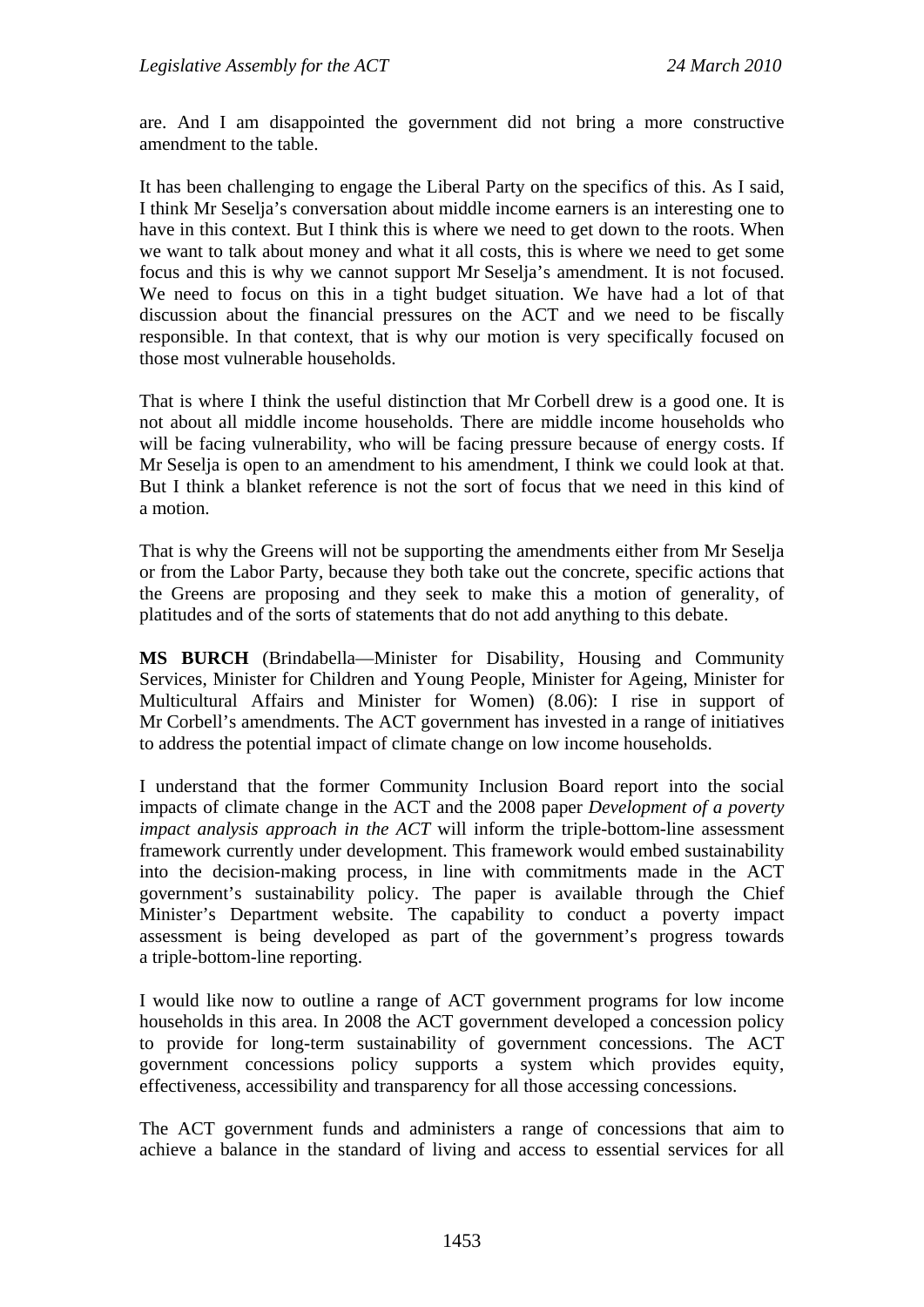are. And I am disappointed the government did not bring a more constructive amendment to the table.

It has been challenging to engage the Liberal Party on the specifics of this. As I said, I think Mr Seselja's conversation about middle income earners is an interesting one to have in this context. But I think this is where we need to get down to the roots. When we want to talk about money and what it all costs, this is where we need to get some focus and this is why we cannot support Mr Seselja's amendment. It is not focused. We need to focus on this in a tight budget situation. We have had a lot of that discussion about the financial pressures on the ACT and we need to be fiscally responsible. In that context, that is why our motion is very specifically focused on those most vulnerable households.

That is where I think the useful distinction that Mr Corbell drew is a good one. It is not about all middle income households. There are middle income households who will be facing vulnerability, who will be facing pressure because of energy costs. If Mr Seselja is open to an amendment to his amendment, I think we could look at that. But I think a blanket reference is not the sort of focus that we need in this kind of a motion.

That is why the Greens will not be supporting the amendments either from Mr Seselja or from the Labor Party, because they both take out the concrete, specific actions that the Greens are proposing and they seek to make this a motion of generality, of platitudes and of the sorts of statements that do not add anything to this debate.

**MS BURCH** (Brindabella—Minister for Disability, Housing and Community Services, Minister for Children and Young People, Minister for Ageing, Minister for Multicultural Affairs and Minister for Women) (8.06): I rise in support of Mr Corbell's amendments. The ACT government has invested in a range of initiatives to address the potential impact of climate change on low income households.

I understand that the former Community Inclusion Board report into the social impacts of climate change in the ACT and the 2008 paper *Development of a poverty impact analysis approach in the ACT* will inform the triple-bottom-line assessment framework currently under development. This framework would embed sustainability into the decision-making process, in line with commitments made in the ACT government's sustainability policy. The paper is available through the Chief Minister's Department website. The capability to conduct a poverty impact assessment is being developed as part of the government's progress towards a triple-bottom-line reporting.

I would like now to outline a range of ACT government programs for low income households in this area. In 2008 the ACT government developed a concession policy to provide for long-term sustainability of government concessions. The ACT government concessions policy supports a system which provides equity, effectiveness, accessibility and transparency for all those accessing concessions.

The ACT government funds and administers a range of concessions that aim to achieve a balance in the standard of living and access to essential services for all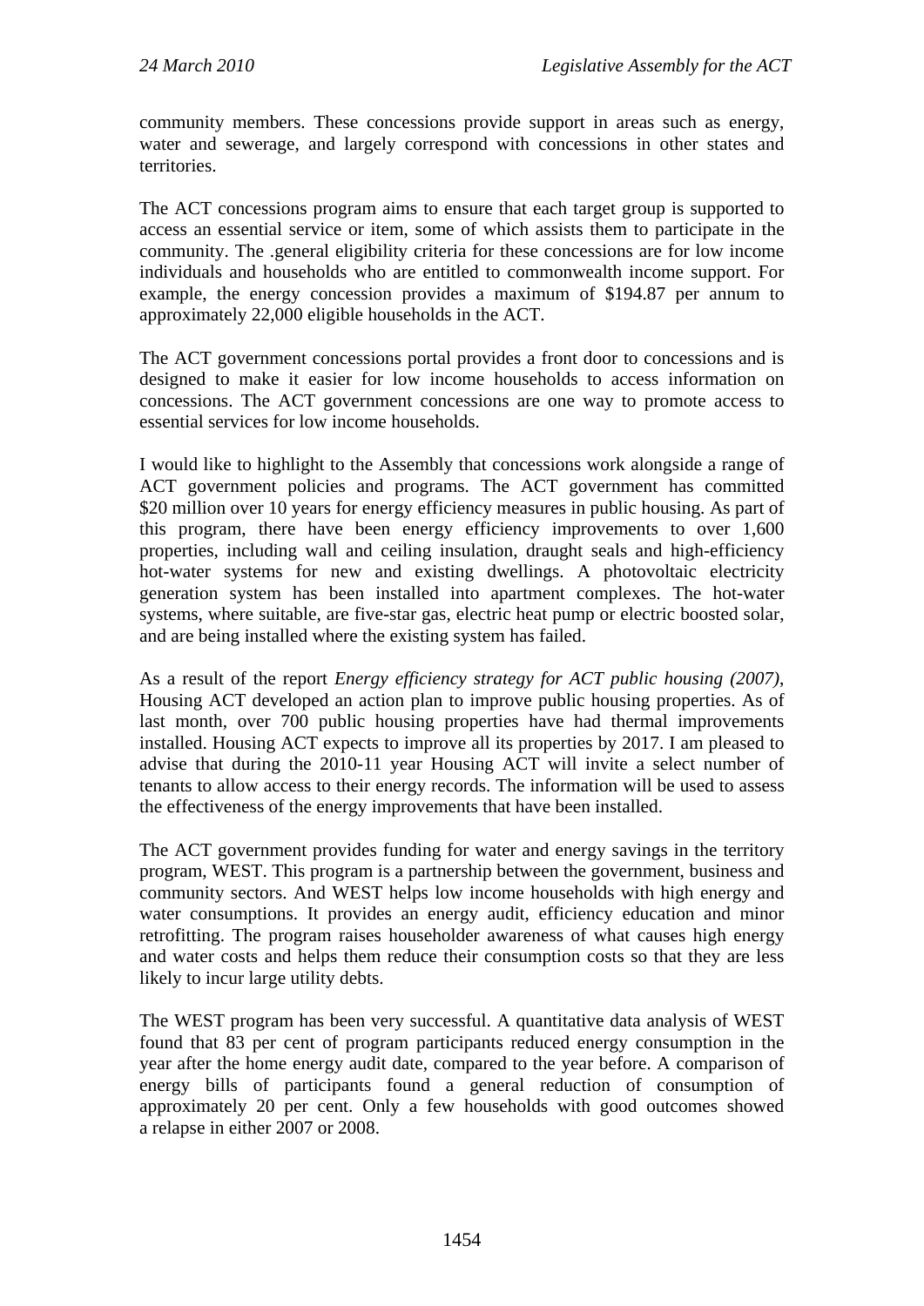community members. These concessions provide support in areas such as energy, water and sewerage, and largely correspond with concessions in other states and territories.

The ACT concessions program aims to ensure that each target group is supported to access an essential service or item, some of which assists them to participate in the community. The .general eligibility criteria for these concessions are for low income individuals and households who are entitled to commonwealth income support. For example, the energy concession provides a maximum of $194.87 per annum to approximately 22,000 eligible households in the ACT.

The ACT government concessions portal provides a front door to concessions and is designed to make it easier for low income households to access information on concessions. The ACT government concessions are one way to promote access to essential services for low income households.

I would like to highlight to the Assembly that concessions work alongside a range of ACT government policies and programs. The ACT government has committed $20 million over 10 years for energy efficiency measures in public housing. As part of this program, there have been energy efficiency improvements to over 1,600 properties, including wall and ceiling insulation, draught seals and high-efficiency hot-water systems for new and existing dwellings. A photovoltaic electricity generation system has been installed into apartment complexes. The hot-water systems, where suitable, are five-star gas, electric heat pump or electric boosted solar, and are being installed where the existing system has failed.

As a result of the report *Energy efficiency strategy for ACT public housing (2007)*, Housing ACT developed an action plan to improve public housing properties. As of last month, over 700 public housing properties have had thermal improvements installed. Housing ACT expects to improve all its properties by 2017. I am pleased to advise that during the 2010-11 year Housing ACT will invite a select number of tenants to allow access to their energy records. The information will be used to assess the effectiveness of the energy improvements that have been installed.

The ACT government provides funding for water and energy savings in the territory program, WEST. This program is a partnership between the government, business and community sectors. And WEST helps low income households with high energy and water consumptions. It provides an energy audit, efficiency education and minor retrofitting. The program raises householder awareness of what causes high energy and water costs and helps them reduce their consumption costs so that they are less likely to incur large utility debts.

The WEST program has been very successful. A quantitative data analysis of WEST found that 83 per cent of program participants reduced energy consumption in the year after the home energy audit date, compared to the year before. A comparison of energy bills of participants found a general reduction of consumption of approximately 20 per cent. Only a few households with good outcomes showed a relapse in either 2007 or 2008.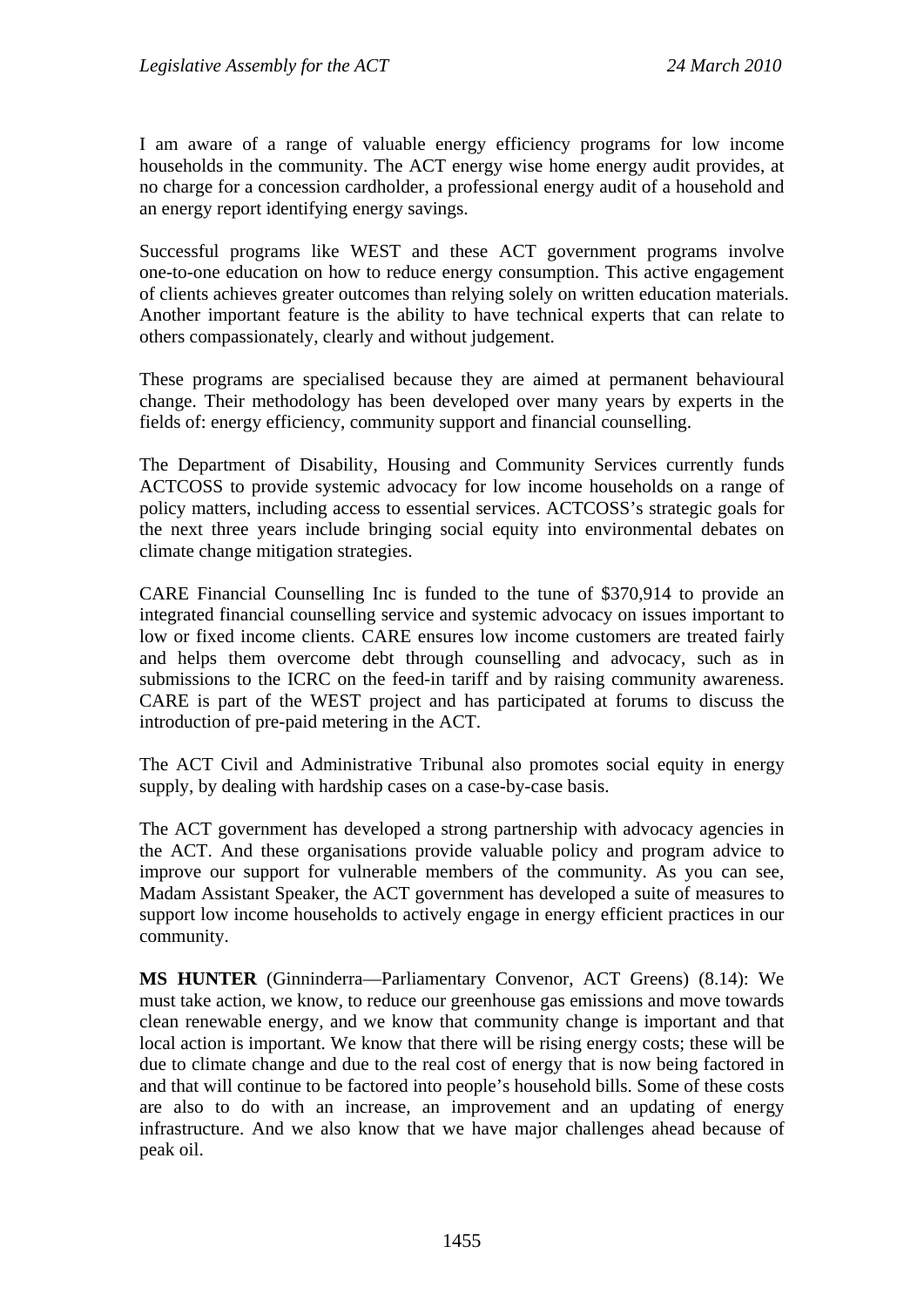I am aware of a range of valuable energy efficiency programs for low income households in the community. The ACT energy wise home energy audit provides, at no charge for a concession cardholder, a professional energy audit of a household and an energy report identifying energy savings.

Successful programs like WEST and these ACT government programs involve one-to-one education on how to reduce energy consumption. This active engagement of clients achieves greater outcomes than relying solely on written education materials. Another important feature is the ability to have technical experts that can relate to others compassionately, clearly and without judgement.

These programs are specialised because they are aimed at permanent behavioural change. Their methodology has been developed over many years by experts in the fields of: energy efficiency, community support and financial counselling.

The Department of Disability, Housing and Community Services currently funds ACTCOSS to provide systemic advocacy for low income households on a range of policy matters, including access to essential services. ACTCOSS's strategic goals for the next three years include bringing social equity into environmental debates on climate change mitigation strategies.

CARE Financial Counselling Inc is funded to the tune of $370,914 to provide an integrated financial counselling service and systemic advocacy on issues important to low or fixed income clients. CARE ensures low income customers are treated fairly and helps them overcome debt through counselling and advocacy, such as in submissions to the ICRC on the feed-in tariff and by raising community awareness. CARE is part of the WEST project and has participated at forums to discuss the introduction of pre-paid metering in the ACT.

The ACT Civil and Administrative Tribunal also promotes social equity in energy supply, by dealing with hardship cases on a case-by-case basis.

The ACT government has developed a strong partnership with advocacy agencies in the ACT. And these organisations provide valuable policy and program advice to improve our support for vulnerable members of the community. As you can see, Madam Assistant Speaker, the ACT government has developed a suite of measures to support low income households to actively engage in energy efficient practices in our community.

**MS HUNTER** (Ginninderra—Parliamentary Convenor, ACT Greens) (8.14): We must take action, we know, to reduce our greenhouse gas emissions and move towards clean renewable energy, and we know that community change is important and that local action is important. We know that there will be rising energy costs; these will be due to climate change and due to the real cost of energy that is now being factored in and that will continue to be factored into people's household bills. Some of these costs are also to do with an increase, an improvement and an updating of energy infrastructure. And we also know that we have major challenges ahead because of peak oil.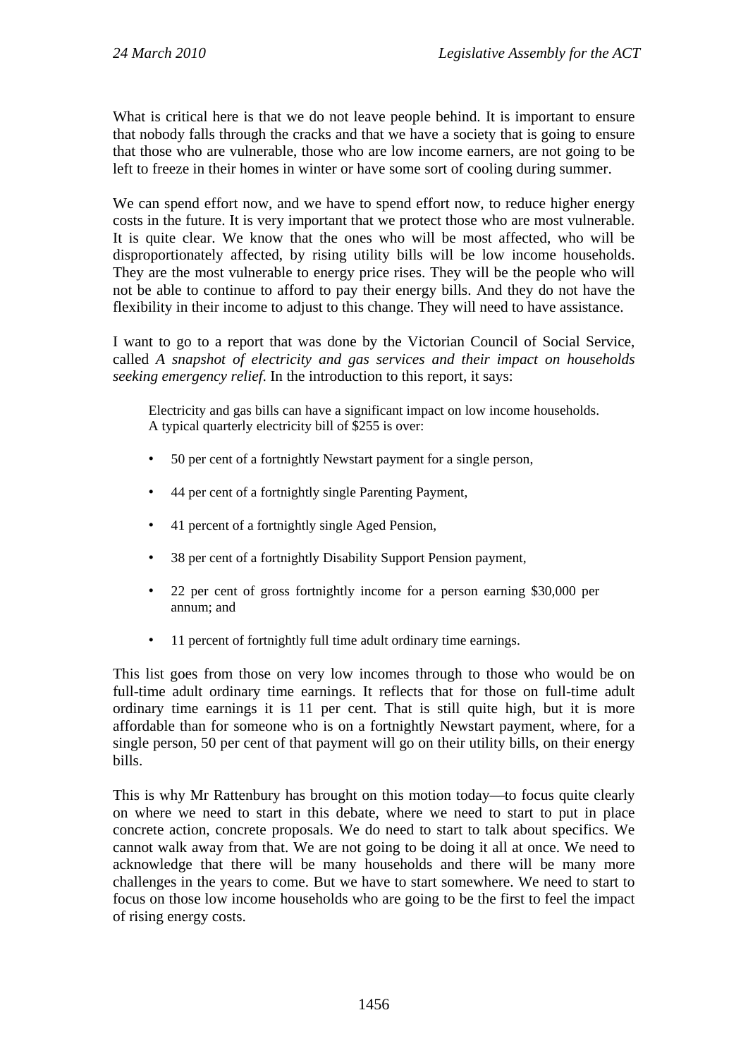What is critical here is that we do not leave people behind. It is important to ensure that nobody falls through the cracks and that we have a society that is going to ensure that those who are vulnerable, those who are low income earners, are not going to be left to freeze in their homes in winter or have some sort of cooling during summer.

We can spend effort now, and we have to spend effort now, to reduce higher energy costs in the future. It is very important that we protect those who are most vulnerable. It is quite clear. We know that the ones who will be most affected, who will be disproportionately affected, by rising utility bills will be low income households. They are the most vulnerable to energy price rises. They will be the people who will not be able to continue to afford to pay their energy bills. And they do not have the flexibility in their income to adjust to this change. They will need to have assistance.

I want to go to a report that was done by the Victorian Council of Social Service, called *A snapshot of electricity and gas services and their impact on households seeking emergency relief*. In the introduction to this report, it says:

> Electricity and gas bills can have a significant impact on low income households. A typical quarterly electricity bill of $255 is over:
>
> - 50 per cent of a fortnightly Newstart payment for a single person,
> - 44 per cent of a fortnightly single Parenting Payment,
> - 41 percent of a fortnightly single Aged Pension,
> - 38 per cent of a fortnightly Disability Support Pension payment,
> - 22 per cent of gross fortnightly income for a person earning $30,000 per annum; and
> - 11 percent of fortnightly full time adult ordinary time earnings.

This list goes from those on very low incomes through to those who would be on full-time adult ordinary time earnings. It reflects that for those on full-time adult ordinary time earnings it is 11 per cent. That is still quite high, but it is more affordable than for someone who is on a fortnightly Newstart payment, where, for a single person, 50 per cent of that payment will go on their utility bills, on their energy bills.

This is why Mr Rattenbury has brought on this motion today—to focus quite clearly on where we need to start in this debate, where we need to start to put in place concrete action, concrete proposals. We do need to start to talk about specifics. We cannot walk away from that. We are not going to be doing it all at once. We need to acknowledge that there will be many households and there will be many more challenges in the years to come. But we have to start somewhere. We need to start to focus on those low income households who are going to be the first to feel the impact of rising energy costs.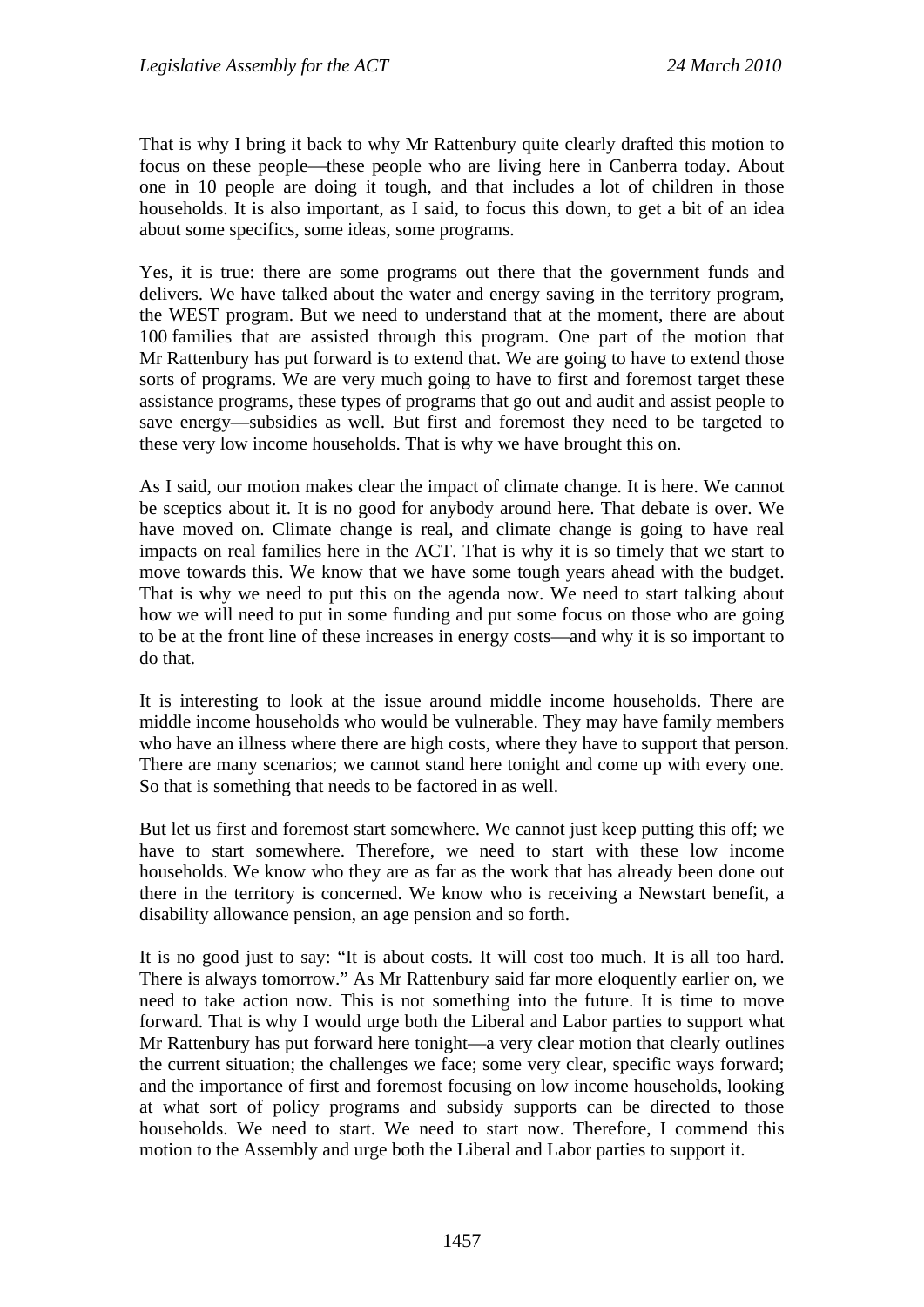That is why I bring it back to why Mr Rattenbury quite clearly drafted this motion to focus on these people—these people who are living here in Canberra today. About one in 10 people are doing it tough, and that includes a lot of children in those households. It is also important, as I said, to focus this down, to get a bit of an idea about some specifics, some ideas, some programs.

Yes, it is true: there are some programs out there that the government funds and delivers. We have talked about the water and energy saving in the territory program, the WEST program. But we need to understand that at the moment, there are about 100 families that are assisted through this program. One part of the motion that Mr Rattenbury has put forward is to extend that. We are going to have to extend those sorts of programs. We are very much going to have to first and foremost target these assistance programs, these types of programs that go out and audit and assist people to save energy—subsidies as well. But first and foremost they need to be targeted to these very low income households. That is why we have brought this on.

As I said, our motion makes clear the impact of climate change. It is here. We cannot be sceptics about it. It is no good for anybody around here. That debate is over. We have moved on. Climate change is real, and climate change is going to have real impacts on real families here in the ACT. That is why it is so timely that we start to move towards this. We know that we have some tough years ahead with the budget. That is why we need to put this on the agenda now. We need to start talking about how we will need to put in some funding and put some focus on those who are going to be at the front line of these increases in energy costs—and why it is so important to do that.

It is interesting to look at the issue around middle income households. There are middle income households who would be vulnerable. They may have family members who have an illness where there are high costs, where they have to support that person. There are many scenarios; we cannot stand here tonight and come up with every one. So that is something that needs to be factored in as well.

But let us first and foremost start somewhere. We cannot just keep putting this off; we have to start somewhere. Therefore, we need to start with these low income households. We know who they are as far as the work that has already been done out there in the territory is concerned. We know who is receiving a Newstart benefit, a disability allowance pension, an age pension and so forth.

It is no good just to say: "It is about costs. It will cost too much. It is all too hard. There is always tomorrow." As Mr Rattenbury said far more eloquently earlier on, we need to take action now. This is not something into the future. It is time to move forward. That is why I would urge both the Liberal and Labor parties to support what Mr Rattenbury has put forward here tonight—a very clear motion that clearly outlines the current situation; the challenges we face; some very clear, specific ways forward; and the importance of first and foremost focusing on low income households, looking at what sort of policy programs and subsidy supports can be directed to those households. We need to start. We need to start now. Therefore, I commend this motion to the Assembly and urge both the Liberal and Labor parties to support it.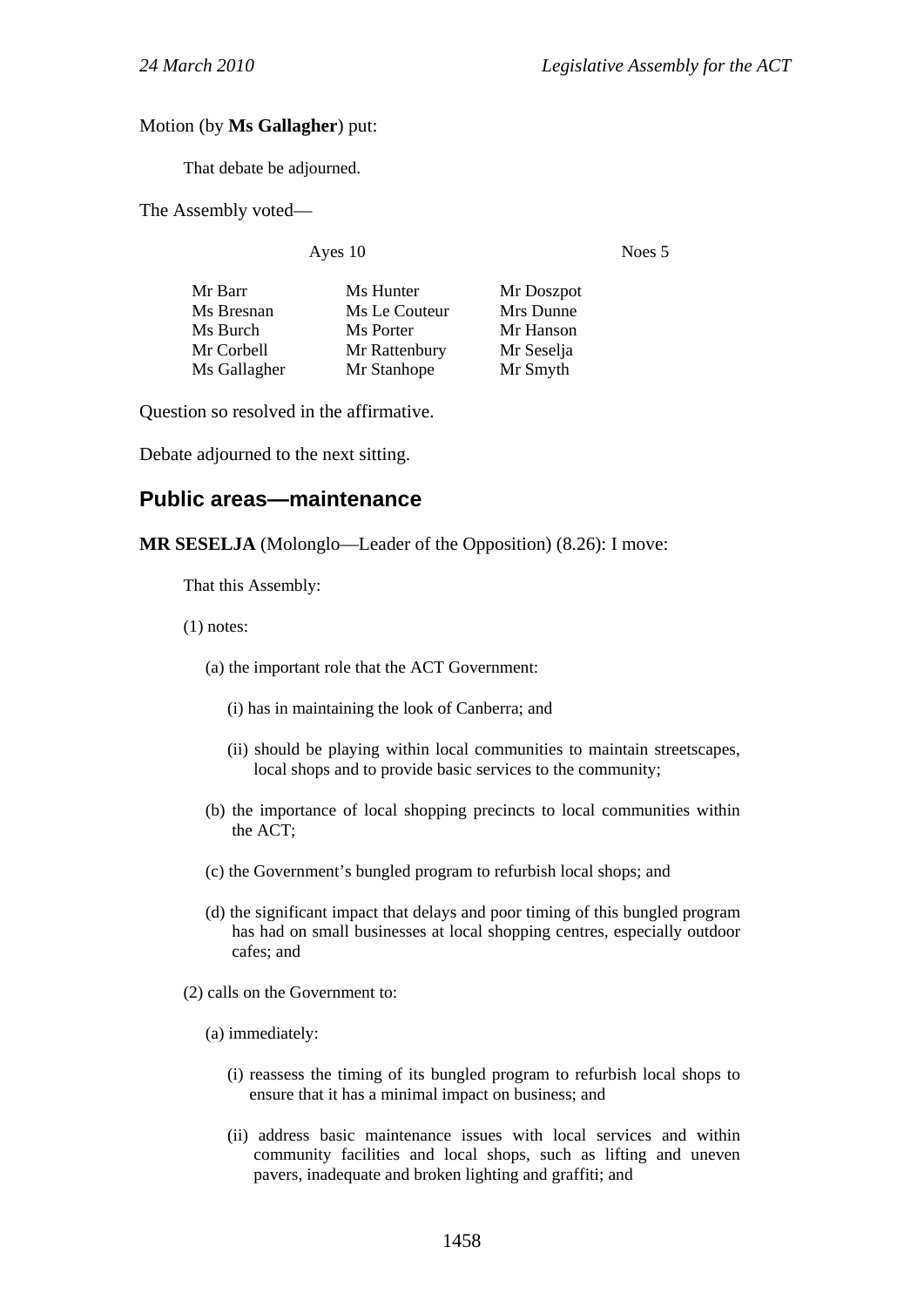Motion (by **Ms Gallagher**) put:

> That debate be adjourned.

The Assembly voted—

| Ayes 10 | | Noes 5 |
|---|---|---|
| Mr Barr | Ms Hunter | Mr Doszpot |
| Ms Bresnan | Ms Le Couteur | Mrs Dunne |
| Ms Burch | Ms Porter | Mr Hanson |
| Mr Corbell | Mr Rattenbury | Mr Seselja |
| Ms Gallagher | Mr Stanhope | Mr Smyth |

Question so resolved in the affirmative.

Debate adjourned to the next sitting.

## Public areas—maintenance

**MR SESELJA** (Molonglo—Leader of the Opposition) (8.26): I move:

> That this Assembly:
>
> (1) notes:
>
> (a) the important role that the ACT Government:
>
> (i) has in maintaining the look of Canberra; and
>
> (ii) should be playing within local communities to maintain streetscapes, local shops and to provide basic services to the community;
>
> (b) the importance of local shopping precincts to local communities within the ACT;
>
> (c) the Government's bungled program to refurbish local shops; and
>
> (d) the significant impact that delays and poor timing of this bungled program has had on small businesses at local shopping centres, especially outdoor cafes; and
>
> (2) calls on the Government to:
>
> (a) immediately:
>
> (i) reassess the timing of its bungled program to refurbish local shops to ensure that it has a minimal impact on business; and
>
> (ii) address basic maintenance issues with local services and within community facilities and local shops, such as lifting and uneven pavers, inadequate and broken lighting and graffiti; and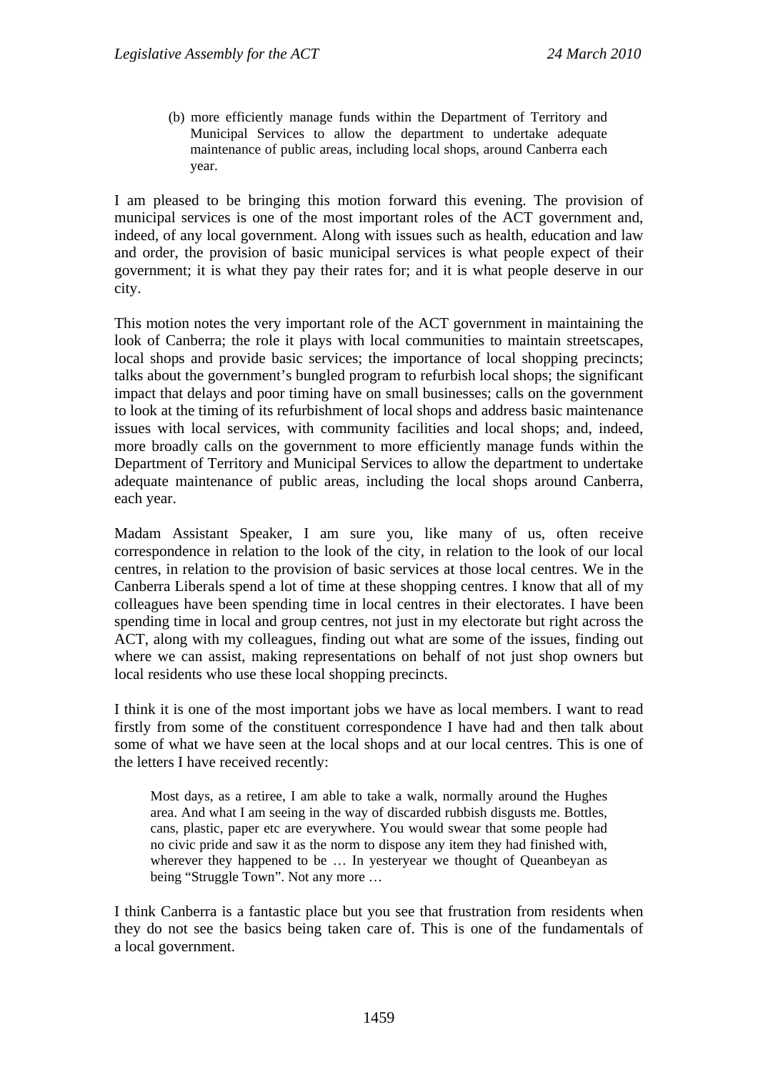(b) more efficiently manage funds within the Department of Territory and Municipal Services to allow the department to undertake adequate maintenance of public areas, including local shops, around Canberra each year.

I am pleased to be bringing this motion forward this evening. The provision of municipal services is one of the most important roles of the ACT government and, indeed, of any local government. Along with issues such as health, education and law and order, the provision of basic municipal services is what people expect of their government; it is what they pay their rates for; and it is what people deserve in our city.

This motion notes the very important role of the ACT government in maintaining the look of Canberra; the role it plays with local communities to maintain streetscapes, local shops and provide basic services; the importance of local shopping precincts; talks about the government's bungled program to refurbish local shops; the significant impact that delays and poor timing have on small businesses; calls on the government to look at the timing of its refurbishment of local shops and address basic maintenance issues with local services, with community facilities and local shops; and, indeed, more broadly calls on the government to more efficiently manage funds within the Department of Territory and Municipal Services to allow the department to undertake adequate maintenance of public areas, including the local shops around Canberra, each year.

Madam Assistant Speaker, I am sure you, like many of us, often receive correspondence in relation to the look of the city, in relation to the look of our local centres, in relation to the provision of basic services at those local centres. We in the Canberra Liberals spend a lot of time at these shopping centres. I know that all of my colleagues have been spending time in local centres in their electorates. I have been spending time in local and group centres, not just in my electorate but right across the ACT, along with my colleagues, finding out what are some of the issues, finding out where we can assist, making representations on behalf of not just shop owners but local residents who use these local shopping precincts.

I think it is one of the most important jobs we have as local members. I want to read firstly from some of the constituent correspondence I have had and then talk about some of what we have seen at the local shops and at our local centres. This is one of the letters I have received recently:

> Most days, as a retiree, I am able to take a walk, normally around the Hughes area. And what I am seeing in the way of discarded rubbish disgusts me. Bottles, cans, plastic, paper etc are everywhere. You would swear that some people had no civic pride and saw it as the norm to dispose any item they had finished with, wherever they happened to be … In yesteryear we thought of Queanbeyan as being "Struggle Town". Not any more …

I think Canberra is a fantastic place but you see that frustration from residents when they do not see the basics being taken care of. This is one of the fundamentals of a local government.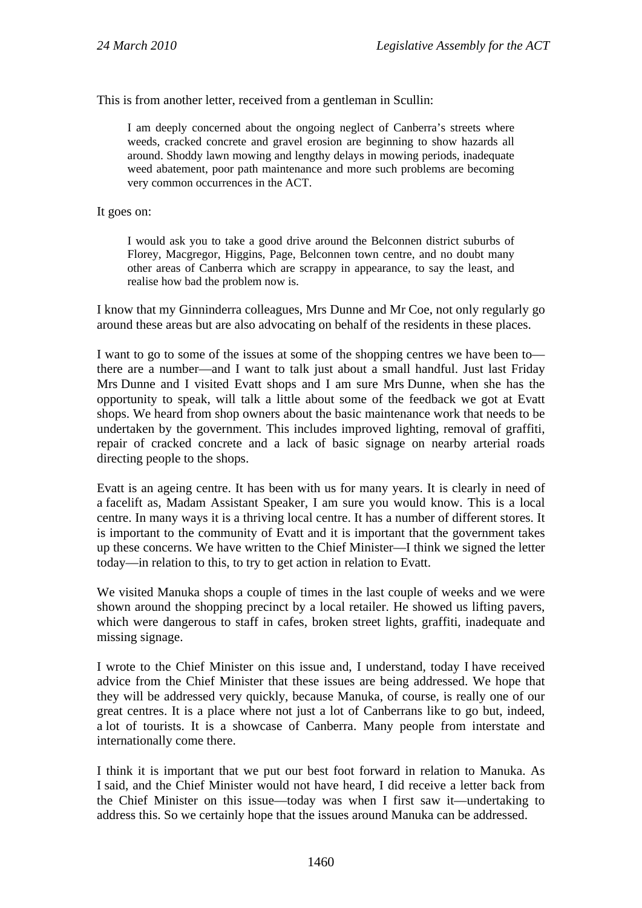This is from another letter, received from a gentleman in Scullin:

> I am deeply concerned about the ongoing neglect of Canberra's streets where weeds, cracked concrete and gravel erosion are beginning to show hazards all around. Shoddy lawn mowing and lengthy delays in mowing periods, inadequate weed abatement, poor path maintenance and more such problems are becoming very common occurrences in the ACT.

It goes on:

> I would ask you to take a good drive around the Belconnen district suburbs of Florey, Macgregor, Higgins, Page, Belconnen town centre, and no doubt many other areas of Canberra which are scrappy in appearance, to say the least, and realise how bad the problem now is.

I know that my Ginninderra colleagues, Mrs Dunne and Mr Coe, not only regularly go around these areas but are also advocating on behalf of the residents in these places.

I want to go to some of the issues at some of the shopping centres we have been to—there are a number—and I want to talk just about a small handful. Just last Friday Mrs Dunne and I visited Evatt shops and I am sure Mrs Dunne, when she has the opportunity to speak, will talk a little about some of the feedback we got at Evatt shops. We heard from shop owners about the basic maintenance work that needs to be undertaken by the government. This includes improved lighting, removal of graffiti, repair of cracked concrete and a lack of basic signage on nearby arterial roads directing people to the shops.

Evatt is an ageing centre. It has been with us for many years. It is clearly in need of a facelift as, Madam Assistant Speaker, I am sure you would know. This is a local centre. In many ways it is a thriving local centre. It has a number of different stores. It is important to the community of Evatt and it is important that the government takes up these concerns. We have written to the Chief Minister—I think we signed the letter today—in relation to this, to try to get action in relation to Evatt.

We visited Manuka shops a couple of times in the last couple of weeks and we were shown around the shopping precinct by a local retailer. He showed us lifting pavers, which were dangerous to staff in cafes, broken street lights, graffiti, inadequate and missing signage.

I wrote to the Chief Minister on this issue and, I understand, today I have received advice from the Chief Minister that these issues are being addressed. We hope that they will be addressed very quickly, because Manuka, of course, is really one of our great centres. It is a place where not just a lot of Canberrans like to go but, indeed, a lot of tourists. It is a showcase of Canberra. Many people from interstate and internationally come there.

I think it is important that we put our best foot forward in relation to Manuka. As I said, and the Chief Minister would not have heard, I did receive a letter back from the Chief Minister on this issue—today was when I first saw it—undertaking to address this. So we certainly hope that the issues around Manuka can be addressed.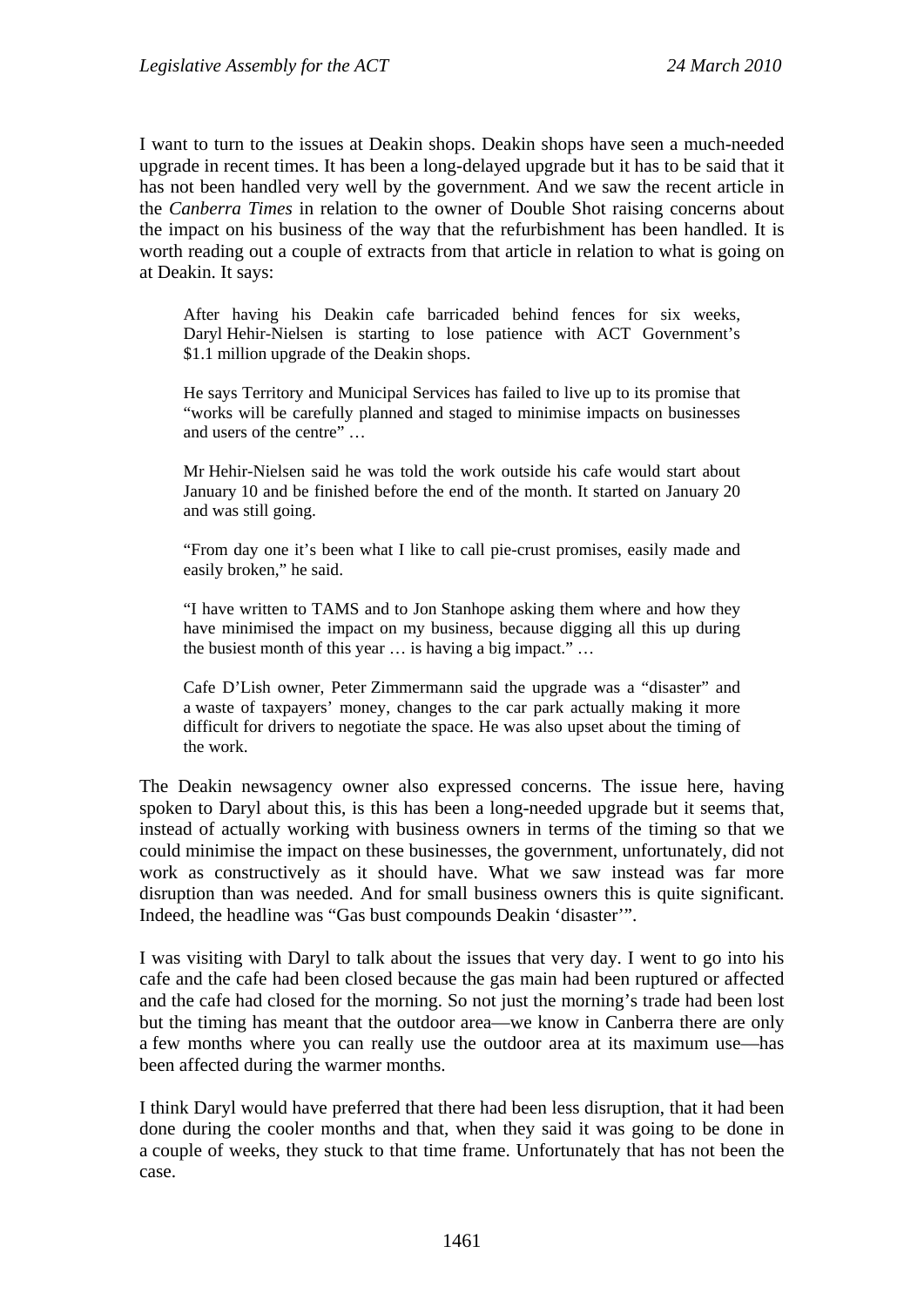I want to turn to the issues at Deakin shops. Deakin shops have seen a much-needed upgrade in recent times. It has been a long-delayed upgrade but it has to be said that it has not been handled very well by the government. And we saw the recent article in the *Canberra Times* in relation to the owner of Double Shot raising concerns about the impact on his business of the way that the refurbishment has been handled. It is worth reading out a couple of extracts from that article in relation to what is going on at Deakin. It says:

> After having his Deakin cafe barricaded behind fences for six weeks, Daryl Hehir-Nielsen is starting to lose patience with ACT Government's $1.1 million upgrade of the Deakin shops.
>
> He says Territory and Municipal Services has failed to live up to its promise that "works will be carefully planned and staged to minimise impacts on businesses and users of the centre" …
>
> Mr Hehir-Nielsen said he was told the work outside his cafe would start about January 10 and be finished before the end of the month. It started on January 20 and was still going.
>
> "From day one it's been what I like to call pie-crust promises, easily made and easily broken," he said.
>
> "I have written to TAMS and to Jon Stanhope asking them where and how they have minimised the impact on my business, because digging all this up during the busiest month of this year … is having a big impact." …
>
> Cafe D'Lish owner, Peter Zimmermann said the upgrade was a "disaster" and a waste of taxpayers' money, changes to the car park actually making it more difficult for drivers to negotiate the space. He was also upset about the timing of the work.

The Deakin newsagency owner also expressed concerns. The issue here, having spoken to Daryl about this, is this has been a long-needed upgrade but it seems that, instead of actually working with business owners in terms of the timing so that we could minimise the impact on these businesses, the government, unfortunately, did not work as constructively as it should have. What we saw instead was far more disruption than was needed. And for small business owners this is quite significant. Indeed, the headline was "Gas bust compounds Deakin 'disaster'".

I was visiting with Daryl to talk about the issues that very day. I went to go into his cafe and the cafe had been closed because the gas main had been ruptured or affected and the cafe had closed for the morning. So not just the morning's trade had been lost but the timing has meant that the outdoor area—we know in Canberra there are only a few months where you can really use the outdoor area at its maximum use—has been affected during the warmer months.

I think Daryl would have preferred that there had been less disruption, that it had been done during the cooler months and that, when they said it was going to be done in a couple of weeks, they stuck to that time frame. Unfortunately that has not been the case.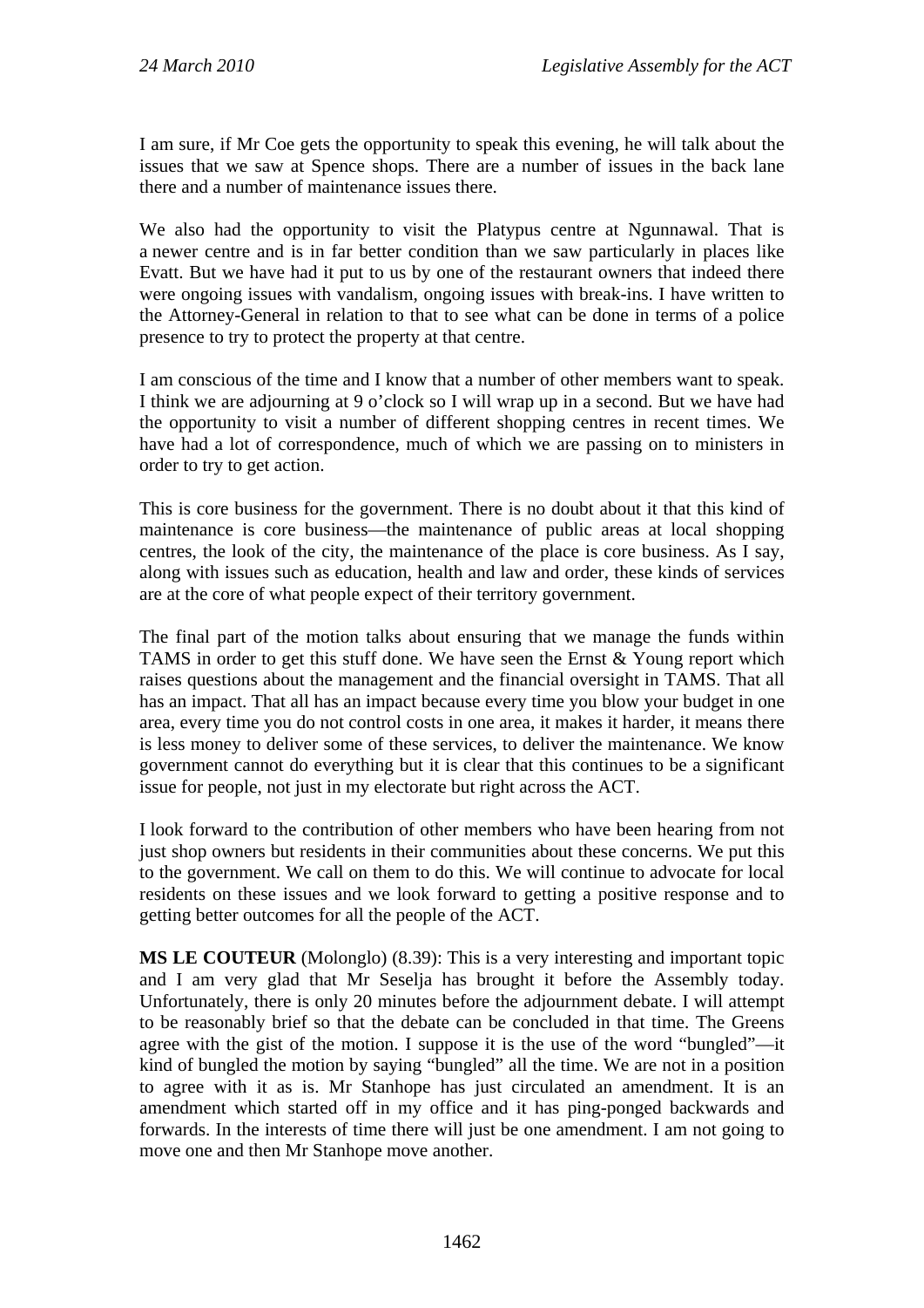I am sure, if Mr Coe gets the opportunity to speak this evening, he will talk about the issues that we saw at Spence shops. There are a number of issues in the back lane there and a number of maintenance issues there.

We also had the opportunity to visit the Platypus centre at Ngunnawal. That is a newer centre and is in far better condition than we saw particularly in places like Evatt. But we have had it put to us by one of the restaurant owners that indeed there were ongoing issues with vandalism, ongoing issues with break-ins. I have written to the Attorney-General in relation to that to see what can be done in terms of a police presence to try to protect the property at that centre.

I am conscious of the time and I know that a number of other members want to speak. I think we are adjourning at 9 o'clock so I will wrap up in a second. But we have had the opportunity to visit a number of different shopping centres in recent times. We have had a lot of correspondence, much of which we are passing on to ministers in order to try to get action.

This is core business for the government. There is no doubt about it that this kind of maintenance is core business—the maintenance of public areas at local shopping centres, the look of the city, the maintenance of the place is core business. As I say, along with issues such as education, health and law and order, these kinds of services are at the core of what people expect of their territory government.

The final part of the motion talks about ensuring that we manage the funds within TAMS in order to get this stuff done. We have seen the Ernst & Young report which raises questions about the management and the financial oversight in TAMS. That all has an impact. That all has an impact because every time you blow your budget in one area, every time you do not control costs in one area, it makes it harder, it means there is less money to deliver some of these services, to deliver the maintenance. We know government cannot do everything but it is clear that this continues to be a significant issue for people, not just in my electorate but right across the ACT.

I look forward to the contribution of other members who have been hearing from not just shop owners but residents in their communities about these concerns. We put this to the government. We call on them to do this. We will continue to advocate for local residents on these issues and we look forward to getting a positive response and to getting better outcomes for all the people of the ACT.

**MS LE COUTEUR** (Molonglo) (8.39): This is a very interesting and important topic and I am very glad that Mr Seselja has brought it before the Assembly today. Unfortunately, there is only 20 minutes before the adjournment debate. I will attempt to be reasonably brief so that the debate can be concluded in that time. The Greens agree with the gist of the motion. I suppose it is the use of the word "bungled"—it kind of bungled the motion by saying "bungled" all the time. We are not in a position to agree with it as is. Mr Stanhope has just circulated an amendment. It is an amendment which started off in my office and it has ping-ponged backwards and forwards. In the interests of time there will just be one amendment. I am not going to move one and then Mr Stanhope move another.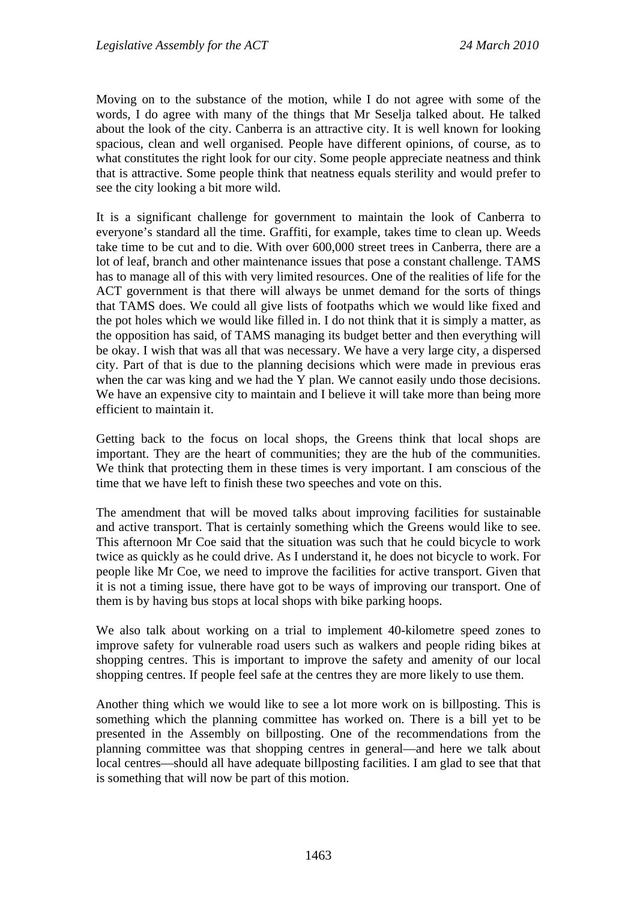Moving on to the substance of the motion, while I do not agree with some of the words, I do agree with many of the things that Mr Seselja talked about. He talked about the look of the city. Canberra is an attractive city. It is well known for looking spacious, clean and well organised. People have different opinions, of course, as to what constitutes the right look for our city. Some people appreciate neatness and think that is attractive. Some people think that neatness equals sterility and would prefer to see the city looking a bit more wild.

It is a significant challenge for government to maintain the look of Canberra to everyone's standard all the time. Graffiti, for example, takes time to clean up. Weeds take time to be cut and to die. With over 600,000 street trees in Canberra, there are a lot of leaf, branch and other maintenance issues that pose a constant challenge. TAMS has to manage all of this with very limited resources. One of the realities of life for the ACT government is that there will always be unmet demand for the sorts of things that TAMS does. We could all give lists of footpaths which we would like fixed and the pot holes which we would like filled in. I do not think that it is simply a matter, as the opposition has said, of TAMS managing its budget better and then everything will be okay. I wish that was all that was necessary. We have a very large city, a dispersed city. Part of that is due to the planning decisions which were made in previous eras when the car was king and we had the Y plan. We cannot easily undo those decisions. We have an expensive city to maintain and I believe it will take more than being more efficient to maintain it.

Getting back to the focus on local shops, the Greens think that local shops are important. They are the heart of communities; they are the hub of the communities. We think that protecting them in these times is very important. I am conscious of the time that we have left to finish these two speeches and vote on this.

The amendment that will be moved talks about improving facilities for sustainable and active transport. That is certainly something which the Greens would like to see. This afternoon Mr Coe said that the situation was such that he could bicycle to work twice as quickly as he could drive. As I understand it, he does not bicycle to work. For people like Mr Coe, we need to improve the facilities for active transport. Given that it is not a timing issue, there have got to be ways of improving our transport. One of them is by having bus stops at local shops with bike parking hoops.

We also talk about working on a trial to implement 40-kilometre speed zones to improve safety for vulnerable road users such as walkers and people riding bikes at shopping centres. This is important to improve the safety and amenity of our local shopping centres. If people feel safe at the centres they are more likely to use them.

Another thing which we would like to see a lot more work on is billposting. This is something which the planning committee has worked on. There is a bill yet to be presented in the Assembly on billposting. One of the recommendations from the planning committee was that shopping centres in general—and here we talk about local centres—should all have adequate billposting facilities. I am glad to see that that is something that will now be part of this motion.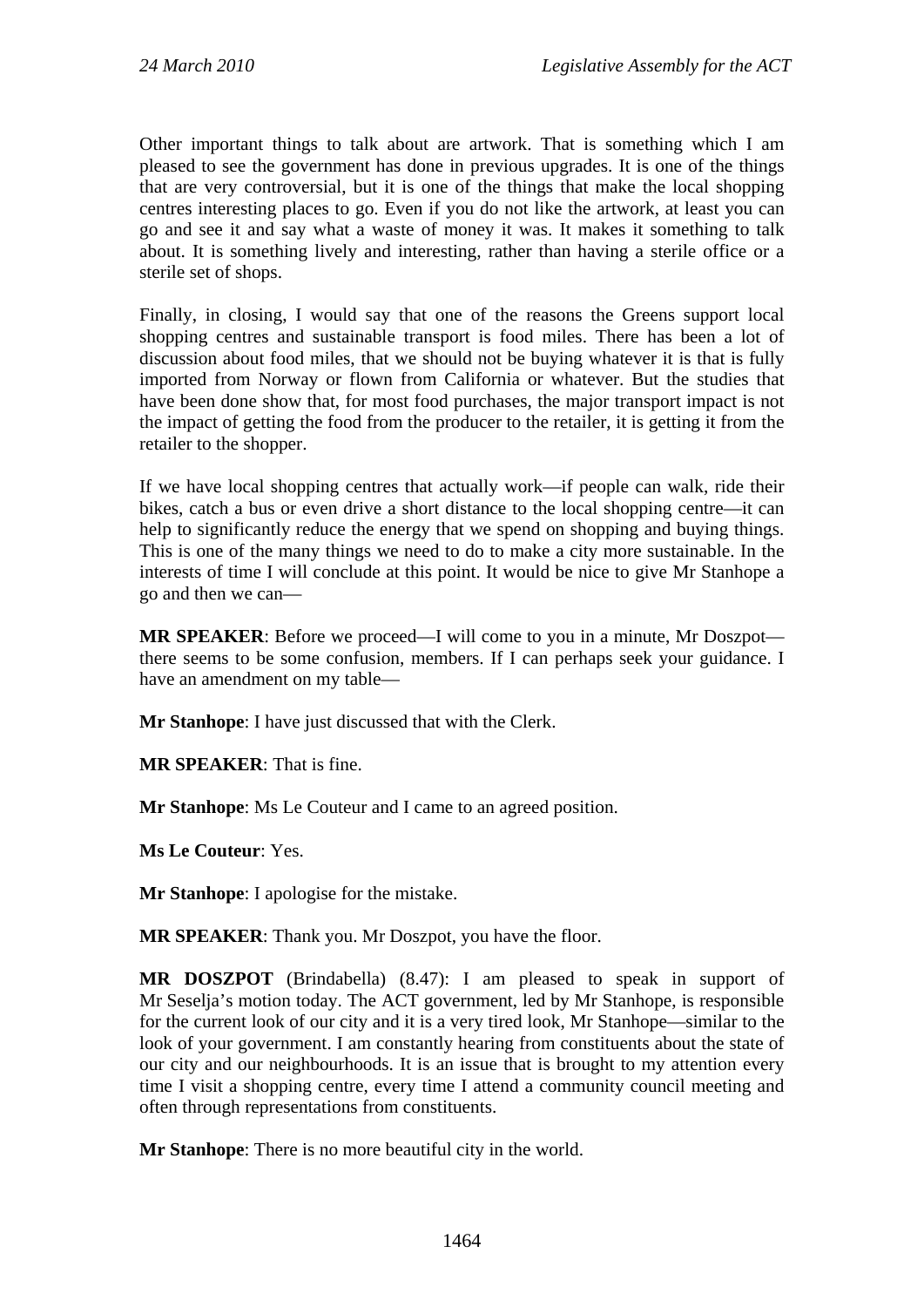Other important things to talk about are artwork. That is something which I am pleased to see the government has done in previous upgrades. It is one of the things that are very controversial, but it is one of the things that make the local shopping centres interesting places to go. Even if you do not like the artwork, at least you can go and see it and say what a waste of money it was. It makes it something to talk about. It is something lively and interesting, rather than having a sterile office or a sterile set of shops.

Finally, in closing, I would say that one of the reasons the Greens support local shopping centres and sustainable transport is food miles. There has been a lot of discussion about food miles, that we should not be buying whatever it is that is fully imported from Norway or flown from California or whatever. But the studies that have been done show that, for most food purchases, the major transport impact is not the impact of getting the food from the producer to the retailer, it is getting it from the retailer to the shopper.

If we have local shopping centres that actually work—if people can walk, ride their bikes, catch a bus or even drive a short distance to the local shopping centre—it can help to significantly reduce the energy that we spend on shopping and buying things. This is one of the many things we need to do to make a city more sustainable. In the interests of time I will conclude at this point. It would be nice to give Mr Stanhope a go and then we can—

**MR SPEAKER**: Before we proceed—I will come to you in a minute, Mr Doszpot—there seems to be some confusion, members. If I can perhaps seek your guidance. I have an amendment on my table—

**Mr Stanhope**: I have just discussed that with the Clerk.

**MR SPEAKER**: That is fine.

**Mr Stanhope**: Ms Le Couteur and I came to an agreed position.

**Ms Le Couteur**: Yes.

**Mr Stanhope**: I apologise for the mistake.

**MR SPEAKER**: Thank you. Mr Doszpot, you have the floor.

**MR DOSZPOT** (Brindabella) (8.47): I am pleased to speak in support of Mr Seselja's motion today. The ACT government, led by Mr Stanhope, is responsible for the current look of our city and it is a very tired look, Mr Stanhope—similar to the look of your government. I am constantly hearing from constituents about the state of our city and our neighbourhoods. It is an issue that is brought to my attention every time I visit a shopping centre, every time I attend a community council meeting and often through representations from constituents.

**Mr Stanhope**: There is no more beautiful city in the world.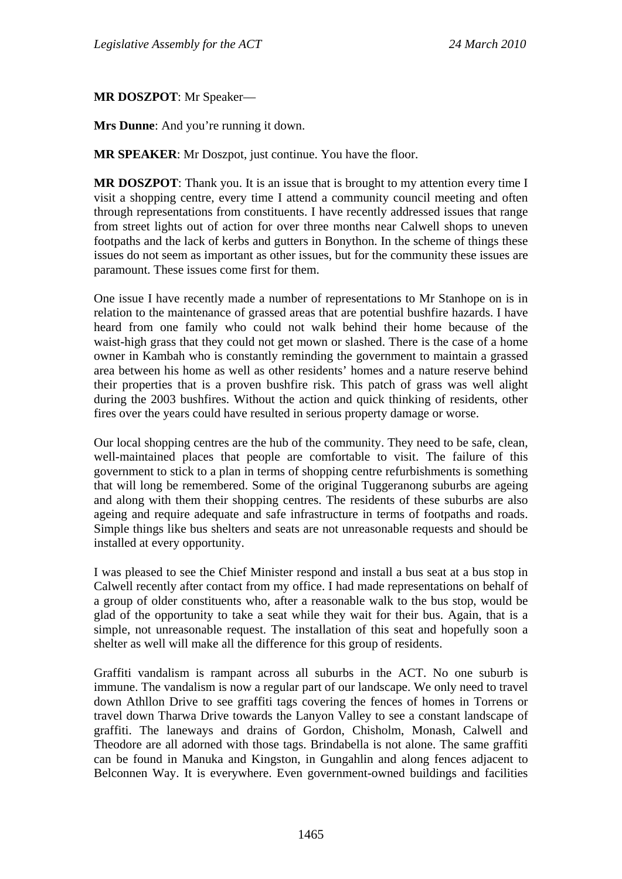**MR DOSZPOT**: Mr Speaker—

**Mrs Dunne**: And you're running it down.

**MR SPEAKER**: Mr Doszpot, just continue. You have the floor.

**MR DOSZPOT**: Thank you. It is an issue that is brought to my attention every time I visit a shopping centre, every time I attend a community council meeting and often through representations from constituents. I have recently addressed issues that range from street lights out of action for over three months near Calwell shops to uneven footpaths and the lack of kerbs and gutters in Bonython. In the scheme of things these issues do not seem as important as other issues, but for the community these issues are paramount. These issues come first for them.

One issue I have recently made a number of representations to Mr Stanhope on is in relation to the maintenance of grassed areas that are potential bushfire hazards. I have heard from one family who could not walk behind their home because of the waist-high grass that they could not get mown or slashed. There is the case of a home owner in Kambah who is constantly reminding the government to maintain a grassed area between his home as well as other residents' homes and a nature reserve behind their properties that is a proven bushfire risk. This patch of grass was well alight during the 2003 bushfires. Without the action and quick thinking of residents, other fires over the years could have resulted in serious property damage or worse.

Our local shopping centres are the hub of the community. They need to be safe, clean, well-maintained places that people are comfortable to visit. The failure of this government to stick to a plan in terms of shopping centre refurbishments is something that will long be remembered. Some of the original Tuggeranong suburbs are ageing and along with them their shopping centres. The residents of these suburbs are also ageing and require adequate and safe infrastructure in terms of footpaths and roads. Simple things like bus shelters and seats are not unreasonable requests and should be installed at every opportunity.

I was pleased to see the Chief Minister respond and install a bus seat at a bus stop in Calwell recently after contact from my office. I had made representations on behalf of a group of older constituents who, after a reasonable walk to the bus stop, would be glad of the opportunity to take a seat while they wait for their bus. Again, that is a simple, not unreasonable request. The installation of this seat and hopefully soon a shelter as well will make all the difference for this group of residents.

Graffiti vandalism is rampant across all suburbs in the ACT. No one suburb is immune. The vandalism is now a regular part of our landscape. We only need to travel down Athllon Drive to see graffiti tags covering the fences of homes in Torrens or travel down Tharwa Drive towards the Lanyon Valley to see a constant landscape of graffiti. The laneways and drains of Gordon, Chisholm, Monash, Calwell and Theodore are all adorned with those tags. Brindabella is not alone. The same graffiti can be found in Manuka and Kingston, in Gungahlin and along fences adjacent to Belconnen Way. It is everywhere. Even government-owned buildings and facilities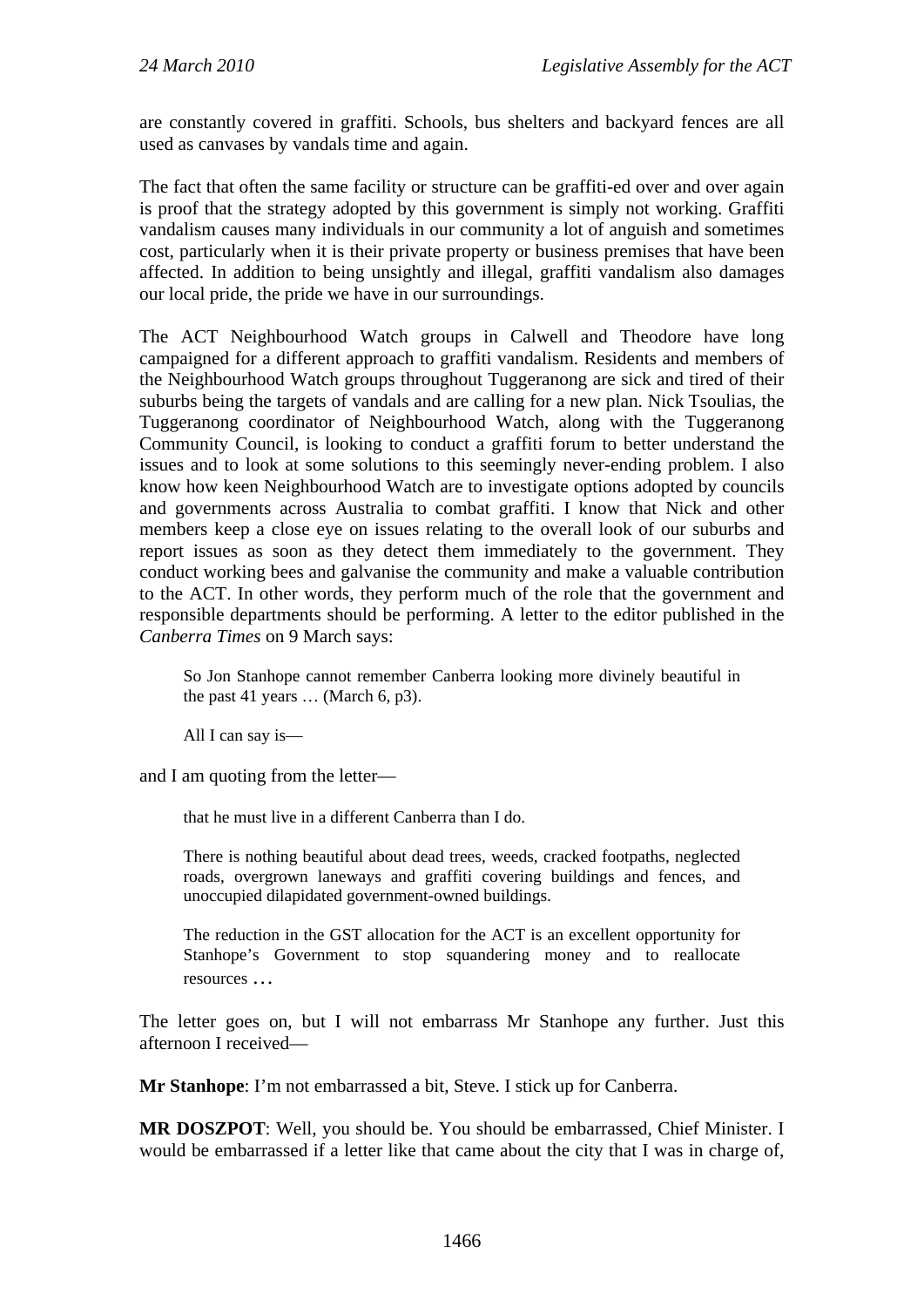are constantly covered in graffiti. Schools, bus shelters and backyard fences are all used as canvases by vandals time and again.

The fact that often the same facility or structure can be graffiti-ed over and over again is proof that the strategy adopted by this government is simply not working. Graffiti vandalism causes many individuals in our community a lot of anguish and sometimes cost, particularly when it is their private property or business premises that have been affected. In addition to being unsightly and illegal, graffiti vandalism also damages our local pride, the pride we have in our surroundings.

The ACT Neighbourhood Watch groups in Calwell and Theodore have long campaigned for a different approach to graffiti vandalism. Residents and members of the Neighbourhood Watch groups throughout Tuggeranong are sick and tired of their suburbs being the targets of vandals and are calling for a new plan. Nick Tsoulias, the Tuggeranong coordinator of Neighbourhood Watch, along with the Tuggeranong Community Council, is looking to conduct a graffiti forum to better understand the issues and to look at some solutions to this seemingly never-ending problem. I also know how keen Neighbourhood Watch are to investigate options adopted by councils and governments across Australia to combat graffiti. I know that Nick and other members keep a close eye on issues relating to the overall look of our suburbs and report issues as soon as they detect them immediately to the government. They conduct working bees and galvanise the community and make a valuable contribution to the ACT. In other words, they perform much of the role that the government and responsible departments should be performing. A letter to the editor published in the *Canberra Times* on 9 March says:

> So Jon Stanhope cannot remember Canberra looking more divinely beautiful in the past 41 years … (March 6, p3).
>
> All I can say is—

and I am quoting from the letter—

> that he must live in a different Canberra than I do.
>
> There is nothing beautiful about dead trees, weeds, cracked footpaths, neglected roads, overgrown laneways and graffiti covering buildings and fences, and unoccupied dilapidated government-owned buildings.
>
> The reduction in the GST allocation for the ACT is an excellent opportunity for Stanhope's Government to stop squandering money and to reallocate resources …

The letter goes on, but I will not embarrass Mr Stanhope any further. Just this afternoon I received—

**Mr Stanhope**: I'm not embarrassed a bit, Steve. I stick up for Canberra.

**MR DOSZPOT**: Well, you should be. You should be embarrassed, Chief Minister. I would be embarrassed if a letter like that came about the city that I was in charge of,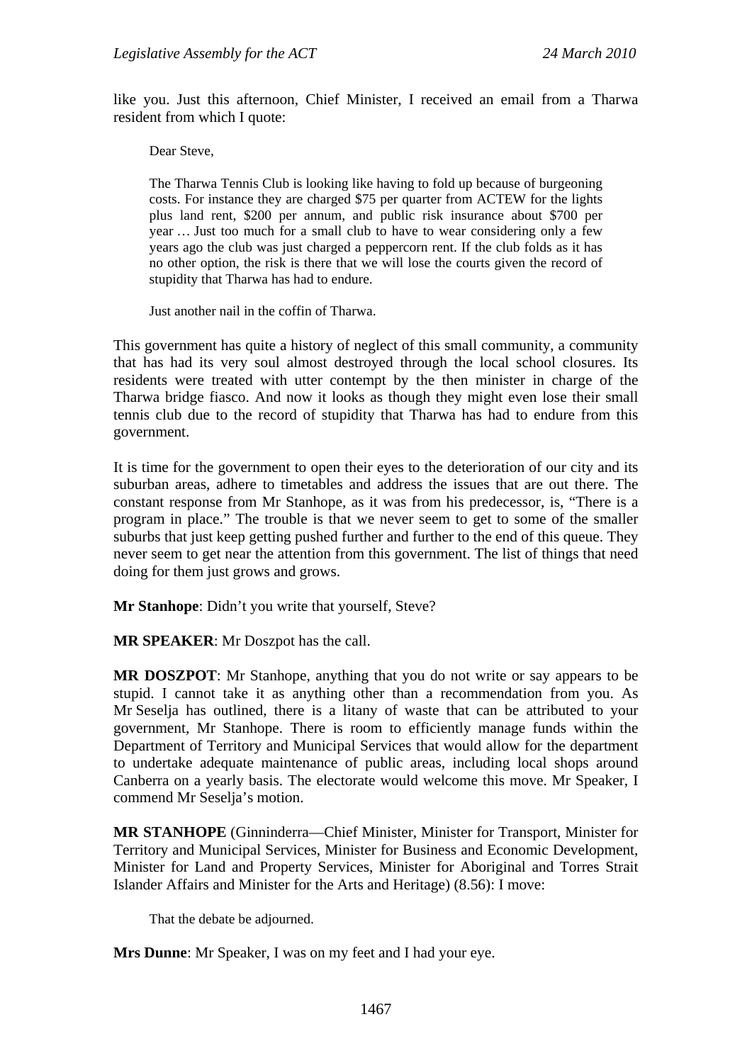like you. Just this afternoon, Chief Minister, I received an email from a Tharwa resident from which I quote:

> Dear Steve,
>
> The Tharwa Tennis Club is looking like having to fold up because of burgeoning costs. For instance they are charged $75 per quarter from ACTEW for the lights plus land rent, $200 per annum, and public risk insurance about $700 per year … Just too much for a small club to have to wear considering only a few years ago the club was just charged a peppercorn rent. If the club folds as it has no other option, the risk is there that we will lose the courts given the record of stupidity that Tharwa has had to endure.
>
> Just another nail in the coffin of Tharwa.

This government has quite a history of neglect of this small community, a community that has had its very soul almost destroyed through the local school closures. Its residents were treated with utter contempt by the then minister in charge of the Tharwa bridge fiasco. And now it looks as though they might even lose their small tennis club due to the record of stupidity that Tharwa has had to endure from this government.

It is time for the government to open their eyes to the deterioration of our city and its suburban areas, adhere to timetables and address the issues that are out there. The constant response from Mr Stanhope, as it was from his predecessor, is, "There is a program in place." The trouble is that we never seem to get to some of the smaller suburbs that just keep getting pushed further and further to the end of this queue. They never seem to get near the attention from this government. The list of things that need doing for them just grows and grows.

**Mr Stanhope**: Didn't you write that yourself, Steve?

**MR SPEAKER**: Mr Doszpot has the call.

**MR DOSZPOT**: Mr Stanhope, anything that you do not write or say appears to be stupid. I cannot take it as anything other than a recommendation from you. As Mr Seselja has outlined, there is a litany of waste that can be attributed to your government, Mr Stanhope. There is room to efficiently manage funds within the Department of Territory and Municipal Services that would allow for the department to undertake adequate maintenance of public areas, including local shops around Canberra on a yearly basis. The electorate would welcome this move. Mr Speaker, I commend Mr Seselja's motion.

**MR STANHOPE** (Ginninderra—Chief Minister, Minister for Transport, Minister for Territory and Municipal Services, Minister for Business and Economic Development, Minister for Land and Property Services, Minister for Aboriginal and Torres Strait Islander Affairs and Minister for the Arts and Heritage) (8.56): I move:

> That the debate be adjourned.

**Mrs Dunne**: Mr Speaker, I was on my feet and I had your eye.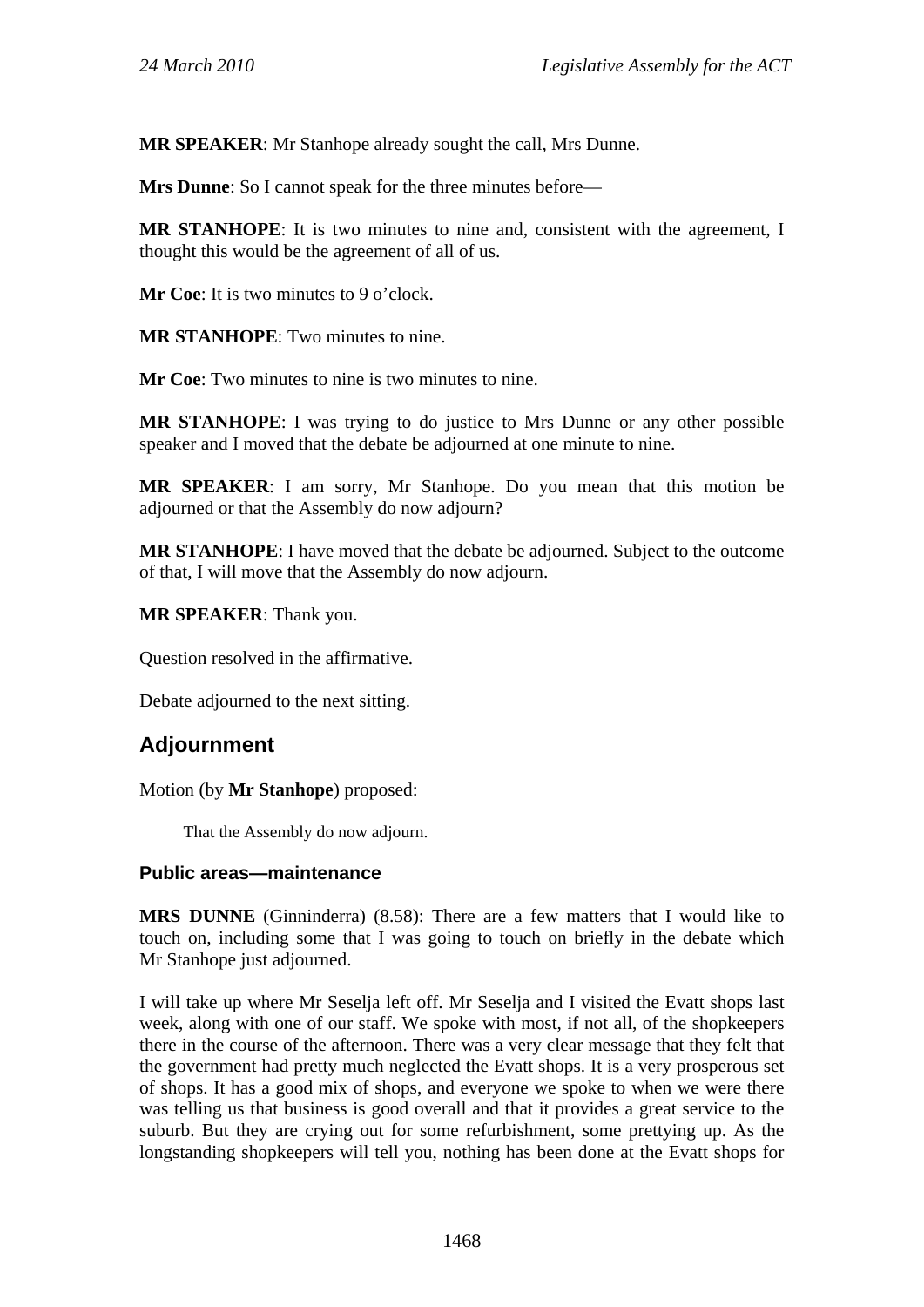**MR SPEAKER**: Mr Stanhope already sought the call, Mrs Dunne.

**Mrs Dunne**: So I cannot speak for the three minutes before—

**MR STANHOPE**: It is two minutes to nine and, consistent with the agreement, I thought this would be the agreement of all of us.

**Mr Coe**: It is two minutes to 9 o'clock.

**MR STANHOPE**: Two minutes to nine.

**Mr Coe**: Two minutes to nine is two minutes to nine.

**MR STANHOPE**: I was trying to do justice to Mrs Dunne or any other possible speaker and I moved that the debate be adjourned at one minute to nine.

**MR SPEAKER**: I am sorry, Mr Stanhope. Do you mean that this motion be adjourned or that the Assembly do now adjourn?

**MR STANHOPE**: I have moved that the debate be adjourned. Subject to the outcome of that, I will move that the Assembly do now adjourn.

**MR SPEAKER**: Thank you.

Question resolved in the affirmative.

Debate adjourned to the next sitting.

## Adjournment

Motion (by **Mr Stanhope**) proposed:

> That the Assembly do now adjourn.

### Public areas—maintenance

**MRS DUNNE** (Ginninderra) (8.58): There are a few matters that I would like to touch on, including some that I was going to touch on briefly in the debate which Mr Stanhope just adjourned.

I will take up where Mr Seselja left off. Mr Seselja and I visited the Evatt shops last week, along with one of our staff. We spoke with most, if not all, of the shopkeepers there in the course of the afternoon. There was a very clear message that they felt that the government had pretty much neglected the Evatt shops. It is a very prosperous set of shops. It has a good mix of shops, and everyone we spoke to when we were there was telling us that business is good overall and that it provides a great service to the suburb. But they are crying out for some refurbishment, some prettying up. As the longstanding shopkeepers will tell you, nothing has been done at the Evatt shops for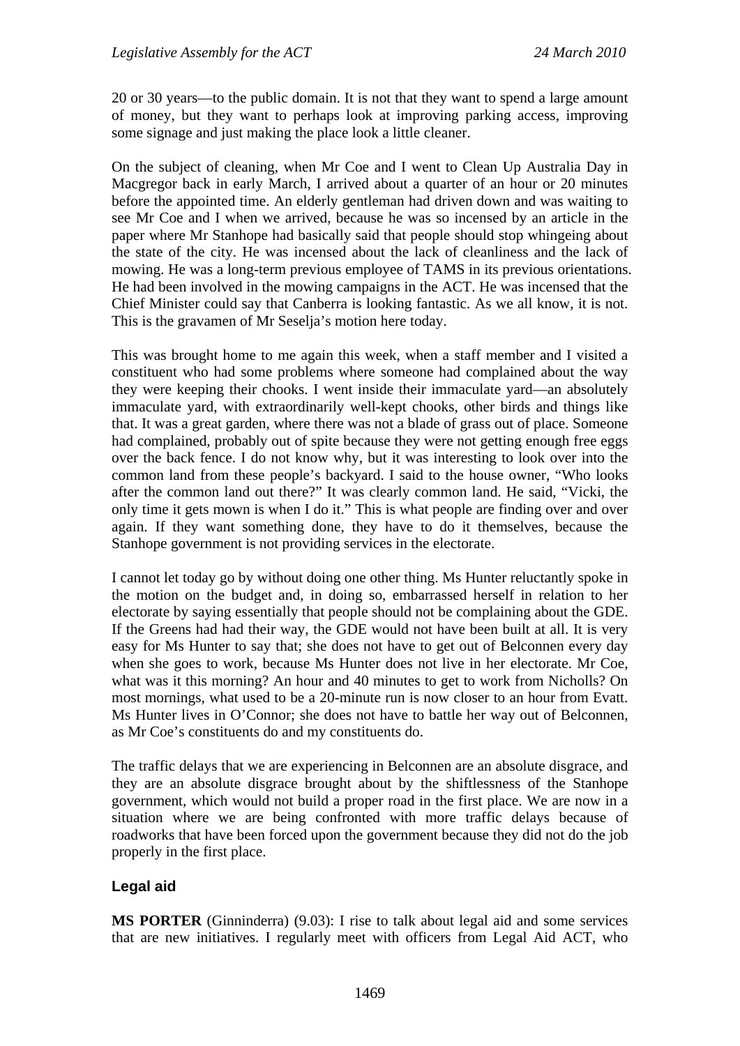20 or 30 years—to the public domain. It is not that they want to spend a large amount of money, but they want to perhaps look at improving parking access, improving some signage and just making the place look a little cleaner.

On the subject of cleaning, when Mr Coe and I went to Clean Up Australia Day in Macgregor back in early March, I arrived about a quarter of an hour or 20 minutes before the appointed time. An elderly gentleman had driven down and was waiting to see Mr Coe and I when we arrived, because he was so incensed by an article in the paper where Mr Stanhope had basically said that people should stop whingeing about the state of the city. He was incensed about the lack of cleanliness and the lack of mowing. He was a long-term previous employee of TAMS in its previous orientations. He had been involved in the mowing campaigns in the ACT. He was incensed that the Chief Minister could say that Canberra is looking fantastic. As we all know, it is not. This is the gravamen of Mr Seselja's motion here today.

This was brought home to me again this week, when a staff member and I visited a constituent who had some problems where someone had complained about the way they were keeping their chooks. I went inside their immaculate yard—an absolutely immaculate yard, with extraordinarily well-kept chooks, other birds and things like that. It was a great garden, where there was not a blade of grass out of place. Someone had complained, probably out of spite because they were not getting enough free eggs over the back fence. I do not know why, but it was interesting to look over into the common land from these people's backyard. I said to the house owner, "Who looks after the common land out there?" It was clearly common land. He said, "Vicki, the only time it gets mown is when I do it." This is what people are finding over and over again. If they want something done, they have to do it themselves, because the Stanhope government is not providing services in the electorate.

I cannot let today go by without doing one other thing. Ms Hunter reluctantly spoke in the motion on the budget and, in doing so, embarrassed herself in relation to her electorate by saying essentially that people should not be complaining about the GDE. If the Greens had had their way, the GDE would not have been built at all. It is very easy for Ms Hunter to say that; she does not have to get out of Belconnen every day when she goes to work, because Ms Hunter does not live in her electorate. Mr Coe, what was it this morning? An hour and 40 minutes to get to work from Nicholls? On most mornings, what used to be a 20-minute run is now closer to an hour from Evatt. Ms Hunter lives in O'Connor; she does not have to battle her way out of Belconnen, as Mr Coe's constituents do and my constituents do.

The traffic delays that we are experiencing in Belconnen are an absolute disgrace, and they are an absolute disgrace brought about by the shiftlessness of the Stanhope government, which would not build a proper road in the first place. We are now in a situation where we are being confronted with more traffic delays because of roadworks that have been forced upon the government because they did not do the job properly in the first place.

## Legal aid

**MS PORTER** (Ginninderra) (9.03): I rise to talk about legal aid and some services that are new initiatives. I regularly meet with officers from Legal Aid ACT, who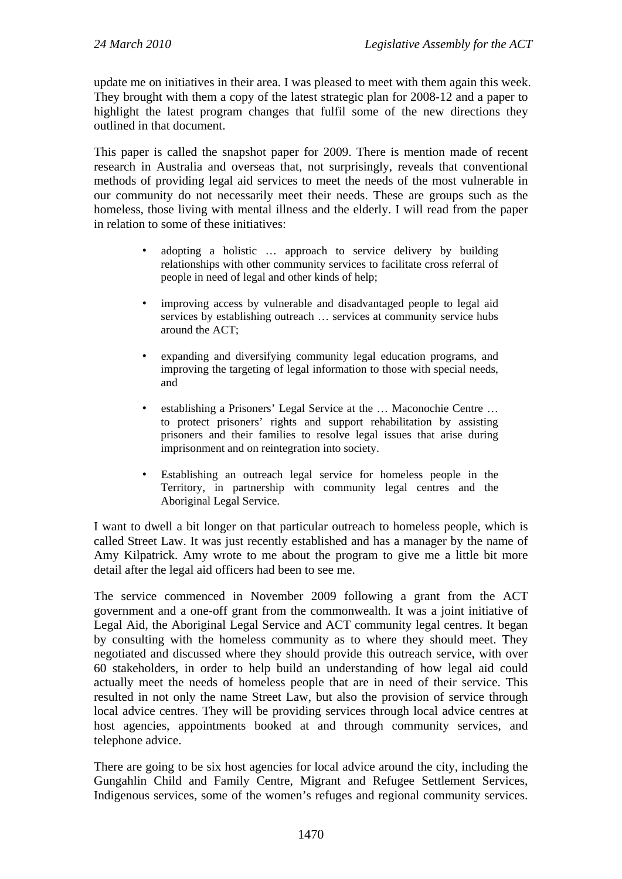update me on initiatives in their area. I was pleased to meet with them again this week. They brought with them a copy of the latest strategic plan for 2008-12 and a paper to highlight the latest program changes that fulfil some of the new directions they outlined in that document.

This paper is called the snapshot paper for 2009. There is mention made of recent research in Australia and overseas that, not surprisingly, reveals that conventional methods of providing legal aid services to meet the needs of the most vulnerable in our community do not necessarily meet their needs. These are groups such as the homeless, those living with mental illness and the elderly. I will read from the paper in relation to some of these initiatives:

> - adopting a holistic … approach to service delivery by building relationships with other community services to facilitate cross referral of people in need of legal and other kinds of help;
> - improving access by vulnerable and disadvantaged people to legal aid services by establishing outreach … services at community service hubs around the ACT;
> - expanding and diversifying community legal education programs, and improving the targeting of legal information to those with special needs, and
> - establishing a Prisoners' Legal Service at the … Maconochie Centre … to protect prisoners' rights and support rehabilitation by assisting prisoners and their families to resolve legal issues that arise during imprisonment and on reintegration into society.
> - Establishing an outreach legal service for homeless people in the Territory, in partnership with community legal centres and the Aboriginal Legal Service.

I want to dwell a bit longer on that particular outreach to homeless people, which is called Street Law. It was just recently established and has a manager by the name of Amy Kilpatrick. Amy wrote to me about the program to give me a little bit more detail after the legal aid officers had been to see me.

The service commenced in November 2009 following a grant from the ACT government and a one-off grant from the commonwealth. It was a joint initiative of Legal Aid, the Aboriginal Legal Service and ACT community legal centres. It began by consulting with the homeless community as to where they should meet. They negotiated and discussed where they should provide this outreach service, with over 60 stakeholders, in order to help build an understanding of how legal aid could actually meet the needs of homeless people that are in need of their service. This resulted in not only the name Street Law, but also the provision of service through local advice centres. They will be providing services through local advice centres at host agencies, appointments booked at and through community services, and telephone advice.

There are going to be six host agencies for local advice around the city, including the Gungahlin Child and Family Centre, Migrant and Refugee Settlement Services, Indigenous services, some of the women's refuges and regional community services.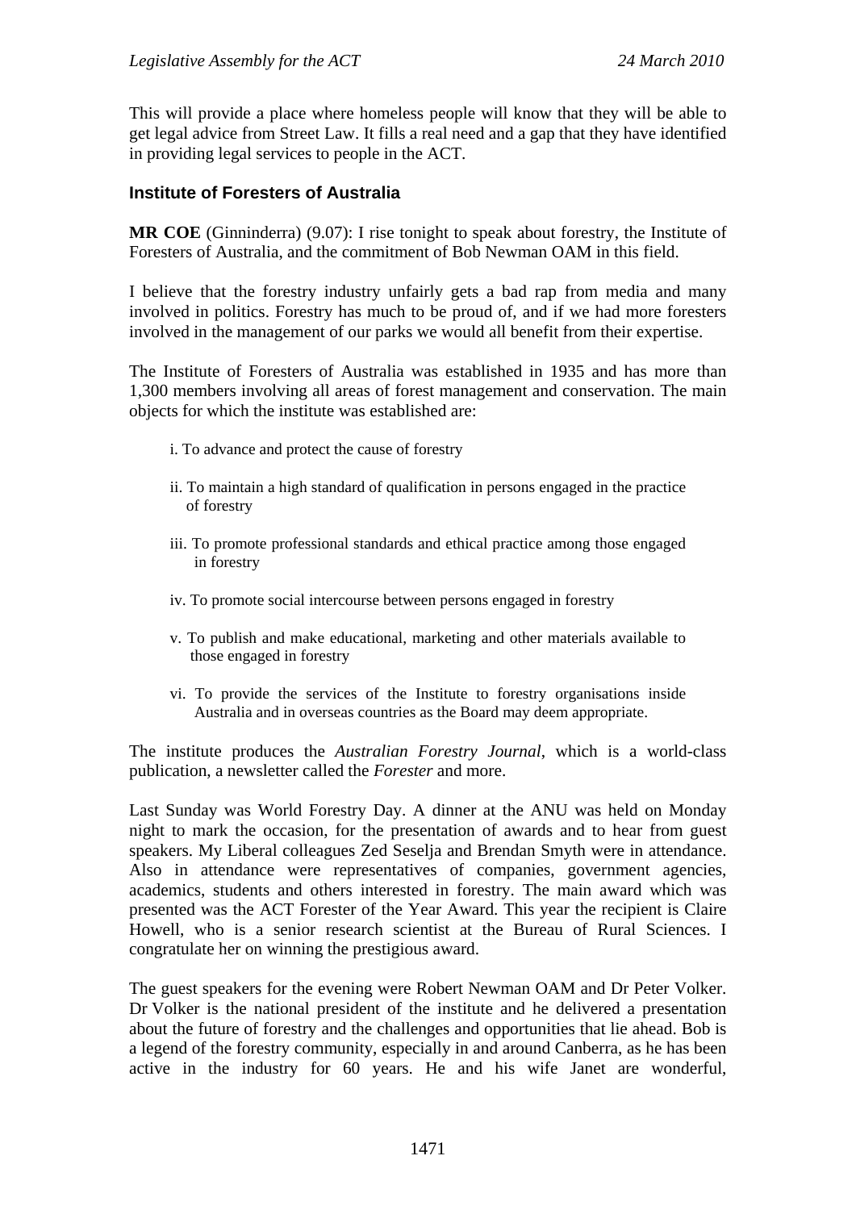This will provide a place where homeless people will know that they will be able to get legal advice from Street Law. It fills a real need and a gap that they have identified in providing legal services to people in the ACT.

### Institute of Foresters of Australia

**MR COE** (Ginninderra) (9.07): I rise tonight to speak about forestry, the Institute of Foresters of Australia, and the commitment of Bob Newman OAM in this field.

I believe that the forestry industry unfairly gets a bad rap from media and many involved in politics. Forestry has much to be proud of, and if we had more foresters involved in the management of our parks we would all benefit from their expertise.

The Institute of Foresters of Australia was established in 1935 and has more than 1,300 members involving all areas of forest management and conservation. The main objects for which the institute was established are:

> i. To advance and protect the cause of forestry
>
> ii. To maintain a high standard of qualification in persons engaged in the practice of forestry
>
> iii. To promote professional standards and ethical practice among those engaged in forestry
>
> iv. To promote social intercourse between persons engaged in forestry
>
> v. To publish and make educational, marketing and other materials available to those engaged in forestry
>
> vi. To provide the services of the Institute to forestry organisations inside Australia and in overseas countries as the Board may deem appropriate.

The institute produces the *Australian Forestry Journal*, which is a world-class publication, a newsletter called the *Forester* and more.

Last Sunday was World Forestry Day. A dinner at the ANU was held on Monday night to mark the occasion, for the presentation of awards and to hear from guest speakers. My Liberal colleagues Zed Seselja and Brendan Smyth were in attendance. Also in attendance were representatives of companies, government agencies, academics, students and others interested in forestry. The main award which was presented was the ACT Forester of the Year Award. This year the recipient is Claire Howell, who is a senior research scientist at the Bureau of Rural Sciences. I congratulate her on winning the prestigious award.

The guest speakers for the evening were Robert Newman OAM and Dr Peter Volker. Dr Volker is the national president of the institute and he delivered a presentation about the future of forestry and the challenges and opportunities that lie ahead. Bob is a legend of the forestry community, especially in and around Canberra, as he has been active in the industry for 60 years. He and his wife Janet are wonderful,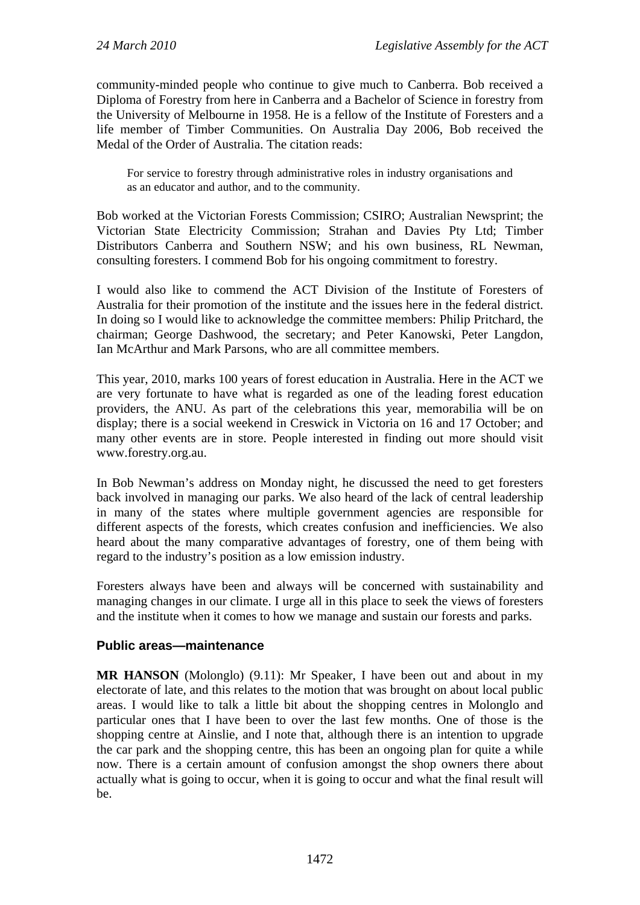community-minded people who continue to give much to Canberra. Bob received a Diploma of Forestry from here in Canberra and a Bachelor of Science in forestry from the University of Melbourne in 1958. He is a fellow of the Institute of Foresters and a life member of Timber Communities. On Australia Day 2006, Bob received the Medal of the Order of Australia. The citation reads:

> For service to forestry through administrative roles in industry organisations and as an educator and author, and to the community.

Bob worked at the Victorian Forests Commission; CSIRO; Australian Newsprint; the Victorian State Electricity Commission; Strahan and Davies Pty Ltd; Timber Distributors Canberra and Southern NSW; and his own business, RL Newman, consulting foresters. I commend Bob for his ongoing commitment to forestry.

I would also like to commend the ACT Division of the Institute of Foresters of Australia for their promotion of the institute and the issues here in the federal district. In doing so I would like to acknowledge the committee members: Philip Pritchard, the chairman; George Dashwood, the secretary; and Peter Kanowski, Peter Langdon, Ian McArthur and Mark Parsons, who are all committee members.

This year, 2010, marks 100 years of forest education in Australia. Here in the ACT we are very fortunate to have what is regarded as one of the leading forest education providers, the ANU. As part of the celebrations this year, memorabilia will be on display; there is a social weekend in Creswick in Victoria on 16 and 17 October; and many other events are in store. People interested in finding out more should visit www.forestry.org.au.

In Bob Newman's address on Monday night, he discussed the need to get foresters back involved in managing our parks. We also heard of the lack of central leadership in many of the states where multiple government agencies are responsible for different aspects of the forests, which creates confusion and inefficiencies. We also heard about the many comparative advantages of forestry, one of them being with regard to the industry's position as a low emission industry.

Foresters always have been and always will be concerned with sustainability and managing changes in our climate. I urge all in this place to seek the views of foresters and the institute when it comes to how we manage and sustain our forests and parks.

### Public areas—maintenance

**MR HANSON** (Molonglo) (9.11): Mr Speaker, I have been out and about in my electorate of late, and this relates to the motion that was brought on about local public areas. I would like to talk a little bit about the shopping centres in Molonglo and particular ones that I have been to over the last few months. One of those is the shopping centre at Ainslie, and I note that, although there is an intention to upgrade the car park and the shopping centre, this has been an ongoing plan for quite a while now. There is a certain amount of confusion amongst the shop owners there about actually what is going to occur, when it is going to occur and what the final result will be.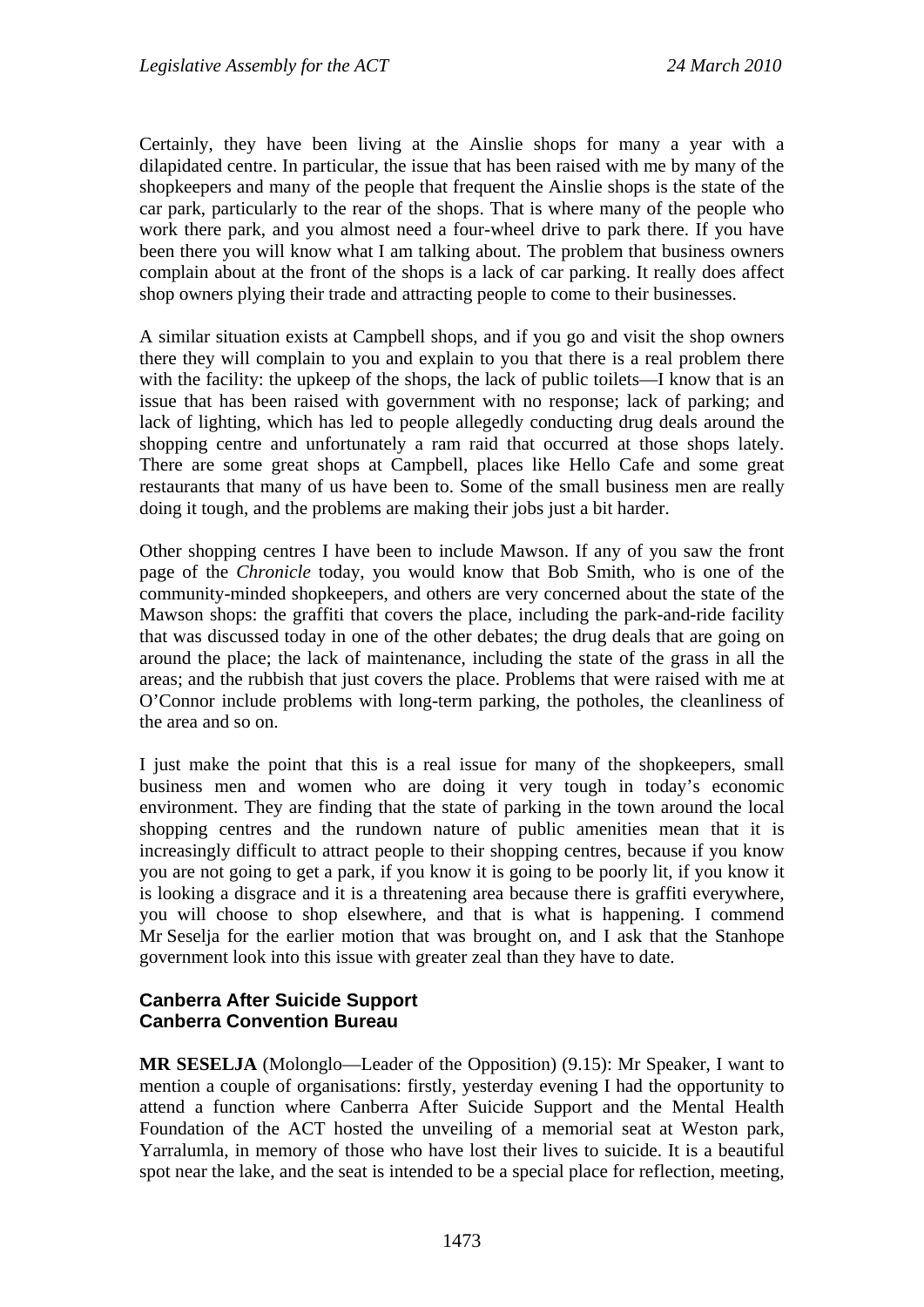Certainly, they have been living at the Ainslie shops for many a year with a dilapidated centre. In particular, the issue that has been raised with me by many of the shopkeepers and many of the people that frequent the Ainslie shops is the state of the car park, particularly to the rear of the shops. That is where many of the people who work there park, and you almost need a four-wheel drive to park there. If you have been there you will know what I am talking about. The problem that business owners complain about at the front of the shops is a lack of car parking. It really does affect shop owners plying their trade and attracting people to come to their businesses.

A similar situation exists at Campbell shops, and if you go and visit the shop owners there they will complain to you and explain to you that there is a real problem there with the facility: the upkeep of the shops, the lack of public toilets—I know that is an issue that has been raised with government with no response; lack of parking; and lack of lighting, which has led to people allegedly conducting drug deals around the shopping centre and unfortunately a ram raid that occurred at those shops lately. There are some great shops at Campbell, places like Hello Cafe and some great restaurants that many of us have been to. Some of the small business men are really doing it tough, and the problems are making their jobs just a bit harder.

Other shopping centres I have been to include Mawson. If any of you saw the front page of the *Chronicle* today, you would know that Bob Smith, who is one of the community-minded shopkeepers, and others are very concerned about the state of the Mawson shops: the graffiti that covers the place, including the park-and-ride facility that was discussed today in one of the other debates; the drug deals that are going on around the place; the lack of maintenance, including the state of the grass in all the areas; and the rubbish that just covers the place. Problems that were raised with me at O'Connor include problems with long-term parking, the potholes, the cleanliness of the area and so on.

I just make the point that this is a real issue for many of the shopkeepers, small business men and women who are doing it very tough in today's economic environment. They are finding that the state of parking in the town around the local shopping centres and the rundown nature of public amenities mean that it is increasingly difficult to attract people to their shopping centres, because if you know you are not going to get a park, if you know it is going to be poorly lit, if you know it is looking a disgrace and it is a threatening area because there is graffiti everywhere, you will choose to shop elsewhere, and that is what is happening. I commend Mr Seselja for the earlier motion that was brought on, and I ask that the Stanhope government look into this issue with greater zeal than they have to date.

### Canberra After Suicide Support
### Canberra Convention Bureau

**MR SESELJA** (Molonglo—Leader of the Opposition) (9.15): Mr Speaker, I want to mention a couple of organisations: firstly, yesterday evening I had the opportunity to attend a function where Canberra After Suicide Support and the Mental Health Foundation of the ACT hosted the unveiling of a memorial seat at Weston park, Yarralumla, in memory of those who have lost their lives to suicide. It is a beautiful spot near the lake, and the seat is intended to be a special place for reflection, meeting,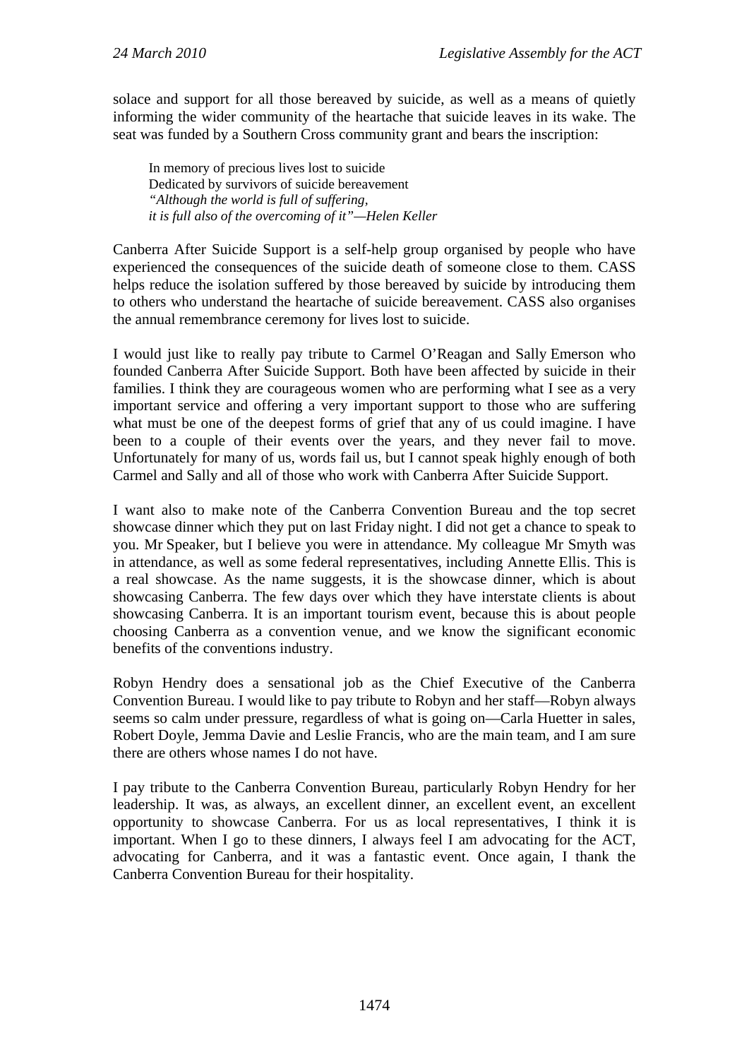solace and support for all those bereaved by suicide, as well as a means of quietly informing the wider community of the heartache that suicide leaves in its wake. The seat was funded by a Southern Cross community grant and bears the inscription:

> In memory of precious lives lost to suicide
> Dedicated by survivors of suicide bereavement
> *"Although the world is full of suffering,*
> *it is full also of the overcoming of it"—Helen Keller*

Canberra After Suicide Support is a self-help group organised by people who have experienced the consequences of the suicide death of someone close to them. CASS helps reduce the isolation suffered by those bereaved by suicide by introducing them to others who understand the heartache of suicide bereavement. CASS also organises the annual remembrance ceremony for lives lost to suicide.

I would just like to really pay tribute to Carmel O'Reagan and Sally Emerson who founded Canberra After Suicide Support. Both have been affected by suicide in their families. I think they are courageous women who are performing what I see as a very important service and offering a very important support to those who are suffering what must be one of the deepest forms of grief that any of us could imagine. I have been to a couple of their events over the years, and they never fail to move. Unfortunately for many of us, words fail us, but I cannot speak highly enough of both Carmel and Sally and all of those who work with Canberra After Suicide Support.

I want also to make note of the Canberra Convention Bureau and the top secret showcase dinner which they put on last Friday night. I did not get a chance to speak to you. Mr Speaker, but I believe you were in attendance. My colleague Mr Smyth was in attendance, as well as some federal representatives, including Annette Ellis. This is a real showcase. As the name suggests, it is the showcase dinner, which is about showcasing Canberra. The few days over which they have interstate clients is about showcasing Canberra. It is an important tourism event, because this is about people choosing Canberra as a convention venue, and we know the significant economic benefits of the conventions industry.

Robyn Hendry does a sensational job as the Chief Executive of the Canberra Convention Bureau. I would like to pay tribute to Robyn and her staff—Robyn always seems so calm under pressure, regardless of what is going on—Carla Huetter in sales, Robert Doyle, Jemma Davie and Leslie Francis, who are the main team, and I am sure there are others whose names I do not have.

I pay tribute to the Canberra Convention Bureau, particularly Robyn Hendry for her leadership. It was, as always, an excellent dinner, an excellent event, an excellent opportunity to showcase Canberra. For us as local representatives, I think it is important. When I go to these dinners, I always feel I am advocating for the ACT, advocating for Canberra, and it was a fantastic event. Once again, I thank the Canberra Convention Bureau for their hospitality.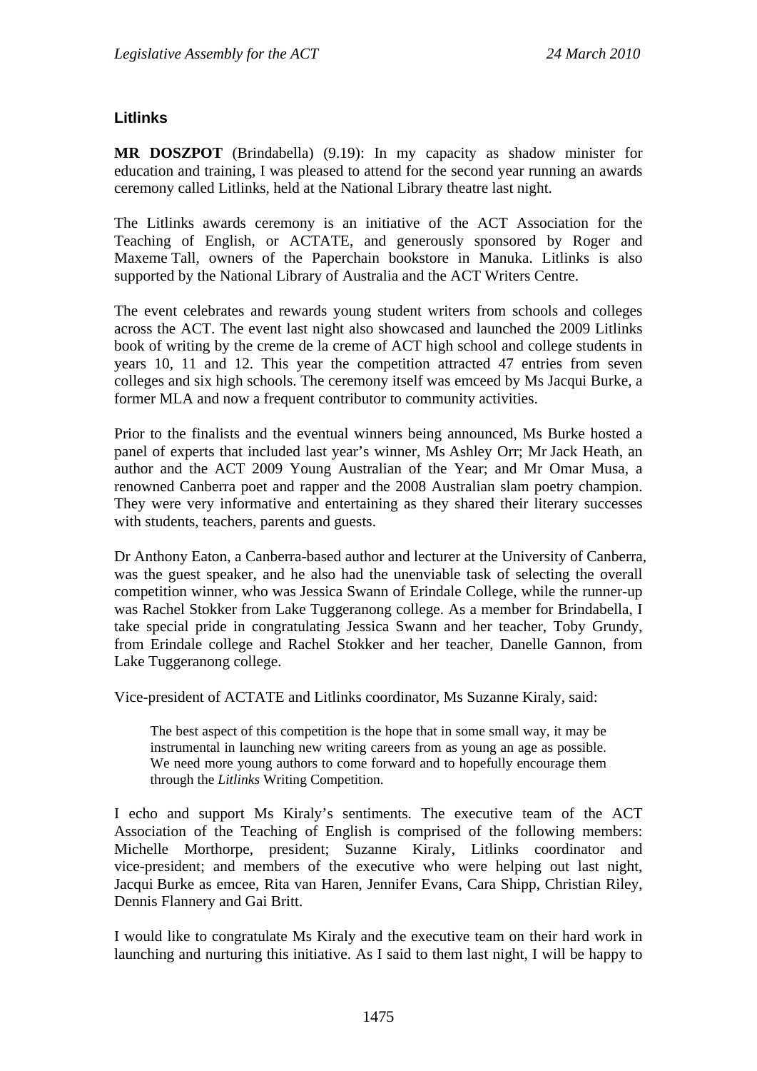### Litlinks

**MR DOSZPOT** (Brindabella) (9.19): In my capacity as shadow minister for education and training, I was pleased to attend for the second year running an awards ceremony called Litlinks, held at the National Library theatre last night.

The Litlinks awards ceremony is an initiative of the ACT Association for the Teaching of English, or ACTATE, and generously sponsored by Roger and Maxeme Tall, owners of the Paperchain bookstore in Manuka. Litlinks is also supported by the National Library of Australia and the ACT Writers Centre.

The event celebrates and rewards young student writers from schools and colleges across the ACT. The event last night also showcased and launched the 2009 Litlinks book of writing by the creme de la creme of ACT high school and college students in years 10, 11 and 12. This year the competition attracted 47 entries from seven colleges and six high schools. The ceremony itself was emceed by Ms Jacqui Burke, a former MLA and now a frequent contributor to community activities.

Prior to the finalists and the eventual winners being announced, Ms Burke hosted a panel of experts that included last year's winner, Ms Ashley Orr; Mr Jack Heath, an author and the ACT 2009 Young Australian of the Year; and Mr Omar Musa, a renowned Canberra poet and rapper and the 2008 Australian slam poetry champion. They were very informative and entertaining as they shared their literary successes with students, teachers, parents and guests.

Dr Anthony Eaton, a Canberra-based author and lecturer at the University of Canberra, was the guest speaker, and he also had the unenviable task of selecting the overall competition winner, who was Jessica Swann of Erindale College, while the runner-up was Rachel Stokker from Lake Tuggeranong college. As a member for Brindabella, I take special pride in congratulating Jessica Swann and her teacher, Toby Grundy, from Erindale college and Rachel Stokker and her teacher, Danelle Gannon, from Lake Tuggeranong college.

Vice-president of ACTATE and Litlinks coordinator, Ms Suzanne Kiraly, said:

> The best aspect of this competition is the hope that in some small way, it may be instrumental in launching new writing careers from as young an age as possible. We need more young authors to come forward and to hopefully encourage them through the *Litlinks* Writing Competition.

I echo and support Ms Kiraly's sentiments. The executive team of the ACT Association of the Teaching of English is comprised of the following members: Michelle Morthorpe, president; Suzanne Kiraly, Litlinks coordinator and vice-president; and members of the executive who were helping out last night, Jacqui Burke as emcee, Rita van Haren, Jennifer Evans, Cara Shipp, Christian Riley, Dennis Flannery and Gai Britt.

I would like to congratulate Ms Kiraly and the executive team on their hard work in launching and nurturing this initiative. As I said to them last night, I will be happy to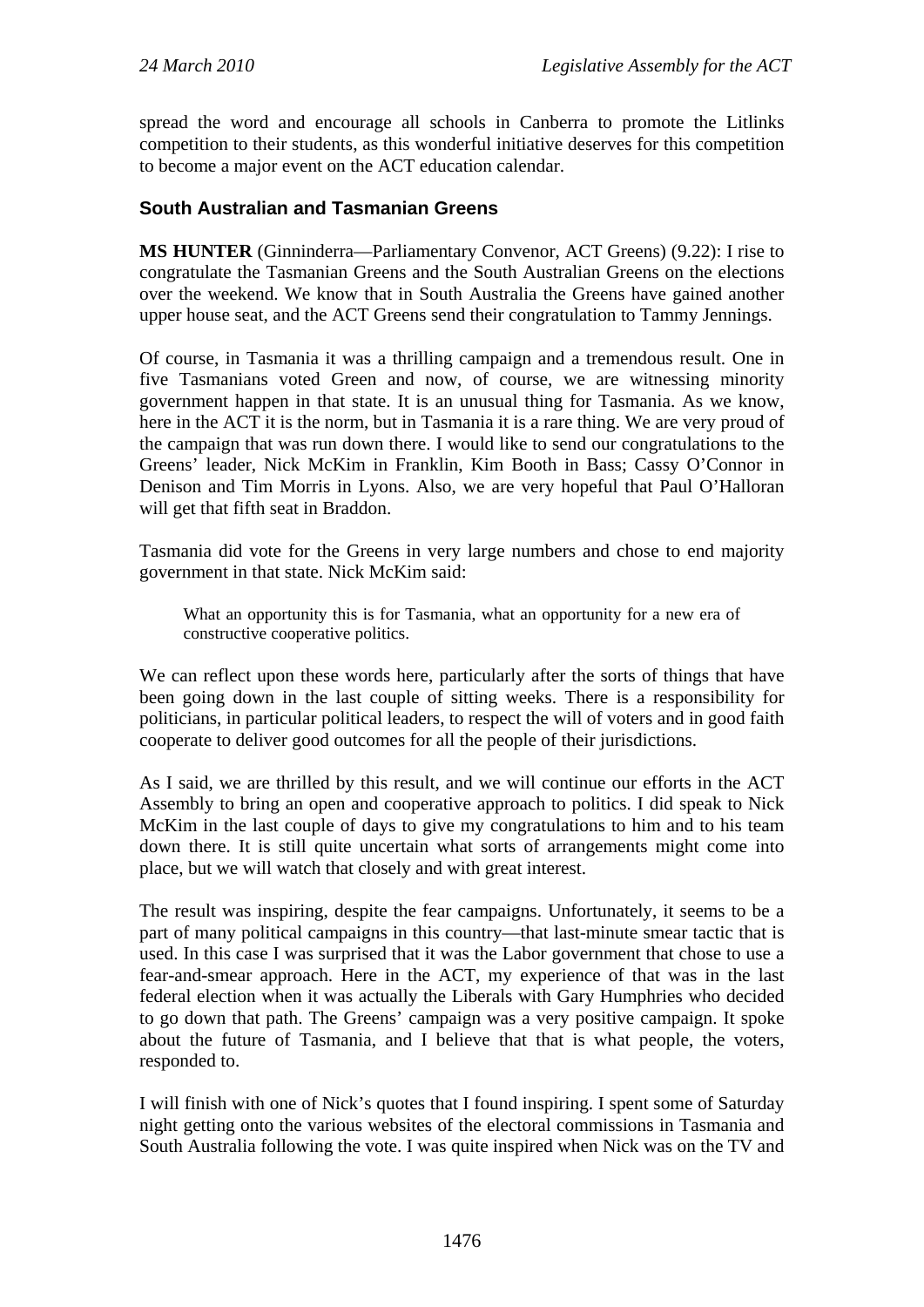spread the word and encourage all schools in Canberra to promote the Litlinks competition to their students, as this wonderful initiative deserves for this competition to become a major event on the ACT education calendar.

### South Australian and Tasmanian Greens

**MS HUNTER** (Ginninderra—Parliamentary Convenor, ACT Greens) (9.22): I rise to congratulate the Tasmanian Greens and the South Australian Greens on the elections over the weekend. We know that in South Australia the Greens have gained another upper house seat, and the ACT Greens send their congratulation to Tammy Jennings.

Of course, in Tasmania it was a thrilling campaign and a tremendous result. One in five Tasmanians voted Green and now, of course, we are witnessing minority government happen in that state. It is an unusual thing for Tasmania. As we know, here in the ACT it is the norm, but in Tasmania it is a rare thing. We are very proud of the campaign that was run down there. I would like to send our congratulations to the Greens' leader, Nick McKim in Franklin, Kim Booth in Bass; Cassy O'Connor in Denison and Tim Morris in Lyons. Also, we are very hopeful that Paul O'Halloran will get that fifth seat in Braddon.

Tasmania did vote for the Greens in very large numbers and chose to end majority government in that state. Nick McKim said:

> What an opportunity this is for Tasmania, what an opportunity for a new era of constructive cooperative politics.

We can reflect upon these words here, particularly after the sorts of things that have been going down in the last couple of sitting weeks. There is a responsibility for politicians, in particular political leaders, to respect the will of voters and in good faith cooperate to deliver good outcomes for all the people of their jurisdictions.

As I said, we are thrilled by this result, and we will continue our efforts in the ACT Assembly to bring an open and cooperative approach to politics. I did speak to Nick McKim in the last couple of days to give my congratulations to him and to his team down there. It is still quite uncertain what sorts of arrangements might come into place, but we will watch that closely and with great interest.

The result was inspiring, despite the fear campaigns. Unfortunately, it seems to be a part of many political campaigns in this country—that last-minute smear tactic that is used. In this case I was surprised that it was the Labor government that chose to use a fear-and-smear approach. Here in the ACT, my experience of that was in the last federal election when it was actually the Liberals with Gary Humphries who decided to go down that path. The Greens' campaign was a very positive campaign. It spoke about the future of Tasmania, and I believe that that is what people, the voters, responded to.

I will finish with one of Nick's quotes that I found inspiring. I spent some of Saturday night getting onto the various websites of the electoral commissions in Tasmania and South Australia following the vote. I was quite inspired when Nick was on the TV and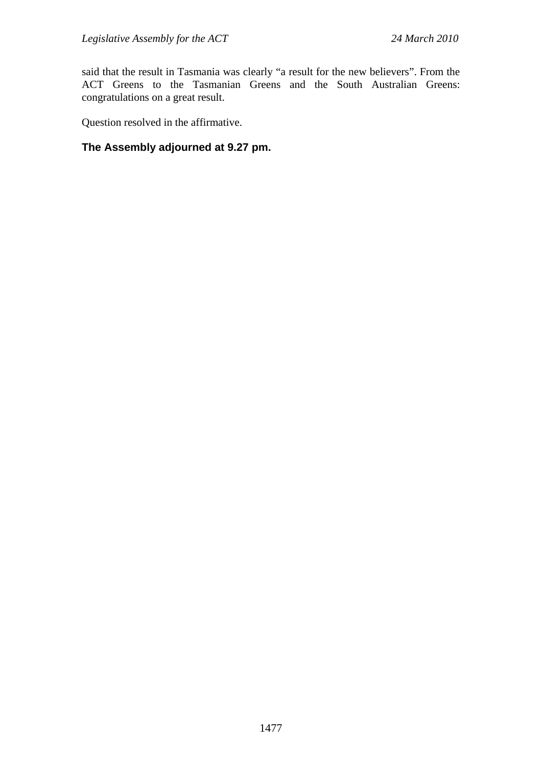said that the result in Tasmania was clearly "a result for the new believers". From the ACT Greens to the Tasmanian Greens and the South Australian Greens: congratulations on a great result.

Question resolved in the affirmative.

**The Assembly adjourned at 9.27 pm.**